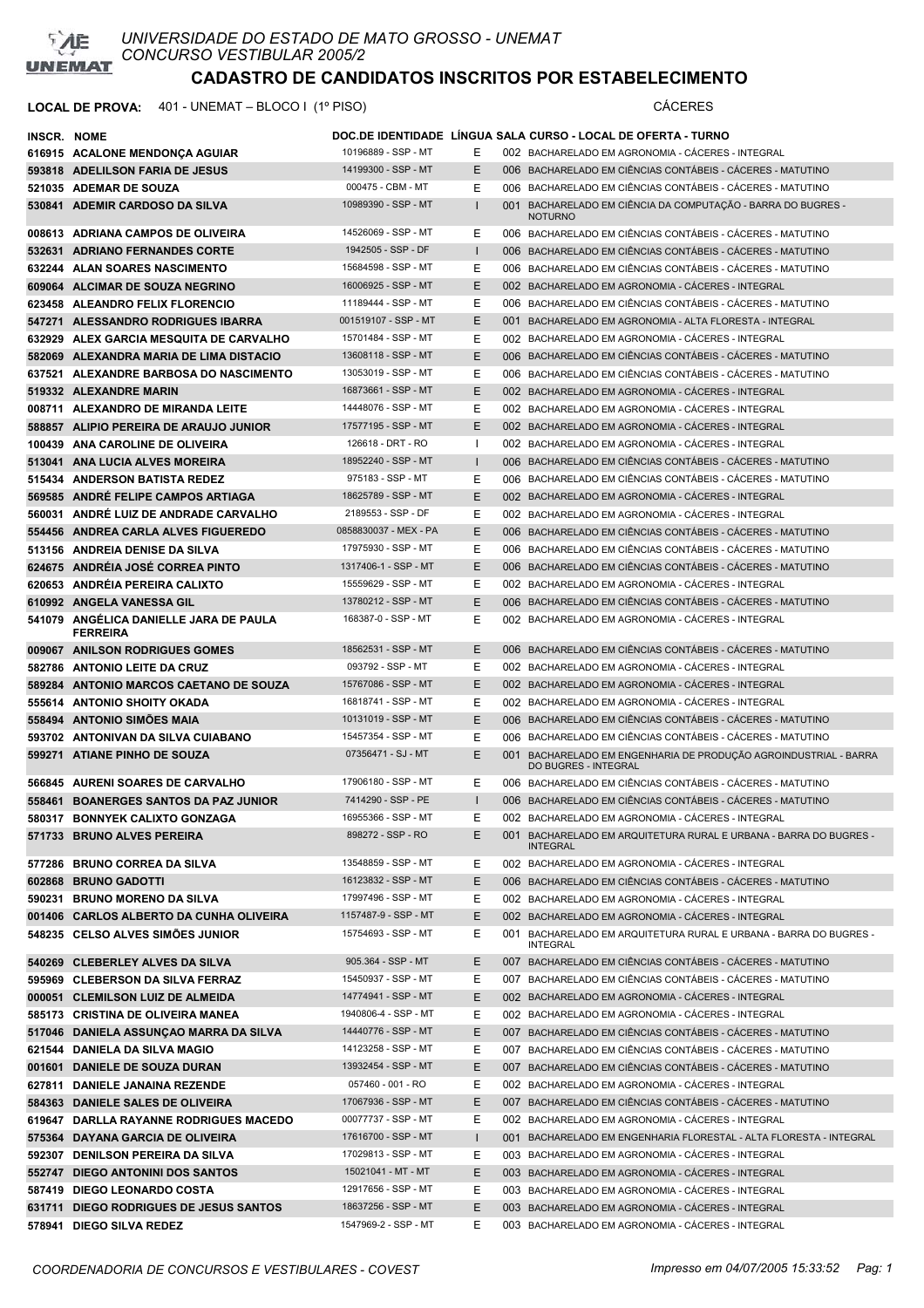# UNIVERSIDADE DO ESTADO DE MATO GROSSO - UNEMAT
## CONCURSO VESTIBULAR 2005/2

## CADASTRO DE CANDIDATOS INSCRITOS POR ESTABELECIMENTO

**LOCAL DE PROVA:** 401 - UNEMAT – BLOCO I (1º PISO) CÁCERES

| INSCR. | NOME | DOC.DE IDENTIDADE | LÍNGUA | SALA | CURSO - LOCAL DE OFERTA - TURNO |
|---|---|---|---|---|---|
| 616915 | ACALONE MENDONÇA AGUIAR | 10196889 - SSP - MT | E | 002 | BACHARELADO EM AGRONOMIA - CÁCERES - INTEGRAL |
| 593818 | ADELILSON FARIA DE JESUS | 14199300 - SSP - MT | E | 006 | BACHARELADO EM CIÊNCIAS CONTÁBEIS - CÁCERES - MATUTINO |
| 521035 | ADEMAR DE SOUZA | 000475 - CBM - MT | E | 006 | BACHARELADO EM CIÊNCIAS CONTÁBEIS - CÁCERES - MATUTINO |
| 530841 | ADEMIR CARDOSO DA SILVA | 10989390 - SSP - MT | I | 001 | BACHARELADO EM CIÊNCIA DA COMPUTAÇÃO - BARRA DO BUGRES - NOTURNO |
| 008613 | ADRIANA CAMPOS DE OLIVEIRA | 14526069 - SSP - MT | E | 006 | BACHARELADO EM CIÊNCIAS CONTÁBEIS - CÁCERES - MATUTINO |
| 532631 | ADRIANO FERNANDES CORTE | 1942505 - SSP - DF | I | 006 | BACHARELADO EM CIÊNCIAS CONTÁBEIS - CÁCERES - MATUTINO |
| 632244 | ALAN SOARES NASCIMENTO | 15684598 - SSP - MT | E | 006 | BACHARELADO EM CIÊNCIAS CONTÁBEIS - CÁCERES - MATUTINO |
| 609064 | ALCIMAR DE SOUZA NEGRINO | 16006925 - SSP - MT | E | 002 | BACHARELADO EM AGRONOMIA - CÁCERES - INTEGRAL |
| 623458 | ALEANDRO FELIX FLORENCIO | 11189444 - SSP - MT | E | 006 | BACHARELADO EM CIÊNCIAS CONTÁBEIS - CÁCERES - MATUTINO |
| 547271 | ALESSANDRO RODRIGUES IBARRA | 001519107 - SSP - MT | E | 001 | BACHARELADO EM AGRONOMIA - ALTA FLORESTA - INTEGRAL |
| 632929 | ALEX GARCIA MESQUITA DE CARVALHO | 15701484 - SSP - MT | E | 002 | BACHARELADO EM AGRONOMIA - CÁCERES - INTEGRAL |
| 582069 | ALEXANDRA MARIA DE LIMA DISTACIO | 13608118 - SSP - MT | E | 006 | BACHARELADO EM CIÊNCIAS CONTÁBEIS - CÁCERES - MATUTINO |
| 637521 | ALEXANDRE BARBOSA DO NASCIMENTO | 13053019 - SSP - MT | E | 006 | BACHARELADO EM CIÊNCIAS CONTÁBEIS - CÁCERES - MATUTINO |
| 519332 | ALEXANDRE MARIN | 16873661 - SSP - MT | E | 002 | BACHARELADO EM AGRONOMIA - CÁCERES - INTEGRAL |
| 008711 | ALEXANDRO DE MIRANDA LEITE | 14448076 - SSP - MT | E | 002 | BACHARELADO EM AGRONOMIA - CÁCERES - INTEGRAL |
| 588857 | ALIPIO PEREIRA DE ARAUJO JUNIOR | 17577195 - SSP - MT | E | 002 | BACHARELADO EM AGRONOMIA - CÁCERES - INTEGRAL |
| 100439 | ANA CAROLINE DE OLIVEIRA | 126618 - DRT - RO | I | 002 | BACHARELADO EM AGRONOMIA - CÁCERES - INTEGRAL |
| 513041 | ANA LUCIA ALVES MOREIRA | 18952240 - SSP - MT | I | 006 | BACHARELADO EM CIÊNCIAS CONTÁBEIS - CÁCERES - MATUTINO |
| 515434 | ANDERSON BATISTA REDEZ | 975183 - SSP - MT | E | 006 | BACHARELADO EM CIÊNCIAS CONTÁBEIS - CÁCERES - MATUTINO |
| 569585 | ANDRÉ FELIPE CAMPOS ARTIAGA | 18625789 - SSP - MT | E | 002 | BACHARELADO EM AGRONOMIA - CÁCERES - INTEGRAL |
| 560031 | ANDRÉ LUIZ DE ANDRADE CARVALHO | 2189553 - SSP - DF | E | 002 | BACHARELADO EM AGRONOMIA - CÁCERES - INTEGRAL |
| 554456 | ANDREA CARLA ALVES FIGUEREDO | 0858830037 - MEX - PA | E | 006 | BACHARELADO EM CIÊNCIAS CONTÁBEIS - CÁCERES - MATUTINO |
| 513156 | ANDREIA DENISE DA SILVA | 17975930 - SSP - MT | E | 006 | BACHARELADO EM CIÊNCIAS CONTÁBEIS - CÁCERES - MATUTINO |
| 624675 | ANDRÉIA JOSÉ CORREA PINTO | 1317406-1 - SSP - MT | E | 006 | BACHARELADO EM CIÊNCIAS CONTÁBEIS - CÁCERES - MATUTINO |
| 620653 | ANDRÉIA PEREIRA CALIXTO | 15559629 - SSP - MT | E | 002 | BACHARELADO EM AGRONOMIA - CÁCERES - INTEGRAL |
| 610992 | ANGELA VANESSA GIL | 13780212 - SSP - MT | E | 006 | BACHARELADO EM CIÊNCIAS CONTÁBEIS - CÁCERES - MATUTINO |
| 541079 | ANGÉLICA DANIELLE JARA DE PAULA FERREIRA | 168387-0 - SSP - MT | E | 002 | BACHARELADO EM AGRONOMIA - CÁCERES - INTEGRAL |
| 009067 | ANILSON RODRIGUES GOMES | 18562531 - SSP - MT | E | 006 | BACHARELADO EM CIÊNCIAS CONTÁBEIS - CÁCERES - MATUTINO |
| 582786 | ANTONIO LEITE DA CRUZ | 093792 - SSP - MT | E | 002 | BACHARELADO EM AGRONOMIA - CÁCERES - INTEGRAL |
| 589284 | ANTONIO MARCOS CAETANO DE SOUZA | 15767086 - SSP - MT | E | 002 | BACHARELADO EM AGRONOMIA - CÁCERES - INTEGRAL |
| 555614 | ANTONIO SHOITY OKADA | 16818741 - SSP - MT | E | 002 | BACHARELADO EM AGRONOMIA - CÁCERES - INTEGRAL |
| 558494 | ANTONIO SIMÕES MAIA | 10131019 - SSP - MT | E | 006 | BACHARELADO EM CIÊNCIAS CONTÁBEIS - CÁCERES - MATUTINO |
| 593702 | ANTONIVAN DA SILVA CUIABANO | 15457354 - SSP - MT | E | 006 | BACHARELADO EM CIÊNCIAS CONTÁBEIS - CÁCERES - MATUTINO |
| 599271 | ATIANE PINHO DE SOUZA | 07356471 - SJ - MT | E | 001 | BACHARELADO EM ENGENHARIA DE PRODUÇÃO AGROINDUSTRIAL - BARRA DO BUGRES - INTEGRAL |
| 566845 | AURENI SOARES DE CARVALHO | 17906180 - SSP - MT | E | 006 | BACHARELADO EM CIÊNCIAS CONTÁBEIS - CÁCERES - MATUTINO |
| 558461 | BOANERGES SANTOS DA PAZ JUNIOR | 7414290 - SSP - PE | I | 006 | BACHARELADO EM CIÊNCIAS CONTÁBEIS - CÁCERES - MATUTINO |
| 580317 | BONNYEK CALIXTO GONZAGA | 16955366 - SSP - MT | E | 002 | BACHARELADO EM AGRONOMIA - CÁCERES - INTEGRAL |
| 571733 | BRUNO ALVES PEREIRA | 898272 - SSP - RO | E | 001 | BACHARELADO EM ARQUITETURA RURAL E URBANA - BARRA DO BUGRES - INTEGRAL |
| 577286 | BRUNO CORREA DA SILVA | 13548859 - SSP - MT | E | 002 | BACHARELADO EM AGRONOMIA - CÁCERES - INTEGRAL |
| 602868 | BRUNO GADOTTI | 16123832 - SSP - MT | E | 006 | BACHARELADO EM CIÊNCIAS CONTÁBEIS - CÁCERES - MATUTINO |
| 590231 | BRUNO MORENO DA SILVA | 17997496 - SSP - MT | E | 002 | BACHARELADO EM AGRONOMIA - CÁCERES - INTEGRAL |
| 001406 | CARLOS ALBERTO DA CUNHA OLIVEIRA | 1157487-9 - SSP - MT | E | 002 | BACHARELADO EM AGRONOMIA - CÁCERES - INTEGRAL |
| 548235 | CELSO ALVES SIMÕES JUNIOR | 15754693 - SSP - MT | E | 001 | BACHARELADO EM ARQUITETURA RURAL E URBANA - BARRA DO BUGRES - INTEGRAL |
| 540269 | CLEBERLEY ALVES DA SILVA | 905.364 - SSP - MT | E | 007 | BACHARELADO EM CIÊNCIAS CONTÁBEIS - CÁCERES - MATUTINO |
| 595969 | CLEBERSON DA SILVA FERRAZ | 15450937 - SSP - MT | E | 007 | BACHARELADO EM CIÊNCIAS CONTÁBEIS - CÁCERES - MATUTINO |
| 000051 | CLEMILSON LUIZ DE ALMEIDA | 14774941 - SSP - MT | E | 002 | BACHARELADO EM AGRONOMIA - CÁCERES - INTEGRAL |
| 585173 | CRISTINA DE OLIVEIRA MANEA | 1940806-4 - SSP - MT | E | 002 | BACHARELADO EM AGRONOMIA - CÁCERES - INTEGRAL |
| 517046 | DANIELA ASSUNÇAO MARRA DA SILVA | 14440776 - SSP - MT | E | 007 | BACHARELADO EM CIÊNCIAS CONTÁBEIS - CÁCERES - MATUTINO |
| 621544 | DANIELA DA SILVA MAGIO | 14123258 - SSP - MT | E | 007 | BACHARELADO EM CIÊNCIAS CONTÁBEIS - CÁCERES - MATUTINO |
| 001601 | DANIELE DE SOUZA DURAN | 13932454 - SSP - MT | E | 007 | BACHARELADO EM CIÊNCIAS CONTÁBEIS - CÁCERES - MATUTINO |
| 627811 | DANIELE JANAINA REZENDE | 057460 - 001 - RO | E | 002 | BACHARELADO EM AGRONOMIA - CÁCERES - INTEGRAL |
| 584363 | DANIELE SALES DE OLIVEIRA | 17067936 - SSP - MT | E | 007 | BACHARELADO EM CIÊNCIAS CONTÁBEIS - CÁCERES - MATUTINO |
| 619647 | DARLLA RAYANNE RODRIGUES MACEDO | 00077737 - SSP - MT | E | 002 | BACHARELADO EM AGRONOMIA - CÁCERES - INTEGRAL |
| 575364 | DAYANA GARCIA DE OLIVEIRA | 17616700 - SSP - MT | I | 001 | BACHARELADO EM ENGENHARIA FLORESTAL - ALTA FLORESTA - INTEGRAL |
| 592307 | DENILSON PEREIRA DA SILVA | 17029813 - SSP - MT | E | 003 | BACHARELADO EM AGRONOMIA - CÁCERES - INTEGRAL |
| 552747 | DIEGO ANTONINI DOS SANTOS | 15021041 - MT - MT | E | 003 | BACHARELADO EM AGRONOMIA - CÁCERES - INTEGRAL |
| 587419 | DIEGO LEONARDO COSTA | 12917656 - SSP - MT | E | 003 | BACHARELADO EM AGRONOMIA - CÁCERES - INTEGRAL |
| 631711 | DIEGO RODRIGUES DE JESUS SANTOS | 18637256 - SSP - MT | E | 003 | BACHARELADO EM AGRONOMIA - CÁCERES - INTEGRAL |
| 578941 | DIEGO SILVA REDEZ | 1547969-2 - SSP - MT | E | 003 | BACHARELADO EM AGRONOMIA - CÁCERES - INTEGRAL |

COORDENADORIA DE CONCURSOS E VESTIBULARES - COVEST — Impresso em 04/07/2005 15:33:52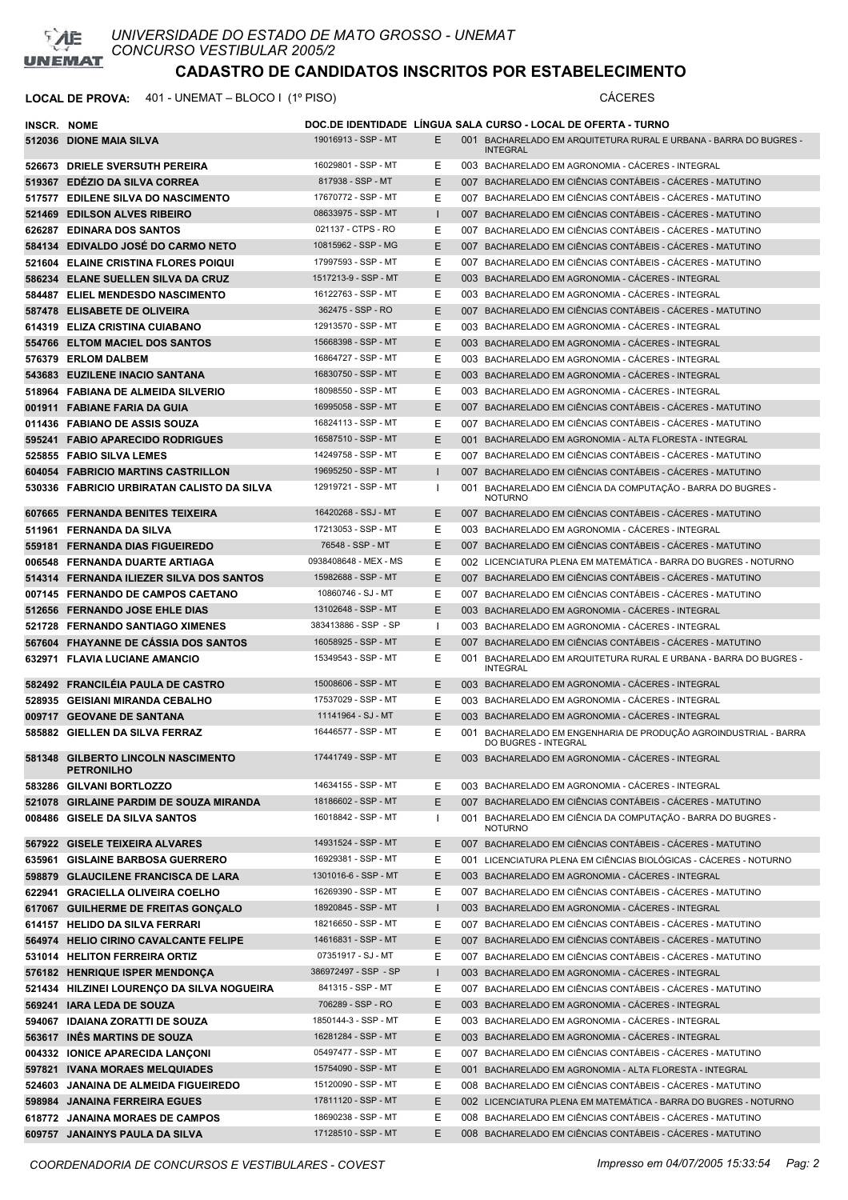UNIVERSIDADE DO ESTADO DE MATO GROSSO - UNEMAT
CONCURSO VESTIBULAR 2005/2

# CADASTRO DE CANDIDATOS INSCRITOS POR ESTABELECIMENTO

**LOCAL DE PROVA:** 401 - UNEMAT – BLOCO I (1º PISO) CÁCERES

| INSCR. | NOME | DOC.DE IDENTIDADE | LÍNGUA | SALA | CURSO - LOCAL DE OFERTA - TURNO |
|---|---|---|---|---|---|
| 512036 | DIONE MAIA SILVA | 19016913 - SSP - MT | E | 001 | BACHARELADO EM ARQUITETURA RURAL E URBANA - BARRA DO BUGRES - INTEGRAL |
| 526673 | DRIELE SVERSUTH PEREIRA | 16029801 - SSP - MT | E | 003 | BACHARELADO EM AGRONOMIA - CÁCERES - INTEGRAL |
| 519367 | EDÉZIO DA SILVA CORREA | 817938 - SSP - MT | E | 007 | BACHARELADO EM CIÊNCIAS CONTÁBEIS - CÁCERES - MATUTINO |
| 517577 | EDILENE SILVA DO NASCIMENTO | 17670772 - SSP - MT | E | 007 | BACHARELADO EM CIÊNCIAS CONTÁBEIS - CÁCERES - MATUTINO |
| 521469 | EDILSON ALVES RIBEIRO | 08633975 - SSP - MT | I | 007 | BACHARELADO EM CIÊNCIAS CONTÁBEIS - CÁCERES - MATUTINO |
| 626287 | EDINARA DOS SANTOS | 021137 - CTPS - RO | E | 007 | BACHARELADO EM CIÊNCIAS CONTÁBEIS - CÁCERES - MATUTINO |
| 584134 | EDIVALDO JOSÉ DO CARMO NETO | 10815962 - SSP - MG | E | 007 | BACHARELADO EM CIÊNCIAS CONTÁBEIS - CÁCERES - MATUTINO |
| 521604 | ELAINE CRISTINA FLORES POIQUI | 17997593 - SSP - MT | E | 007 | BACHARELADO EM CIÊNCIAS CONTÁBEIS - CÁCERES - MATUTINO |
| 586234 | ELANE SUELLEN SILVA DA CRUZ | 1517213-9 - SSP - MT | E | 003 | BACHARELADO EM AGRONOMIA - CÁCERES - INTEGRAL |
| 584487 | ELIEL MENDESDO NASCIMENTO | 16122763 - SSP - MT | E | 003 | BACHARELADO EM AGRONOMIA - CÁCERES - INTEGRAL |
| 587478 | ELISABETE DE OLIVEIRA | 362475 - SSP - RO | E | 007 | BACHARELADO EM CIÊNCIAS CONTÁBEIS - CÁCERES - MATUTINO |
| 614319 | ELIZA CRISTINA CUIABANO | 12913570 - SSP - MT | E | 003 | BACHARELADO EM AGRONOMIA - CÁCERES - INTEGRAL |
| 554766 | ELTOM MACIEL DOS SANTOS | 15668398 - SSP - MT | E | 003 | BACHARELADO EM AGRONOMIA - CÁCERES - INTEGRAL |
| 576379 | ERLOM DALBEM | 16864727 - SSP - MT | E | 003 | BACHARELADO EM AGRONOMIA - CÁCERES - INTEGRAL |
| 543683 | EUZILENE INACIO SANTANA | 16830750 - SSP - MT | E | 003 | BACHARELADO EM AGRONOMIA - CÁCERES - INTEGRAL |
| 518964 | FABIANA DE ALMEIDA SILVERIO | 18098550 - SSP - MT | E | 003 | BACHARELADO EM AGRONOMIA - CÁCERES - INTEGRAL |
| 001911 | FABIANE FARIA DA GUIA | 16995058 - SSP - MT | E | 007 | BACHARELADO EM CIÊNCIAS CONTÁBEIS - CÁCERES - MATUTINO |
| 011436 | FABIANO DE ASSIS SOUZA | 16824113 - SSP - MT | E | 007 | BACHARELADO EM CIÊNCIAS CONTÁBEIS - CÁCERES - MATUTINO |
| 595241 | FABIO APARECIDO RODRIGUES | 16587510 - SSP - MT | E | 001 | BACHARELADO EM AGRONOMIA - ALTA FLORESTA - INTEGRAL |
| 525855 | FABIO SILVA LEMES | 14249758 - SSP - MT | E | 007 | BACHARELADO EM CIÊNCIAS CONTÁBEIS - CÁCERES - MATUTINO |
| 604054 | FABRICIO MARTINS CASTRILLON | 19695250 - SSP - MT | I | 007 | BACHARELADO EM CIÊNCIAS CONTÁBEIS - CÁCERES - MATUTINO |
| 530336 | FABRICIO URBIRATAN CALISTO DA SILVA | 12919721 - SSP - MT | I | 001 | BACHARELADO EM CIÊNCIA DA COMPUTAÇÃO - BARRA DO BUGRES - NOTURNO |
| 607665 | FERNANDA BENITES TEIXEIRA | 16420268 - SSJ - MT | E | 007 | BACHARELADO EM CIÊNCIAS CONTÁBEIS - CÁCERES - MATUTINO |
| 511961 | FERNANDA DA SILVA | 17213053 - SSP - MT | E | 003 | BACHARELADO EM AGRONOMIA - CÁCERES - INTEGRAL |
| 559181 | FERNANDA DIAS FIGUEIREDO | 76548 - SSP - MT | E | 007 | BACHARELADO EM CIÊNCIAS CONTÁBEIS - CÁCERES - MATUTINO |
| 006548 | FERNANDA DUARTE ARTIAGA | 0938408648 - MEX - MS | E | 002 | LICENCIATURA PLENA EM MATEMÁTICA - BARRA DO BUGRES - NOTURNO |
| 514314 | FERNANDA ILIEZER SILVA DOS SANTOS | 15982688 - SSP - MT | E | 007 | BACHARELADO EM CIÊNCIAS CONTÁBEIS - CÁCERES - MATUTINO |
| 007145 | FERNANDO DE CAMPOS CAETANO | 10860746 - SJ - MT | E | 007 | BACHARELADO EM CIÊNCIAS CONTÁBEIS - CÁCERES - MATUTINO |
| 512656 | FERNANDO JOSE EHLE DIAS | 13102648 - SSP - MT | E | 003 | BACHARELADO EM AGRONOMIA - CÁCERES - INTEGRAL |
| 521728 | FERNANDO SANTIAGO XIMENES | 383413886 - SSP - SP | I | 003 | BACHARELADO EM AGRONOMIA - CÁCERES - INTEGRAL |
| 567604 | FHAYANNE DE CÁSSIA DOS SANTOS | 16058925 - SSP - MT | E | 007 | BACHARELADO EM CIÊNCIAS CONTÁBEIS - CÁCERES - MATUTINO |
| 632971 | FLAVIA LUCIANE AMANCIO | 15349543 - SSP - MT | E | 001 | BACHARELADO EM ARQUITETURA RURAL E URBANA - BARRA DO BUGRES - INTEGRAL |
| 582492 | FRANCILÉIA PAULA DE CASTRO | 15008606 - SSP - MT | E | 003 | BACHARELADO EM AGRONOMIA - CÁCERES - INTEGRAL |
| 528935 | GEISIANI MIRANDA CEBALHO | 17537029 - SSP - MT | E | 003 | BACHARELADO EM AGRONOMIA - CÁCERES - INTEGRAL |
| 009717 | GEOVANE DE SANTANA | 11141964 - SJ - MT | E | 003 | BACHARELADO EM AGRONOMIA - CÁCERES - INTEGRAL |
| 585882 | GIELLEN DA SILVA FERRAZ | 16446577 - SSP - MT | E | 001 | BACHARELADO EM ENGENHARIA DE PRODUÇÃO AGROINDUSTRIAL - BARRA DO BUGRES - INTEGRAL |
| 581348 | GILBERTO LINCOLN NASCIMENTO PETRONILHO | 17441749 - SSP - MT | E | 003 | BACHARELADO EM AGRONOMIA - CÁCERES - INTEGRAL |
| 583286 | GILVANI BORTLOZZO | 14634155 - SSP - MT | E | 003 | BACHARELADO EM AGRONOMIA - CÁCERES - INTEGRAL |
| 521078 | GIRLAINE PARDIM DE SOUZA MIRANDA | 18186602 - SSP - MT | E | 007 | BACHARELADO EM CIÊNCIAS CONTÁBEIS - CÁCERES - MATUTINO |
| 008486 | GISELE DA SILVA SANTOS | 16018842 - SSP - MT | I | 001 | BACHARELADO EM CIÊNCIA DA COMPUTAÇÃO - BARRA DO BUGRES - NOTURNO |
| 567922 | GISELE TEIXEIRA ALVARES | 14931524 - SSP - MT | E | 007 | BACHARELADO EM CIÊNCIAS CONTÁBEIS - CÁCERES - MATUTINO |
| 635961 | GISLAINE BARBOSA GUERRERO | 16929381 - SSP - MT | E | 001 | LICENCIATURA PLENA EM CIÊNCIAS BIOLÓGICAS - CÁCERES - NOTURNO |
| 598879 | GLAUCILENE FRANCISCA DE LARA | 1301016-6 - SSP - MT | E | 003 | BACHARELADO EM AGRONOMIA - CÁCERES - INTEGRAL |
| 622941 | GRACIELLA OLIVEIRA COELHO | 16269390 - SSP - MT | E | 007 | BACHARELADO EM CIÊNCIAS CONTÁBEIS - CÁCERES - MATUTINO |
| 617067 | GUILHERME DE FREITAS GONÇALO | 18920845 - SSP - MT | I | 003 | BACHARELADO EM AGRONOMIA - CÁCERES - INTEGRAL |
| 614157 | HELIDO DA SILVA FERRARI | 18216650 - SSP - MT | E | 007 | BACHARELADO EM CIÊNCIAS CONTÁBEIS - CÁCERES - MATUTINO |
| 564974 | HELIO CIRINO CAVALCANTE FELIPE | 14616831 - SSP - MT | E | 007 | BACHARELADO EM CIÊNCIAS CONTÁBEIS - CÁCERES - MATUTINO |
| 531014 | HELITON FERREIRA ORTIZ | 07351917 - SJ - MT | E | 007 | BACHARELADO EM CIÊNCIAS CONTÁBEIS - CÁCERES - MATUTINO |
| 576182 | HENRIQUE ISPER MENDONÇA | 386972497 - SSP - SP | I | 003 | BACHARELADO EM AGRONOMIA - CÁCERES - INTEGRAL |
| 521434 | HILZINEI LOURENÇO DA SILVA NOGUEIRA | 841315 - SSP - MT | E | 007 | BACHARELADO EM CIÊNCIAS CONTÁBEIS - CÁCERES - MATUTINO |
| 569241 | IARA LEDA DE SOUZA | 706289 - SSP - RO | E | 003 | BACHARELADO EM AGRONOMIA - CÁCERES - INTEGRAL |
| 594067 | IDAIANA ZORATTI DE SOUZA | 1850144-3 - SSP - MT | E | 003 | BACHARELADO EM AGRONOMIA - CÁCERES - INTEGRAL |
| 563617 | INÊS MARTINS DE SOUZA | 16281284 - SSP - MT | E | 003 | BACHARELADO EM AGRONOMIA - CÁCERES - INTEGRAL |
| 004332 | IONICE APARECIDA LANÇONI | 05497477 - SSP - MT | E | 007 | BACHARELADO EM CIÊNCIAS CONTÁBEIS - CÁCERES - MATUTINO |
| 597821 | IVANA MORAES MELQUIADES | 15754090 - SSP - MT | E | 001 | BACHARELADO EM AGRONOMIA - ALTA FLORESTA - INTEGRAL |
| 524603 | JANAINA DE ALMEIDA FIGUEIREDO | 15120090 - SSP - MT | E | 008 | BACHARELADO EM CIÊNCIAS CONTÁBEIS - CÁCERES - MATUTINO |
| 598984 | JANAINA FERREIRA EGUES | 17811120 - SSP - MT | E | 002 | LICENCIATURA PLENA EM MATEMÁTICA - BARRA DO BUGRES - NOTURNO |
| 618772 | JANAINA MORAES DE CAMPOS | 18690238 - SSP - MT | E | 008 | BACHARELADO EM CIÊNCIAS CONTÁBEIS - CÁCERES - MATUTINO |
| 609757 | JANAINYS PAULA DA SILVA | 17128510 - SSP - MT | E | 008 | BACHARELADO EM CIÊNCIAS CONTÁBEIS - CÁCERES - MATUTINO |

*COORDENADORIA DE CONCURSOS E VESTIBULARES - COVEST* *Impresso em 04/07/2005 15:33:54*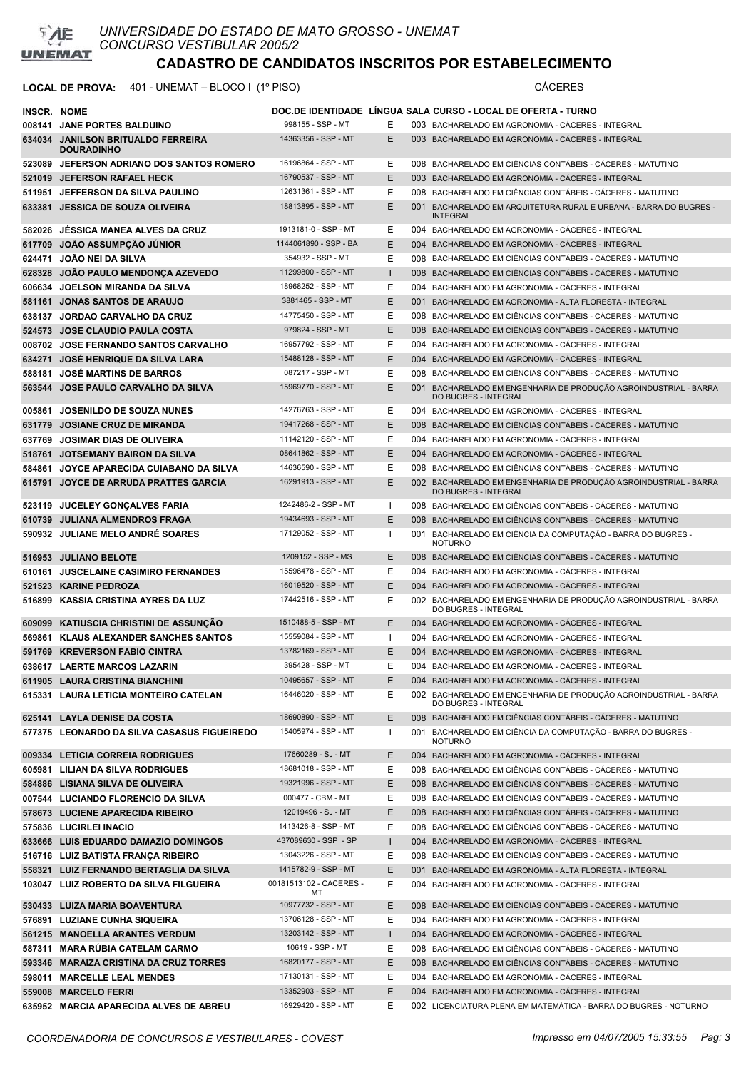UNIVERSIDADE DO ESTADO DE MATO GROSSO - UNEMAT
CONCURSO VESTIBULAR 2005/2

# CADASTRO DE CANDIDATOS INSCRITOS POR ESTABELECIMENTO

**LOCAL DE PROVA:** 401 - UNEMAT – BLOCO I (1º PISO) CÁCERES

| INSCR. | NOME | DOC.DE IDENTIDADE | LÍNGUA | SALA | CURSO - LOCAL DE OFERTA - TURNO |
|---|---|---|---|---|---|
| 008141 | JANE PORTES BALDUINO | 998155 - SSP - MT | E | 003 | BACHARELADO EM AGRONOMIA - CÁCERES - INTEGRAL |
| 634034 | JANILSON BRITUALDO FERREIRA DOURADINHO | 14363356 - SSP - MT | E | 003 | BACHARELADO EM AGRONOMIA - CÁCERES - INTEGRAL |
| 523089 | JEFERSON ADRIANO DOS SANTOS ROMERO | 16196864 - SSP - MT | E | 008 | BACHARELADO EM CIÊNCIAS CONTÁBEIS - CÁCERES - MATUTINO |
| 521019 | JEFERSON RAFAEL HECK | 16790537 - SSP - MT | E | 003 | BACHARELADO EM AGRONOMIA - CÁCERES - INTEGRAL |
| 511951 | JEFFERSON DA SILVA PAULINO | 12631361 - SSP - MT | E | 008 | BACHARELADO EM CIÊNCIAS CONTÁBEIS - CÁCERES - MATUTINO |
| 633381 | JESSICA DE SOUZA OLIVEIRA | 18813895 - SSP - MT | E | 001 | BACHARELADO EM ARQUITETURA RURAL E URBANA - BARRA DO BUGRES - INTEGRAL |
| 582026 | JÉSSICA MANEA ALVES DA CRUZ | 1913181-0 - SSP - MT | E | 004 | BACHARELADO EM AGRONOMIA - CÁCERES - INTEGRAL |
| 617709 | JOÃO ASSUMPÇÃO JÚNIOR | 1144061890 - SSP - BA | E | 004 | BACHARELADO EM AGRONOMIA - CÁCERES - INTEGRAL |
| 624471 | JOÃO NEI DA SILVA | 354932 - SSP - MT | E | 008 | BACHARELADO EM CIÊNCIAS CONTÁBEIS - CÁCERES - MATUTINO |
| 628328 | JOÃO PAULO MENDONÇA AZEVEDO | 11299800 - SSP - MT | I | 008 | BACHARELADO EM CIÊNCIAS CONTÁBEIS - CÁCERES - MATUTINO |
| 606634 | JOELSON MIRANDA DA SILVA | 18968252 - SSP - MT | E | 004 | BACHARELADO EM AGRONOMIA - CÁCERES - INTEGRAL |
| 581161 | JONAS SANTOS DE ARAUJO | 3881465 - SSP - MT | E | 001 | BACHARELADO EM AGRONOMIA - ALTA FLORESTA - INTEGRAL |
| 638137 | JORDAO CARVALHO DA CRUZ | 14775450 - SSP - MT | E | 008 | BACHARELADO EM CIÊNCIAS CONTÁBEIS - CÁCERES - MATUTINO |
| 524573 | JOSE CLAUDIO PAULA COSTA | 979824 - SSP - MT | E | 008 | BACHARELADO EM CIÊNCIAS CONTÁBEIS - CÁCERES - MATUTINO |
| 008702 | JOSE FERNANDO SANTOS CARVALHO | 16957792 - SSP - MT | E | 004 | BACHARELADO EM AGRONOMIA - CÁCERES - INTEGRAL |
| 634271 | JOSÉ HENRIQUE DA SILVA LARA | 15488128 - SSP - MT | E | 004 | BACHARELADO EM AGRONOMIA - CÁCERES - INTEGRAL |
| 588181 | JOSÉ MARTINS DE BARROS | 087217 - SSP - MT | E | 008 | BACHARELADO EM CIÊNCIAS CONTÁBEIS - CÁCERES - MATUTINO |
| 563544 | JOSE PAULO CARVALHO DA SILVA | 15969770 - SSP - MT | E | 001 | BACHARELADO EM ENGENHARIA DE PRODUÇÃO AGROINDUSTRIAL - BARRA DO BUGRES - INTEGRAL |
| 005861 | JOSENILDO DE SOUZA NUNES | 14276763 - SSP - MT | E | 004 | BACHARELADO EM AGRONOMIA - CÁCERES - INTEGRAL |
| 631779 | JOSIANE CRUZ DE MIRANDA | 19417268 - SSP - MT | E | 008 | BACHARELADO EM CIÊNCIAS CONTÁBEIS - CÁCERES - MATUTINO |
| 637769 | JOSIMAR DIAS DE OLIVEIRA | 11142120 - SSP - MT | E | 004 | BACHARELADO EM AGRONOMIA - CÁCERES - INTEGRAL |
| 518761 | JOTSEMANY BAIRON DA SILVA | 08641862 - SSP - MT | E | 004 | BACHARELADO EM AGRONOMIA - CÁCERES - INTEGRAL |
| 584861 | JOYCE APARECIDA CUIABANO DA SILVA | 14636590 - SSP - MT | E | 008 | BACHARELADO EM CIÊNCIAS CONTÁBEIS - CÁCERES - MATUTINO |
| 615791 | JOYCE DE ARRUDA PRATTES GARCIA | 16291913 - SSP - MT | E | 002 | BACHARELADO EM ENGENHARIA DE PRODUÇÃO AGROINDUSTRIAL - BARRA DO BUGRES - INTEGRAL |
| 523119 | JUCELEY GONÇALVES FARIA | 1242486-2 - SSP - MT | I | 008 | BACHARELADO EM CIÊNCIAS CONTÁBEIS - CÁCERES - MATUTINO |
| 610739 | JULIANA ALMENDROS FRAGA | 19434693 - SSP - MT | E | 008 | BACHARELADO EM CIÊNCIAS CONTÁBEIS - CÁCERES - MATUTINO |
| 590932 | JULIANE MELO ANDRÉ SOARES | 17129052 - SSP - MT | I | 001 | BACHARELADO EM CIÊNCIA DA COMPUTAÇÃO - BARRA DO BUGRES - NOTURNO |
| 516953 | JULIANO BELOTE | 1209152 - SSP - MS | E | 008 | BACHARELADO EM CIÊNCIAS CONTÁBEIS - CÁCERES - MATUTINO |
| 610161 | JUSCELAINE CASIMIRO FERNANDES | 15596478 - SSP - MT | E | 004 | BACHARELADO EM AGRONOMIA - CÁCERES - INTEGRAL |
| 521523 | KARINE PEDROZA | 16019520 - SSP - MT | E | 004 | BACHARELADO EM AGRONOMIA - CÁCERES - INTEGRAL |
| 516899 | KASSIA CRISTINA AYRES DA LUZ | 17442516 - SSP - MT | E | 002 | BACHARELADO EM ENGENHARIA DE PRODUÇÃO AGROINDUSTRIAL - BARRA DO BUGRES - INTEGRAL |
| 609099 | KATIUSCIA CHRISTINI DE ASSUNÇÃO | 1510488-5 - SSP - MT | E | 004 | BACHARELADO EM AGRONOMIA - CÁCERES - INTEGRAL |
| 569861 | KLAUS ALEXANDER SANCHES SANTOS | 15559084 - SSP - MT | I | 004 | BACHARELADO EM AGRONOMIA - CÁCERES - INTEGRAL |
| 591769 | KREVERSON FABIO CINTRA | 13782169 - SSP - MT | E | 004 | BACHARELADO EM AGRONOMIA - CÁCERES - INTEGRAL |
| 638617 | LAERTE MARCOS LAZARIN | 395428 - SSP - MT | E | 004 | BACHARELADO EM AGRONOMIA - CÁCERES - INTEGRAL |
| 611905 | LAURA CRISTINA BIANCHINI | 10495657 - SSP - MT | E | 004 | BACHARELADO EM AGRONOMIA - CÁCERES - INTEGRAL |
| 615331 | LAURA LETICIA MONTEIRO CATELAN | 16446020 - SSP - MT | E | 002 | BACHARELADO EM ENGENHARIA DE PRODUÇÃO AGROINDUSTRIAL - BARRA DO BUGRES - INTEGRAL |
| 625141 | LAYLA DENISE DA COSTA | 18690890 - SSP - MT | E | 008 | BACHARELADO EM CIÊNCIAS CONTÁBEIS - CÁCERES - MATUTINO |
| 577375 | LEONARDO DA SILVA CASASUS FIGUEIREDO | 15405974 - SSP - MT | I | 001 | BACHARELADO EM CIÊNCIA DA COMPUTAÇÃO - BARRA DO BUGRES - NOTURNO |
| 009334 | LETICIA CORREIA RODRIGUES | 17660289 - SJ - MT | E | 004 | BACHARELADO EM AGRONOMIA - CÁCERES - INTEGRAL |
| 605981 | LILIAN DA SILVA RODRIGUES | 18681018 - SSP - MT | E | 008 | BACHARELADO EM CIÊNCIAS CONTÁBEIS - CÁCERES - MATUTINO |
| 584886 | LISIANA SILVA DE OLIVEIRA | 19321996 - SSP - MT | E | 008 | BACHARELADO EM CIÊNCIAS CONTÁBEIS - CÁCERES - MATUTINO |
| 007544 | LUCIANDO FLORENCIO DA SILVA | 000477 - CBM - MT | E | 008 | BACHARELADO EM CIÊNCIAS CONTÁBEIS - CÁCERES - MATUTINO |
| 578673 | LUCIENE APARECIDA RIBEIRO | 12019496 - SJ - MT | E | 008 | BACHARELADO EM CIÊNCIAS CONTÁBEIS - CÁCERES - MATUTINO |
| 575836 | LUCIRLEI INACIO | 1413426-8 - SSP - MT | E | 008 | BACHARELADO EM CIÊNCIAS CONTÁBEIS - CÁCERES - MATUTINO |
| 633666 | LUIS EDUARDO DAMAZIO DOMINGOS | 437089630 - SSP - SP | I | 004 | BACHARELADO EM AGRONOMIA - CÁCERES - INTEGRAL |
| 516716 | LUIZ BATISTA FRANÇA RIBEIRO | 13043226 - SSP - MT | E | 008 | BACHARELADO EM CIÊNCIAS CONTÁBEIS - CÁCERES - MATUTINO |
| 558321 | LUIZ FERNANDO BERTAGLIA DA SILVA | 1415782-9 - SSP - MT | E | 001 | BACHARELADO EM AGRONOMIA - ALTA FLORESTA - INTEGRAL |
| 103047 | LUIZ ROBERTO DA SILVA FILGUEIRA | 00181513102 - CACERES - MT | E | 004 | BACHARELADO EM AGRONOMIA - CÁCERES - INTEGRAL |
| 530433 | LUIZA MARIA BOAVENTURA | 10977732 - SSP - MT | E | 008 | BACHARELADO EM CIÊNCIAS CONTÁBEIS - CÁCERES - MATUTINO |
| 576891 | LUZIANE CUNHA SIQUEIRA | 13706128 - SSP - MT | E | 004 | BACHARELADO EM AGRONOMIA - CÁCERES - INTEGRAL |
| 561215 | MANOELLA ARANTES VERDUM | 13203142 - SSP - MT | I | 004 | BACHARELADO EM AGRONOMIA - CÁCERES - INTEGRAL |
| 587311 | MARA RÚBIA CATELAM CARMO | 10619 - SSP - MT | E | 008 | BACHARELADO EM CIÊNCIAS CONTÁBEIS - CÁCERES - MATUTINO |
| 593346 | MARAIZA CRISTINA DA CRUZ TORRES | 16820177 - SSP - MT | E | 008 | BACHARELADO EM CIÊNCIAS CONTÁBEIS - CÁCERES - MATUTINO |
| 598011 | MARCELLE LEAL MENDES | 17130131 - SSP - MT | E | 004 | BACHARELADO EM AGRONOMIA - CÁCERES - INTEGRAL |
| 559008 | MARCELO FERRI | 13352903 - SSP - MT | E | 004 | BACHARELADO EM AGRONOMIA - CÁCERES - INTEGRAL |
| 635952 | MARCIA APARECIDA ALVES DE ABREU | 16929420 - SSP - MT | E | 002 | LICENCIATURA PLENA EM MATEMÁTICA - BARRA DO BUGRES - NOTURNO |

COORDENADORIA DE CONCURSOS E VESTIBULARES - COVEST — Impresso em 04/07/2005 15:33:55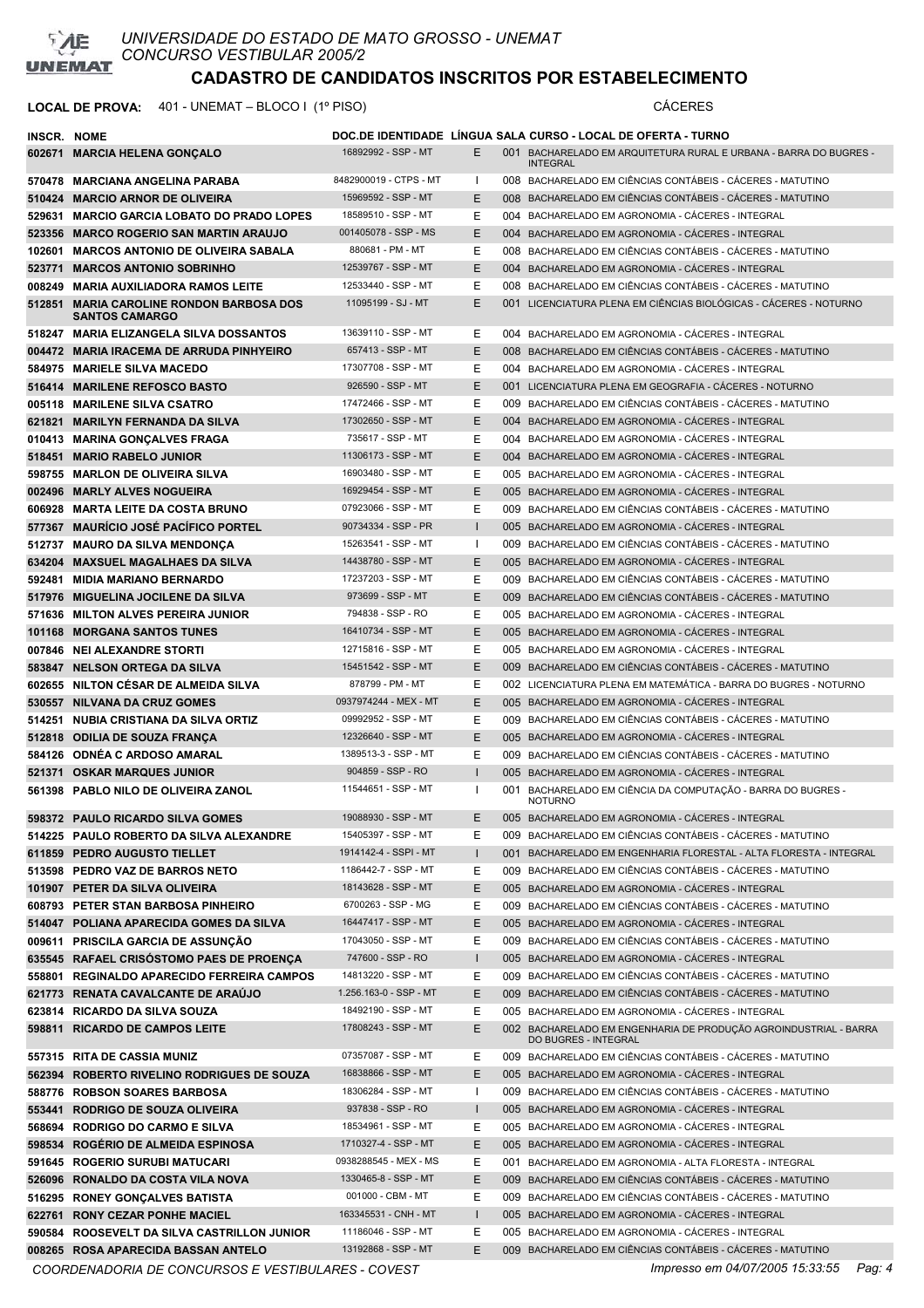UNIVERSIDADE DO ESTADO DE MATO GROSSO - UNEMAT
CONCURSO VESTIBULAR 2005/2

# CADASTRO DE CANDIDATOS INSCRITOS POR ESTABELECIMENTO

**LOCAL DE PROVA:** 401 - UNEMAT – BLOCO I (1º PISO) CÁCERES

| INSCR. | NOME | DOC.DE IDENTIDADE | LÍNGUA | SALA | CURSO - LOCAL DE OFERTA - TURNO |
|---|---|---|---|---|---|
| 602671 | MARCIA HELENA GONÇALO | 16892992 - SSP - MT | E | 001 | BACHARELADO EM ARQUITETURA RURAL E URBANA - BARRA DO BUGRES - INTEGRAL |
| 570478 | MARCIANA ANGELINA PARABA | 8482900019 - CTPS - MT | I | 008 | BACHARELADO EM CIÊNCIAS CONTÁBEIS - CÁCERES - MATUTINO |
| 510424 | MARCIO ARNOR DE OLIVEIRA | 15969592 - SSP - MT | E | 008 | BACHARELADO EM CIÊNCIAS CONTÁBEIS - CÁCERES - MATUTINO |
| 529631 | MARCIO GARCIA LOBATO DO PRADO LOPES | 18589510 - SSP - MT | E | 004 | BACHARELADO EM AGRONOMIA - CÁCERES - INTEGRAL |
| 523356 | MARCO ROGERIO SAN MARTIN ARAUJO | 001405078 - SSP - MS | E | 004 | BACHARELADO EM AGRONOMIA - CÁCERES - INTEGRAL |
| 102601 | MARCOS ANTONIO DE OLIVEIRA SABALA | 880681 - PM - MT | E | 008 | BACHARELADO EM CIÊNCIAS CONTÁBEIS - CÁCERES - MATUTINO |
| 523771 | MARCOS ANTONIO SOBRINHO | 12539767 - SSP - MT | E | 004 | BACHARELADO EM AGRONOMIA - CÁCERES - INTEGRAL |
| 008249 | MARIA AUXILIADORA RAMOS LEITE | 12533440 - SSP - MT | E | 008 | BACHARELADO EM CIÊNCIAS CONTÁBEIS - CÁCERES - MATUTINO |
| 512851 | MARIA CAROLINE RONDON BARBOSA DOS SANTOS CAMARGO | 11095199 - SJ - MT | E | 001 | LICENCIATURA PLENA EM CIÊNCIAS BIOLÓGICAS - CÁCERES - NOTURNO |
| 518247 | MARIA ELIZANGELA SILVA DOSSANTOS | 13639110 - SSP - MT | E | 004 | BACHARELADO EM AGRONOMIA - CÁCERES - INTEGRAL |
| 004472 | MARIA IRACEMA DE ARRUDA PINHYEIRO | 657413 - SSP - MT | E | 008 | BACHARELADO EM CIÊNCIAS CONTÁBEIS - CÁCERES - MATUTINO |
| 584975 | MARIELE SILVA MACEDO | 17307708 - SSP - MT | E | 004 | BACHARELADO EM AGRONOMIA - CÁCERES - INTEGRAL |
| 516414 | MARILENE REFOSCO BASTO | 926590 - SSP - MT | E | 001 | LICENCIATURA PLENA EM GEOGRAFIA - CÁCERES - NOTURNO |
| 005118 | MARILENE SILVA CSATRO | 17472466 - SSP - MT | E | 009 | BACHARELADO EM CIÊNCIAS CONTÁBEIS - CÁCERES - MATUTINO |
| 621821 | MARILYN FERNANDA DA SILVA | 17302650 - SSP - MT | E | 004 | BACHARELADO EM AGRONOMIA - CÁCERES - INTEGRAL |
| 010413 | MARINA GONÇALVES FRAGA | 735617 - SSP - MT | E | 004 | BACHARELADO EM AGRONOMIA - CÁCERES - INTEGRAL |
| 518451 | MARIO RABELO JUNIOR | 11306173 - SSP - MT | E | 004 | BACHARELADO EM AGRONOMIA - CÁCERES - INTEGRAL |
| 598755 | MARLON DE OLIVEIRA SILVA | 16903480 - SSP - MT | E | 005 | BACHARELADO EM AGRONOMIA - CÁCERES - INTEGRAL |
| 002496 | MARLY ALVES NOGUEIRA | 16929454 - SSP - MT | E | 005 | BACHARELADO EM AGRONOMIA - CÁCERES - INTEGRAL |
| 606928 | MARTA LEITE DA COSTA BRUNO | 07923066 - SSP - MT | E | 009 | BACHARELADO EM CIÊNCIAS CONTÁBEIS - CÁCERES - MATUTINO |
| 577367 | MAURÍCIO JOSÉ PACÍFICO PORTEL | 90734334 - SSP - PR | I | 005 | BACHARELADO EM AGRONOMIA - CÁCERES - INTEGRAL |
| 512737 | MAURO DA SILVA MENDONÇA | 15263541 - SSP - MT | I | 009 | BACHARELADO EM CIÊNCIAS CONTÁBEIS - CÁCERES - MATUTINO |
| 634204 | MAXSUEL MAGALHAES DA SILVA | 14438780 - SSP - MT | E | 005 | BACHARELADO EM AGRONOMIA - CÁCERES - INTEGRAL |
| 592481 | MIDIA MARIANO BERNARDO | 17237203 - SSP - MT | E | 009 | BACHARELADO EM CIÊNCIAS CONTÁBEIS - CÁCERES - MATUTINO |
| 517976 | MIGUELINA JOCILENE DA SILVA | 973699 - SSP - MT | E | 009 | BACHARELADO EM CIÊNCIAS CONTÁBEIS - CÁCERES - MATUTINO |
| 571636 | MILTON ALVES PEREIRA JUNIOR | 794838 - SSP - RO | E | 005 | BACHARELADO EM AGRONOMIA - CÁCERES - INTEGRAL |
| 101168 | MORGANA SANTOS TUNES | 16410734 - SSP - MT | E | 005 | BACHARELADO EM AGRONOMIA - CÁCERES - INTEGRAL |
| 007846 | NEI ALEXANDRE STORTI | 12715816 - SSP - MT | E | 005 | BACHARELADO EM AGRONOMIA - CÁCERES - INTEGRAL |
| 583847 | NELSON ORTEGA DA SILVA | 15451542 - SSP - MT | E | 009 | BACHARELADO EM CIÊNCIAS CONTÁBEIS - CÁCERES - MATUTINO |
| 602655 | NILTON CÉSAR DE ALMEIDA SILVA | 878799 - PM - MT | E | 002 | LICENCIATURA PLENA EM MATEMÁTICA - BARRA DO BUGRES - NOTURNO |
| 530557 | NILVANA DA CRUZ GOMES | 0937974244 - MEX - MT | E | 005 | BACHARELADO EM AGRONOMIA - CÁCERES - INTEGRAL |
| 514251 | NUBIA CRISTIANA DA SILVA ORTIZ | 09992952 - SSP - MT | E | 009 | BACHARELADO EM CIÊNCIAS CONTÁBEIS - CÁCERES - MATUTINO |
| 512818 | ODILIA DE SOUZA FRANÇA | 12326640 - SSP - MT | E | 005 | BACHARELADO EM AGRONOMIA - CÁCERES - INTEGRAL |
| 584126 | ODNÉA C ARDOSO AMARAL | 1389513-3 - SSP - MT | E | 009 | BACHARELADO EM CIÊNCIAS CONTÁBEIS - CÁCERES - MATUTINO |
| 521371 | OSKAR MARQUES JUNIOR | 904859 - SSP - RO | I | 005 | BACHARELADO EM AGRONOMIA - CÁCERES - INTEGRAL |
| 561398 | PABLO NILO DE OLIVEIRA ZANOL | 11544651 - SSP - MT | I | 001 | BACHARELADO EM CIÊNCIA DA COMPUTAÇÃO - BARRA DO BUGRES - NOTURNO |
| 598372 | PAULO RICARDO SILVA GOMES | 19088930 - SSP - MT | E | 005 | BACHARELADO EM AGRONOMIA - CÁCERES - INTEGRAL |
| 514225 | PAULO ROBERTO DA SILVA ALEXANDRE | 15405397 - SSP - MT | E | 009 | BACHARELADO EM CIÊNCIAS CONTÁBEIS - CÁCERES - MATUTINO |
| 611859 | PEDRO AUGUSTO TIELLET | 1914142-4 - SSPI - MT | I | 001 | BACHARELADO EM ENGENHARIA FLORESTAL - ALTA FLORESTA - INTEGRAL |
| 513598 | PEDRO VAZ DE BARROS NETO | 1186442-7 - SSP - MT | E | 009 | BACHARELADO EM CIÊNCIAS CONTÁBEIS - CÁCERES - MATUTINO |
| 101907 | PETER DA SILVA OLIVEIRA | 18143628 - SSP - MT | E | 005 | BACHARELADO EM AGRONOMIA - CÁCERES - INTEGRAL |
| 608793 | PETER STAN BARBOSA PINHEIRO | 6700263 - SSP - MG | E | 009 | BACHARELADO EM CIÊNCIAS CONTÁBEIS - CÁCERES - MATUTINO |
| 514047 | POLIANA APARECIDA GOMES DA SILVA | 16447417 - SSP - MT | E | 005 | BACHARELADO EM AGRONOMIA - CÁCERES - INTEGRAL |
| 009611 | PRISCILA GARCIA DE ASSUNÇÃO | 17043050 - SSP - MT | E | 009 | BACHARELADO EM CIÊNCIAS CONTÁBEIS - CÁCERES - MATUTINO |
| 635545 | RAFAEL CRISÓSTOMO PAES DE PROENÇA | 747600 - SSP - RO | I | 005 | BACHARELADO EM AGRONOMIA - CÁCERES - INTEGRAL |
| 558801 | REGINALDO APARECIDO FERREIRA CAMPOS | 14813220 - SSP - MT | E | 009 | BACHARELADO EM CIÊNCIAS CONTÁBEIS - CÁCERES - MATUTINO |
| 621773 | RENATA CAVALCANTE DE ARAÚJO | 1.256.163-0 - SSP - MT | E | 009 | BACHARELADO EM CIÊNCIAS CONTÁBEIS - CÁCERES - MATUTINO |
| 623814 | RICARDO DA SILVA SOUZA | 18492190 - SSP - MT | E | 005 | BACHARELADO EM AGRONOMIA - CÁCERES - INTEGRAL |
| 598811 | RICARDO DE CAMPOS LEITE | 17808243 - SSP - MT | E | 002 | BACHARELADO EM ENGENHARIA DE PRODUÇÃO AGROINDUSTRIAL - BARRA DO BUGRES - INTEGRAL |
| 557315 | RITA DE CASSIA MUNIZ | 07357087 - SSP - MT | E | 009 | BACHARELADO EM CIÊNCIAS CONTÁBEIS - CÁCERES - MATUTINO |
| 562394 | ROBERTO RIVELINO RODRIGUES DE SOUZA | 16838866 - SSP - MT | E | 005 | BACHARELADO EM AGRONOMIA - CÁCERES - INTEGRAL |
| 588776 | ROBSON SOARES BARBOSA | 18306284 - SSP - MT | I | 009 | BACHARELADO EM CIÊNCIAS CONTÁBEIS - CÁCERES - MATUTINO |
| 553441 | RODRIGO DE SOUZA OLIVEIRA | 937838 - SSP - RO | I | 005 | BACHARELADO EM AGRONOMIA - CÁCERES - INTEGRAL |
| 568694 | RODRIGO DO CARMO E SILVA | 18534961 - SSP - MT | E | 005 | BACHARELADO EM AGRONOMIA - CÁCERES - INTEGRAL |
| 598534 | ROGÉRIO DE ALMEIDA ESPINOSA | 1710327-4 - SSP - MT | E | 005 | BACHARELADO EM AGRONOMIA - CÁCERES - INTEGRAL |
| 591645 | ROGERIO SURUBI MATUCARI | 0938288545 - MEX - MS | E | 001 | BACHARELADO EM AGRONOMIA - ALTA FLORESTA - INTEGRAL |
| 526096 | RONALDO DA COSTA VILA NOVA | 1330465-8 - SSP - MT | E | 009 | BACHARELADO EM CIÊNCIAS CONTÁBEIS - CÁCERES - MATUTINO |
| 516295 | RONEY GONÇALVES BATISTA | 001000 - CBM - MT | E | 009 | BACHARELADO EM CIÊNCIAS CONTÁBEIS - CÁCERES - MATUTINO |
| 622761 | RONY CEZAR PONHE MACIEL | 163345531 - CNH - MT | I | 005 | BACHARELADO EM AGRONOMIA - CÁCERES - INTEGRAL |
| 590584 | ROOSEVELT DA SILVA CASTRILLON JUNIOR | 11186046 - SSP - MT | E | 005 | BACHARELADO EM AGRONOMIA - CÁCERES - INTEGRAL |
| 008265 | ROSA APARECIDA BASSAN ANTELO | 13192868 - SSP - MT | E | 009 | BACHARELADO EM CIÊNCIAS CONTÁBEIS - CÁCERES - MATUTINO |

*COORDENADORIA DE CONCURSOS E VESTIBULARES - COVEST* *Impresso em 04/07/2005 15:33:55*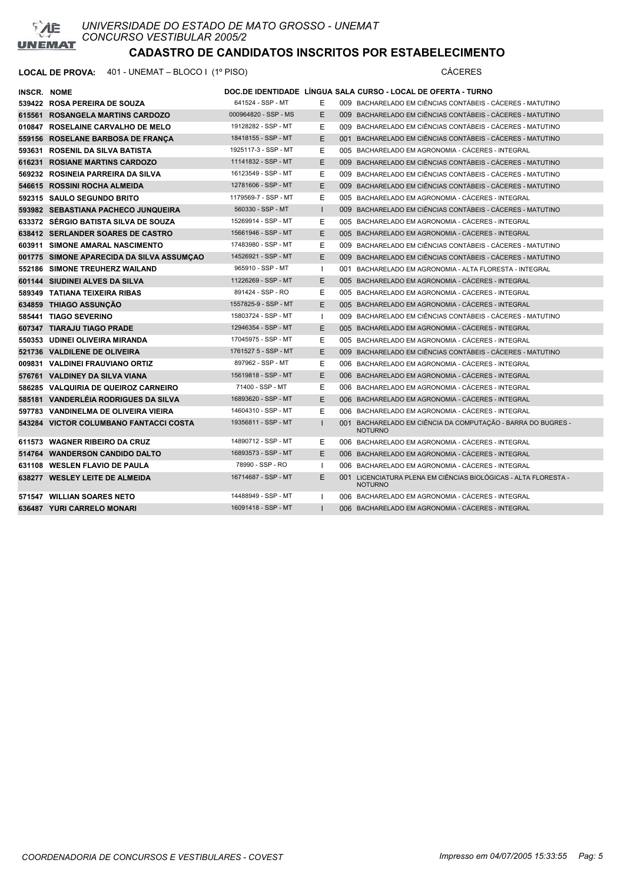UNIVERSIDADE DO ESTADO DE MATO GROSSO - UNEMAT
CONCURSO VESTIBULAR 2005/2

# CADASTRO DE CANDIDATOS INSCRITOS POR ESTABELECIMENTO

**LOCAL DE PROVA:** 401 - UNEMAT – BLOCO I (1º PISO) CÁCERES

| INSCR. | NOME | DOC.DE IDENTIDADE | LÍNGUA | SALA | CURSO - LOCAL DE OFERTA - TURNO |
|---|---|---|---|---|---|
| 539422 | ROSA PEREIRA DE SOUZA | 641524 - SSP - MT | E | 009 | BACHARELADO EM CIÊNCIAS CONTÁBEIS - CÁCERES - MATUTINO |
| 615561 | ROSANGELA MARTINS CARDOZO | 000964820 - SSP - MS | E | 009 | BACHARELADO EM CIÊNCIAS CONTÁBEIS - CÁCERES - MATUTINO |
| 010847 | ROSELAINE CARVALHO DE MELO | 19128282 - SSP - MT | E | 009 | BACHARELADO EM CIÊNCIAS CONTÁBEIS - CÁCERES - MATUTINO |
| 559156 | ROSELANE BARBOSA DE FRANÇA | 18418155 - SSP - MT | E | 001 | BACHARELADO EM CIÊNCIAS CONTÁBEIS - CÁCERES - MATUTINO |
| 593631 | ROSENIL DA SILVA BATISTA | 1925117-3 - SSP - MT | E | 005 | BACHARELADO EM AGRONOMIA - CÁCERES - INTEGRAL |
| 616231 | ROSIANE MARTINS CARDOZO | 11141832 - SSP - MT | E | 009 | BACHARELADO EM CIÊNCIAS CONTÁBEIS - CÁCERES - MATUTINO |
| 569232 | ROSINEIA PARREIRA DA SILVA | 16123549 - SSP - MT | E | 009 | BACHARELADO EM CIÊNCIAS CONTÁBEIS - CÁCERES - MATUTINO |
| 546615 | ROSSINI ROCHA ALMEIDA | 12781606 - SSP - MT | E | 009 | BACHARELADO EM CIÊNCIAS CONTÁBEIS - CÁCERES - MATUTINO |
| 592315 | SAULO SEGUNDO BRITO | 1179569-7 - SSP - MT | E | 005 | BACHARELADO EM AGRONOMIA - CÁCERES - INTEGRAL |
| 593982 | SEBASTIANA PACHECO JUNQUEIRA | 560330 - SSP - MT | I | 009 | BACHARELADO EM CIÊNCIAS CONTÁBEIS - CÁCERES - MATUTINO |
| 633372 | SÉRGIO BATISTA SILVA DE SOUZA | 15269914 - SSP - MT | E | 005 | BACHARELADO EM AGRONOMIA - CÁCERES - INTEGRAL |
| 638412 | SERLANDER SOARES DE CASTRO | 15661946 - SSP - MT | E | 005 | BACHARELADO EM AGRONOMIA - CÁCERES - INTEGRAL |
| 603911 | SIMONE AMARAL NASCIMENTO | 17483980 - SSP - MT | E | 009 | BACHARELADO EM CIÊNCIAS CONTÁBEIS - CÁCERES - MATUTINO |
| 001775 | SIMONE APARECIDA DA SILVA ASSUMÇAO | 14526921 - SSP - MT | E | 009 | BACHARELADO EM CIÊNCIAS CONTÁBEIS - CÁCERES - MATUTINO |
| 552186 | SIMONE TREUHERZ WAILAND | 965910 - SSP - MT | I | 001 | BACHARELADO EM AGRONOMIA - ALTA FLORESTA - INTEGRAL |
| 601144 | SIUDINEI ALVES DA SILVA | 11226269 - SSP - MT | E | 005 | BACHARELADO EM AGRONOMIA - CÁCERES - INTEGRAL |
| 589349 | TATIANA TEIXEIRA RIBAS | 891424 - SSP - RO | E | 005 | BACHARELADO EM AGRONOMIA - CÁCERES - INTEGRAL |
| 634859 | THIAGO ASSUNÇÃO | 1557825-9 - SSP - MT | E | 005 | BACHARELADO EM AGRONOMIA - CÁCERES - INTEGRAL |
| 585441 | TIAGO SEVERINO | 15803724 - SSP - MT | I | 009 | BACHARELADO EM CIÊNCIAS CONTÁBEIS - CÁCERES - MATUTINO |
| 607347 | TIARAJU TIAGO PRADE | 12946354 - SSP - MT | E | 005 | BACHARELADO EM AGRONOMIA - CÁCERES - INTEGRAL |
| 550353 | UDINEI OLIVEIRA MIRANDA | 17045975 - SSP - MT | E | 005 | BACHARELADO EM AGRONOMIA - CÁCERES - INTEGRAL |
| 521736 | VALDILENE DE OLIVEIRA | 1761527 5 - SSP - MT | E | 009 | BACHARELADO EM CIÊNCIAS CONTÁBEIS - CÁCERES - MATUTINO |
| 009831 | VALDINEI FRAUVIANO ORTIZ | 897962 - SSP - MT | E | 006 | BACHARELADO EM AGRONOMIA - CÁCERES - INTEGRAL |
| 576761 | VALDINEY DA SILVA VIANA | 15619818 - SSP - MT | E | 006 | BACHARELADO EM AGRONOMIA - CÁCERES - INTEGRAL |
| 586285 | VALQUIRIA DE QUEIROZ CARNEIRO | 71400 - SSP - MT | E | 006 | BACHARELADO EM AGRONOMIA - CÁCERES - INTEGRAL |
| 585181 | VANDERLÉIA RODRIGUES DA SILVA | 16893620 - SSP - MT | E | 006 | BACHARELADO EM AGRONOMIA - CÁCERES - INTEGRAL |
| 597783 | VANDINELMA DE OLIVEIRA VIEIRA | 14604310 - SSP - MT | E | 006 | BACHARELADO EM AGRONOMIA - CÁCERES - INTEGRAL |
| 543284 | VICTOR COLUMBANO FANTACCI COSTA | 19356811 - SSP - MT | I | 001 | BACHARELADO EM CIÊNCIA DA COMPUTAÇÃO - BARRA DO BUGRES - NOTURNO |
| 611573 | WAGNER RIBEIRO DA CRUZ | 14890712 - SSP - MT | E | 006 | BACHARELADO EM AGRONOMIA - CÁCERES - INTEGRAL |
| 514764 | WANDERSON CANDIDO DALTO | 16893573 - SSP - MT | E | 006 | BACHARELADO EM AGRONOMIA - CÁCERES - INTEGRAL |
| 631108 | WESLEN FLAVIO DE PAULA | 78990 - SSP - RO | I | 006 | BACHARELADO EM AGRONOMIA - CÁCERES - INTEGRAL |
| 638277 | WESLEY LEITE DE ALMEIDA | 16714687 - SSP - MT | E | 001 | LICENCIATURA PLENA EM CIÊNCIAS BIOLÓGICAS - ALTA FLORESTA - NOTURNO |
| 571547 | WILLIAN SOARES NETO | 14488949 - SSP - MT | I | 006 | BACHARELADO EM AGRONOMIA - CÁCERES - INTEGRAL |
| 636487 | YURI CARRELO MONARI | 16091418 - SSP - MT | I | 006 | BACHARELADO EM AGRONOMIA - CÁCERES - INTEGRAL |

COORDENADORIA DE CONCURSOS E VESTIBULARES - COVEST — Impresso em 04/07/2005 15:33:55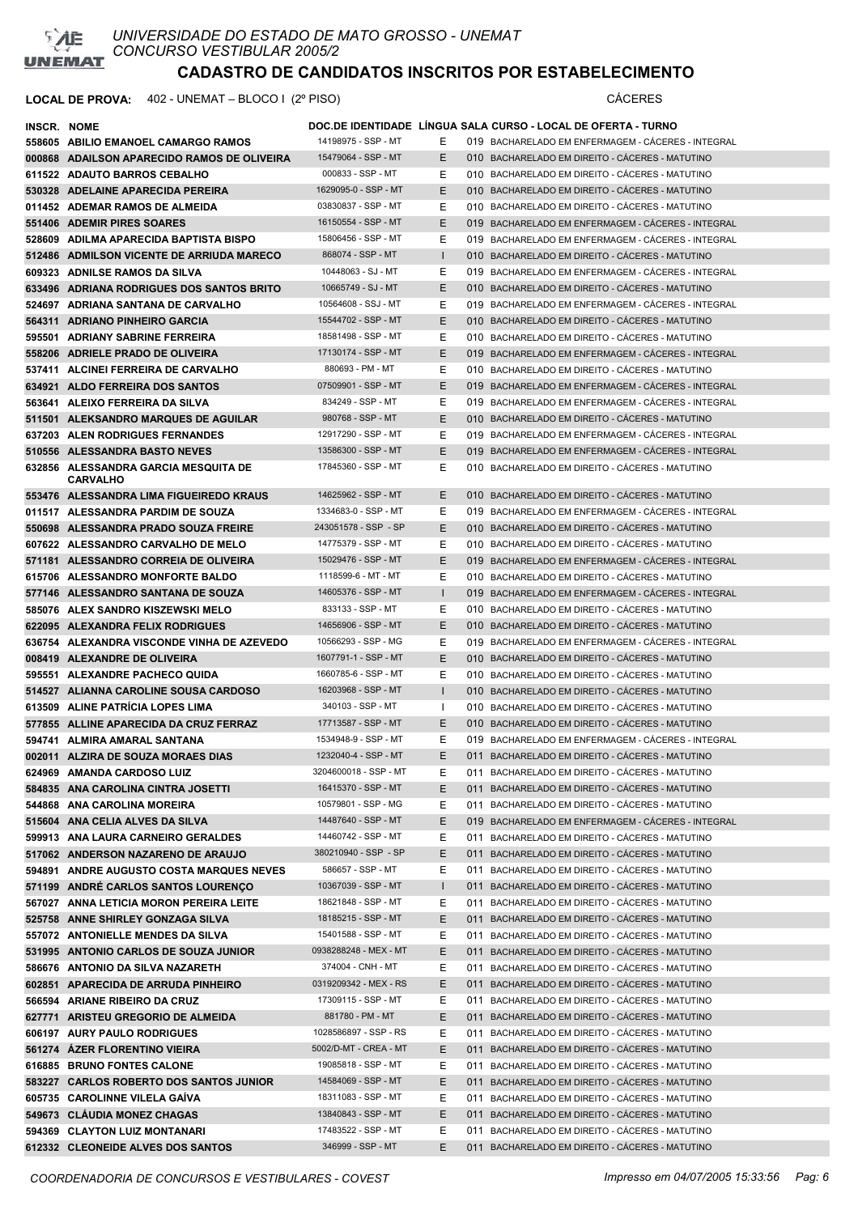# UNIVERSIDADE DO ESTADO DE MATO GROSSO - UNEMAT
CONCURSO VESTIBULAR 2005/2

## CADASTRO DE CANDIDATOS INSCRITOS POR ESTABELECIMENTO

**LOCAL DE PROVA:** 402 - UNEMAT – BLOCO I (2º PISO) CÁCERES

| INSCR. | NOME | DOC.DE IDENTIDADE | LÍNGUA | SALA | CURSO - LOCAL DE OFERTA - TURNO |
|---|---|---|---|---|---|
| 558605 | ABILIO EMANOEL CAMARGO RAMOS | 14198975 - SSP - MT | E | 019 | BACHARELADO EM ENFERMAGEM - CÁCERES - INTEGRAL |
| 000868 | ADAILSON APARECIDO RAMOS DE OLIVEIRA | 15479064 - SSP - MT | E | 010 | BACHARELADO EM DIREITO - CÁCERES - MATUTINO |
| 611522 | ADAUTO BARROS CEBALHO | 000833 - SSP - MT | E | 010 | BACHARELADO EM DIREITO - CÁCERES - MATUTINO |
| 530328 | ADELAINE APARECIDA PEREIRA | 1629095-0 - SSP - MT | E | 010 | BACHARELADO EM DIREITO - CÁCERES - MATUTINO |
| 011452 | ADEMAR RAMOS DE ALMEIDA | 03830837 - SSP - MT | E | 010 | BACHARELADO EM DIREITO - CÁCERES - MATUTINO |
| 551406 | ADEMIR PIRES SOARES | 16150554 - SSP - MT | E | 019 | BACHARELADO EM ENFERMAGEM - CÁCERES - INTEGRAL |
| 528609 | ADILMA APARECIDA BAPTISTA BISPO | 15806456 - SSP - MT | E | 019 | BACHARELADO EM ENFERMAGEM - CÁCERES - INTEGRAL |
| 512486 | ADMILSON VICENTE DE ARRUDA MARECO | 868074 - SSP - MT | I | 010 | BACHARELADO EM DIREITO - CÁCERES - MATUTINO |
| 609323 | ADNILSE RAMOS DA SILVA | 10448063 - SJ - MT | E | 019 | BACHARELADO EM ENFERMAGEM - CÁCERES - INTEGRAL |
| 633496 | ADRIANA RODRIGUES DOS SANTOS BRITO | 10665749 - SJ - MT | E | 010 | BACHARELADO EM DIREITO - CÁCERES - MATUTINO |
| 524697 | ADRIANA SANTANA DE CARVALHO | 10564608 - SSJ - MT | E | 019 | BACHARELADO EM ENFERMAGEM - CÁCERES - INTEGRAL |
| 564311 | ADRIANO PINHEIRO GARCIA | 15544702 - SSP - MT | E | 010 | BACHARELADO EM DIREITO - CÁCERES - MATUTINO |
| 595501 | ADRIANY SABRINE FERREIRA | 18581498 - SSP - MT | E | 010 | BACHARELADO EM DIREITO - CÁCERES - MATUTINO |
| 558206 | ADRIELE PRADO DE OLIVEIRA | 17130174 - SSP - MT | E | 019 | BACHARELADO EM ENFERMAGEM - CÁCERES - INTEGRAL |
| 537411 | ALCINEI FERREIRA DE CARVALHO | 880693 - PM - MT | E | 010 | BACHARELADO EM DIREITO - CÁCERES - MATUTINO |
| 634921 | ALDO FERREIRA DOS SANTOS | 07509901 - SSP - MT | E | 019 | BACHARELADO EM ENFERMAGEM - CÁCERES - INTEGRAL |
| 563641 | ALEIXO FERREIRA DA SILVA | 834249 - SSP - MT | E | 019 | BACHARELADO EM ENFERMAGEM - CÁCERES - INTEGRAL |
| 511501 | ALEKSANDRO MARQUES DE AGUILAR | 980768 - SSP - MT | E | 010 | BACHARELADO EM DIREITO - CÁCERES - MATUTINO |
| 637203 | ALEN RODRIGUES FERNANDES | 12917290 - SSP - MT | E | 019 | BACHARELADO EM ENFERMAGEM - CÁCERES - INTEGRAL |
| 510556 | ALESSANDRA BASTO NEVES | 13586300 - SSP - MT | E | 019 | BACHARELADO EM ENFERMAGEM - CÁCERES - INTEGRAL |
| 632856 | ALESSANDRA GARCIA MESQUITA DE CARVALHO | 17845360 - SSP - MT | E | 010 | BACHARELADO EM DIREITO - CÁCERES - MATUTINO |
| 553476 | ALESSANDRA LIMA FIGUEIREDO KRAUS | 14625962 - SSP - MT | E | 010 | BACHARELADO EM DIREITO - CÁCERES - MATUTINO |
| 011517 | ALESSANDRA PARDIM DE SOUZA | 1334683-0 - SSP - MT | E | 019 | BACHARELADO EM ENFERMAGEM - CÁCERES - INTEGRAL |
| 550698 | ALESSANDRA PRADO SOUZA FREIRE | 243051578 - SSP - SP | E | 010 | BACHARELADO EM DIREITO - CÁCERES - MATUTINO |
| 607622 | ALESSANDRO CARVALHO DE MELO | 14775379 - SSP - MT | E | 010 | BACHARELADO EM DIREITO - CÁCERES - MATUTINO |
| 571181 | ALESSANDRO CORREIA DE OLIVEIRA | 15029476 - SSP - MT | E | 019 | BACHARELADO EM ENFERMAGEM - CÁCERES - INTEGRAL |
| 615706 | ALESSANDRO MONFORTE BALDO | 1118599-6 - MT - MT | E | 010 | BACHARELADO EM DIREITO - CÁCERES - MATUTINO |
| 577146 | ALESSANDRO SANTANA DE SOUZA | 14605376 - SSP - MT | I | 019 | BACHARELADO EM ENFERMAGEM - CÁCERES - INTEGRAL |
| 585076 | ALEX SANDRO KISZEWSKI MELO | 833133 - SSP - MT | E | 010 | BACHARELADO EM DIREITO - CÁCERES - MATUTINO |
| 622095 | ALEXANDRA FELIX RODRIGUES | 14656906 - SSP - MT | E | 010 | BACHARELADO EM DIREITO - CÁCERES - MATUTINO |
| 636754 | ALEXANDRA VISCONDE VINHA DE AZEVEDO | 10566293 - SSP - MG | E | 019 | BACHARELADO EM ENFERMAGEM - CÁCERES - INTEGRAL |
| 008419 | ALEXANDRE DE OLIVEIRA | 1607791-1 - SSP - MT | E | 010 | BACHARELADO EM DIREITO - CÁCERES - MATUTINO |
| 595551 | ALEXANDRE PACHECO QUIDA | 1660785-6 - SSP - MT | E | 010 | BACHARELADO EM DIREITO - CÁCERES - MATUTINO |
| 514527 | ALIANNA CAROLINE SOUSA CARDOSO | 16203968 - SSP - MT | I | 010 | BACHARELADO EM DIREITO - CÁCERES - MATUTINO |
| 613509 | ALINE PATRÍCIA LOPES LIMA | 340103 - SSP - MT | I | 010 | BACHARELADO EM DIREITO - CÁCERES - MATUTINO |
| 577855 | ALLINE APARECIDA DA CRUZ FERRAZ | 17713587 - SSP - MT | E | 010 | BACHARELADO EM DIREITO - CÁCERES - MATUTINO |
| 594741 | ALMIRA AMARAL SANTANA | 1534948-9 - SSP - MT | E | 019 | BACHARELADO EM ENFERMAGEM - CÁCERES - INTEGRAL |
| 002011 | ALZIRA DE SOUZA MORAES DIAS | 1232040-4 - SSP - MT | E | 011 | BACHARELADO EM DIREITO - CÁCERES - MATUTINO |
| 624969 | AMANDA CARDOSO LUIZ | 3204600018 - SSP - MT | E | 011 | BACHARELADO EM DIREITO - CÁCERES - MATUTINO |
| 584835 | ANA CAROLINA CINTRA JOSETTI | 16415370 - SSP - MT | E | 011 | BACHARELADO EM DIREITO - CÁCERES - MATUTINO |
| 544868 | ANA CAROLINA MOREIRA | 10579801 - SSP - MG | E | 011 | BACHARELADO EM DIREITO - CÁCERES - MATUTINO |
| 515604 | ANA CELIA ALVES DA SILVA | 14487640 - SSP - MT | E | 019 | BACHARELADO EM ENFERMAGEM - CÁCERES - INTEGRAL |
| 599913 | ANA LAURA CARNEIRO GERALDES | 14460742 - SSP - MT | E | 011 | BACHARELADO EM DIREITO - CÁCERES - MATUTINO |
| 517062 | ANDERSON NAZARENO DE ARAUJO | 380210940 - SSP - SP | E | 011 | BACHARELADO EM DIREITO - CÁCERES - MATUTINO |
| 594891 | ANDRE AUGUSTO COSTA MARQUES NEVES | 586657 - SSP - MT | E | 011 | BACHARELADO EM DIREITO - CÁCERES - MATUTINO |
| 571199 | ANDRÉ CARLOS SANTOS LOURENÇO | 10367039 - SSP - MT | I | 011 | BACHARELADO EM DIREITO - CÁCERES - MATUTINO |
| 567027 | ANNA LETICIA MORON PEREIRA LEITE | 18621848 - SSP - MT | E | 011 | BACHARELADO EM DIREITO - CÁCERES - MATUTINO |
| 525758 | ANNE SHIRLEY GONZAGA SILVA | 18185215 - SSP - MT | E | 011 | BACHARELADO EM DIREITO - CÁCERES - MATUTINO |
| 557072 | ANTONIELLE MENDES DA SILVA | 15401588 - SSP - MT | E | 011 | BACHARELADO EM DIREITO - CÁCERES - MATUTINO |
| 531995 | ANTONIO CARLOS DE SOUZA JUNIOR | 0938288248 - MEX - MT | E | 011 | BACHARELADO EM DIREITO - CÁCERES - MATUTINO |
| 586676 | ANTONIO DA SILVA NAZARETH | 374004 - CNH - MT | E | 011 | BACHARELADO EM DIREITO - CÁCERES - MATUTINO |
| 602851 | APARECIDA DE ARRUDA PINHEIRO | 0319209342 - MEX - RS | E | 011 | BACHARELADO EM DIREITO - CÁCERES - MATUTINO |
| 566594 | ARIANE RIBEIRO DA CRUZ | 17309115 - SSP - MT | E | 011 | BACHARELADO EM DIREITO - CÁCERES - MATUTINO |
| 627771 | ARISTEU GREGORIO DE ALMEIDA | 881780 - PM - MT | E | 011 | BACHARELADO EM DIREITO - CÁCERES - MATUTINO |
| 606197 | AURY PAULO RODRIGUES | 1028586897 - SSP - RS | E | 011 | BACHARELADO EM DIREITO - CÁCERES - MATUTINO |
| 561274 | ÁZER FLORENTINO VIEIRA | 5002/D-MT - CREA - MT | E | 011 | BACHARELADO EM DIREITO - CÁCERES - MATUTINO |
| 616885 | BRUNO FONTES CALONE | 19085818 - SSP - MT | E | 011 | BACHARELADO EM DIREITO - CÁCERES - MATUTINO |
| 583227 | CARLOS ROBERTO DOS SANTOS JUNIOR | 14584069 - SSP - MT | E | 011 | BACHARELADO EM DIREITO - CÁCERES - MATUTINO |
| 605735 | CAROLINNE VILELA GAÍVA | 18311083 - SSP - MT | E | 011 | BACHARELADO EM DIREITO - CÁCERES - MATUTINO |
| 549673 | CLÁUDIA MONEZ CHAGAS | 13840843 - SSP - MT | E | 011 | BACHARELADO EM DIREITO - CÁCERES - MATUTINO |
| 594369 | CLAYTON LUIZ MONTANARI | 17483522 - SSP - MT | E | 011 | BACHARELADO EM DIREITO - CÁCERES - MATUTINO |
| 612332 | CLEONEIDE ALVES DOS SANTOS | 346999 - SSP - MT | E | 011 | BACHARELADO EM DIREITO - CÁCERES - MATUTINO |

*COORDENADORIA DE CONCURSOS E VESTIBULARES - COVEST* — *Impresso em 04/07/2005 15:33:56*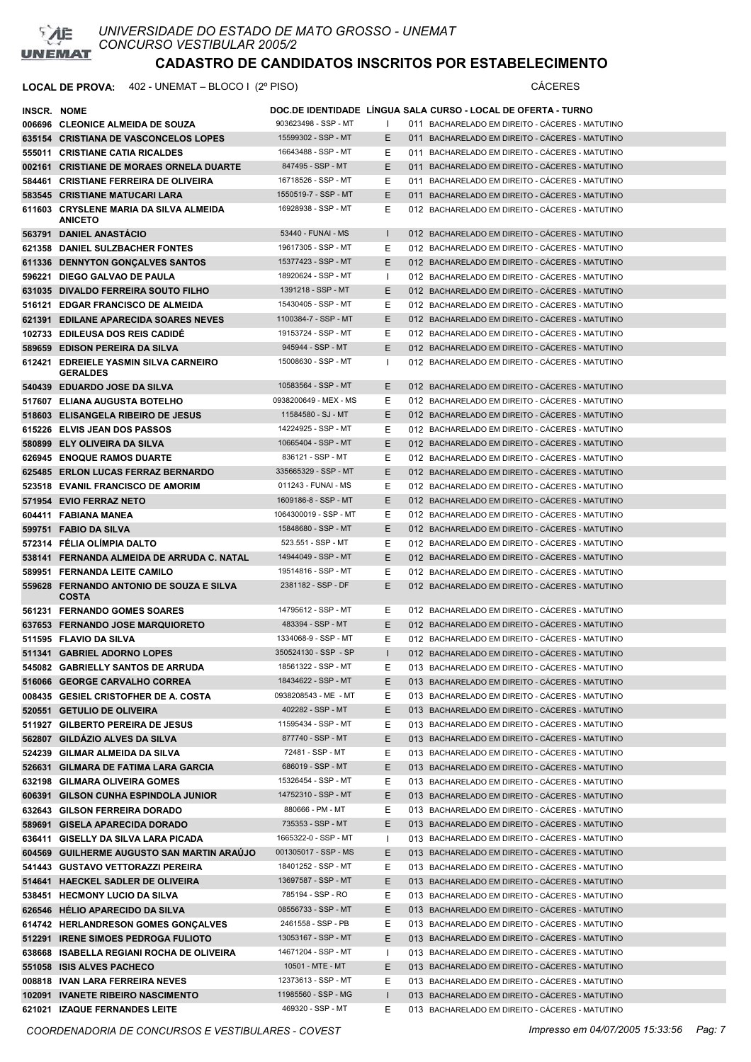UNIVERSIDADE DO ESTADO DE MATO GROSSO - UNEMAT
CONCURSO VESTIBULAR 2005/2

# CADASTRO DE CANDIDATOS INSCRITOS POR ESTABELECIMENTO

**LOCAL DE PROVA:** 402 - UNEMAT – BLOCO I (2º PISO) CÁCERES

| INSCR. | NOME | DOC.DE IDENTIDADE | LÍNGUA | SALA | CURSO - LOCAL DE OFERTA - TURNO |
|---|---|---|---|---|---|
| 006696 | CLEONICE ALMEIDA DE SOUZA | 903623498 - SSP - MT | I | 011 | BACHARELADO EM DIREITO - CÁCERES - MATUTINO |
| 635154 | CRISTIANA DE VASCONCELOS LOPES | 15599302 - SSP - MT | E | 011 | BACHARELADO EM DIREITO - CÁCERES - MATUTINO |
| 555011 | CRISTIANE CATIA RICALDES | 16643488 - SSP - MT | E | 011 | BACHARELADO EM DIREITO - CÁCERES - MATUTINO |
| 002161 | CRISTIANE DE MORAES ORNELA DUARTE | 847495 - SSP - MT | E | 011 | BACHARELADO EM DIREITO - CÁCERES - MATUTINO |
| 584461 | CRISTIANE FERREIRA DE OLIVEIRA | 16718526 - SSP - MT | E | 011 | BACHARELADO EM DIREITO - CÁCERES - MATUTINO |
| 583545 | CRISTIANE MATUCARI LARA | 1550519-7 - SSP - MT | E | 011 | BACHARELADO EM DIREITO - CÁCERES - MATUTINO |
| 611603 | CRYSLENE MARIA DA SILVA ALMEIDA ANICETO | 16928938 - SSP - MT | E | 012 | BACHARELADO EM DIREITO - CÁCERES - MATUTINO |
| 563791 | DANIEL ANASTÁCIO | 53440 - FUNAI - MS | I | 012 | BACHARELADO EM DIREITO - CÁCERES - MATUTINO |
| 621358 | DANIEL SULZBACHER FONTES | 19617305 - SSP - MT | E | 012 | BACHARELADO EM DIREITO - CÁCERES - MATUTINO |
| 611336 | DENNYTON GONÇALVES SANTOS | 15377423 - SSP - MT | E | 012 | BACHARELADO EM DIREITO - CÁCERES - MATUTINO |
| 596221 | DIEGO GALVAO DE PAULA | 18920624 - SSP - MT | I | 012 | BACHARELADO EM DIREITO - CÁCERES - MATUTINO |
| 631035 | DIVALDO FERREIRA SOUTO FILHO | 1391218 - SSP - MT | E | 012 | BACHARELADO EM DIREITO - CÁCERES - MATUTINO |
| 516121 | EDGAR FRANCISCO DE ALMEIDA | 15430405 - SSP - MT | E | 012 | BACHARELADO EM DIREITO - CÁCERES - MATUTINO |
| 621391 | EDILANE APARECIDA SOARES NEVES | 1100384-7 - SSP - MT | E | 012 | BACHARELADO EM DIREITO - CÁCERES - MATUTINO |
| 102733 | EDILEUSA DOS REIS CADIDÉ | 19153724 - SSP - MT | E | 012 | BACHARELADO EM DIREITO - CÁCERES - MATUTINO |
| 589659 | EDISON PEREIRA DA SILVA | 945944 - SSP - MT | E | 012 | BACHARELADO EM DIREITO - CÁCERES - MATUTINO |
| 612421 | EDREIELE YASMIN SILVA CARNEIRO GERALDES | 15008630 - SSP - MT | I | 012 | BACHARELADO EM DIREITO - CÁCERES - MATUTINO |
| 540439 | EDUARDO JOSE DA SILVA | 10583564 - SSP - MT | E | 012 | BACHARELADO EM DIREITO - CÁCERES - MATUTINO |
| 517607 | ELIANA AUGUSTA BOTELHO | 0938200649 - MEX - MS | E | 012 | BACHARELADO EM DIREITO - CÁCERES - MATUTINO |
| 518603 | ELISANGELA RIBEIRO DE JESUS | 11584580 - SJ - MT | E | 012 | BACHARELADO EM DIREITO - CÁCERES - MATUTINO |
| 615226 | ELVIS JEAN DOS PASSOS | 14224925 - SSP - MT | E | 012 | BACHARELADO EM DIREITO - CÁCERES - MATUTINO |
| 580899 | ELY OLIVEIRA DA SILVA | 10665404 - SSP - MT | E | 012 | BACHARELADO EM DIREITO - CÁCERES - MATUTINO |
| 626945 | ENOQUE RAMOS DUARTE | 836121 - SSP - MT | E | 012 | BACHARELADO EM DIREITO - CÁCERES - MATUTINO |
| 625485 | ERLON LUCAS FERRAZ BERNARDO | 335665329 - SSP - MT | E | 012 | BACHARELADO EM DIREITO - CÁCERES - MATUTINO |
| 523518 | EVANIL FRANCISCO DE AMORIM | 011243 - FUNAI - MS | E | 012 | BACHARELADO EM DIREITO - CÁCERES - MATUTINO |
| 571954 | EVIO FERRAZ NETO | 1609186-8 - SSP - MT | E | 012 | BACHARELADO EM DIREITO - CÁCERES - MATUTINO |
| 604411 | FABIANA MANEA | 1064300019 - SSP - MT | E | 012 | BACHARELADO EM DIREITO - CÁCERES - MATUTINO |
| 599751 | FABIO DA SILVA | 15848680 - SSP - MT | E | 012 | BACHARELADO EM DIREITO - CÁCERES - MATUTINO |
| 572314 | FÉLIA OLÍMPIA DALTO | 523.551 - SSP - MT | E | 012 | BACHARELADO EM DIREITO - CÁCERES - MATUTINO |
| 538141 | FERNANDA ALMEIDA DE ARRUDA C. NATAL | 14944049 - SSP - MT | E | 012 | BACHARELADO EM DIREITO - CÁCERES - MATUTINO |
| 589951 | FERNANDA LEITE CAMILO | 19514816 - SSP - MT | E | 012 | BACHARELADO EM DIREITO - CÁCERES - MATUTINO |
| 559628 | FERNANDO ANTONIO DE SOUZA E SILVA COSTA | 2381182 - SSP - DF | E | 012 | BACHARELADO EM DIREITO - CÁCERES - MATUTINO |
| 561231 | FERNANDO GOMES SOARES | 14795612 - SSP - MT | E | 012 | BACHARELADO EM DIREITO - CÁCERES - MATUTINO |
| 637653 | FERNANDO JOSE MARQUIORETO | 483394 - SSP - MT | E | 012 | BACHARELADO EM DIREITO - CÁCERES - MATUTINO |
| 511595 | FLAVIO DA SILVA | 1334068-9 - SSP - MT | E | 012 | BACHARELADO EM DIREITO - CÁCERES - MATUTINO |
| 511341 | GABRIEL ADORNO LOPES | 350524130 - SSP - SP | I | 012 | BACHARELADO EM DIREITO - CÁCERES - MATUTINO |
| 545082 | GABRIELLY SANTOS DE ARRUDA | 18561322 - SSP - MT | E | 013 | BACHARELADO EM DIREITO - CÁCERES - MATUTINO |
| 516066 | GEORGE CARVALHO CORREA | 18434622 - SSP - MT | E | 013 | BACHARELADO EM DIREITO - CÁCERES - MATUTINO |
| 008435 | GESIEL CRISTOFHER DE A. COSTA | 0938208543 - ME - MT | E | 013 | BACHARELADO EM DIREITO - CÁCERES - MATUTINO |
| 520551 | GETULIO DE OLIVEIRA | 402282 - SSP - MT | E | 013 | BACHARELADO EM DIREITO - CÁCERES - MATUTINO |
| 511927 | GILBERTO PEREIRA DE JESUS | 11595434 - SSP - MT | E | 013 | BACHARELADO EM DIREITO - CÁCERES - MATUTINO |
| 562807 | GILDÁZIO ALVES DA SILVA | 877740 - SSP - MT | E | 013 | BACHARELADO EM DIREITO - CÁCERES - MATUTINO |
| 524239 | GILMAR ALMEIDA DA SILVA | 72481 - SSP - MT | E | 013 | BACHARELADO EM DIREITO - CÁCERES - MATUTINO |
| 526631 | GILMARA DE FATIMA LARA GARCIA | 686019 - SSP - MT | E | 013 | BACHARELADO EM DIREITO - CÁCERES - MATUTINO |
| 632198 | GILMARA OLIVEIRA GOMES | 15326454 - SSP - MT | E | 013 | BACHARELADO EM DIREITO - CÁCERES - MATUTINO |
| 606391 | GILSON CUNHA ESPINDOLA JUNIOR | 14752310 - SSP - MT | E | 013 | BACHARELADO EM DIREITO - CÁCERES - MATUTINO |
| 632643 | GILSON FERREIRA DORADO | 880666 - PM - MT | E | 013 | BACHARELADO EM DIREITO - CÁCERES - MATUTINO |
| 589691 | GISELA APARECIDA DORADO | 735353 - SSP - MT | E | 013 | BACHARELADO EM DIREITO - CÁCERES - MATUTINO |
| 636411 | GISELLY DA SILVA LARA PICADA | 1665322-0 - SSP - MT | I | 013 | BACHARELADO EM DIREITO - CÁCERES - MATUTINO |
| 604569 | GUILHERME AUGUSTO SAN MARTIN ARAÚJO | 001305017 - SSP - MS | E | 013 | BACHARELADO EM DIREITO - CÁCERES - MATUTINO |
| 541443 | GUSTAVO VETTORAZZI PEREIRA | 18401252 - SSP - MT | E | 013 | BACHARELADO EM DIREITO - CÁCERES - MATUTINO |
| 514641 | HAECKEL SADLER DE OLIVEIRA | 13697587 - SSP - MT | E | 013 | BACHARELADO EM DIREITO - CÁCERES - MATUTINO |
| 538451 | HECMONY LUCIO DA SILVA | 785194 - SSP - RO | E | 013 | BACHARELADO EM DIREITO - CÁCERES - MATUTINO |
| 626546 | HÉLIO APARECIDO DA SILVA | 08556733 - SSP - MT | E | 013 | BACHARELADO EM DIREITO - CÁCERES - MATUTINO |
| 614742 | HERLANDRESON GOMES GONÇALVES | 2461558 - SSP - PB | E | 013 | BACHARELADO EM DIREITO - CÁCERES - MATUTINO |
| 512291 | IRENE SIMOES PEDROGA FULIOTO | 13053167 - SSP - MT | E | 013 | BACHARELADO EM DIREITO - CÁCERES - MATUTINO |
| 638668 | ISABELLA REGIANI ROCHA DE OLIVEIRA | 14671204 - SSP - MT | I | 013 | BACHARELADO EM DIREITO - CÁCERES - MATUTINO |
| 551058 | ISIS ALVES PACHECO | 10501 - MTE - MT | E | 013 | BACHARELADO EM DIREITO - CÁCERES - MATUTINO |
| 008818 | IVAN LARA FERREIRA NEVES | 12373613 - SSP - MT | E | 013 | BACHARELADO EM DIREITO - CÁCERES - MATUTINO |
| 102091 | IVANETE RIBEIRO NASCIMENTO | 11985560 - SSP - MG | I | 013 | BACHARELADO EM DIREITO - CÁCERES - MATUTINO |
| 621021 | IZAQUE FERNANDES LEITE | 469320 - SSP - MT | E | 013 | BACHARELADO EM DIREITO - CÁCERES - MATUTINO |

COORDENADORIA DE CONCURSOS E VESTIBULARES - COVEST Impresso em 04/07/2005 15:33:56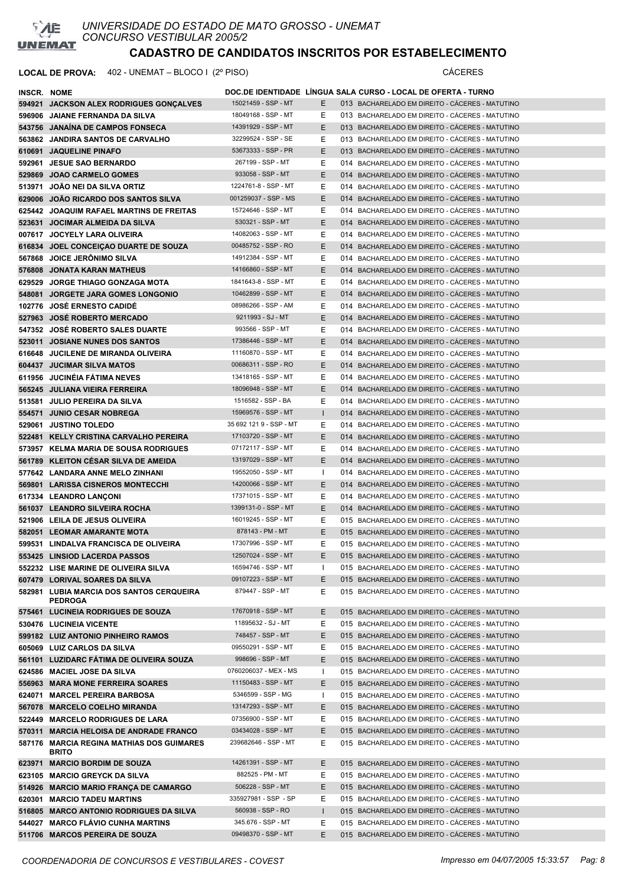UNIVERSIDADE DO ESTADO DE MATO GROSSO - UNEMAT
CONCURSO VESTIBULAR 2005/2

# CADASTRO DE CANDIDATOS INSCRITOS POR ESTABELECIMENTO

**LOCAL DE PROVA:** 402 - UNEMAT – BLOCO I (2º PISO) CÁCERES

| INSCR. | NOME | DOC.DE IDENTIDADE | LÍNGUA | SALA | CURSO - LOCAL DE OFERTA - TURNO |
|---|---|---|---|---|---|
| 594921 | JACKSON ALEX RODRIGUES GONÇALVES | 15021459 - SSP - MT | E | 013 | BACHARELADO EM DIREITO - CÁCERES - MATUTINO |
| 596906 | JAIANE FERNANDA DA SILVA | 18049168 - SSP - MT | E | 013 | BACHARELADO EM DIREITO - CÁCERES - MATUTINO |
| 543756 | JANAÍNA DE CAMPOS FONSECA | 14391929 - SSP - MT | E | 013 | BACHARELADO EM DIREITO - CÁCERES - MATUTINO |
| 563862 | JANDIRA SANTOS DE CARVALHO | 32299524 - SSP - SE | E | 013 | BACHARELADO EM DIREITO - CÁCERES - MATUTINO |
| 610691 | JAQUELINE PINAFO | 53673333 - SSP - PR | E | 013 | BACHARELADO EM DIREITO - CÁCERES - MATUTINO |
| 592961 | JESUE SAO BERNARDO | 267199 - SSP - MT | E | 014 | BACHARELADO EM DIREITO - CÁCERES - MATUTINO |
| 529869 | JOAO CARMELO GOMES | 933058 - SSP - MT | E | 014 | BACHARELADO EM DIREITO - CÁCERES - MATUTINO |
| 513971 | JOÃO NEI DA SILVA ORTIZ | 1224761-8 - SSP - MT | E | 014 | BACHARELADO EM DIREITO - CÁCERES - MATUTINO |
| 629006 | JOÃO RICARDO DOS SANTOS SILVA | 001259037 - SSP - MS | E | 014 | BACHARELADO EM DIREITO - CÁCERES - MATUTINO |
| 625442 | JOAQUIM RAFAEL MARTINS DE FREITAS | 15724646 - SSP - MT | E | 014 | BACHARELADO EM DIREITO - CÁCERES - MATUTINO |
| 523631 | JOCIMAR ALMEIDA DA SILVA | 530321 - SSP - MT | E | 014 | BACHARELADO EM DIREITO - CÁCERES - MATUTINO |
| 007617 | JOCYELY LARA OLIVEIRA | 14082063 - SSP - MT | E | 014 | BACHARELADO EM DIREITO - CÁCERES - MATUTINO |
| 616834 | JOEL CONCEIÇAO DUARTE DE SOUZA | 00485752 - SSP - RO | E | 014 | BACHARELADO EM DIREITO - CÁCERES - MATUTINO |
| 567868 | JOICE JERÔNIMO SILVA | 14912384 - SSP - MT | E | 014 | BACHARELADO EM DIREITO - CÁCERES - MATUTINO |
| 576808 | JONATA KARAN MATHEUS | 14166860 - SSP - MT | E | 014 | BACHARELADO EM DIREITO - CÁCERES - MATUTINO |
| 629529 | JORGE THIAGO GONZAGA MOTA | 1841643-8 - SSP - MT | E | 014 | BACHARELADO EM DIREITO - CÁCERES - MATUTINO |
| 548081 | JORGETE JARA GOMES LONGONIO | 10462899 - SSP - MT | E | 014 | BACHARELADO EM DIREITO - CÁCERES - MATUTINO |
| 102776 | JOSÉ ERNESTO CADIDÉ | 08986266 - SSP - AM | E | 014 | BACHARELADO EM DIREITO - CÁCERES - MATUTINO |
| 527963 | JOSÉ ROBERTO MERCADO | 9211993 - SJ - MT | E | 014 | BACHARELADO EM DIREITO - CÁCERES - MATUTINO |
| 547352 | JOSÉ ROBERTO SALES DUARTE | 993566 - SSP - MT | E | 014 | BACHARELADO EM DIREITO - CÁCERES - MATUTINO |
| 523011 | JOSIANE NUNES DOS SANTOS | 17386446 - SSP - MT | E | 014 | BACHARELADO EM DIREITO - CÁCERES - MATUTINO |
| 616648 | JUCILENE DE MIRANDA OLIVEIRA | 11160870 - SSP - MT | E | 014 | BACHARELADO EM DIREITO - CÁCERES - MATUTINO |
| 604437 | JUCIMAR SILVA MATOS | 00686311 - SSP - RO | E | 014 | BACHARELADO EM DIREITO - CÁCERES - MATUTINO |
| 611956 | JUCINÉIA FÁTIMA NEVES | 13418165 - SSP - MT | E | 014 | BACHARELADO EM DIREITO - CÁCERES - MATUTINO |
| 565245 | JULIANA VIEIRA FERREIRA | 18096948 - SSP - MT | E | 014 | BACHARELADO EM DIREITO - CÁCERES - MATUTINO |
| 513581 | JULIO PEREIRA DA SILVA | 1516582 - SSP - BA | E | 014 | BACHARELADO EM DIREITO - CÁCERES - MATUTINO |
| 554571 | JUNIO CESAR NOBREGA | 15969576 - SSP - MT | I | 014 | BACHARELADO EM DIREITO - CÁCERES - MATUTINO |
| 529061 | JUSTINO TOLEDO | 35 692 121 9 - SSP - MT | E | 014 | BACHARELADO EM DIREITO - CÁCERES - MATUTINO |
| 522481 | KELLY CRISTINA CARVALHO PEREIRA | 17103720 - SSP - MT | E | 014 | BACHARELADO EM DIREITO - CÁCERES - MATUTINO |
| 573957 | KELMA MARIA DE SOUSA RODRIGUES | 07172117 - SSP - MT | E | 014 | BACHARELADO EM DIREITO - CÁCERES - MATUTINO |
| 561789 | KLEITON CÉSAR SILVA DE AMEIDA | 13197029 - SSP - MT | E | 014 | BACHARELADO EM DIREITO - CÁCERES - MATUTINO |
| 577642 | LANDARA ANNE MELO ZINHANI | 19552050 - SSP - MT | I | 014 | BACHARELADO EM DIREITO - CÁCERES - MATUTINO |
| 569801 | LARISSA CISNEROS MONTECCHI | 14200066 - SSP - MT | E | 014 | BACHARELADO EM DIREITO - CÁCERES - MATUTINO |
| 617334 | LEANDRO LANÇONI | 17371015 - SSP - MT | E | 014 | BACHARELADO EM DIREITO - CÁCERES - MATUTINO |
| 561037 | LEANDRO SILVEIRA ROCHA | 1399131-0 - SSP - MT | E | 014 | BACHARELADO EM DIREITO - CÁCERES - MATUTINO |
| 521906 | LEILA DE JESUS OLIVEIRA | 16019245 - SSP - MT | E | 015 | BACHARELADO EM DIREITO - CÁCERES - MATUTINO |
| 582051 | LEOMAR AMARANTE MOTA | 878143 - PM - MT | E | 015 | BACHARELADO EM DIREITO - CÁCERES - MATUTINO |
| 599531 | LINDALVA FRANCISCA DE OLIVEIRA | 17307996 - SSP - MT | E | 015 | BACHARELADO EM DIREITO - CÁCERES - MATUTINO |
| 553425 | LINSIOD LACERDA PASSOS | 12507024 - SSP - MT | E | 015 | BACHARELADO EM DIREITO - CÁCERES - MATUTINO |
| 552232 | LISE MARINE DE OLIVEIRA SILVA | 16594746 - SSP - MT | I | 015 | BACHARELADO EM DIREITO - CÁCERES - MATUTINO |
| 607479 | LORIVAL SOARES DA SILVA | 09107223 - SSP - MT | E | 015 | BACHARELADO EM DIREITO - CÁCERES - MATUTINO |
| 582981 | LUBIA MARCIA DOS SANTOS CERQUEIRA PEDROGA | 879447 - SSP - MT | E | 015 | BACHARELADO EM DIREITO - CÁCERES - MATUTINO |
| 575461 | LUCINEIA RODRIGUES DE SOUZA | 17670918 - SSP - MT | E | 015 | BACHARELADO EM DIREITO - CÁCERES - MATUTINO |
| 530476 | LUCINEIA VICENTE | 11895632 - SJ - MT | E | 015 | BACHARELADO EM DIREITO - CÁCERES - MATUTINO |
| 599182 | LUIZ ANTONIO PINHEIRO RAMOS | 748457 - SSP - MT | E | 015 | BACHARELADO EM DIREITO - CÁCERES - MATUTINO |
| 605069 | LUIZ CARLOS DA SILVA | 09550291 - SSP - MT | E | 015 | BACHARELADO EM DIREITO - CÁCERES - MATUTINO |
| 561101 | LUZIDARC FÁTIMA DE OLIVEIRA SOUZA | 998696 - SSP - MT | E | 015 | BACHARELADO EM DIREITO - CÁCERES - MATUTINO |
| 624586 | MACIEL JOSE DA SILVA | 0760206037 - MEX - MS | I | 015 | BACHARELADO EM DIREITO - CÁCERES - MATUTINO |
| 556963 | MARA MONE FERREIRA SOARES | 11150483 - SSP - MT | E | 015 | BACHARELADO EM DIREITO - CÁCERES - MATUTINO |
| 624071 | MARCEL PEREIRA BARBOSA | 5346599 - SSP - MG | I | 015 | BACHARELADO EM DIREITO - CÁCERES - MATUTINO |
| 567078 | MARCELO COELHO MIRANDA | 13147293 - SSP - MT | E | 015 | BACHARELADO EM DIREITO - CÁCERES - MATUTINO |
| 522449 | MARCELO RODRIGUES DE LARA | 07356900 - SSP - MT | E | 015 | BACHARELADO EM DIREITO - CÁCERES - MATUTINO |
| 570311 | MARCIA HELOISA DE ANDRADE FRANCO | 03434028 - SSP - MT | E | 015 | BACHARELADO EM DIREITO - CÁCERES - MATUTINO |
| 587176 | MARCIA REGINA MATHIAS DOS GUIMARES BRITO | 239682646 - SSP - MT | E | 015 | BACHARELADO EM DIREITO - CÁCERES - MATUTINO |
| 623971 | MARCIO BORDIM DE SOUZA | 14261391 - SSP - MT | E | 015 | BACHARELADO EM DIREITO - CÁCERES - MATUTINO |
| 623105 | MARCIO GREYCK DA SILVA | 882525 - PM - MT | E | 015 | BACHARELADO EM DIREITO - CÁCERES - MATUTINO |
| 514926 | MARCIO MARIO FRANÇA DE CAMARGO | 506228 - SSP - MT | E | 015 | BACHARELADO EM DIREITO - CÁCERES - MATUTINO |
| 620301 | MARCIO TADEU MARTINS | 335927981 - SSP - SP | E | 015 | BACHARELADO EM DIREITO - CÁCERES - MATUTINO |
| 516805 | MARCO ANTONIO RODRIGUES DA SILVA | 560938 - SSP - RO | I | 015 | BACHARELADO EM DIREITO - CÁCERES - MATUTINO |
| 544027 | MARCO FLÁVIO CUNHA MARTINS | 345.676 - SSP - MT | E | 015 | BACHARELADO EM DIREITO - CÁCERES - MATUTINO |
| 511706 | MARCOS PEREIRA DE SOUZA | 09498370 - SSP - MT | E | 015 | BACHARELADO EM DIREITO - CÁCERES - MATUTINO |

COORDENADORIA DE CONCURSOS E VESTIBULARES - COVEST — Impresso em 04/07/2005 15:33:57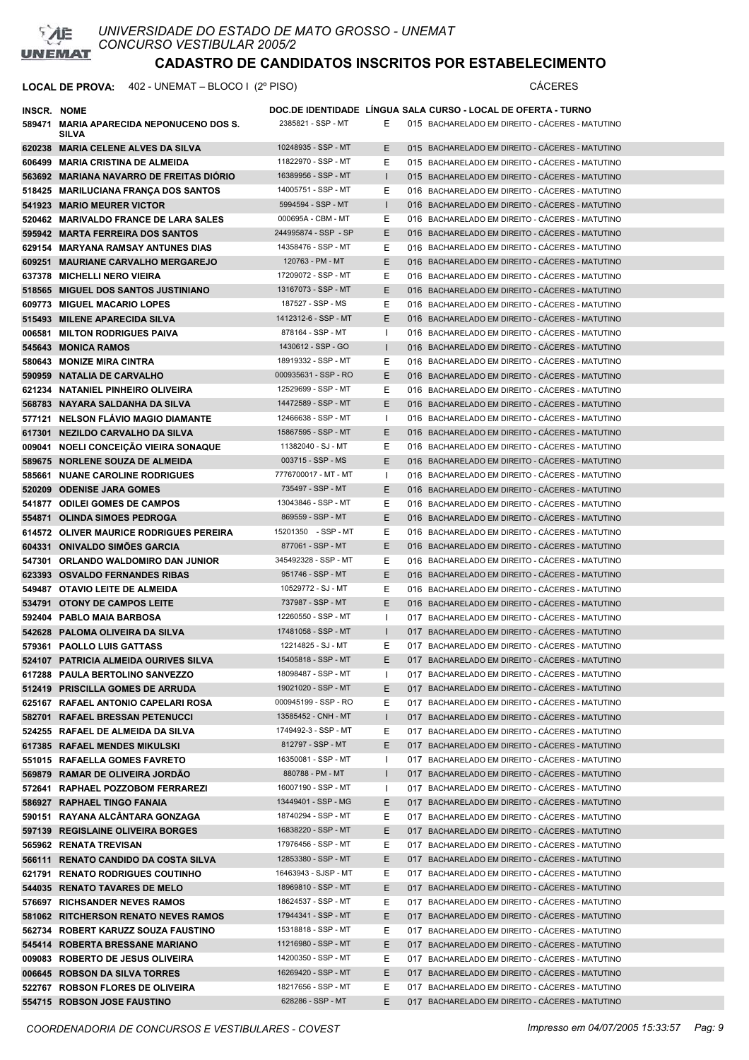# UNIVERSIDADE DO ESTADO DE MATO GROSSO - UNEMAT

CONCURSO VESTIBULAR 2005/2

## CADASTRO DE CANDIDATOS INSCRITOS POR ESTABELECIMENTO

**LOCAL DE PROVA:** 402 - UNEMAT – BLOCO I (2º PISO) CÁCERES

| INSCR. | NOME | DOC.DE IDENTIDADE | LÍNGUA | SALA | CURSO - LOCAL DE OFERTA - TURNO |
|---|---|---|---|---|---|
| 589471 | MARIA APARECIDA NEPONUCENO DOS S. SILVA | 2385821 - SSP - MT | E | 015 | BACHARELADO EM DIREITO - CÁCERES - MATUTINO |
| 620238 | MARIA CELENE ALVES DA SILVA | 10248935 - SSP - MT | E | 015 | BACHARELADO EM DIREITO - CÁCERES - MATUTINO |
| 606499 | MARIA CRISTINA DE ALMEIDA | 11822970 - SSP - MT | E | 015 | BACHARELADO EM DIREITO - CÁCERES - MATUTINO |
| 563692 | MARIANA NAVARRO DE FREITAS DIÓRIO | 16389956 - SSP - MT | I | 015 | BACHARELADO EM DIREITO - CÁCERES - MATUTINO |
| 518425 | MARILUCIANA FRANÇA DOS SANTOS | 14005751 - SSP - MT | E | 016 | BACHARELADO EM DIREITO - CÁCERES - MATUTINO |
| 541923 | MARIO MEURER VICTOR | 5994594 - SSP - MT | I | 016 | BACHARELADO EM DIREITO - CÁCERES - MATUTINO |
| 520462 | MARIVALDO FRANCE DE LARA SALES | 000695A - CBM - MT | E | 016 | BACHARELADO EM DIREITO - CÁCERES - MATUTINO |
| 595942 | MARTA FERREIRA DOS SANTOS | 244995874 - SSP - SP | E | 016 | BACHARELADO EM DIREITO - CÁCERES - MATUTINO |
| 629154 | MARYANA RAMSAY ANTUNES DIAS | 14358476 - SSP - MT | E | 016 | BACHARELADO EM DIREITO - CÁCERES - MATUTINO |
| 609251 | MAURIANE CARVALHO MERGAREJO | 120763 - PM - MT | E | 016 | BACHARELADO EM DIREITO - CÁCERES - MATUTINO |
| 637378 | MICHELLI NERO VIEIRA | 17209072 - SSP - MT | E | 016 | BACHARELADO EM DIREITO - CÁCERES - MATUTINO |
| 518565 | MIGUEL DOS SANTOS JUSTINIANO | 13167073 - SSP - MT | E | 016 | BACHARELADO EM DIREITO - CÁCERES - MATUTINO |
| 609773 | MIGUEL MACARIO LOPES | 187527 - SSP - MS | E | 016 | BACHARELADO EM DIREITO - CÁCERES - MATUTINO |
| 515493 | MILENE APARECIDA SILVA | 1412312-6 - SSP - MT | E | 016 | BACHARELADO EM DIREITO - CÁCERES - MATUTINO |
| 006581 | MILTON RODRIGUES PAIVA | 878164 - SSP - MT | I | 016 | BACHARELADO EM DIREITO - CÁCERES - MATUTINO |
| 545643 | MONICA RAMOS | 1430612 - SSP - GO | I | 016 | BACHARELADO EM DIREITO - CÁCERES - MATUTINO |
| 580643 | MONIZE MIRA CINTRA | 18919332 - SSP - MT | E | 016 | BACHARELADO EM DIREITO - CÁCERES - MATUTINO |
| 590959 | NATALIA DE CARVALHO | 000935631 - SSP - RO | E | 016 | BACHARELADO EM DIREITO - CÁCERES - MATUTINO |
| 621234 | NATANIEL PINHEIRO OLIVEIRA | 12529699 - SSP - MT | E | 016 | BACHARELADO EM DIREITO - CÁCERES - MATUTINO |
| 568783 | NAYARA SALDANHA DA SILVA | 14472589 - SSP - MT | E | 016 | BACHARELADO EM DIREITO - CÁCERES - MATUTINO |
| 577121 | NELSON FLÁVIO MAGIO DIAMANTE | 12466638 - SSP - MT | I | 016 | BACHARELADO EM DIREITO - CÁCERES - MATUTINO |
| 617301 | NEZILDO CARVALHO DA SILVA | 15867595 - SSP - MT | E | 016 | BACHARELADO EM DIREITO - CÁCERES - MATUTINO |
| 009041 | NOELI CONCEIÇÃO VIEIRA SONAQUE | 11382040 - SJ - MT | E | 016 | BACHARELADO EM DIREITO - CÁCERES - MATUTINO |
| 589675 | NORLENE SOUZA DE ALMEIDA | 003715 - SSP - MS | E | 016 | BACHARELADO EM DIREITO - CÁCERES - MATUTINO |
| 585661 | NUANE CAROLINE RODRIGUES | 7776700017 - MT - MT | I | 016 | BACHARELADO EM DIREITO - CÁCERES - MATUTINO |
| 520209 | ODENISE JARA GOMES | 735497 - SSP - MT | E | 016 | BACHARELADO EM DIREITO - CÁCERES - MATUTINO |
| 541877 | ODILEI GOMES DE CAMPOS | 13043846 - SSP - MT | E | 016 | BACHARELADO EM DIREITO - CÁCERES - MATUTINO |
| 554871 | OLINDA SIMOES PEDROGA | 869559 - SSP - MT | E | 016 | BACHARELADO EM DIREITO - CÁCERES - MATUTINO |
| 614572 | OLIVER MAURICE RODRIGUES PEREIRA | 15201350 - SSP - MT | E | 016 | BACHARELADO EM DIREITO - CÁCERES - MATUTINO |
| 604331 | ONIVALDO SIMÕES GARCIA | 877061 - SSP - MT | E | 016 | BACHARELADO EM DIREITO - CÁCERES - MATUTINO |
| 547301 | ORLANDO WALDOMIRO DAN JUNIOR | 345492328 - SSP - MT | E | 016 | BACHARELADO EM DIREITO - CÁCERES - MATUTINO |
| 623393 | OSVALDO FERNANDES RIBAS | 951746 - SSP - MT | E | 016 | BACHARELADO EM DIREITO - CÁCERES - MATUTINO |
| 549487 | OTAVIO LEITE DE ALMEIDA | 10529772 - SJ - MT | E | 016 | BACHARELADO EM DIREITO - CÁCERES - MATUTINO |
| 534791 | OTONY DE CAMPOS LEITE | 737987 - SSP - MT | E | 016 | BACHARELADO EM DIREITO - CÁCERES - MATUTINO |
| 592404 | PABLO MAIA BARBOSA | 12260550 - SSP - MT | I | 017 | BACHARELADO EM DIREITO - CÁCERES - MATUTINO |
| 542628 | PALOMA OLIVEIRA DA SILVA | 17481058 - SSP - MT | I | 017 | BACHARELADO EM DIREITO - CÁCERES - MATUTINO |
| 579361 | PAOLLO LUIS GATTASS | 12214825 - SJ - MT | E | 017 | BACHARELADO EM DIREITO - CÁCERES - MATUTINO |
| 524107 | PATRICIA ALMEIDA OURIVES SILVA | 15405818 - SSP - MT | E | 017 | BACHARELADO EM DIREITO - CÁCERES - MATUTINO |
| 617288 | PAULA BERTOLINO SANVEZZO | 18098487 - SSP - MT | I | 017 | BACHARELADO EM DIREITO - CÁCERES - MATUTINO |
| 512419 | PRISCILLA GOMES DE ARRUDA | 19021020 - SSP - MT | E | 017 | BACHARELADO EM DIREITO - CÁCERES - MATUTINO |
| 625167 | RAFAEL ANTONIO CAPELARI ROSA | 000945199 - SSP - RO | E | 017 | BACHARELADO EM DIREITO - CÁCERES - MATUTINO |
| 582701 | RAFAEL BRESSAN PETENUCCI | 13585452 - CNH - MT | I | 017 | BACHARELADO EM DIREITO - CÁCERES - MATUTINO |
| 524255 | RAFAEL DE ALMEIDA DA SILVA | 1749492-3 - SSP - MT | E | 017 | BACHARELADO EM DIREITO - CÁCERES - MATUTINO |
| 617385 | RAFAEL MENDES MIKULSKI | 812797 - SSP - MT | E | 017 | BACHARELADO EM DIREITO - CÁCERES - MATUTINO |
| 551015 | RAFAELLA GOMES FAVRETO | 16350081 - SSP - MT | I | 017 | BACHARELADO EM DIREITO - CÁCERES - MATUTINO |
| 569879 | RAMAR DE OLIVEIRA JORDÃO | 880788 - PM - MT | I | 017 | BACHARELADO EM DIREITO - CÁCERES - MATUTINO |
| 572641 | RAPHAEL POZZOBOM FERRAREZI | 16007190 - SSP - MT | I | 017 | BACHARELADO EM DIREITO - CÁCERES - MATUTINO |
| 586927 | RAPHAEL TINGO FANAIA | 13449401 - SSP - MG | E | 017 | BACHARELADO EM DIREITO - CÁCERES - MATUTINO |
| 590151 | RAYANA ALCÂNTARA GONZAGA | 18740294 - SSP - MT | E | 017 | BACHARELADO EM DIREITO - CÁCERES - MATUTINO |
| 597139 | REGISLAINE OLIVEIRA BORGES | 16838220 - SSP - MT | E | 017 | BACHARELADO EM DIREITO - CÁCERES - MATUTINO |
| 565962 | RENATA TREVISAN | 17976456 - SSP - MT | E | 017 | BACHARELADO EM DIREITO - CÁCERES - MATUTINO |
| 566111 | RENATO CANDIDO DA COSTA SILVA | 12853380 - SSP - MT | E | 017 | BACHARELADO EM DIREITO - CÁCERES - MATUTINO |
| 621791 | RENATO RODRIGUES COUTINHO | 16463943 - SJSP - MT | E | 017 | BACHARELADO EM DIREITO - CÁCERES - MATUTINO |
| 544035 | RENATO TAVARES DE MELO | 18969810 - SSP - MT | E | 017 | BACHARELADO EM DIREITO - CÁCERES - MATUTINO |
| 576697 | RICHSANDER NEVES RAMOS | 18624537 - SSP - MT | E | 017 | BACHARELADO EM DIREITO - CÁCERES - MATUTINO |
| 581062 | RITCHERSON RENATO NEVES RAMOS | 17944341 - SSP - MT | E | 017 | BACHARELADO EM DIREITO - CÁCERES - MATUTINO |
| 562734 | ROBERT KARUZZ SOUZA FAUSTINO | 15318818 - SSP - MT | E | 017 | BACHARELADO EM DIREITO - CÁCERES - MATUTINO |
| 545414 | ROBERTA BRESSANE MARIANO | 11216980 - SSP - MT | E | 017 | BACHARELADO EM DIREITO - CÁCERES - MATUTINO |
| 009083 | ROBERTO DE JESUS OLIVEIRA | 14200350 - SSP - MT | E | 017 | BACHARELADO EM DIREITO - CÁCERES - MATUTINO |
| 006645 | ROBSON DA SILVA TORRES | 16269420 - SSP - MT | E | 017 | BACHARELADO EM DIREITO - CÁCERES - MATUTINO |
| 522767 | ROBSON FLORES DE OLIVEIRA | 18217656 - SSP - MT | E | 017 | BACHARELADO EM DIREITO - CÁCERES - MATUTINO |
| 554715 | ROBSON JOSE FAUSTINO | 628286 - SSP - MT | E | 017 | BACHARELADO EM DIREITO - CÁCERES - MATUTINO |

*COORDENADORIA DE CONCURSOS E VESTIBULARES - COVEST* — *Impresso em 04/07/2005 15:33:57*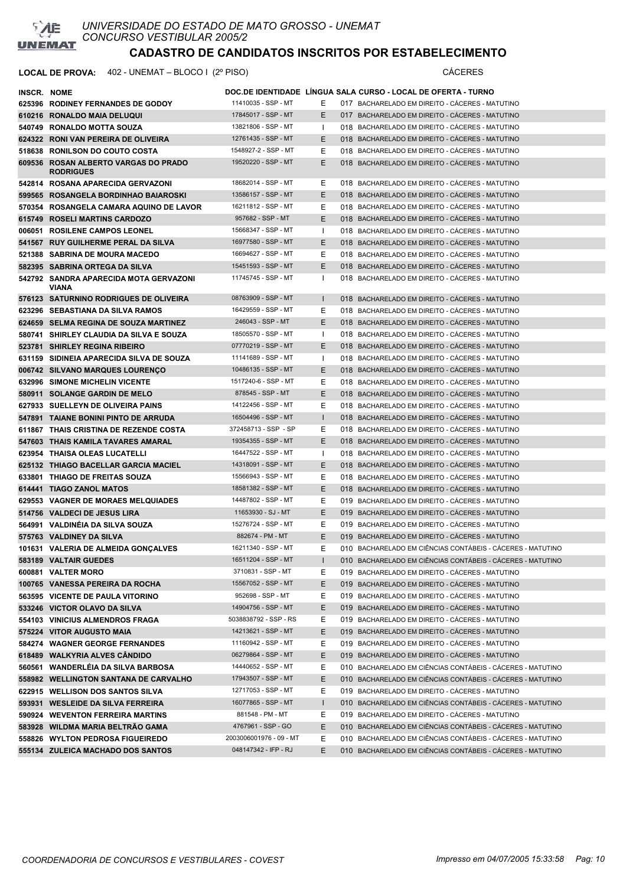UNIVERSIDADE DO ESTADO DE MATO GROSSO - UNEMAT
CONCURSO VESTIBULAR 2005/2

# CADASTRO DE CANDIDATOS INSCRITOS POR ESTABELECIMENTO

**LOCAL DE PROVA:** 402 - UNEMAT – BLOCO I (2º PISO) CÁCERES

| INSCR. | NOME | DOC.DE IDENTIDADE | LÍNGUA | SALA | CURSO - LOCAL DE OFERTA - TURNO |
|---|---|---|---|---|---|
| 625396 | RODINEY FERNANDES DE GODOY | 11410035 - SSP - MT | E | 017 | BACHARELADO EM DIREITO - CÁCERES - MATUTINO |
| 610216 | RONALDO MAIA DELUQUI | 17845017 - SSP - MT | E | 017 | BACHARELADO EM DIREITO - CÁCERES - MATUTINO |
| 540749 | RONALDO MOTTA SOUZA | 13821806 - SSP - MT | I | 018 | BACHARELADO EM DIREITO - CÁCERES - MATUTINO |
| 624322 | RONI VAN PEREIRA DE OLIVEIRA | 12761435 - SSP - MT | E | 018 | BACHARELADO EM DIREITO - CÁCERES - MATUTINO |
| 518638 | RONILSON DO COUTO COSTA | 1548927-2 - SSP - MT | E | 018 | BACHARELADO EM DIREITO - CÁCERES - MATUTINO |
| 609536 | ROSAN ALBERTO VARGAS DO PRADO RODRIGUES | 19520220 - SSP - MT | E | 018 | BACHARELADO EM DIREITO - CÁCERES - MATUTINO |
| 542814 | ROSANA APARECIDA GERVAZONI | 18682014 - SSP - MT | E | 018 | BACHARELADO EM DIREITO - CÁCERES - MATUTINO |
| 599565 | ROSANGELA BORDINHAO BAIAROSKI | 13586157 - SSP - MT | E | 018 | BACHARELADO EM DIREITO - CÁCERES - MATUTINO |
| 570354 | ROSANGELA CAMARA AQUINO DE LAVOR | 16211812 - SSP - MT | E | 018 | BACHARELADO EM DIREITO - CÁCERES - MATUTINO |
| 615749 | ROSELI MARTINS CARDOZO | 957682 - SSP - MT | E | 018 | BACHARELADO EM DIREITO - CÁCERES - MATUTINO |
| 006051 | ROSILENE CAMPOS LEONEL | 15668347 - SSP - MT | I | 018 | BACHARELADO EM DIREITO - CÁCERES - MATUTINO |
| 541567 | RUY GUILHERME PERAL DA SILVA | 16977580 - SSP - MT | E | 018 | BACHARELADO EM DIREITO - CÁCERES - MATUTINO |
| 521388 | SABRINA DE MOURA MACEDO | 16694627 - SSP - MT | E | 018 | BACHARELADO EM DIREITO - CÁCERES - MATUTINO |
| 582395 | SABRINA ORTEGA DA SILVA | 15451593 - SSP - MT | E | 018 | BACHARELADO EM DIREITO - CÁCERES - MATUTINO |
| 542792 | SANDRA APARECIDA MOTA GERVAZONI VIANA | 11745745 - SSP - MT | I | 018 | BACHARELADO EM DIREITO - CÁCERES - MATUTINO |
| 576123 | SATURNINO RODRIGUES DE OLIVEIRA | 08763909 - SSP - MT | I | 018 | BACHARELADO EM DIREITO - CÁCERES - MATUTINO |
| 623296 | SEBASTIANA DA SILVA RAMOS | 16429559 - SSP - MT | E | 018 | BACHARELADO EM DIREITO - CÁCERES - MATUTINO |
| 624659 | SELMA REGINA DE SOUZA MARTINEZ | 246043 - SSP - MT | E | 018 | BACHARELADO EM DIREITO - CÁCERES - MATUTINO |
| 580741 | SHIRLEY CLAUDIA DA SILVA E SOUZA | 18505570 - SSP - MT | I | 018 | BACHARELADO EM DIREITO - CÁCERES - MATUTINO |
| 523781 | SHIRLEY REGINA RIBEIRO | 07770219 - SSP - MT | E | 018 | BACHARELADO EM DIREITO - CÁCERES - MATUTINO |
| 631159 | SIDINEIA APARECIDA SILVA DE SOUZA | 11141689 - SSP - MT | I | 018 | BACHARELADO EM DIREITO - CÁCERES - MATUTINO |
| 006742 | SILVANO MARQUES LOURENÇO | 10486135 - SSP - MT | E | 018 | BACHARELADO EM DIREITO - CÁCERES - MATUTINO |
| 632996 | SIMONE MICHELIN VICENTE | 1517240-6 - SSP - MT | E | 018 | BACHARELADO EM DIREITO - CÁCERES - MATUTINO |
| 580911 | SOLANGE GARDIN DE MELO | 878545 - SSP - MT | E | 018 | BACHARELADO EM DIREITO - CÁCERES - MATUTINO |
| 627933 | SUELLEYN DE OLIVEIRA PAINS | 14122456 - SSP - MT | E | 018 | BACHARELADO EM DIREITO - CÁCERES - MATUTINO |
| 547891 | TAIANE BONINI PINTO DE ARRUDA | 16504496 - SSP - MT | I | 018 | BACHARELADO EM DIREITO - CÁCERES - MATUTINO |
| 611867 | THAIS CRISTINA DE REZENDE COSTA | 372458713 - SSP - SP | E | 018 | BACHARELADO EM DIREITO - CÁCERES - MATUTINO |
| 547603 | THAIS KAMILA TAVARES AMARAL | 19354355 - SSP - MT | E | 018 | BACHARELADO EM DIREITO - CÁCERES - MATUTINO |
| 623954 | THAISA OLEAS LUCATELLI | 16447522 - SSP - MT | I | 018 | BACHARELADO EM DIREITO - CÁCERES - MATUTINO |
| 625132 | THIAGO BACELLAR GARCIA MACIEL | 14318091 - SSP - MT | E | 018 | BACHARELADO EM DIREITO - CÁCERES - MATUTINO |
| 633801 | THIAGO DE FREITAS SOUZA | 15566943 - SSP - MT | E | 018 | BACHARELADO EM DIREITO - CÁCERES - MATUTINO |
| 614441 | TIAGO ZANOL MATOS | 18581382 - SSP - MT | E | 018 | BACHARELADO EM DIREITO - CÁCERES - MATUTINO |
| 629553 | VAGNER DE MORAES MELQUIADES | 14487802 - SSP - MT | E | 019 | BACHARELADO EM DIREITO - CÁCERES - MATUTINO |
| 514756 | VALDECI DE JESUS LIRA | 11653930 - SJ - MT | E | 019 | BACHARELADO EM DIREITO - CÁCERES - MATUTINO |
| 564991 | VALDINÉIA DA SILVA SOUZA | 15276724 - SSP - MT | E | 019 | BACHARELADO EM DIREITO - CÁCERES - MATUTINO |
| 575763 | VALDINEY DA SILVA | 882674 - PM - MT | E | 019 | BACHARELADO EM DIREITO - CÁCERES - MATUTINO |
| 101631 | VALERIA DE ALMEIDA GONÇALVES | 16211340 - SSP - MT | E | 010 | BACHARELADO EM CIÊNCIAS CONTÁBEIS - CÁCERES - MATUTINO |
| 583189 | VALTAIR GUEDES | 16511204 - SSP - MT | I | 010 | BACHARELADO EM CIÊNCIAS CONTÁBEIS - CÁCERES - MATUTINO |
| 600881 | VALTER MORO | 3710831 - SSP - MT | E | 019 | BACHARELADO EM DIREITO - CÁCERES - MATUTINO |
| 100765 | VANESSA PEREIRA DA ROCHA | 15567052 - SSP - MT | E | 019 | BACHARELADO EM DIREITO - CÁCERES - MATUTINO |
| 563595 | VICENTE DE PAULA VITORINO | 952698 - SSP - MT | E | 019 | BACHARELADO EM DIREITO - CÁCERES - MATUTINO |
| 533246 | VICTOR OLAVO DA SILVA | 14904756 - SSP - MT | E | 019 | BACHARELADO EM DIREITO - CÁCERES - MATUTINO |
| 554103 | VINICIUS ALMENDROS FRAGA | 5038838792 - SSP - RS | E | 019 | BACHARELADO EM DIREITO - CÁCERES - MATUTINO |
| 575224 | VITOR AUGUSTO MAIA | 14213621 - SSP - MT | E | 019 | BACHARELADO EM DIREITO - CÁCERES - MATUTINO |
| 584274 | WAGNER GEORGE FERNANDES | 11160942 - SSP - MT | E | 019 | BACHARELADO EM DIREITO - CÁCERES - MATUTINO |
| 618489 | WALKYRIA ALVES CÂNDIDO | 06279864 - SSP - MT | E | 019 | BACHARELADO EM DIREITO - CÁCERES - MATUTINO |
| 560561 | WANDERLÉIA DA SILVA BARBOSA | 14440652 - SSP - MT | E | 010 | BACHARELADO EM CIÊNCIAS CONTÁBEIS - CÁCERES - MATUTINO |
| 558982 | WELLINGTON SANTANA DE CARVALHO | 17943507 - SSP - MT | E | 010 | BACHARELADO EM CIÊNCIAS CONTÁBEIS - CÁCERES - MATUTINO |
| 622915 | WELLISON DOS SANTOS SILVA | 12717053 - SSP - MT | E | 019 | BACHARELADO EM DIREITO - CÁCERES - MATUTINO |
| 593931 | WESLEIDE DA SILVA FERREIRA | 16077865 - SSP - MT | I | 010 | BACHARELADO EM CIÊNCIAS CONTÁBEIS - CÁCERES - MATUTINO |
| 590924 | WEVENTON FERREIRA MARTINS | 881548 - PM - MT | E | 019 | BACHARELADO EM DIREITO - CÁCERES - MATUTINO |
| 583928 | WILDMA MARIA BELTRÃO GAMA | 4767961 - SSP - GO | E | 010 | BACHARELADO EM CIÊNCIAS CONTÁBEIS - CÁCERES - MATUTINO |
| 558826 | WYLTON PEDROSA FIGUEIREDO | 2003006001976 - 09 - MT | E | 010 | BACHARELADO EM CIÊNCIAS CONTÁBEIS - CÁCERES - MATUTINO |
| 555134 | ZULEICA MACHADO DOS SANTOS | 048147342 - IFP - RJ | E | 010 | BACHARELADO EM CIÊNCIAS CONTÁBEIS - CÁCERES - MATUTINO |

COORDENADORIA DE CONCURSOS E VESTIBULARES - COVEST — Impresso em 04/07/2005 15:33:58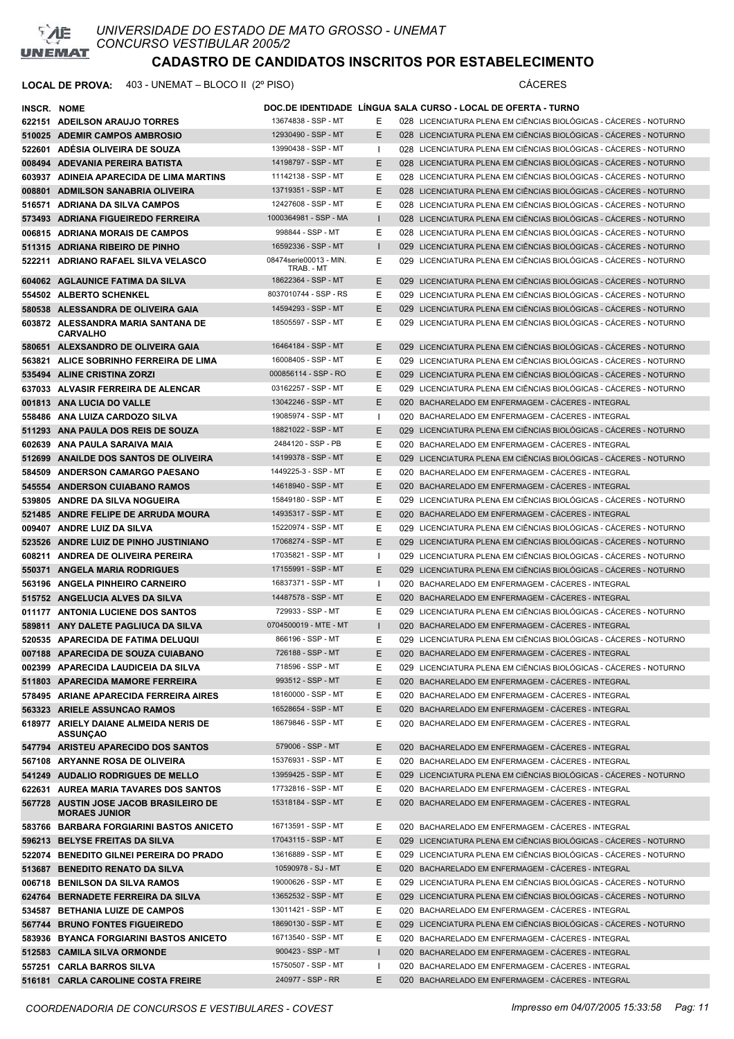UNIVERSIDADE DO ESTADO DE MATO GROSSO - UNEMAT
CONCURSO VESTIBULAR 2005/2

# CADASTRO DE CANDIDATOS INSCRITOS POR ESTABELECIMENTO

**LOCAL DE PROVA:** 403 - UNEMAT – BLOCO II (2º PISO) CÁCERES

| INSCR. | NOME | DOC.DE IDENTIDADE | LÍNGUA | SALA | CURSO - LOCAL DE OFERTA - TURNO |
|---|---|---|---|---|---|
| 622151 | ADEILSON ARAUJO TORRES | 13674838 - SSP - MT | E | 028 | LICENCIATURA PLENA EM CIÊNCIAS BIOLÓGICAS - CÁCERES - NOTURNO |
| 510025 | ADEMIR CAMPOS AMBROSIO | 12930490 - SSP - MT | E | 028 | LICENCIATURA PLENA EM CIÊNCIAS BIOLÓGICAS - CÁCERES - NOTURNO |
| 522601 | ADÉSIA OLIVEIRA DE SOUZA | 13990438 - SSP - MT | I | 028 | LICENCIATURA PLENA EM CIÊNCIAS BIOLÓGICAS - CÁCERES - NOTURNO |
| 008494 | ADEVANIA PEREIRA BATISTA | 14198797 - SSP - MT | E | 028 | LICENCIATURA PLENA EM CIÊNCIAS BIOLÓGICAS - CÁCERES - NOTURNO |
| 603937 | ADINEIA APARECIDA DE LIMA MARTINS | 11142138 - SSP - MT | E | 028 | LICENCIATURA PLENA EM CIÊNCIAS BIOLÓGICAS - CÁCERES - NOTURNO |
| 008801 | ADMILSON SANABRIA OLIVEIRA | 13719351 - SSP - MT | E | 028 | LICENCIATURA PLENA EM CIÊNCIAS BIOLÓGICAS - CÁCERES - NOTURNO |
| 516571 | ADRIANA DA SILVA CAMPOS | 12427608 - SSP - MT | E | 028 | LICENCIATURA PLENA EM CIÊNCIAS BIOLÓGICAS - CÁCERES - NOTURNO |
| 573493 | ADRIANA FIGUEIREDO FERREIRA | 1000364981 - SSP - MA | I | 028 | LICENCIATURA PLENA EM CIÊNCIAS BIOLÓGICAS - CÁCERES - NOTURNO |
| 006815 | ADRIANA MORAIS DE CAMPOS | 998844 - SSP - MT | E | 028 | LICENCIATURA PLENA EM CIÊNCIAS BIOLÓGICAS - CÁCERES - NOTURNO |
| 511315 | ADRIANA RIBEIRO DE PINHO | 16592336 - SSP - MT | I | 029 | LICENCIATURA PLENA EM CIÊNCIAS BIOLÓGICAS - CÁCERES - NOTURNO |
| 522211 | ADRIANO RAFAEL SILVA VELASCO | 08474serie00013 - MIN. TRAB. - MT | E | 029 | LICENCIATURA PLENA EM CIÊNCIAS BIOLÓGICAS - CÁCERES - NOTURNO |
| 604062 | AGLAUNICE FATIMA DA SILVA | 18622364 - SSP - MT | E | 029 | LICENCIATURA PLENA EM CIÊNCIAS BIOLÓGICAS - CÁCERES - NOTURNO |
| 554502 | ALBERTO SCHENKEL | 8037010744 - SSP - RS | E | 029 | LICENCIATURA PLENA EM CIÊNCIAS BIOLÓGICAS - CÁCERES - NOTURNO |
| 580538 | ALESSANDRA DE OLIVEIRA GAIA | 14594293 - SSP - MT | E | 029 | LICENCIATURA PLENA EM CIÊNCIAS BIOLÓGICAS - CÁCERES - NOTURNO |
| 603872 | ALESSANDRA MARIA SANTANA DE CARVALHO | 18505597 - SSP - MT | E | 029 | LICENCIATURA PLENA EM CIÊNCIAS BIOLÓGICAS - CÁCERES - NOTURNO |
| 580651 | ALEXSANDRO DE OLIVEIRA GAIA | 16464184 - SSP - MT | E | 029 | LICENCIATURA PLENA EM CIÊNCIAS BIOLÓGICAS - CÁCERES - NOTURNO |
| 563821 | ALICE SOBRINHO FERREIRA DE LIMA | 16008405 - SSP - MT | E | 029 | LICENCIATURA PLENA EM CIÊNCIAS BIOLÓGICAS - CÁCERES - NOTURNO |
| 535494 | ALINE CRISTINA ZORZI | 000856114 - SSP - RO | E | 029 | LICENCIATURA PLENA EM CIÊNCIAS BIOLÓGICAS - CÁCERES - NOTURNO |
| 637033 | ALVASIR FERREIRA DE ALENCAR | 03162257 - SSP - MT | E | 029 | LICENCIATURA PLENA EM CIÊNCIAS BIOLÓGICAS - CÁCERES - NOTURNO |
| 001813 | ANA LUCIA DO VALLE | 13042246 - SSP - MT | E | 020 | BACHARELADO EM ENFERMAGEM - CÁCERES - INTEGRAL |
| 558486 | ANA LUIZA CARDOZO SILVA | 19085974 - SSP - MT | I | 020 | BACHARELADO EM ENFERMAGEM - CÁCERES - INTEGRAL |
| 511293 | ANA PAULA DOS REIS DE SOUZA | 18821022 - SSP - MT | E | 029 | LICENCIATURA PLENA EM CIÊNCIAS BIOLÓGICAS - CÁCERES - NOTURNO |
| 602639 | ANA PAULA SARAIVA MAIA | 2484120 - SSP - PB | E | 020 | BACHARELADO EM ENFERMAGEM - CÁCERES - INTEGRAL |
| 512699 | ANAILDE DOS SANTOS DE OLIVEIRA | 14199378 - SSP - MT | E | 029 | LICENCIATURA PLENA EM CIÊNCIAS BIOLÓGICAS - CÁCERES - NOTURNO |
| 584509 | ANDERSON CAMARGO PAESANO | 1449225-3 - SSP - MT | E | 020 | BACHARELADO EM ENFERMAGEM - CÁCERES - INTEGRAL |
| 545554 | ANDERSON CUIABANO RAMOS | 14618940 - SSP - MT | E | 020 | BACHARELADO EM ENFERMAGEM - CÁCERES - INTEGRAL |
| 539805 | ANDRE DA SILVA NOGUEIRA | 15849180 - SSP - MT | E | 029 | LICENCIATURA PLENA EM CIÊNCIAS BIOLÓGICAS - CÁCERES - NOTURNO |
| 521485 | ANDRE FELIPE DE ARRUDA MOURA | 14935317 - SSP - MT | E | 020 | BACHARELADO EM ENFERMAGEM - CÁCERES - INTEGRAL |
| 009407 | ANDRE LUIZ DA SILVA | 15220974 - SSP - MT | E | 029 | LICENCIATURA PLENA EM CIÊNCIAS BIOLÓGICAS - CÁCERES - NOTURNO |
| 523526 | ANDRE LUIZ DE PINHO JUSTINIANO | 17068274 - SSP - MT | E | 029 | LICENCIATURA PLENA EM CIÊNCIAS BIOLÓGICAS - CÁCERES - NOTURNO |
| 608211 | ANDREA DE OLIVEIRA PEREIRA | 17035821 - SSP - MT | I | 029 | LICENCIATURA PLENA EM CIÊNCIAS BIOLÓGICAS - CÁCERES - NOTURNO |
| 550371 | ANGELA MARIA RODRIGUES | 17155991 - SSP - MT | E | 029 | LICENCIATURA PLENA EM CIÊNCIAS BIOLÓGICAS - CÁCERES - NOTURNO |
| 563196 | ANGELA PINHEIRO CARNEIRO | 16837371 - SSP - MT | I | 020 | BACHARELADO EM ENFERMAGEM - CÁCERES - INTEGRAL |
| 515752 | ANGELUCIA ALVES DA SILVA | 14487578 - SSP - MT | E | 020 | BACHARELADO EM ENFERMAGEM - CÁCERES - INTEGRAL |
| 011177 | ANTONIA LUCIENE DOS SANTOS | 729933 - SSP - MT | E | 029 | LICENCIATURA PLENA EM CIÊNCIAS BIOLÓGICAS - CÁCERES - NOTURNO |
| 589811 | ANY DALETE PAGLIUCA DA SILVA | 0704500019 - MTE - MT | I | 020 | BACHARELADO EM ENFERMAGEM - CÁCERES - INTEGRAL |
| 520535 | APARECIDA DE FATIMA DELUQUI | 866196 - SSP - MT | E | 029 | LICENCIATURA PLENA EM CIÊNCIAS BIOLÓGICAS - CÁCERES - NOTURNO |
| 007188 | APARECIDA DE SOUZA CUIABANO | 726188 - SSP - MT | E | 020 | BACHARELADO EM ENFERMAGEM - CÁCERES - INTEGRAL |
| 002399 | APARECIDA LAUDICEIA DA SILVA | 718596 - SSP - MT | E | 029 | LICENCIATURA PLENA EM CIÊNCIAS BIOLÓGICAS - CÁCERES - NOTURNO |
| 511803 | APARECIDA MAMORE FERREIRA | 993512 - SSP - MT | E | 020 | BACHARELADO EM ENFERMAGEM - CÁCERES - INTEGRAL |
| 578495 | ARIANE APARECIDA FERREIRA AIRES | 18160000 - SSP - MT | E | 020 | BACHARELADO EM ENFERMAGEM - CÁCERES - INTEGRAL |
| 563323 | ARIELE ASSUNCAO RAMOS | 16528654 - SSP - MT | E | 020 | BACHARELADO EM ENFERMAGEM - CÁCERES - INTEGRAL |
| 618977 | ARIELY DAIANE ALMEIDA NERIS DE ASSUNÇAO | 18679846 - SSP - MT | E | 020 | BACHARELADO EM ENFERMAGEM - CÁCERES - INTEGRAL |
| 547794 | ARISTEU APARECIDO DOS SANTOS | 579006 - SSP - MT | E | 020 | BACHARELADO EM ENFERMAGEM - CÁCERES - INTEGRAL |
| 567108 | ARYANNE ROSA DE OLIVEIRA | 15376931 - SSP - MT | E | 020 | BACHARELADO EM ENFERMAGEM - CÁCERES - INTEGRAL |
| 541249 | AUDALIO RODRIGUES DE MELLO | 13959425 - SSP - MT | E | 029 | LICENCIATURA PLENA EM CIÊNCIAS BIOLÓGICAS - CÁCERES - NOTURNO |
| 622631 | AUREA MARIA TAVARES DOS SANTOS | 17732816 - SSP - MT | E | 020 | BACHARELADO EM ENFERMAGEM - CÁCERES - INTEGRAL |
| 567728 | AUSTIN JOSE JACOB BRASILEIRO DE MORAES JUNIOR | 15318184 - SSP - MT | E | 020 | BACHARELADO EM ENFERMAGEM - CÁCERES - INTEGRAL |
| 583766 | BARBARA FORGIARINI BASTOS ANICETO | 16713591 - SSP - MT | E | 020 | BACHARELADO EM ENFERMAGEM - CÁCERES - INTEGRAL |
| 596213 | BELYSE FREITAS DA SILVA | 17043115 - SSP - MT | E | 029 | LICENCIATURA PLENA EM CIÊNCIAS BIOLÓGICAS - CÁCERES - NOTURNO |
| 522074 | BENEDITO GILNEI PEREIRA DO PRADO | 13616889 - SSP - MT | E | 029 | LICENCIATURA PLENA EM CIÊNCIAS BIOLÓGICAS - CÁCERES - NOTURNO |
| 513687 | BENEDITO RENATO DA SILVA | 10590978 - SJ - MT | E | 020 | BACHARELADO EM ENFERMAGEM - CÁCERES - INTEGRAL |
| 006718 | BENILSON DA SILVA RAMOS | 19000626 - SSP - MT | E | 029 | LICENCIATURA PLENA EM CIÊNCIAS BIOLÓGICAS - CÁCERES - NOTURNO |
| 624764 | BERNADETE FERREIRA DA SILVA | 13652532 - SSP - MT | E | 029 | LICENCIATURA PLENA EM CIÊNCIAS BIOLÓGICAS - CÁCERES - NOTURNO |
| 534587 | BETHANIA LUIZE DE CAMPOS | 13011421 - SSP - MT | E | 020 | BACHARELADO EM ENFERMAGEM - CÁCERES - INTEGRAL |
| 567744 | BRUNO FONTES FIGUEIREDO | 18690130 - SSP - MT | E | 029 | LICENCIATURA PLENA EM CIÊNCIAS BIOLÓGICAS - CÁCERES - NOTURNO |
| 583936 | BYANCA FORGIARINI BASTOS ANICETO | 16713540 - SSP - MT | E | 020 | BACHARELADO EM ENFERMAGEM - CÁCERES - INTEGRAL |
| 512583 | CAMILA SILVA ORMONDE | 900423 - SSP - MT | I | 020 | BACHARELADO EM ENFERMAGEM - CÁCERES - INTEGRAL |
| 557251 | CARLA BARROS SILVA | 15750507 - SSP - MT | I | 020 | BACHARELADO EM ENFERMAGEM - CÁCERES - INTEGRAL |
| 516181 | CARLA CAROLINE COSTA FREIRE | 240977 - SSP - RR | E | 020 | BACHARELADO EM ENFERMAGEM - CÁCERES - INTEGRAL |

COORDENADORIA DE CONCURSOS E VESTIBULARES - COVEST Impresso em 04/07/2005 15:33:58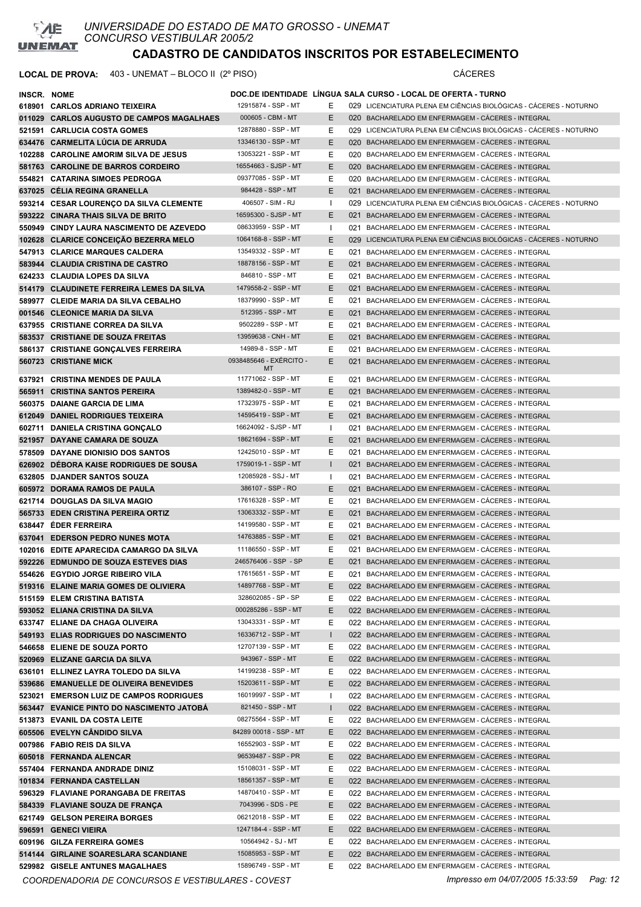UNIVERSIDADE DO ESTADO DE MATO GROSSO - UNEMAT
CONCURSO VESTIBULAR 2005/2

# CADASTRO DE CANDIDATOS INSCRITOS POR ESTABELECIMENTO

**LOCAL DE PROVA:** 403 - UNEMAT – BLOCO II (2º PISO) CÁCERES

| INSCR. | NOME | DOC.DE IDENTIDADE | LÍNGUA | SALA | CURSO - LOCAL DE OFERTA - TURNO |
|---|---|---|---|---|---|
| 618901 | CARLOS ADRIANO TEIXEIRA | 12915874 - SSP - MT | E | 029 | LICENCIATURA PLENA EM CIÊNCIAS BIOLÓGICAS - CÁCERES - NOTURNO |
| 011029 | CARLOS AUGUSTO DE CAMPOS MAGALHAES | 000605 - CBM - MT | E | 020 | BACHARELADO EM ENFERMAGEM - CÁCERES - INTEGRAL |
| 521591 | CARLUCIA COSTA GOMES | 12878880 - SSP - MT | E | 029 | LICENCIATURA PLENA EM CIÊNCIAS BIOLÓGICAS - CÁCERES - NOTURNO |
| 634476 | CARMELITA LÚCIA DE ARRUDA | 13346130 - SSP - MT | E | 020 | BACHARELADO EM ENFERMAGEM - CÁCERES - INTEGRAL |
| 102288 | CAROLINE AMORIM SILVA DE JESUS | 13053221 - SSP - MT | E | 020 | BACHARELADO EM ENFERMAGEM - CÁCERES - INTEGRAL |
| 581763 | CAROLINE DE BARROS CORDEIRO | 16554663 - SJSP - MT | E | 020 | BACHARELADO EM ENFERMAGEM - CÁCERES - INTEGRAL |
| 554821 | CATARINA SIMOES PEDROGA | 09377085 - SSP - MT | E | 020 | BACHARELADO EM ENFERMAGEM - CÁCERES - INTEGRAL |
| 637025 | CÉLIA REGINA GRANELLA | 984428 - SSP - MT | E | 021 | BACHARELADO EM ENFERMAGEM - CÁCERES - INTEGRAL |
| 593214 | CESAR LOURENÇO DA SILVA CLEMENTE | 406507 - SIM - RJ | I | 029 | LICENCIATURA PLENA EM CIÊNCIAS BIOLÓGICAS - CÁCERES - NOTURNO |
| 593222 | CINARA THAIS SILVA DE BRITO | 16595300 - SJSP - MT | E | 021 | BACHARELADO EM ENFERMAGEM - CÁCERES - INTEGRAL |
| 550949 | CINDY LAURA NASCIMENTO DE AZEVEDO | 08633959 - SSP - MT | I | 021 | BACHARELADO EM ENFERMAGEM - CÁCERES - INTEGRAL |
| 102628 | CLARICE CONCEIÇÃO BEZERRA MELO | 1064168-8 - SSP - MT | E | 029 | LICENCIATURA PLENA EM CIÊNCIAS BIOLÓGICAS - CÁCERES - NOTURNO |
| 547913 | CLARICE MARQUES CALDERA | 13549332 - SSP - MT | E | 021 | BACHARELADO EM ENFERMAGEM - CÁCERES - INTEGRAL |
| 583944 | CLAUDIA CRISTINA DE CASTRO | 18878156 - SSP - MT | E | 021 | BACHARELADO EM ENFERMAGEM - CÁCERES - INTEGRAL |
| 624233 | CLAUDIA LOPES DA SILVA | 846810 - SSP - MT | E | 021 | BACHARELADO EM ENFERMAGEM - CÁCERES - INTEGRAL |
| 514179 | CLAUDINETE FERREIRA LEMES DA SILVA | 1479558-2 - SSP - MT | E | 021 | BACHARELADO EM ENFERMAGEM - CÁCERES - INTEGRAL |
| 589977 | CLEIDE MARIA DA SILVA CEBALHO | 18379990 - SSP - MT | E | 021 | BACHARELADO EM ENFERMAGEM - CÁCERES - INTEGRAL |
| 001546 | CLEONICE MARIA DA SILVA | 512395 - SSP - MT | E | 021 | BACHARELADO EM ENFERMAGEM - CÁCERES - INTEGRAL |
| 637955 | CRISTIANE CORREA DA SILVA | 9502289 - SSP - MT | E | 021 | BACHARELADO EM ENFERMAGEM - CÁCERES - INTEGRAL |
| 583537 | CRISTIANE DE SOUZA FREITAS | 13959638 - CNH - MT | E | 021 | BACHARELADO EM ENFERMAGEM - CÁCERES - INTEGRAL |
| 586137 | CRISTIANE GONÇALVES FERREIRA | 14989-8 - SSP - MT | E | 021 | BACHARELADO EM ENFERMAGEM - CÁCERES - INTEGRAL |
| 560723 | CRISTIANE MICK | 0938485646 - EXÉRCITO - MT | E | 021 | BACHARELADO EM ENFERMAGEM - CÁCERES - INTEGRAL |
| 637921 | CRISTINA MENDES DE PAULA | 11771062 - SSP - MT | E | 021 | BACHARELADO EM ENFERMAGEM - CÁCERES - INTEGRAL |
| 565911 | CRISTINA SANTOS PEREIRA | 1389482-0 - SSP - MT | E | 021 | BACHARELADO EM ENFERMAGEM - CÁCERES - INTEGRAL |
| 560375 | DAIANE GARCIA DE LIMA | 17323975 - SSP - MT | E | 021 | BACHARELADO EM ENFERMAGEM - CÁCERES - INTEGRAL |
| 612049 | DANIEL RODRIGUES TEIXEIRA | 14595419 - SSP - MT | E | 021 | BACHARELADO EM ENFERMAGEM - CÁCERES - INTEGRAL |
| 602711 | DANIELA CRISTINA GONÇALO | 16624092 - SJSP - MT | I | 021 | BACHARELADO EM ENFERMAGEM - CÁCERES - INTEGRAL |
| 521957 | DAYANE CAMARA DE SOUZA | 18621694 - SSP - MT | E | 021 | BACHARELADO EM ENFERMAGEM - CÁCERES - INTEGRAL |
| 578509 | DAYANE DIONISIO DOS SANTOS | 12425010 - SSP - MT | E | 021 | BACHARELADO EM ENFERMAGEM - CÁCERES - INTEGRAL |
| 626902 | DÉBORA KAISE RODRIGUES DE SOUSA | 1759019-1 - SSP - MT | I | 021 | BACHARELADO EM ENFERMAGEM - CÁCERES - INTEGRAL |
| 632805 | DJANDER SANTOS SOUZA | 12085928 - SSJ - MT | I | 021 | BACHARELADO EM ENFERMAGEM - CÁCERES - INTEGRAL |
| 605972 | DORAMA RAMOS DE PAULA | 386107 - SSP - RO | E | 021 | BACHARELADO EM ENFERMAGEM - CÁCERES - INTEGRAL |
| 621714 | DOUGLAS DA SILVA MAGIO | 17616328 - SSP - MT | E | 021 | BACHARELADO EM ENFERMAGEM - CÁCERES - INTEGRAL |
| 565733 | EDEN CRISTINA PEREIRA ORTIZ | 13063332 - SSP - MT | E | 021 | BACHARELADO EM ENFERMAGEM - CÁCERES - INTEGRAL |
| 638447 | ÉDER FERREIRA | 14199580 - SSP - MT | E | 021 | BACHARELADO EM ENFERMAGEM - CÁCERES - INTEGRAL |
| 637041 | EDERSON PEDRO NUNES MOTA | 14763885 - SSP - MT | E | 021 | BACHARELADO EM ENFERMAGEM - CÁCERES - INTEGRAL |
| 102016 | EDITE APARECIDA CAMARGO DA SILVA | 11186550 - SSP - MT | E | 021 | BACHARELADO EM ENFERMAGEM - CÁCERES - INTEGRAL |
| 592226 | EDMUNDO DE SOUZA ESTEVES DIAS | 246576406 - SSP - SP | E | 021 | BACHARELADO EM ENFERMAGEM - CÁCERES - INTEGRAL |
| 554626 | EGYDIO JORGE RIBEIRO VILA | 17615651 - SSP - MT | E | 021 | BACHARELADO EM ENFERMAGEM - CÁCERES - INTEGRAL |
| 519316 | ELAINE MARIA GOMES DE OLIVIERA | 14897768 - SSP - MT | E | 022 | BACHARELADO EM ENFERMAGEM - CÁCERES - INTEGRAL |
| 515159 | ELEM CRISTINA BATISTA | 328602085 - SP - SP | E | 022 | BACHARELADO EM ENFERMAGEM - CÁCERES - INTEGRAL |
| 593052 | ELIANA CRISTINA DA SILVA | 000285286 - SSP - MT | E | 022 | BACHARELADO EM ENFERMAGEM - CÁCERES - INTEGRAL |
| 633747 | ELIANE DA CHAGA OLIVEIRA | 13043331 - SSP - MT | E | 022 | BACHARELADO EM ENFERMAGEM - CÁCERES - INTEGRAL |
| 549193 | ELIAS RODRIGUES DO NASCIMENTO | 16336712 - SSP - MT | I | 022 | BACHARELADO EM ENFERMAGEM - CÁCERES - INTEGRAL |
| 546658 | ELIENE DE SOUZA PORTO | 12707139 - SSP - MT | E | 022 | BACHARELADO EM ENFERMAGEM - CÁCERES - INTEGRAL |
| 520969 | ELIZANE GARCIA DA SILVA | 943967 - SSP - MT | E | 022 | BACHARELADO EM ENFERMAGEM - CÁCERES - INTEGRAL |
| 636101 | ELLINEZ LAYRA TOLEDO DA SILVA | 14199238 - SSP - MT | E | 022 | BACHARELADO EM ENFERMAGEM - CÁCERES - INTEGRAL |
| 539686 | EMANUELLE DE OLIVEIRA BENEVIDES | 15203611 - SSP - MT | E | 022 | BACHARELADO EM ENFERMAGEM - CÁCERES - INTEGRAL |
| 523021 | EMERSON LUIZ DE CAMPOS RODRIGUES | 16019997 - SSP - MT | I | 022 | BACHARELADO EM ENFERMAGEM - CÁCERES - INTEGRAL |
| 563447 | EVANICE PINTO DO NASCIMENTO JATOBÁ | 821450 - SSP - MT | I | 022 | BACHARELADO EM ENFERMAGEM - CÁCERES - INTEGRAL |
| 513873 | EVANIL DA COSTA LEITE | 08275564 - SSP - MT | E | 022 | BACHARELADO EM ENFERMAGEM - CÁCERES - INTEGRAL |
| 605506 | EVELYN CÂNDIDO SILVA | 84289 00018 - SSP - MT | E | 022 | BACHARELADO EM ENFERMAGEM - CÁCERES - INTEGRAL |
| 007986 | FABIO REIS DA SILVA | 16552903 - SSP - MT | E | 022 | BACHARELADO EM ENFERMAGEM - CÁCERES - INTEGRAL |
| 605018 | FERNANDA ALENCAR | 96539487 - SSP - PR | E | 022 | BACHARELADO EM ENFERMAGEM - CÁCERES - INTEGRAL |
| 557404 | FERNANDA ANDRADE DINIZ | 15108031 - SSP - MT | E | 022 | BACHARELADO EM ENFERMAGEM - CÁCERES - INTEGRAL |
| 101834 | FERNANDA CASTELLAN | 18561357 - SSP - MT | E | 022 | BACHARELADO EM ENFERMAGEM - CÁCERES - INTEGRAL |
| 596329 | FLAVIANE PORANGABA DE FREITAS | 14870410 - SSP - MT | E | 022 | BACHARELADO EM ENFERMAGEM - CÁCERES - INTEGRAL |
| 584339 | FLAVIANE SOUZA DE FRANÇA | 7043996 - SDS - PE | E | 022 | BACHARELADO EM ENFERMAGEM - CÁCERES - INTEGRAL |
| 621749 | GELSON PEREIRA BORGES | 06212018 - SSP - MT | E | 022 | BACHARELADO EM ENFERMAGEM - CÁCERES - INTEGRAL |
| 596591 | GENECI VIEIRA | 1247184-4 - SSP - MT | E | 022 | BACHARELADO EM ENFERMAGEM - CÁCERES - INTEGRAL |
| 609196 | GILZA FERREIRA GOMES | 10564942 - SJ - MT | E | 022 | BACHARELADO EM ENFERMAGEM - CÁCERES - INTEGRAL |
| 514144 | GIRLAINE SOARESLARA SCANDIANE | 15085953 - SSP - MT | E | 022 | BACHARELADO EM ENFERMAGEM - CÁCERES - INTEGRAL |
| 529982 | GISELE ANTUNES MAGALHAES | 15896749 - SSP - MT | E | 022 | BACHARELADO EM ENFERMAGEM - CÁCERES - INTEGRAL |

COORDENADORIA DE CONCURSOS E VESTIBULARES - COVEST *Impresso em 04/07/2005 15:33:59*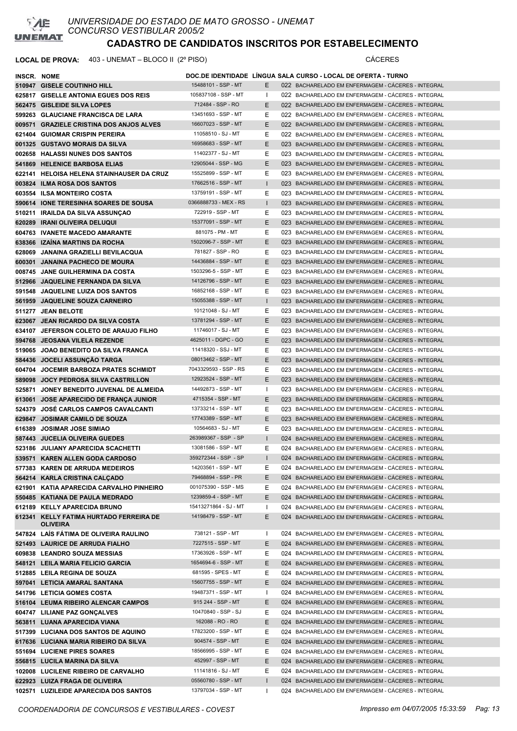# UNIVERSIDADE DO ESTADO DE MATO GROSSO - UNEMAT
## CONCURSO VESTIBULAR 2005/2

# CADASTRO DE CANDIDATOS INSCRITOS POR ESTABELECIMENTO

**LOCAL DE PROVA:** 403 - UNEMAT – BLOCO II (2º PISO) CÁCERES

| INSCR. | NOME | DOC.DE IDENTIDADE | LÍNGUA | SALA | CURSO - LOCAL DE OFERTA - TURNO |
|---|---|---|---|---|---|
| 510947 | GISELE COUTINHO HILL | 15488101 - SSP - MT | E | 022 | BACHARELADO EM ENFERMAGEM - CÁCERES - INTEGRAL |
| 625817 | GISELLE ANTONIA EGUES DOS REIS | 105837108 - SSP - MT | I | 022 | BACHARELADO EM ENFERMAGEM - CÁCERES - INTEGRAL |
| 562475 | GISLEIDE SILVA LOPES | 712484 - SSP - RO | E | 022 | BACHARELADO EM ENFERMAGEM - CÁCERES - INTEGRAL |
| 599263 | GLAUCIANE FRANCISCA DE LARA | 13451693 - SSP - MT | E | 022 | BACHARELADO EM ENFERMAGEM - CÁCERES - INTEGRAL |
| 009571 | GRAZIELE CRISTINA DOS ANJOS ALVES | 16607023 - SSP - MT | E | 022 | BACHARELADO EM ENFERMAGEM - CÁCERES - INTEGRAL |
| 621404 | GUIOMAR CRISPIN PEREIRA | 11058510 - SJ - MT | E | 022 | BACHARELADO EM ENFERMAGEM - CÁCERES - INTEGRAL |
| 001325 | GUSTAVO MORAIS DA SILVA | 16958683 - SSP - MT | E | 023 | BACHARELADO EM ENFERMAGEM - CÁCERES - INTEGRAL |
| 002658 | HALASSI NUNES DOS SANTOS | 11402377 - SJ - MT | E | 023 | BACHARELADO EM ENFERMAGEM - CÁCERES - INTEGRAL |
| 541869 | HELENICE BARBOSA ELIAS | 12905044 - SSP - MG | E | 023 | BACHARELADO EM ENFERMAGEM - CÁCERES - INTEGRAL |
| 622141 | HELOISA HELENA STAINHAUSER DA CRUZ | 15525899 - SSP - MT | E | 023 | BACHARELADO EM ENFERMAGEM - CÁCERES - INTEGRAL |
| 003824 | ILMA ROSA DOS SANTOS | 17662516 - SSP - MT | I | 023 | BACHARELADO EM ENFERMAGEM - CÁCERES - INTEGRAL |
| 603554 | ILSA MONTEIRO COSTA | 13759191 - SSP - MT | E | 023 | BACHARELADO EM ENFERMAGEM - CÁCERES - INTEGRAL |
| 590614 | IONE TERESINHA SOARES DE SOUSA | 0366888733 - MEX - RS | I | 023 | BACHARELADO EM ENFERMAGEM - CÁCERES - INTEGRAL |
| 510211 | IRAILDA DA SILVA ASSUNÇAO | 722919 - SSP - MT | E | 023 | BACHARELADO EM ENFERMAGEM - CÁCERES - INTEGRAL |
| 620289 | IRANI OLIVEIRA DELUQUI | 15377091 - SSP - MT | E | 023 | BACHARELADO EM ENFERMAGEM - CÁCERES - INTEGRAL |
| 604763 | IVANETE MACEDO AMARANTE | 881075 - PM - MT | E | 023 | BACHARELADO EM ENFERMAGEM - CÁCERES - INTEGRAL |
| 638366 | IZAÍNA MARTINS DA ROCHA | 1502096-7 - SSP - MT | E | 023 | BACHARELADO EM ENFERMAGEM - CÁCERES - INTEGRAL |
| 628069 | JANAINA GRAZIELLI BEVILACQUA | 781827 - SSP - RO | E | 023 | BACHARELADO EM ENFERMAGEM - CÁCERES - INTEGRAL |
| 600301 | JANAINA PACHECO DE MOURA | 14436884 - SSP - MT | E | 023 | BACHARELADO EM ENFERMAGEM - CÁCERES - INTEGRAL |
| 008745 | JANE GUILHERMINA DA COSTA | 1503296-5 - SSP - MT | E | 023 | BACHARELADO EM ENFERMAGEM - CÁCERES - INTEGRAL |
| 512966 | JAQUELINE FERNANDA DA SILVA | 14126796 - SSP - MT | E | 023 | BACHARELADO EM ENFERMAGEM - CÁCERES - INTEGRAL |
| 591548 | JAQUELINE LUIZA DOS SANTOS | 16852168 - SSP - MT | E | 023 | BACHARELADO EM ENFERMAGEM - CÁCERES - INTEGRAL |
| 561959 | JAQUELINE SOUZA CARNEIRO | 15055388 - SSP - MT | I | 023 | BACHARELADO EM ENFERMAGEM - CÁCERES - INTEGRAL |
| 511277 | JEAN BELOTE | 10121048 - SJ - MT | E | 023 | BACHARELADO EM ENFERMAGEM - CÁCERES - INTEGRAL |
| 623067 | JEAN RICARDO DA SILVA COSTA | 13781294 - SSP - MT | E | 023 | BACHARELADO EM ENFERMAGEM - CÁCERES - INTEGRAL |
| 634107 | JEFERSON COLETO DE ARAUJO FILHO | 11746017 - SJ - MT | E | 023 | BACHARELADO EM ENFERMAGEM - CÁCERES - INTEGRAL |
| 594768 | JEOSANA VILELA REZENDE | 4625011 - DGPC - GO | E | 023 | BACHARELADO EM ENFERMAGEM - CÁCERES - INTEGRAL |
| 519065 | JOAO BENEDITO DA SILVA FRANCA | 11418320 - SSJ - MT | E | 023 | BACHARELADO EM ENFERMAGEM - CÁCERES - INTEGRAL |
| 584436 | JOCELI ASSUNÇÃO TARGA | 08013462 - SSP - MT | E | 023 | BACHARELADO EM ENFERMAGEM - CÁCERES - INTEGRAL |
| 604704 | JOCEMIR BARBOZA PRATES SCHMIDT | 7043329593 - SSP - RS | E | 023 | BACHARELADO EM ENFERMAGEM - CÁCERES - INTEGRAL |
| 589098 | JOCY PEDROSA SILVA CASTRILLON | 12923524 - SSP - MT | E | 023 | BACHARELADO EM ENFERMAGEM - CÁCERES - INTEGRAL |
| 525871 | JONEY BENEDITO JUVENAL DE ALMEIDA | 14492873 - SSP - MT | I | 023 | BACHARELADO EM ENFERMAGEM - CÁCERES - INTEGRAL |
| 613061 | JOSE APARECIDO DE FRANÇA JUNIOR | 4715354 - SSP - MT | E | 023 | BACHARELADO EM ENFERMAGEM - CÁCERES - INTEGRAL |
| 524379 | JOSÉ CARLOS CAMPOS CAVALCANTI | 13733214 - SSP - MT | E | 023 | BACHARELADO EM ENFERMAGEM - CÁCERES - INTEGRAL |
| 629847 | JOSIMAR CAMILO DE SOUZA | 17743389 - SSP - MT | E | 023 | BACHARELADO EM ENFERMAGEM - CÁCERES - INTEGRAL |
| 616389 | JOSIMAR JOSE SIMIAO | 10564683 - SJ - MT | E | 023 | BACHARELADO EM ENFERMAGEM - CÁCERES - INTEGRAL |
| 587443 | JUCELIA OLIVEIRA GUEDES | 263989367 - SSP - SP | I | 024 | BACHARELADO EM ENFERMAGEM - CÁCERES - INTEGRAL |
| 523186 | JULIANY APARECIDA SCACHETTI | 13081586 - SSP - MT | E | 024 | BACHARELADO EM ENFERMAGEM - CÁCERES - INTEGRAL |
| 539571 | KAREN ALLEN GODA CARDOSO | 359272344 - SSP - SP | I | 024 | BACHARELADO EM ENFERMAGEM - CÁCERES - INTEGRAL |
| 577383 | KAREN DE ARRUDA MEDEIROS | 14203561 - SSP - MT | E | 024 | BACHARELADO EM ENFERMAGEM - CÁCERES - INTEGRAL |
| 564214 | KARLA CRISTINA CALÇADO | 79468894 - SSP - PR | E | 024 | BACHARELADO EM ENFERMAGEM - CÁCERES - INTEGRAL |
| 621901 | KATIA APARECIDA CARVALHO PINHEIRO | 001075390 - SSP - MS | E | 024 | BACHARELADO EM ENFERMAGEM - CÁCERES - INTEGRAL |
| 550485 | KATIANA DE PAULA MEDRADO | 1239859-4 - SSP - MT | E | 024 | BACHARELADO EM ENFERMAGEM - CÁCERES - INTEGRAL |
| 612189 | KELLY APARECIDA BRUNO | 15413271864 - SJ - MT | I | 024 | BACHARELADO EM ENFERMAGEM - CÁCERES - INTEGRAL |
| 612341 | KELLY FATIMA HURTADO FERREIRA DE OLIVEIRA | 14198479 - SSP - MT | E | 024 | BACHARELADO EM ENFERMAGEM - CÁCERES - INTEGRAL |
| 547824 | LAÍS FÁTIMA DE OLIVEIRA RAULINO | 738121 - SSP - MT | I | 024 | BACHARELADO EM ENFERMAGEM - CÁCERES - INTEGRAL |
| 521493 | LAURICE DE ARRUDA FIALHO | 7227515 - SSP - MT | E | 024 | BACHARELADO EM ENFERMAGEM - CÁCERES - INTEGRAL |
| 609838 | LEANDRO SOUZA MESSIAS | 17363926 - SSP - MT | E | 024 | BACHARELADO EM ENFERMAGEM - CÁCERES - INTEGRAL |
| 548121 | LEILA MARIA FELICIO GARCIA | 1654694-6 - SSP - MT | E | 024 | BACHARELADO EM ENFERMAGEM - CÁCERES - INTEGRAL |
| 512885 | LEILA REGINA DE SOUZA | 681595 - SPES - MT | E | 024 | BACHARELADO EM ENFERMAGEM - CÁCERES - INTEGRAL |
| 597041 | LETICIA AMARAL SANTANA | 15607755 - SSP - MT | E | 024 | BACHARELADO EM ENFERMAGEM - CÁCERES - INTEGRAL |
| 541796 | LETICIA GOMES COSTA | 19487371 - SSP - MT | I | 024 | BACHARELADO EM ENFERMAGEM - CÁCERES - INTEGRAL |
| 516104 | LEUMA RIBEIRO ALENCAR CAMPOS | 915 244 - SSP - MT | E | 024 | BACHARELADO EM ENFERMAGEM - CÁCERES - INTEGRAL |
| 604747 | LILIANE PAZ GONÇALVES | 10470840 - SSP - SJ | E | 024 | BACHARELADO EM ENFERMAGEM - CÁCERES - INTEGRAL |
| 563811 | LUANA APARECIDA VIANA | 162088 - RO - RO | E | 024 | BACHARELADO EM ENFERMAGEM - CÁCERES - INTEGRAL |
| 517399 | LUCIANA DOS SANTOS DE AQUINO | 17823200 - SSP - MT | E | 024 | BACHARELADO EM ENFERMAGEM - CÁCERES - INTEGRAL |
| 617636 | LUCIANA MARIA RIBEIRO DA SILVA | 904574 - SSP - MT | E | 024 | BACHARELADO EM ENFERMAGEM - CÁCERES - INTEGRAL |
| 551694 | LUCIENE PIRES SOARES | 18566995 - SSP - MT | E | 024 | BACHARELADO EM ENFERMAGEM - CÁCERES - INTEGRAL |
| 556815 | LUCILA MARINA DA SILVA | 452997 - SSP - MT | E | 024 | BACHARELADO EM ENFERMAGEM - CÁCERES - INTEGRAL |
| 102008 | LUCILENE RIBEIRO DE CARVALHO | 11141816 - SJ - MT | E | 024 | BACHARELADO EM ENFERMAGEM - CÁCERES - INTEGRAL |
| 622923 | LUIZA FRAGA DE OLIVEIRA | 05560780 - SSP - MT | I | 024 | BACHARELADO EM ENFERMAGEM - CÁCERES - INTEGRAL |
| 102571 | LUZILEIDE APARECIDA DOS SANTOS | 13797034 - SSP - MT | I | 024 | BACHARELADO EM ENFERMAGEM - CÁCERES - INTEGRAL |

COORDENADORIA DE CONCURSOS E VESTIBULARES - COVEST — Impresso em 04/07/2005 15:33:59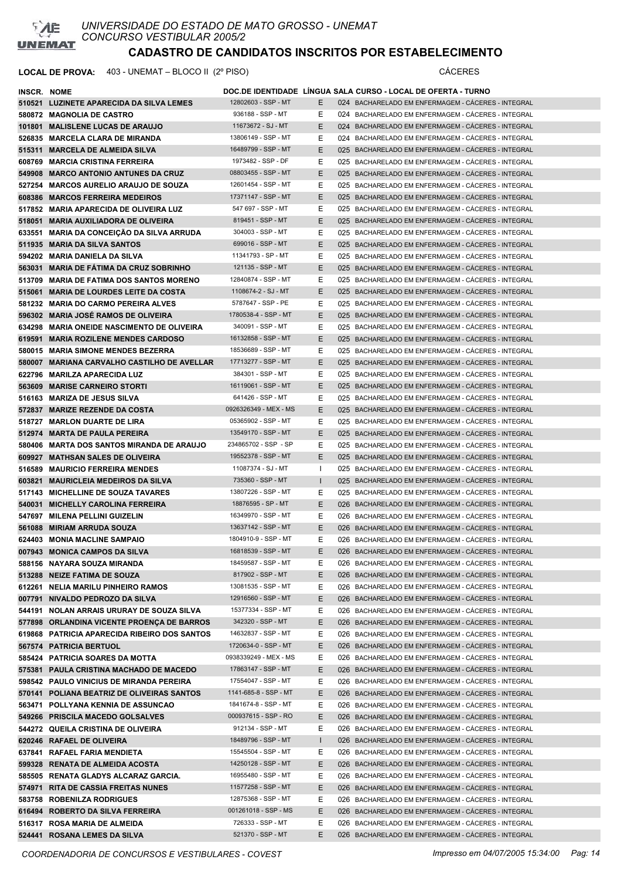# UNIVERSIDADE DO ESTADO DE MATO GROSSO - UNEMAT
CONCURSO VESTIBULAR 2005/2

## CADASTRO DE CANDIDATOS INSCRITOS POR ESTABELECIMENTO

**LOCAL DE PROVA:** 403 - UNEMAT – BLOCO II (2º PISO) CÁCERES

| INSCR. | NOME | DOC.DE IDENTIDADE | LÍNGUA | SALA | CURSO - LOCAL DE OFERTA - TURNO |
|---|---|---|---|---|---|
| 510521 | LUZINETE APARECIDA DA SILVA LEMES | 12802603 - SSP - MT | E | 024 | BACHARELADO EM ENFERMAGEM - CÁCERES - INTEGRAL |
| 580872 | MAGNOLIA DE CASTRO | 936188 - SSP - MT | E | 024 | BACHARELADO EM ENFERMAGEM - CÁCERES - INTEGRAL |
| 101801 | MALISLENE LUCAS DE ARAUJO | 11673672 - SJ - MT | E | 024 | BACHARELADO EM ENFERMAGEM - CÁCERES - INTEGRAL |
| 526835 | MARCELA CLARA DE MIRANDA | 13806149 - SSP - MT | E | 024 | BACHARELADO EM ENFERMAGEM - CÁCERES - INTEGRAL |
| 515311 | MARCELA DE ALMEIDA SILVA | 16489799 - SSP - MT | E | 025 | BACHARELADO EM ENFERMAGEM - CÁCERES - INTEGRAL |
| 608769 | MARCIA CRISTINA FERREIRA | 1973482 - SSP - DF | E | 025 | BACHARELADO EM ENFERMAGEM - CÁCERES - INTEGRAL |
| 549908 | MARCO ANTONIO ANTUNES DA CRUZ | 08803455 - SSP - MT | E | 025 | BACHARELADO EM ENFERMAGEM - CÁCERES - INTEGRAL |
| 527254 | MARCOS AURELIO ARAUJO DE SOUZA | 12601454 - SSP - MT | E | 025 | BACHARELADO EM ENFERMAGEM - CÁCERES - INTEGRAL |
| 608386 | MARCOS FERREIRA MEDEIROS | 17371147 - SSP - MT | E | 025 | BACHARELADO EM ENFERMAGEM - CÁCERES - INTEGRAL |
| 517852 | MARIA APARECIDA DE OLIVEIRA LUZ | 547 697 - SSP - MT | E | 025 | BACHARELADO EM ENFERMAGEM - CÁCERES - INTEGRAL |
| 518051 | MARIA AUXILIADORA DE OLIVEIRA | 819451 - SSP - MT | E | 025 | BACHARELADO EM ENFERMAGEM - CÁCERES - INTEGRAL |
| 633551 | MARIA DA CONCEIÇÃO DA SILVA ARRUDA | 304003 - SSP - MT | E | 025 | BACHARELADO EM ENFERMAGEM - CÁCERES - INTEGRAL |
| 511935 | MARIA DA SILVA SANTOS | 699016 - SSP - MT | E | 025 | BACHARELADO EM ENFERMAGEM - CÁCERES - INTEGRAL |
| 594202 | MARIA DANIELA DA SILVA | 11341793 - SP - MT | E | 025 | BACHARELADO EM ENFERMAGEM - CÁCERES - INTEGRAL |
| 563031 | MARIA DE FÁTIMA DA CRUZ SOBRINHO | 121135 - SSP - MT | E | 025 | BACHARELADO EM ENFERMAGEM - CÁCERES - INTEGRAL |
| 513709 | MARIA DE FATIMA DOS SANTOS MORENO | 12840874 - SSP - MT | E | 025 | BACHARELADO EM ENFERMAGEM - CÁCERES - INTEGRAL |
| 515061 | MARIA DE LOURDES LEITE DA COSTA | 1108674-2 - SJ - MT | E | 025 | BACHARELADO EM ENFERMAGEM - CÁCERES - INTEGRAL |
| 581232 | MARIA DO CARMO PEREIRA ALVES | 5787647 - SSP - PE | E | 025 | BACHARELADO EM ENFERMAGEM - CÁCERES - INTEGRAL |
| 596302 | MARIA JOSÉ RAMOS DE OLIVEIRA | 1780538-4 - SSP - MT | E | 025 | BACHARELADO EM ENFERMAGEM - CÁCERES - INTEGRAL |
| 634298 | MARIA ONEIDE NASCIMENTO DE OLIVEIRA | 340091 - SSP - MT | E | 025 | BACHARELADO EM ENFERMAGEM - CÁCERES - INTEGRAL |
| 619591 | MARIA ROZILENE MENDES CARDOSO | 16132858 - SSP - MT | E | 025 | BACHARELADO EM ENFERMAGEM - CÁCERES - INTEGRAL |
| 580015 | MARIA SIMONE MENDES BEZERRA | 18536689 - SSP - MT | E | 025 | BACHARELADO EM ENFERMAGEM - CÁCERES - INTEGRAL |
| 580007 | MARIANA CARVALHO CASTILHO DE AVELLAR | 17713277 - SSP - MT | E | 025 | BACHARELADO EM ENFERMAGEM - CÁCERES - INTEGRAL |
| 622796 | MARILZA APARECIDA LUZ | 384301 - SSP - MT | E | 025 | BACHARELADO EM ENFERMAGEM - CÁCERES - INTEGRAL |
| 563609 | MARISE CARNEIRO STORTI | 16119061 - SSP - MT | E | 025 | BACHARELADO EM ENFERMAGEM - CÁCERES - INTEGRAL |
| 516163 | MARIZA DE JESUS SILVA | 641426 - SSP - MT | E | 025 | BACHARELADO EM ENFERMAGEM - CÁCERES - INTEGRAL |
| 572837 | MARIZE REZENDE DA COSTA | 0926326349 - MEX - MS | E | 025 | BACHARELADO EM ENFERMAGEM - CÁCERES - INTEGRAL |
| 518727 | MARLON DUARTE DE LIRA | 05365902 - SSP - MT | E | 025 | BACHARELADO EM ENFERMAGEM - CÁCERES - INTEGRAL |
| 512974 | MARTA DE PAULA PEREIRA | 13549170 - SSP - MT | E | 025 | BACHARELADO EM ENFERMAGEM - CÁCERES - INTEGRAL |
| 580406 | MARTA DOS SANTOS MIRANDA DE ARAUJO | 234865702 - SSP - SP | E | 025 | BACHARELADO EM ENFERMAGEM - CÁCERES - INTEGRAL |
| 609927 | MATHSAN SALES DE OLIVEIRA | 19552378 - SSP - MT | E | 025 | BACHARELADO EM ENFERMAGEM - CÁCERES - INTEGRAL |
| 516589 | MAURICIO FERREIRA MENDES | 11087374 - SJ - MT | I | 025 | BACHARELADO EM ENFERMAGEM - CÁCERES - INTEGRAL |
| 603821 | MAURICLEIA MEDEIROS DA SILVA | 735360 - SSP - MT | I | 025 | BACHARELADO EM ENFERMAGEM - CÁCERES - INTEGRAL |
| 517143 | MICHELLINE DE SOUZA TAVARES | 13807226 - SSP - MT | E | 025 | BACHARELADO EM ENFERMAGEM - CÁCERES - INTEGRAL |
| 540031 | MICHELLY CAROLINA FERREIRA | 18876595 - SP - MT | E | 026 | BACHARELADO EM ENFERMAGEM - CÁCERES - INTEGRAL |
| 547697 | MILENA PELLINI GUIZELIN | 16349970 - SSP - MT | E | 026 | BACHARELADO EM ENFERMAGEM - CÁCERES - INTEGRAL |
| 561088 | MIRIAM ARRUDA SOUZA | 13637142 - SSP - MT | E | 026 | BACHARELADO EM ENFERMAGEM - CÁCERES - INTEGRAL |
| 624403 | MONIA MACLINE SAMPAIO | 1804910-9 - SSP - MT | E | 026 | BACHARELADO EM ENFERMAGEM - CÁCERES - INTEGRAL |
| 007943 | MONICA CAMPOS DA SILVA | 16818539 - SSP - MT | E | 026 | BACHARELADO EM ENFERMAGEM - CÁCERES - INTEGRAL |
| 588156 | NAYARA SOUZA MIRANDA | 18459587 - SSP - MT | E | 026 | BACHARELADO EM ENFERMAGEM - CÁCERES - INTEGRAL |
| 513288 | NEIZE FATIMA DE SOUZA | 817902 - SSP - MT | E | 026 | BACHARELADO EM ENFERMAGEM - CÁCERES - INTEGRAL |
| 612261 | NELIA MARILU PINHEIRO RAMOS | 13081535 - SSP - MT | E | 026 | BACHARELADO EM ENFERMAGEM - CÁCERES - INTEGRAL |
| 007791 | NIVALDO PEDROZO DA SILVA | 12916560 - SSP - MT | E | 026 | BACHARELADO EM ENFERMAGEM - CÁCERES - INTEGRAL |
| 544191 | NOLAN ARRAIS URURAY DE SOUZA SILVA | 15377334 - SSP - MT | E | 026 | BACHARELADO EM ENFERMAGEM - CÁCERES - INTEGRAL |
| 577898 | ORLANDINA VICENTE PROENÇA DE BARROS | 342320 - SSP - MT | E | 026 | BACHARELADO EM ENFERMAGEM - CÁCERES - INTEGRAL |
| 619868 | PATRICIA APARECIDA RIBEIRO DOS SANTOS | 14632837 - SSP - MT | E | 026 | BACHARELADO EM ENFERMAGEM - CÁCERES - INTEGRAL |
| 567574 | PATRICIA BERTUOL | 1720634-0 - SSP - MT | E | 026 | BACHARELADO EM ENFERMAGEM - CÁCERES - INTEGRAL |
| 585424 | PATRICIA SOARES DA MOTTA | 0938339249 - MEX - MS | E | 026 | BACHARELADO EM ENFERMAGEM - CÁCERES - INTEGRAL |
| 575381 | PAULA CRISTINA MACHADO DE MACEDO | 17863147 - SSP - MT | E | 026 | BACHARELADO EM ENFERMAGEM - CÁCERES - INTEGRAL |
| 598542 | PAULO VINICIUS DE MIRANDA PEREIRA | 17554047 - SSP - MT | E | 026 | BACHARELADO EM ENFERMAGEM - CÁCERES - INTEGRAL |
| 570141 | POLIANA BEATRIZ DE OLIVEIRAS SANTOS | 1141-685-8 - SSP - MT | E | 026 | BACHARELADO EM ENFERMAGEM - CÁCERES - INTEGRAL |
| 563471 | POLLYANA KENNIA DE ASSUNCAO | 1841674-8 - SSP - MT | E | 026 | BACHARELADO EM ENFERMAGEM - CÁCERES - INTEGRAL |
| 549266 | PRISCILA MACEDO GOLSALVES | 000937615 - SSP - RO | E | 026 | BACHARELADO EM ENFERMAGEM - CÁCERES - INTEGRAL |
| 544272 | QUEILA CRISTINA DE OLIVEIRA | 912134 - SSP - MT | E | 026 | BACHARELADO EM ENFERMAGEM - CÁCERES - INTEGRAL |
| 620246 | RAFAEL DE OLIVEIRA | 18489796 - SSP - MT | I | 026 | BACHARELADO EM ENFERMAGEM - CÁCERES - INTEGRAL |
| 637841 | RAFAEL FARIA MENDIETA | 15545504 - SSP - MT | E | 026 | BACHARELADO EM ENFERMAGEM - CÁCERES - INTEGRAL |
| 599328 | RENATA DE ALMEIDA ACOSTA | 14250128 - SSP - MT | E | 026 | BACHARELADO EM ENFERMAGEM - CÁCERES - INTEGRAL |
| 585505 | RENATA GLADYS ALCARAZ GARCIA. | 16955480 - SSP - MT | E | 026 | BACHARELADO EM ENFERMAGEM - CÁCERES - INTEGRAL |
| 574971 | RITA DE CASSIA FREITAS NUNES | 11577258 - SSP - MT | E | 026 | BACHARELADO EM ENFERMAGEM - CÁCERES - INTEGRAL |
| 583758 | ROBENILZA RODRIGUES | 12875368 - SSP - MT | E | 026 | BACHARELADO EM ENFERMAGEM - CÁCERES - INTEGRAL |
| 616494 | ROBERTO DA SILVA FERREIRA | 001261018 - SSP - MS | E | 026 | BACHARELADO EM ENFERMAGEM - CÁCERES - INTEGRAL |
| 516317 | ROSA MARIA DE ALMEIDA | 726333 - SSP - MT | E | 026 | BACHARELADO EM ENFERMAGEM - CÁCERES - INTEGRAL |
| 524441 | ROSANA LEMES DA SILVA | 521370 - SSP - MT | E | 026 | BACHARELADO EM ENFERMAGEM - CÁCERES - INTEGRAL |

COORDENADORIA DE CONCURSOS E VESTIBULARES - COVEST — Impresso em 04/07/2005 15:34:00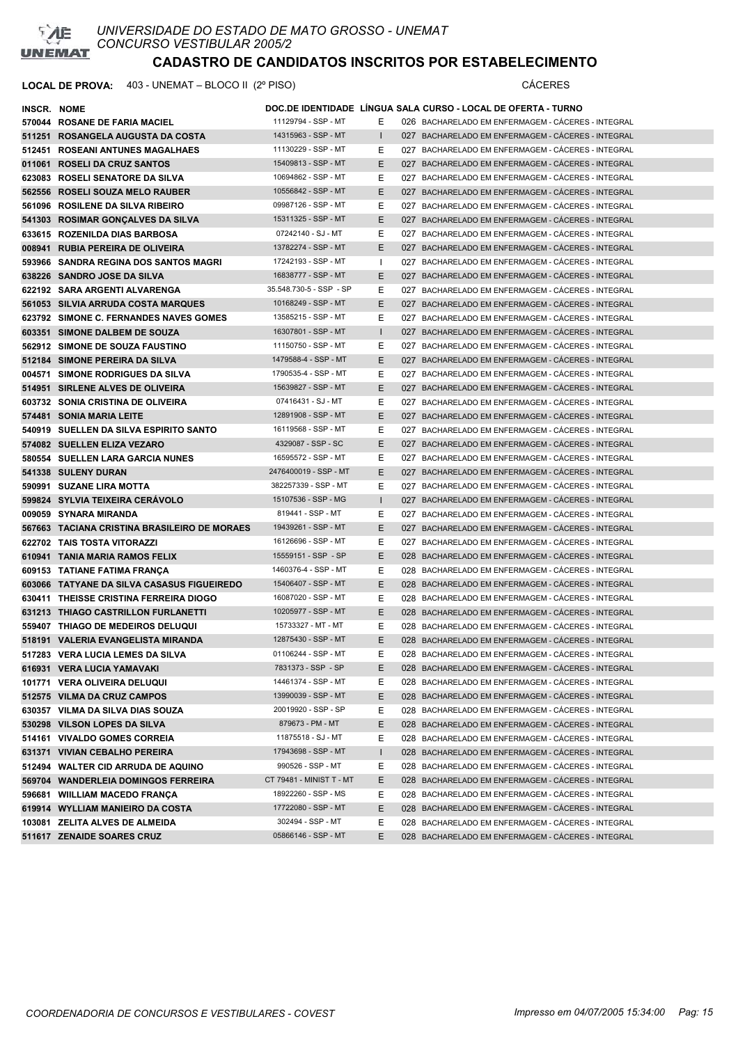# UNIVERSIDADE DO ESTADO DE MATO GROSSO - UNEMAT

CONCURSO VESTIBULAR 2005/2

## CADASTRO DE CANDIDATOS INSCRITOS POR ESTABELECIMENTO

**LOCAL DE PROVA:** 403 - UNEMAT – BLOCO II (2º PISO) CÁCERES

| INSCR. | NOME | DOC.DE IDENTIDADE | LÍNGUA | SALA | CURSO - LOCAL DE OFERTA - TURNO |
|---|---|---|---|---|---|
| 570044 | ROSANE DE FARIA MACIEL | 11129794 - SSP - MT | E | 026 | BACHARELADO EM ENFERMAGEM - CÁCERES - INTEGRAL |
| 511251 | ROSANGELA AUGUSTA DA COSTA | 14315963 - SSP - MT | I | 027 | BACHARELADO EM ENFERMAGEM - CÁCERES - INTEGRAL |
| 512451 | ROSEANI ANTUNES MAGALHAES | 11130229 - SSP - MT | E | 027 | BACHARELADO EM ENFERMAGEM - CÁCERES - INTEGRAL |
| 011061 | ROSELI DA CRUZ SANTOS | 15409813 - SSP - MT | E | 027 | BACHARELADO EM ENFERMAGEM - CÁCERES - INTEGRAL |
| 623083 | ROSELI SENATORE DA SILVA | 10694862 - SSP - MT | E | 027 | BACHARELADO EM ENFERMAGEM - CÁCERES - INTEGRAL |
| 562556 | ROSELI SOUZA MELO RAUBER | 10556842 - SSP - MT | E | 027 | BACHARELADO EM ENFERMAGEM - CÁCERES - INTEGRAL |
| 561096 | ROSILENE DA SILVA RIBEIRO | 09987126 - SSP - MT | E | 027 | BACHARELADO EM ENFERMAGEM - CÁCERES - INTEGRAL |
| 541303 | ROSIMAR GONÇALVES DA SILVA | 15311325 - SSP - MT | E | 027 | BACHARELADO EM ENFERMAGEM - CÁCERES - INTEGRAL |
| 633615 | ROZENILDA DIAS BARBOSA | 07242140 - SJ - MT | E | 027 | BACHARELADO EM ENFERMAGEM - CÁCERES - INTEGRAL |
| 008941 | RUBIA PEREIRA DE OLIVEIRA | 13782274 - SSP - MT | E | 027 | BACHARELADO EM ENFERMAGEM - CÁCERES - INTEGRAL |
| 593966 | SANDRA REGINA DOS SANTOS MAGRI | 17242193 - SSP - MT | I | 027 | BACHARELADO EM ENFERMAGEM - CÁCERES - INTEGRAL |
| 638226 | SANDRO JOSE DA SILVA | 16838777 - SSP - MT | E | 027 | BACHARELADO EM ENFERMAGEM - CÁCERES - INTEGRAL |
| 622192 | SARA ARGENTI ALVARENGA | 35.548.730-5 - SSP - SP | E | 027 | BACHARELADO EM ENFERMAGEM - CÁCERES - INTEGRAL |
| 561053 | SILVIA ARRUDA COSTA MARQUES | 10168249 - SSP - MT | E | 027 | BACHARELADO EM ENFERMAGEM - CÁCERES - INTEGRAL |
| 623792 | SIMONE C. FERNANDES NAVES GOMES | 13585215 - SSP - MT | E | 027 | BACHARELADO EM ENFERMAGEM - CÁCERES - INTEGRAL |
| 603351 | SIMONE DALBEM DE SOUZA | 16307801 - SSP - MT | I | 027 | BACHARELADO EM ENFERMAGEM - CÁCERES - INTEGRAL |
| 562912 | SIMONE DE SOUZA FAUSTINO | 11150750 - SSP - MT | E | 027 | BACHARELADO EM ENFERMAGEM - CÁCERES - INTEGRAL |
| 512184 | SIMONE PEREIRA DA SILVA | 1479588-4 - SSP - MT | E | 027 | BACHARELADO EM ENFERMAGEM - CÁCERES - INTEGRAL |
| 004571 | SIMONE RODRIGUES DA SILVA | 1790535-4 - SSP - MT | E | 027 | BACHARELADO EM ENFERMAGEM - CÁCERES - INTEGRAL |
| 514951 | SIRLENE ALVES DE OLIVEIRA | 15639827 - SSP - MT | E | 027 | BACHARELADO EM ENFERMAGEM - CÁCERES - INTEGRAL |
| 603732 | SONIA CRISTINA DE OLIVEIRA | 07416431 - SJ - MT | E | 027 | BACHARELADO EM ENFERMAGEM - CÁCERES - INTEGRAL |
| 574481 | SONIA MARIA LEITE | 12891908 - SSP - MT | E | 027 | BACHARELADO EM ENFERMAGEM - CÁCERES - INTEGRAL |
| 540919 | SUELLEN DA SILVA ESPIRITO SANTO | 16119568 - SSP - MT | E | 027 | BACHARELADO EM ENFERMAGEM - CÁCERES - INTEGRAL |
| 574082 | SUELLEN ELIZA VEZARO | 4329087 - SSP - SC | E | 027 | BACHARELADO EM ENFERMAGEM - CÁCERES - INTEGRAL |
| 580554 | SUELLEN LARA GARCIA NUNES | 16595572 - SSP - MT | E | 027 | BACHARELADO EM ENFERMAGEM - CÁCERES - INTEGRAL |
| 541338 | SULENY DURAN | 2476400019 - SSP - MT | E | 027 | BACHARELADO EM ENFERMAGEM - CÁCERES - INTEGRAL |
| 590991 | SUZANE LIRA MOTTA | 382257339 - SSP - MT | E | 027 | BACHARELADO EM ENFERMAGEM - CÁCERES - INTEGRAL |
| 599824 | SYLVIA TEIXEIRA CERÁVOLO | 15107536 - SSP - MG | I | 027 | BACHARELADO EM ENFERMAGEM - CÁCERES - INTEGRAL |
| 009059 | SYNARA MIRANDA | 819441 - SSP - MT | E | 027 | BACHARELADO EM ENFERMAGEM - CÁCERES - INTEGRAL |
| 567663 | TACIANA CRISTINA BRASILEIRO DE MORAES | 19439261 - SSP - MT | E | 027 | BACHARELADO EM ENFERMAGEM - CÁCERES - INTEGRAL |
| 622702 | TAIS TOSTA VITORAZZI | 16126696 - SSP - MT | E | 027 | BACHARELADO EM ENFERMAGEM - CÁCERES - INTEGRAL |
| 610941 | TANIA MARIA RAMOS FELIX | 15559151 - SSP - SP | E | 028 | BACHARELADO EM ENFERMAGEM - CÁCERES - INTEGRAL |
| 609153 | TATIANE FATIMA FRANÇA | 1460376-4 - SSP - MT | E | 028 | BACHARELADO EM ENFERMAGEM - CÁCERES - INTEGRAL |
| 603066 | TATYANE DA SILVA CASASUS FIGUEIREDO | 15406407 - SSP - MT | E | 028 | BACHARELADO EM ENFERMAGEM - CÁCERES - INTEGRAL |
| 630411 | THEISSE CRISTINA FERREIRA DIOGO | 16087020 - SSP - MT | E | 028 | BACHARELADO EM ENFERMAGEM - CÁCERES - INTEGRAL |
| 631213 | THIAGO CASTRILLON FURLANETTI | 10205977 - SSP - MT | E | 028 | BACHARELADO EM ENFERMAGEM - CÁCERES - INTEGRAL |
| 559407 | THIAGO DE MEDEIROS DELUQUI | 15733327 - MT - MT | E | 028 | BACHARELADO EM ENFERMAGEM - CÁCERES - INTEGRAL |
| 518191 | VALERIA EVANGELISTA MIRANDA | 12875430 - SSP - MT | E | 028 | BACHARELADO EM ENFERMAGEM - CÁCERES - INTEGRAL |
| 517283 | VERA LUCIA LEMES DA SILVA | 01106244 - SSP - MT | E | 028 | BACHARELADO EM ENFERMAGEM - CÁCERES - INTEGRAL |
| 616931 | VERA LUCIA YAMAVAKI | 7831373 - SSP - SP | E | 028 | BACHARELADO EM ENFERMAGEM - CÁCERES - INTEGRAL |
| 101771 | VERA OLIVEIRA DELUQUI | 14461374 - SSP - MT | E | 028 | BACHARELADO EM ENFERMAGEM - CÁCERES - INTEGRAL |
| 512575 | VILMA DA CRUZ CAMPOS | 13990039 - SSP - MT | E | 028 | BACHARELADO EM ENFERMAGEM - CÁCERES - INTEGRAL |
| 630357 | VILMA DA SILVA DIAS SOUZA | 20019920 - SSP - SP | E | 028 | BACHARELADO EM ENFERMAGEM - CÁCERES - INTEGRAL |
| 530298 | VILSON LOPES DA SILVA | 879673 - PM - MT | E | 028 | BACHARELADO EM ENFERMAGEM - CÁCERES - INTEGRAL |
| 514161 | VIVALDO GOMES CORREIA | 11875518 - SJ - MT | E | 028 | BACHARELADO EM ENFERMAGEM - CÁCERES - INTEGRAL |
| 631371 | VIVIAN CEBALHO PEREIRA | 17943698 - SSP - MT | I | 028 | BACHARELADO EM ENFERMAGEM - CÁCERES - INTEGRAL |
| 512494 | WALTER CID ARRUDA DE AQUINO | 990526 - SSP - MT | E | 028 | BACHARELADO EM ENFERMAGEM - CÁCERES - INTEGRAL |
| 569704 | WANDERLEIA DOMINGOS FERREIRA | CT 79481 - MINIST T - MT | E | 028 | BACHARELADO EM ENFERMAGEM - CÁCERES - INTEGRAL |
| 596681 | WIILLIAM MACEDO FRANÇA | 18922260 - SSP - MS | E | 028 | BACHARELADO EM ENFERMAGEM - CÁCERES - INTEGRAL |
| 619914 | WYLLIAM MANIEIRO DA COSTA | 17722080 - SSP - MT | E | 028 | BACHARELADO EM ENFERMAGEM - CÁCERES - INTEGRAL |
| 103081 | ZELITA ALVES DE ALMEIDA | 302494 - SSP - MT | E | 028 | BACHARELADO EM ENFERMAGEM - CÁCERES - INTEGRAL |
| 511617 | ZENAIDE SOARES CRUZ | 05866146 - SSP - MT | E | 028 | BACHARELADO EM ENFERMAGEM - CÁCERES - INTEGRAL |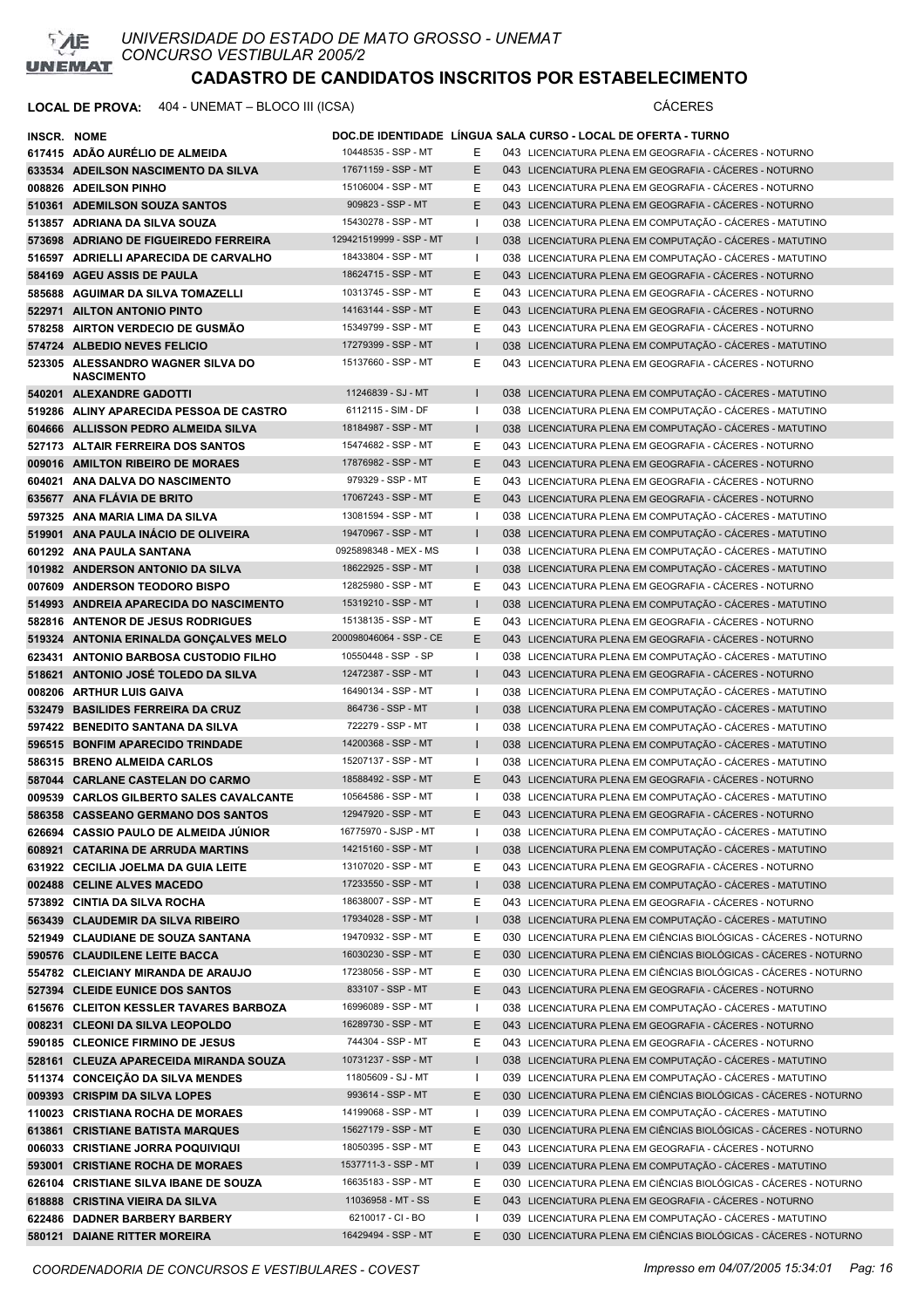UNIVERSIDADE DO ESTADO DE MATO GROSSO - UNEMAT
CONCURSO VESTIBULAR 2005/2

# CADASTRO DE CANDIDATOS INSCRITOS POR ESTABELECIMENTO

**LOCAL DE PROVA:** 404 - UNEMAT – BLOCO III (ICSA) CÁCERES

| INSCR. | NOME | DOC.DE IDENTIDADE | LÍNGUA | SALA | CURSO - LOCAL DE OFERTA - TURNO |
|---|---|---|---|---|---|
| 617415 | ADÃO AURÉLIO DE ALMEIDA | 10448535 - SSP - MT | E | 043 | LICENCIATURA PLENA EM GEOGRAFIA - CÁCERES - NOTURNO |
| 633534 | ADEILSON NASCIMENTO DA SILVA | 17671159 - SSP - MT | E | 043 | LICENCIATURA PLENA EM GEOGRAFIA - CÁCERES - NOTURNO |
| 008826 | ADEILSON PINHO | 15106004 - SSP - MT | E | 043 | LICENCIATURA PLENA EM GEOGRAFIA - CÁCERES - NOTURNO |
| 510361 | ADEMILSON SOUZA SANTOS | 909823 - SSP - MT | E | 043 | LICENCIATURA PLENA EM GEOGRAFIA - CÁCERES - NOTURNO |
| 513857 | ADRIANA DA SILVA SOUZA | 15430278 - SSP - MT | I | 038 | LICENCIATURA PLENA EM COMPUTAÇÃO - CÁCERES - MATUTINO |
| 573698 | ADRIANO DE FIGUEIREDO FERREIRA | 129421519999 - SSP - MT | I | 038 | LICENCIATURA PLENA EM COMPUTAÇÃO - CÁCERES - MATUTINO |
| 516597 | ADRIELLI APARECIDA DE CARVALHO | 18433804 - SSP - MT | I | 038 | LICENCIATURA PLENA EM COMPUTAÇÃO - CÁCERES - MATUTINO |
| 584169 | AGEU ASSIS DE PAULA | 18624715 - SSP - MT | E | 043 | LICENCIATURA PLENA EM GEOGRAFIA - CÁCERES - NOTURNO |
| 585688 | AGUIMAR DA SILVA TOMAZELLI | 10313745 - SSP - MT | E | 043 | LICENCIATURA PLENA EM GEOGRAFIA - CÁCERES - NOTURNO |
| 522971 | AILTON ANTONIO PINTO | 14163144 - SSP - MT | E | 043 | LICENCIATURA PLENA EM GEOGRAFIA - CÁCERES - NOTURNO |
| 578258 | AIRTON VERDECIO DE GUSMÃO | 15349799 - SSP - MT | E | 043 | LICENCIATURA PLENA EM GEOGRAFIA - CÁCERES - NOTURNO |
| 574724 | ALBEDIO NEVES FELICIO | 17279399 - SSP - MT | I | 038 | LICENCIATURA PLENA EM COMPUTAÇÃO - CÁCERES - MATUTINO |
| 523305 | ALESSANDRO WAGNER SILVA DO NASCIMENTO | 15137660 - SSP - MT | E | 043 | LICENCIATURA PLENA EM GEOGRAFIA - CÁCERES - NOTURNO |
| 540201 | ALEXANDRE GADOTTI | 11246839 - SJ - MT | I | 038 | LICENCIATURA PLENA EM COMPUTAÇÃO - CÁCERES - MATUTINO |
| 519286 | ALINY APARECIDA PESSOA DE CASTRO | 6112115 - SIM - DF | I | 038 | LICENCIATURA PLENA EM COMPUTAÇÃO - CÁCERES - MATUTINO |
| 604666 | ALLISSON PEDRO ALMEIDA SILVA | 18184987 - SSP - MT | I | 038 | LICENCIATURA PLENA EM COMPUTAÇÃO - CÁCERES - MATUTINO |
| 527173 | ALTAIR FERREIRA DOS SANTOS | 15474682 - SSP - MT | E | 043 | LICENCIATURA PLENA EM GEOGRAFIA - CÁCERES - NOTURNO |
| 009016 | AMILTON RIBEIRO DE MORAES | 17876982 - SSP - MT | E | 043 | LICENCIATURA PLENA EM GEOGRAFIA - CÁCERES - NOTURNO |
| 604021 | ANA DALVA DO NASCIMENTO | 979329 - SSP - MT | E | 043 | LICENCIATURA PLENA EM GEOGRAFIA - CÁCERES - NOTURNO |
| 635677 | ANA FLÁVIA DE BRITO | 17067243 - SSP - MT | E | 043 | LICENCIATURA PLENA EM GEOGRAFIA - CÁCERES - NOTURNO |
| 597325 | ANA MARIA LIMA DA SILVA | 13081594 - SSP - MT | I | 038 | LICENCIATURA PLENA EM COMPUTAÇÃO - CÁCERES - MATUTINO |
| 519901 | ANA PAULA INÁCIO DE OLIVEIRA | 19470967 - SSP - MT | I | 038 | LICENCIATURA PLENA EM COMPUTAÇÃO - CÁCERES - MATUTINO |
| 601292 | ANA PAULA SANTANA | 0925898348 - MEX - MS | I | 038 | LICENCIATURA PLENA EM COMPUTAÇÃO - CÁCERES - MATUTINO |
| 101982 | ANDERSON ANTONIO DA SILVA | 18622925 - SSP - MT | I | 038 | LICENCIATURA PLENA EM COMPUTAÇÃO - CÁCERES - MATUTINO |
| 007609 | ANDERSON TEODORO BISPO | 12825980 - SSP - MT | E | 043 | LICENCIATURA PLENA EM GEOGRAFIA - CÁCERES - NOTURNO |
| 514993 | ANDREIA APARECIDA DO NASCIMENTO | 15319210 - SSP - MT | I | 038 | LICENCIATURA PLENA EM COMPUTAÇÃO - CÁCERES - MATUTINO |
| 582816 | ANTENOR DE JESUS RODRIGUES | 15138135 - SSP - MT | E | 043 | LICENCIATURA PLENA EM GEOGRAFIA - CÁCERES - NOTURNO |
| 519324 | ANTONIA ERINALDA GONÇALVES MELO | 200098046064 - SSP - CE | E | 043 | LICENCIATURA PLENA EM GEOGRAFIA - CÁCERES - NOTURNO |
| 623431 | ANTONIO BARBOSA CUSTODIO FILHO | 10550448 - SSP - SP | I | 038 | LICENCIATURA PLENA EM COMPUTAÇÃO - CÁCERES - MATUTINO |
| 518621 | ANTONIO JOSÉ TOLEDO DA SILVA | 12472387 - SSP - MT | I | 043 | LICENCIATURA PLENA EM GEOGRAFIA - CÁCERES - NOTURNO |
| 008206 | ARTHUR LUIS GAIVA | 16490134 - SSP - MT | I | 038 | LICENCIATURA PLENA EM COMPUTAÇÃO - CÁCERES - MATUTINO |
| 532479 | BASILIDES FERREIRA DA CRUZ | 864736 - SSP - MT | I | 038 | LICENCIATURA PLENA EM COMPUTAÇÃO - CÁCERES - MATUTINO |
| 597422 | BENEDITO SANTANA DA SILVA | 722279 - SSP - MT | I | 038 | LICENCIATURA PLENA EM COMPUTAÇÃO - CÁCERES - MATUTINO |
| 596515 | BONFIM APARECIDO TRINDADE | 14200368 - SSP - MT | I | 038 | LICENCIATURA PLENA EM COMPUTAÇÃO - CÁCERES - MATUTINO |
| 586315 | BRENO ALMEIDA CARLOS | 15207137 - SSP - MT | I | 038 | LICENCIATURA PLENA EM COMPUTAÇÃO - CÁCERES - MATUTINO |
| 587044 | CARLANE CASTELAN DO CARMO | 18588492 - SSP - MT | E | 043 | LICENCIATURA PLENA EM GEOGRAFIA - CÁCERES - NOTURNO |
| 009539 | CARLOS GILBERTO SALES CAVALCANTE | 10564586 - SSP - MT | I | 038 | LICENCIATURA PLENA EM COMPUTAÇÃO - CÁCERES - MATUTINO |
| 586358 | CASSEANO GERMANO DOS SANTOS | 12947920 - SSP - MT | E | 043 | LICENCIATURA PLENA EM GEOGRAFIA - CÁCERES - NOTURNO |
| 626694 | CASSIO PAULO DE ALMEIDA JÚNIOR | 16775970 - SJSP - MT | I | 038 | LICENCIATURA PLENA EM COMPUTAÇÃO - CÁCERES - MATUTINO |
| 608921 | CATARINA DE ARRUDA MARTINS | 14215160 - SSP - MT | I | 038 | LICENCIATURA PLENA EM COMPUTAÇÃO - CÁCERES - MATUTINO |
| 631922 | CECILIA JOELMA DA GUIA LEITE | 13107020 - SSP - MT | E | 043 | LICENCIATURA PLENA EM GEOGRAFIA - CÁCERES - NOTURNO |
| 002488 | CELINE ALVES MACEDO | 17233550 - SSP - MT | I | 038 | LICENCIATURA PLENA EM COMPUTAÇÃO - CÁCERES - MATUTINO |
| 573892 | CINTIA DA SILVA ROCHA | 18638007 - SSP - MT | E | 043 | LICENCIATURA PLENA EM GEOGRAFIA - CÁCERES - NOTURNO |
| 563439 | CLAUDEMIR DA SILVA RIBEIRO | 17934028 - SSP - MT | I | 038 | LICENCIATURA PLENA EM COMPUTAÇÃO - CÁCERES - MATUTINO |
| 521949 | CLAUDIANE DE SOUZA SANTANA | 19470932 - SSP - MT | E | 030 | LICENCIATURA PLENA EM CIÊNCIAS BIOLÓGICAS - CÁCERES - NOTURNO |
| 590576 | CLAUDILENE LEITE BACCA | 16030230 - SSP - MT | E | 030 | LICENCIATURA PLENA EM CIÊNCIAS BIOLÓGICAS - CÁCERES - NOTURNO |
| 554782 | CLEICIANY MIRANDA DE ARAUJO | 17238056 - SSP - MT | E | 030 | LICENCIATURA PLENA EM CIÊNCIAS BIOLÓGICAS - CÁCERES - NOTURNO |
| 527394 | CLEIDE EUNICE DOS SANTOS | 833107 - SSP - MT | E | 043 | LICENCIATURA PLENA EM GEOGRAFIA - CÁCERES - NOTURNO |
| 615676 | CLEITON KESSLER TAVARES BARBOZA | 16996089 - SSP - MT | I | 038 | LICENCIATURA PLENA EM COMPUTAÇÃO - CÁCERES - MATUTINO |
| 008231 | CLEONI DA SILVA LEOPOLDO | 16289730 - SSP - MT | E | 043 | LICENCIATURA PLENA EM GEOGRAFIA - CÁCERES - NOTURNO |
| 590185 | CLEONICE FIRMINO DE JESUS | 744304 - SSP - MT | E | 043 | LICENCIATURA PLENA EM GEOGRAFIA - CÁCERES - NOTURNO |
| 528161 | CLEUZA APARECEIDA MIRANDA SOUZA | 10731237 - SSP - MT | I | 038 | LICENCIATURA PLENA EM COMPUTAÇÃO - CÁCERES - MATUTINO |
| 511374 | CONCEIÇÃO DA SILVA MENDES | 11805609 - SJ - MT | I | 039 | LICENCIATURA PLENA EM COMPUTAÇÃO - CÁCERES - MATUTINO |
| 009393 | CRISPIM DA SILVA LOPES | 993614 - SSP - MT | E | 030 | LICENCIATURA PLENA EM CIÊNCIAS BIOLÓGICAS - CÁCERES - NOTURNO |
| 110023 | CRISTIANA ROCHA DE MORAES | 14199068 - SSP - MT | I | 039 | LICENCIATURA PLENA EM COMPUTAÇÃO - CÁCERES - MATUTINO |
| 613861 | CRISTIANE BATISTA MARQUES | 15627179 - SSP - MT | E | 030 | LICENCIATURA PLENA EM CIÊNCIAS BIOLÓGICAS - CÁCERES - NOTURNO |
| 006033 | CRISTIANE JORRA POQUIVIQUI | 18050395 - SSP - MT | E | 043 | LICENCIATURA PLENA EM GEOGRAFIA - CÁCERES - NOTURNO |
| 593001 | CRISTIANE ROCHA DE MORAES | 1537711-3 - SSP - MT | I | 039 | LICENCIATURA PLENA EM COMPUTAÇÃO - CÁCERES - MATUTINO |
| 626104 | CRISTIANE SILVA IBANE DE SOUZA | 16635183 - SSP - MT | E | 030 | LICENCIATURA PLENA EM CIÊNCIAS BIOLÓGICAS - CÁCERES - NOTURNO |
| 618888 | CRISTINA VIEIRA DA SILVA | 11036958 - MT - SS | E | 043 | LICENCIATURA PLENA EM GEOGRAFIA - CÁCERES - NOTURNO |
| 622486 | DADNER BARBERY BARBERY | 6210017 - CI - BO | I | 039 | LICENCIATURA PLENA EM COMPUTAÇÃO - CÁCERES - MATUTINO |
| 580121 | DAIANE RITTER MOREIRA | 16429494 - SSP - MT | E | 030 | LICENCIATURA PLENA EM CIÊNCIAS BIOLÓGICAS - CÁCERES - NOTURNO |

COORDENADORIA DE CONCURSOS E VESTIBULARES - COVEST — Impresso em 04/07/2005 15:34:01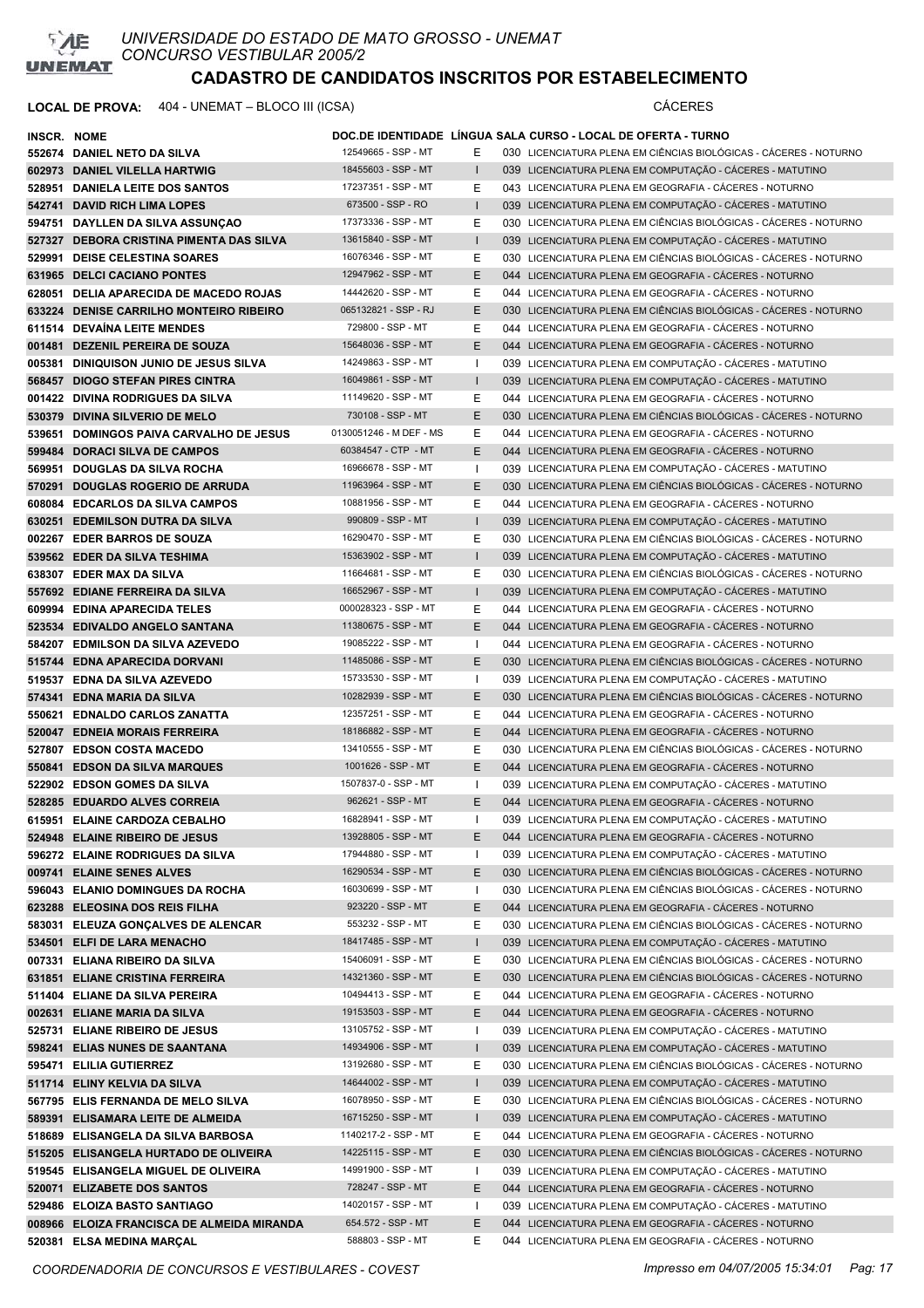# UNIVERSIDADE DO ESTADO DE MATO GROSSO - UNEMAT
CONCURSO VESTIBULAR 2005/2

## CADASTRO DE CANDIDATOS INSCRITOS POR ESTABELECIMENTO

**LOCAL DE PROVA:** 404 - UNEMAT – BLOCO III (ICSA) CÁCERES

| INSCR. | NOME | DOC.DE IDENTIDADE | LÍNGUA | SALA | CURSO - LOCAL DE OFERTA - TURNO |
|---|---|---|---|---|---|
| 552674 | DANIEL NETO DA SILVA | 12549665 - SSP - MT | E | 030 | LICENCIATURA PLENA EM CIÊNCIAS BIOLÓGICAS - CÁCERES - NOTURNO |
| 602973 | DANIEL VILELLA HARTWIG | 18455603 - SSP - MT | I | 039 | LICENCIATURA PLENA EM COMPUTAÇÃO - CÁCERES - MATUTINO |
| 528951 | DANIELA LEITE DOS SANTOS | 17237351 - SSP - MT | E | 043 | LICENCIATURA PLENA EM GEOGRAFIA - CÁCERES - NOTURNO |
| 542741 | DAVID RICH LIMA LOPES | 673500 - SSP - RO | I | 039 | LICENCIATURA PLENA EM COMPUTAÇÃO - CÁCERES - MATUTINO |
| 594751 | DAYLLEN DA SILVA ASSUNÇAO | 17373336 - SSP - MT | E | 030 | LICENCIATURA PLENA EM CIÊNCIAS BIOLÓGICAS - CÁCERES - NOTURNO |
| 527327 | DEBORA CRISTINA PIMENTA DAS SILVA | 13615840 - SSP - MT | I | 039 | LICENCIATURA PLENA EM COMPUTAÇÃO - CÁCERES - MATUTINO |
| 529991 | DEISE CELESTINA SOARES | 16076346 - SSP - MT | E | 030 | LICENCIATURA PLENA EM CIÊNCIAS BIOLÓGICAS - CÁCERES - NOTURNO |
| 631965 | DELCI CACIANO PONTES | 12947962 - SSP - MT | E | 044 | LICENCIATURA PLENA EM GEOGRAFIA - CÁCERES - NOTURNO |
| 628051 | DELIA APARECIDA DE MACEDO ROJAS | 14442620 - SSP - MT | E | 044 | LICENCIATURA PLENA EM GEOGRAFIA - CÁCERES - NOTURNO |
| 633224 | DENISE CARRILHO MONTEIRO RIBEIRO | 065132821 - SSP - RJ | E | 030 | LICENCIATURA PLENA EM CIÊNCIAS BIOLÓGICAS - CÁCERES - NOTURNO |
| 611514 | DEVAÍNA LEITE MENDES | 729800 - SSP - MT | E | 044 | LICENCIATURA PLENA EM GEOGRAFIA - CÁCERES - NOTURNO |
| 001481 | DEZENIL PEREIRA DE SOUZA | 15648036 - SSP - MT | E | 044 | LICENCIATURA PLENA EM GEOGRAFIA - CÁCERES - NOTURNO |
| 005381 | DINIQUISON JUNIO DE JESUS SILVA | 14249863 - SSP - MT | I | 039 | LICENCIATURA PLENA EM COMPUTAÇÃO - CÁCERES - MATUTINO |
| 568457 | DIOGO STEFAN PIRES CINTRA | 16049861 - SSP - MT | I | 039 | LICENCIATURA PLENA EM COMPUTAÇÃO - CÁCERES - MATUTINO |
| 001422 | DIVINA RODRIGUES DA SILVA | 11149620 - SSP - MT | E | 044 | LICENCIATURA PLENA EM GEOGRAFIA - CÁCERES - NOTURNO |
| 530379 | DIVINA SILVERIO DE MELO | 730108 - SSP - MT | E | 030 | LICENCIATURA PLENA EM CIÊNCIAS BIOLÓGICAS - CÁCERES - NOTURNO |
| 539651 | DOMINGOS PAIVA CARVALHO DE JESUS | 0130051246 - M DEF - MS | E | 044 | LICENCIATURA PLENA EM GEOGRAFIA - CÁCERES - NOTURNO |
| 599484 | DORACI SILVA DE CAMPOS | 60384547 - CTP - MT | E | 044 | LICENCIATURA PLENA EM GEOGRAFIA - CÁCERES - NOTURNO |
| 569951 | DOUGLAS DA SILVA ROCHA | 16966678 - SSP - MT | I | 039 | LICENCIATURA PLENA EM COMPUTAÇÃO - CÁCERES - MATUTINO |
| 570291 | DOUGLAS ROGERIO DE ARRUDA | 11963964 - SSP - MT | E | 030 | LICENCIATURA PLENA EM CIÊNCIAS BIOLÓGICAS - CÁCERES - NOTURNO |
| 608084 | EDCARLOS DA SILVA CAMPOS | 10881956 - SSP - MT | E | 044 | LICENCIATURA PLENA EM GEOGRAFIA - CÁCERES - NOTURNO |
| 630251 | EDEMILSON DUTRA DA SILVA | 990809 - SSP - MT | I | 039 | LICENCIATURA PLENA EM COMPUTAÇÃO - CÁCERES - MATUTINO |
| 002267 | EDER BARROS DE SOUZA | 16290470 - SSP - MT | E | 030 | LICENCIATURA PLENA EM CIÊNCIAS BIOLÓGICAS - CÁCERES - NOTURNO |
| 539562 | EDER DA SILVA TESHIMA | 15363902 - SSP - MT | I | 039 | LICENCIATURA PLENA EM COMPUTAÇÃO - CÁCERES - MATUTINO |
| 638307 | EDER MAX DA SILVA | 11664681 - SSP - MT | E | 030 | LICENCIATURA PLENA EM CIÊNCIAS BIOLÓGICAS - CÁCERES - NOTURNO |
| 557692 | EDIANE FERREIRA DA SILVA | 16652967 - SSP - MT | I | 039 | LICENCIATURA PLENA EM COMPUTAÇÃO - CÁCERES - MATUTINO |
| 609994 | EDINA APARECIDA TELES | 000028323 - SSP - MT | E | 044 | LICENCIATURA PLENA EM GEOGRAFIA - CÁCERES - NOTURNO |
| 523534 | EDIVALDO ANGELO SANTANA | 11380675 - SSP - MT | E | 044 | LICENCIATURA PLENA EM GEOGRAFIA - CÁCERES - NOTURNO |
| 584207 | EDMILSON DA SILVA AZEVEDO | 19085222 - SSP - MT | I | 044 | LICENCIATURA PLENA EM GEOGRAFIA - CÁCERES - NOTURNO |
| 515744 | EDNA APARECIDA DORVANI | 11485086 - SSP - MT | E | 030 | LICENCIATURA PLENA EM CIÊNCIAS BIOLÓGICAS - CÁCERES - NOTURNO |
| 519537 | EDNA DA SILVA AZEVEDO | 15733530 - SSP - MT | I | 039 | LICENCIATURA PLENA EM COMPUTAÇÃO - CÁCERES - MATUTINO |
| 574341 | EDNA MARIA DA SILVA | 10282939 - SSP - MT | E | 030 | LICENCIATURA PLENA EM CIÊNCIAS BIOLÓGICAS - CÁCERES - NOTURNO |
| 550621 | EDNALDO CARLOS ZANATTA | 12357251 - SSP - MT | E | 044 | LICENCIATURA PLENA EM GEOGRAFIA - CÁCERES - NOTURNO |
| 520047 | EDNEIA MORAIS FERREIRA | 18186882 - SSP - MT | E | 044 | LICENCIATURA PLENA EM GEOGRAFIA - CÁCERES - NOTURNO |
| 527807 | EDSON COSTA MACEDO | 13410555 - SSP - MT | E | 030 | LICENCIATURA PLENA EM CIÊNCIAS BIOLÓGICAS - CÁCERES - NOTURNO |
| 550841 | EDSON DA SILVA MARQUES | 1001626 - SSP - MT | E | 044 | LICENCIATURA PLENA EM GEOGRAFIA - CÁCERES - NOTURNO |
| 522902 | EDSON GOMES DA SILVA | 1507837-0 - SSP - MT | I | 039 | LICENCIATURA PLENA EM COMPUTAÇÃO - CÁCERES - MATUTINO |
| 528285 | EDUARDO ALVES CORREIA | 962621 - SSP - MT | E | 044 | LICENCIATURA PLENA EM GEOGRAFIA - CÁCERES - NOTURNO |
| 615951 | ELAINE CARDOZA CEBALHO | 16828941 - SSP - MT | I | 039 | LICENCIATURA PLENA EM COMPUTAÇÃO - CÁCERES - MATUTINO |
| 524948 | ELAINE RIBEIRO DE JESUS | 13928805 - SSP - MT | E | 044 | LICENCIATURA PLENA EM GEOGRAFIA - CÁCERES - NOTURNO |
| 596272 | ELAINE RODRIGUES DA SILVA | 17944880 - SSP - MT | I | 039 | LICENCIATURA PLENA EM COMPUTAÇÃO - CÁCERES - MATUTINO |
| 009741 | ELAINE SENES ALVES | 16290534 - SSP - MT | E | 030 | LICENCIATURA PLENA EM CIÊNCIAS BIOLÓGICAS - CÁCERES - NOTURNO |
| 596043 | ELANIO DOMINGUES DA ROCHA | 16030699 - SSP - MT | I | 030 | LICENCIATURA PLENA EM CIÊNCIAS BIOLÓGICAS - CÁCERES - NOTURNO |
| 623288 | ELEOSINA DOS REIS FILHA | 923220 - SSP - MT | E | 044 | LICENCIATURA PLENA EM GEOGRAFIA - CÁCERES - NOTURNO |
| 583031 | ELEUZA GONÇALVES DE ALENCAR | 553232 - SSP - MT | E | 030 | LICENCIATURA PLENA EM CIÊNCIAS BIOLÓGICAS - CÁCERES - NOTURNO |
| 534501 | ELFI DE LARA MENACHO | 18417485 - SSP - MT | I | 039 | LICENCIATURA PLENA EM COMPUTAÇÃO - CÁCERES - MATUTINO |
| 007331 | ELIANA RIBEIRO DA SILVA | 15406091 - SSP - MT | E | 030 | LICENCIATURA PLENA EM CIÊNCIAS BIOLÓGICAS - CÁCERES - NOTURNO |
| 631851 | ELIANE CRISTINA FERREIRA | 14321360 - SSP - MT | E | 030 | LICENCIATURA PLENA EM CIÊNCIAS BIOLÓGICAS - CÁCERES - NOTURNO |
| 511404 | ELIANE DA SILVA PEREIRA | 10494413 - SSP - MT | E | 044 | LICENCIATURA PLENA EM GEOGRAFIA - CÁCERES - NOTURNO |
| 002631 | ELIANE MARIA DA SILVA | 19153503 - SSP - MT | E | 044 | LICENCIATURA PLENA EM GEOGRAFIA - CÁCERES - NOTURNO |
| 525731 | ELIANE RIBEIRO DE JESUS | 13105752 - SSP - MT | I | 039 | LICENCIATURA PLENA EM COMPUTAÇÃO - CÁCERES - MATUTINO |
| 598241 | ELIAS NUNES DE SAANTANA | 14934906 - SSP - MT | I | 039 | LICENCIATURA PLENA EM COMPUTAÇÃO - CÁCERES - MATUTINO |
| 595471 | ELILIA GUTIERREZ | 13192680 - SSP - MT | E | 030 | LICENCIATURA PLENA EM CIÊNCIAS BIOLÓGICAS - CÁCERES - NOTURNO |
| 511714 | ELINY KELVIA DA SILVA | 14644002 - SSP - MT | I | 039 | LICENCIATURA PLENA EM COMPUTAÇÃO - CÁCERES - MATUTINO |
| 567795 | ELIS FERNANDA DE MELO SILVA | 16078950 - SSP - MT | E | 030 | LICENCIATURA PLENA EM CIÊNCIAS BIOLÓGICAS - CÁCERES - NOTURNO |
| 589391 | ELISAMARA LEITE DE ALMEIDA | 16715250 - SSP - MT | I | 039 | LICENCIATURA PLENA EM COMPUTAÇÃO - CÁCERES - MATUTINO |
| 518689 | ELISANGELA DA SILVA BARBOSA | 1140217-2 - SSP - MT | E | 044 | LICENCIATURA PLENA EM GEOGRAFIA - CÁCERES - NOTURNO |
| 515205 | ELISANGELA HURTADO DE OLIVEIRA | 14225115 - SSP - MT | E | 030 | LICENCIATURA PLENA EM CIÊNCIAS BIOLÓGICAS - CÁCERES - NOTURNO |
| 519545 | ELISANGELA MIGUEL DE OLIVEIRA | 14991900 - SSP - MT | I | 039 | LICENCIATURA PLENA EM COMPUTAÇÃO - CÁCERES - MATUTINO |
| 520071 | ELIZABETE DOS SANTOS | 728247 - SSP - MT | E | 044 | LICENCIATURA PLENA EM GEOGRAFIA - CÁCERES - NOTURNO |
| 529486 | ELOIZA BASTO SANTIAGO | 14020157 - SSP - MT | I | 039 | LICENCIATURA PLENA EM COMPUTAÇÃO - CÁCERES - MATUTINO |
| 008966 | ELOIZA FRANCISCA DE ALMEIDA MIRANDA | 654.572 - SSP - MT | E | 044 | LICENCIATURA PLENA EM GEOGRAFIA - CÁCERES - NOTURNO |
| 520381 | ELSA MEDINA MARÇAL | 588803 - SSP - MT | E | 044 | LICENCIATURA PLENA EM GEOGRAFIA - CÁCERES - NOTURNO |

COORDENADORIA DE CONCURSOS E VESTIBULARES - COVEST — Impresso em 04/07/2005 15:34:01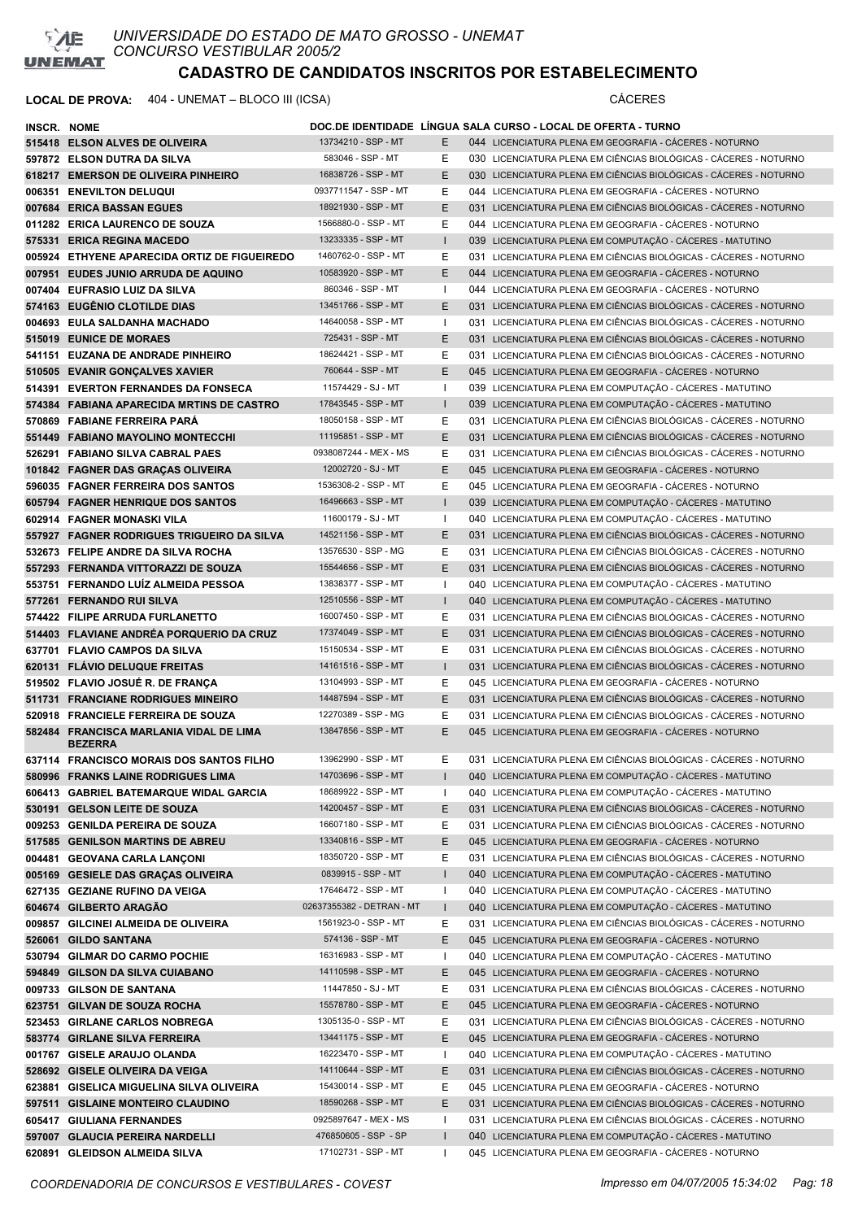UNIVERSIDADE DO ESTADO DE MATO GROSSO - UNEMAT
CONCURSO VESTIBULAR 2005/2

# CADASTRO DE CANDIDATOS INSCRITOS POR ESTABELECIMENTO

**LOCAL DE PROVA:** 404 - UNEMAT – BLOCO III (ICSA) CÁCERES

| INSCR. | NOME | DOC.DE IDENTIDADE | LÍNGUA | SALA | CURSO - LOCAL DE OFERTA - TURNO |
|---|---|---|---|---|---|
| 515418 | ELSON ALVES DE OLIVEIRA | 13734210 - SSP - MT | E | 044 | LICENCIATURA PLENA EM GEOGRAFIA - CÁCERES - NOTURNO |
| 597872 | ELSON DUTRA DA SILVA | 583046 - SSP - MT | E | 030 | LICENCIATURA PLENA EM CIÊNCIAS BIOLÓGICAS - CÁCERES - NOTURNO |
| 618217 | EMERSON DE OLIVEIRA PINHEIRO | 16838726 - SSP - MT | E | 030 | LICENCIATURA PLENA EM CIÊNCIAS BIOLÓGICAS - CÁCERES - NOTURNO |
| 006351 | ENEVILTON DELUQUI | 0937711547 - SSP - MT | E | 044 | LICENCIATURA PLENA EM GEOGRAFIA - CÁCERES - NOTURNO |
| 007684 | ERICA BASSAN EGUES | 18921930 - SSP - MT | E | 031 | LICENCIATURA PLENA EM CIÊNCIAS BIOLÓGICAS - CÁCERES - NOTURNO |
| 011282 | ERICA LAURENCO DE SOUZA | 1566880-0 - SSP - MT | E | 044 | LICENCIATURA PLENA EM GEOGRAFIA - CÁCERES - NOTURNO |
| 575331 | ERICA REGINA MACEDO | 13233335 - SSP - MT | I | 039 | LICENCIATURA PLENA EM COMPUTAÇÃO - CÁCERES - MATUTINO |
| 005924 | ETHYENE APARECIDA ORTIZ DE FIGUEIREDO | 1460762-0 - SSP - MT | E | 031 | LICENCIATURA PLENA EM CIÊNCIAS BIOLÓGICAS - CÁCERES - NOTURNO |
| 007951 | EUDES JUNIO ARRUDA DE AQUINO | 10583920 - SSP - MT | E | 044 | LICENCIATURA PLENA EM GEOGRAFIA - CÁCERES - NOTURNO |
| 007404 | EUFRASIO LUIZ DA SILVA | 860346 - SSP - MT | I | 044 | LICENCIATURA PLENA EM GEOGRAFIA - CÁCERES - NOTURNO |
| 574163 | EUGÊNIO CLOTILDE DIAS | 13451766 - SSP - MT | E | 031 | LICENCIATURA PLENA EM CIÊNCIAS BIOLÓGICAS - CÁCERES - NOTURNO |
| 004693 | EULA SALDANHA MACHADO | 14640058 - SSP - MT | I | 031 | LICENCIATURA PLENA EM CIÊNCIAS BIOLÓGICAS - CÁCERES - NOTURNO |
| 515019 | EUNICE DE MORAES | 725431 - SSP - MT | E | 031 | LICENCIATURA PLENA EM CIÊNCIAS BIOLÓGICAS - CÁCERES - NOTURNO |
| 541151 | EUZANA DE ANDRADE PINHEIRO | 18624421 - SSP - MT | E | 031 | LICENCIATURA PLENA EM CIÊNCIAS BIOLÓGICAS - CÁCERES - NOTURNO |
| 510505 | EVANIR GONÇALVES XAVIER | 760644 - SSP - MT | E | 045 | LICENCIATURA PLENA EM GEOGRAFIA - CÁCERES - NOTURNO |
| 514391 | EVERTON FERNANDES DA FONSECA | 11574429 - SJ - MT | I | 039 | LICENCIATURA PLENA EM COMPUTAÇÃO - CÁCERES - MATUTINO |
| 574384 | FABIANA APARECIDA MRTINS DE CASTRO | 17843545 - SSP - MT | I | 039 | LICENCIATURA PLENA EM COMPUTAÇÃO - CÁCERES - MATUTINO |
| 570869 | FABIANE FERREIRA PARÁ | 18050158 - SSP - MT | E | 031 | LICENCIATURA PLENA EM CIÊNCIAS BIOLÓGICAS - CÁCERES - NOTURNO |
| 551449 | FABIANO MAYOLINO MONTECCHI | 11195851 - SSP - MT | E | 031 | LICENCIATURA PLENA EM CIÊNCIAS BIOLÓGICAS - CÁCERES - NOTURNO |
| 526291 | FABIANO SILVA CABRAL PAES | 0938087244 - MEX - MS | E | 031 | LICENCIATURA PLENA EM CIÊNCIAS BIOLÓGICAS - CÁCERES - NOTURNO |
| 101842 | FAGNER DAS GRAÇAS OLIVEIRA | 12002720 - SJ - MT | E | 045 | LICENCIATURA PLENA EM GEOGRAFIA - CÁCERES - NOTURNO |
| 596035 | FAGNER FERREIRA DOS SANTOS | 1536308-2 - SSP - MT | E | 045 | LICENCIATURA PLENA EM GEOGRAFIA - CÁCERES - NOTURNO |
| 605794 | FAGNER HENRIQUE DOS SANTOS | 16496663 - SSP - MT | I | 039 | LICENCIATURA PLENA EM COMPUTAÇÃO - CÁCERES - MATUTINO |
| 602914 | FAGNER MONASKI VILA | 11600179 - SJ - MT | I | 040 | LICENCIATURA PLENA EM COMPUTAÇÃO - CÁCERES - MATUTINO |
| 557927 | FAGNER RODRIGUES TRIGUEIRO DA SILVA | 14521156 - SSP - MT | E | 031 | LICENCIATURA PLENA EM CIÊNCIAS BIOLÓGICAS - CÁCERES - NOTURNO |
| 532673 | FELIPE ANDRE DA SILVA ROCHA | 13576530 - SSP - MG | E | 031 | LICENCIATURA PLENA EM CIÊNCIAS BIOLÓGICAS - CÁCERES - NOTURNO |
| 557293 | FERNANDA VITTORAZZI DE SOUZA | 15544656 - SSP - MT | E | 031 | LICENCIATURA PLENA EM CIÊNCIAS BIOLÓGICAS - CÁCERES - NOTURNO |
| 553751 | FERNANDO LUÍZ ALMEIDA PESSOA | 13838377 - SSP - MT | I | 040 | LICENCIATURA PLENA EM COMPUTAÇÃO - CÁCERES - MATUTINO |
| 577261 | FERNANDO RUI SILVA | 12510556 - SSP - MT | I | 040 | LICENCIATURA PLENA EM COMPUTAÇÃO - CÁCERES - MATUTINO |
| 574422 | FILIPE ARRUDA FURLANETTO | 16007450 - SSP - MT | E | 031 | LICENCIATURA PLENA EM CIÊNCIAS BIOLÓGICAS - CÁCERES - NOTURNO |
| 514403 | FLAVIANE ANDRÉA PORQUERIO DA CRUZ | 17374049 - SSP - MT | E | 031 | LICENCIATURA PLENA EM CIÊNCIAS BIOLÓGICAS - CÁCERES - NOTURNO |
| 637701 | FLAVIO CAMPOS DA SILVA | 15150534 - SSP - MT | E | 031 | LICENCIATURA PLENA EM CIÊNCIAS BIOLÓGICAS - CÁCERES - NOTURNO |
| 620131 | FLÁVIO DELUQUE FREITAS | 14161516 - SSP - MT | I | 031 | LICENCIATURA PLENA EM CIÊNCIAS BIOLÓGICAS - CÁCERES - NOTURNO |
| 519502 | FLAVIO JOSUÉ R. DE FRANÇA | 13104993 - SSP - MT | E | 045 | LICENCIATURA PLENA EM GEOGRAFIA - CÁCERES - NOTURNO |
| 511731 | FRANCIANE RODRIGUES MINEIRO | 14487594 - SSP - MT | E | 031 | LICENCIATURA PLENA EM CIÊNCIAS BIOLÓGICAS - CÁCERES - NOTURNO |
| 520918 | FRANCIELE FERREIRA DE SOUZA | 12270389 - SSP - MG | E | 031 | LICENCIATURA PLENA EM CIÊNCIAS BIOLÓGICAS - CÁCERES - NOTURNO |
| 582484 | FRANCISCA MARLANIA VIDAL DE LIMA BEZERRA | 13847856 - SSP - MT | E | 045 | LICENCIATURA PLENA EM GEOGRAFIA - CÁCERES - NOTURNO |
| 637114 | FRANCISCO MORAIS DOS SANTOS FILHO | 13962990 - SSP - MT | E | 031 | LICENCIATURA PLENA EM CIÊNCIAS BIOLÓGICAS - CÁCERES - NOTURNO |
| 580996 | FRANKS LAINE RODRIGUES LIMA | 14703696 - SSP - MT | I | 040 | LICENCIATURA PLENA EM COMPUTAÇÃO - CÁCERES - MATUTINO |
| 606413 | GABRIEL BATEMARQUE WIDAL GARCIA | 18689922 - SSP - MT | I | 040 | LICENCIATURA PLENA EM COMPUTAÇÃO - CÁCERES - MATUTINO |
| 530191 | GELSON LEITE DE SOUZA | 14200457 - SSP - MT | E | 031 | LICENCIATURA PLENA EM CIÊNCIAS BIOLÓGICAS - CÁCERES - NOTURNO |
| 009253 | GENILDA PEREIRA DE SOUZA | 16607180 - SSP - MT | E | 031 | LICENCIATURA PLENA EM CIÊNCIAS BIOLÓGICAS - CÁCERES - NOTURNO |
| 517585 | GENILSON MARTINS DE ABREU | 13340816 - SSP - MT | E | 045 | LICENCIATURA PLENA EM GEOGRAFIA - CÁCERES - NOTURNO |
| 004481 | GEOVANA CARLA LANÇONI | 18350720 - SSP - MT | E | 031 | LICENCIATURA PLENA EM CIÊNCIAS BIOLÓGICAS - CÁCERES - NOTURNO |
| 005169 | GESIELE DAS GRAÇAS OLIVEIRA | 0839915 - SSP - MT | I | 040 | LICENCIATURA PLENA EM COMPUTAÇÃO - CÁCERES - MATUTINO |
| 627135 | GEZIANE RUFINO DA VEIGA | 17646472 - SSP - MT | I | 040 | LICENCIATURA PLENA EM COMPUTAÇÃO - CÁCERES - MATUTINO |
| 604674 | GILBERTO ARAGÃO | 02637355382 - DETRAN - MT | I | 040 | LICENCIATURA PLENA EM COMPUTAÇÃO - CÁCERES - MATUTINO |
| 009857 | GILCINEI ALMEIDA DE OLIVEIRA | 1561923-0 - SSP - MT | E | 031 | LICENCIATURA PLENA EM CIÊNCIAS BIOLÓGICAS - CÁCERES - NOTURNO |
| 526061 | GILDO SANTANA | 574136 - SSP - MT | E | 045 | LICENCIATURA PLENA EM GEOGRAFIA - CÁCERES - NOTURNO |
| 530794 | GILMAR DO CARMO POCHIE | 16316983 - SSP - MT | I | 040 | LICENCIATURA PLENA EM COMPUTAÇÃO - CÁCERES - MATUTINO |
| 594849 | GILSON DA SILVA CUIABANO | 14110598 - SSP - MT | E | 045 | LICENCIATURA PLENA EM GEOGRAFIA - CÁCERES - NOTURNO |
| 009733 | GILSON DE SANTANA | 11447850 - SJ - MT | E | 031 | LICENCIATURA PLENA EM CIÊNCIAS BIOLÓGICAS - CÁCERES - NOTURNO |
| 623751 | GILVAN DE SOUZA ROCHA | 15578780 - SSP - MT | E | 045 | LICENCIATURA PLENA EM GEOGRAFIA - CÁCERES - NOTURNO |
| 523453 | GIRLANE CARLOS NOBREGA | 1305135-0 - SSP - MT | E | 031 | LICENCIATURA PLENA EM CIÊNCIAS BIOLÓGICAS - CÁCERES - NOTURNO |
| 583774 | GIRLANE SILVA FERREIRA | 13441175 - SSP - MT | E | 045 | LICENCIATURA PLENA EM GEOGRAFIA - CÁCERES - NOTURNO |
| 001767 | GISELE ARAUJO OLANDA | 16223470 - SSP - MT | I | 040 | LICENCIATURA PLENA EM COMPUTAÇÃO - CÁCERES - MATUTINO |
| 528692 | GISELE OLIVEIRA DA VEIGA | 14110644 - SSP - MT | E | 031 | LICENCIATURA PLENA EM CIÊNCIAS BIOLÓGICAS - CÁCERES - NOTURNO |
| 623881 | GISELICA MIGUELINA SILVA OLIVEIRA | 15430014 - SSP - MT | E | 045 | LICENCIATURA PLENA EM GEOGRAFIA - CÁCERES - NOTURNO |
| 597511 | GISLAINE MONTEIRO CLAUDINO | 18590268 - SSP - MT | E | 031 | LICENCIATURA PLENA EM CIÊNCIAS BIOLÓGICAS - CÁCERES - NOTURNO |
| 605417 | GIULIANA FERNANDES | 0925897647 - MEX - MS | I | 031 | LICENCIATURA PLENA EM CIÊNCIAS BIOLÓGICAS - CÁCERES - NOTURNO |
| 597007 | GLAUCIA PEREIRA NARDELLI | 476850605 - SSP - SP | I | 040 | LICENCIATURA PLENA EM COMPUTAÇÃO - CÁCERES - MATUTINO |
| 620891 | GLEIDSON ALMEIDA SILVA | 17102731 - SSP - MT | I | 045 | LICENCIATURA PLENA EM GEOGRAFIA - CÁCERES - NOTURNO |

COORDENADORIA DE CONCURSOS E VESTIBULARES - COVEST Impresso em 04/07/2005 15:34:02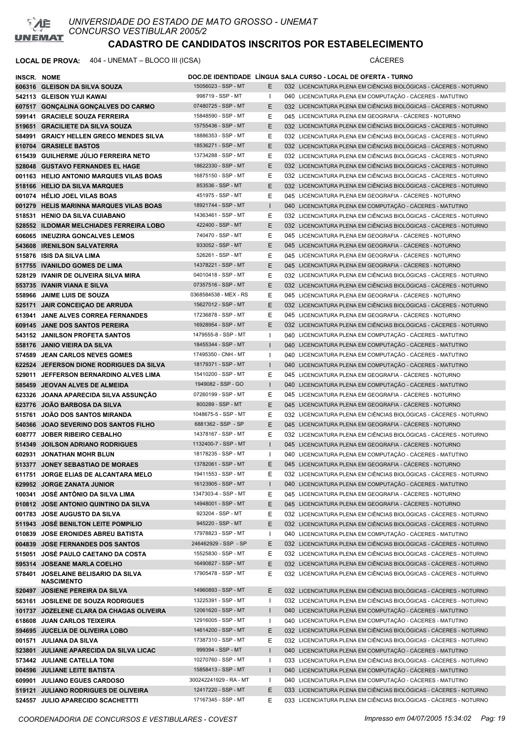# UNIVERSIDADE DO ESTADO DE MATO GROSSO - UNEMAT
CONCURSO VESTIBULAR 2005/2

## CADASTRO DE CANDIDATOS INSCRITOS POR ESTABELECIMENTO

**LOCAL DE PROVA:** 404 - UNEMAT – BLOCO III (ICSA) CÁCERES

| INSCR. | NOME | DOC.DE IDENTIDADE | LÍNGUA | SALA | CURSO - LOCAL DE OFERTA - TURNO |
|---|---|---|---|---|---|
| 606316 | GLEISON DA SILVA SOUZA | 15056023 - SSP - MT | E | 032 | LICENCIATURA PLENA EM CIÊNCIAS BIOLÓGICAS - CÁCERES - NOTURNO |
| 542113 | GLEISON YUJI KAWAI | 998719 - SSP - MT | I | 040 | LICENCIATURA PLENA EM COMPUTAÇÃO - CÁCERES - MATUTINO |
| 607517 | GONÇALINA GONÇALVES DO CARMO | 07480725 - SSP - MT | E | 032 | LICENCIATURA PLENA EM CIÊNCIAS BIOLÓGICAS - CÁCERES - NOTURNO |
| 599141 | GRACIELE SOUZA FERREIRA | 15848590 - SSP - MT | E | 045 | LICENCIATURA PLENA EM GEOGRAFIA - CÁCERES - NOTURNO |
| 519651 | GRACILIETE DA SILVA SOUZA | 15755436 - SSP - MT | E | 032 | LICENCIATURA PLENA EM CIÊNCIAS BIOLÓGICAS - CÁCERES - NOTURNO |
| 584991 | GRAICY HELLEN GRECO MENDES SILVA | 18886353 - SSP - MT | E | 032 | LICENCIATURA PLENA EM CIÊNCIAS BIOLÓGICAS - CÁCERES - NOTURNO |
| 610704 | GRASIELE BASTOS | 18536271 - SSP - MT | E | 032 | LICENCIATURA PLENA EM CIÊNCIAS BIOLÓGICAS - CÁCERES - NOTURNO |
| 615439 | GUILHERME JÚLIO FERREIRA NETO | 13734288 - SSP - MT | E | 032 | LICENCIATURA PLENA EM CIÊNCIAS BIOLÓGICAS - CÁCERES - NOTURNO |
| 528048 | GUSTAVO FERNANDES EL HAGE | 18622330 - SSP - MT | E | 032 | LICENCIATURA PLENA EM CIÊNCIAS BIOLÓGICAS - CÁCERES - NOTURNO |
| 001163 | HELIO ANTONIO MARQUES VILAS BOAS | 16875150 - SSP - MT | E | 032 | LICENCIATURA PLENA EM CIÊNCIAS BIOLÓGICAS - CÁCERES - NOTURNO |
| 518166 | HELIO DA SILVA MARQUES | 853536 - SSP - MT | E | 032 | LICENCIATURA PLENA EM CIÊNCIAS BIOLÓGICAS - CÁCERES - NOTURNO |
| 001074 | HÉLIO JOEL VILAS BOAS | 451975 - SSP - MT | E | 045 | LICENCIATURA PLENA EM GEOGRAFIA - CÁCERES - NOTURNO |
| 001279 | HELIS MARINNA MARQUES VILAS BOAS | 18921744 - SSP - MT | I | 040 | LICENCIATURA PLENA EM COMPUTAÇÃO - CÁCERES - MATUTINO |
| 518531 | HENIO DA SILVA CUIABANO | 14363461 - SSP - MT | E | 032 | LICENCIATURA PLENA EM CIÊNCIAS BIOLÓGICAS - CÁCERES - NOTURNO |
| 528552 | ILDOMAR MELCHIADES FERREIRA LOBO | 422400 - SSP - MT | E | 032 | LICENCIATURA PLENA EM CIÊNCIAS BIOLÓGICAS - CÁCERES - NOTURNO |
| 606065 | INEUZIRA GONCALVES LEMOS | 740470 - SSP - MT | E | 045 | LICENCIATURA PLENA EM GEOGRAFIA - CÁCERES - NOTURNO |
| 543608 | IRENILSON SALVATERRA | 933052 - SSP - MT | E | 045 | LICENCIATURA PLENA EM GEOGRAFIA - CÁCERES - NOTURNO |
| 515876 | ISIS DA SILVA LIMA | 526261 - SSP - MT | E | 045 | LICENCIATURA PLENA EM GEOGRAFIA - CÁCERES - NOTURNO |
| 517755 | IVANILDO GOMES DE LIMA | 14378221 - SSP - MT | E | 045 | LICENCIATURA PLENA EM GEOGRAFIA - CÁCERES - NOTURNO |
| 528129 | IVANIR DE OLIVEIRA SILVA MIRA | 04010418 - SSP - MT | E | 032 | LICENCIATURA PLENA EM CIÊNCIAS BIOLÓGICAS - CÁCERES - NOTURNO |
| 553735 | IVANIR VIANA E SILVA | 07357516 - SSP - MT | E | 032 | LICENCIATURA PLENA EM CIÊNCIAS BIOLÓGICAS - CÁCERES - NOTURNO |
| 558966 | JAIME LUIS DE SOUZA | 0368584538 - MEX - RS | E | 045 | LICENCIATURA PLENA EM GEOGRAFIA - CÁCERES - NOTURNO |
| 525171 | JAIR CONCEIÇAO DE ARRUDA | 15627012 - SSP - MT | E | 032 | LICENCIATURA PLENA EM CIÊNCIAS BIOLÓGICAS - CÁCERES - NOTURNO |
| 613941 | JANE ALVES CORREA FERNANDES | 17236878 - SSP - MT | E | 045 | LICENCIATURA PLENA EM GEOGRAFIA - CÁCERES - NOTURNO |
| 609145 | JANE DOS SANTOS PEREIRA | 16928954 - SSP - MT | E | 032 | LICENCIATURA PLENA EM CIÊNCIAS BIOLÓGICAS - CÁCERES - NOTURNO |
| 543152 | JANILSON PROFETA SANTOS | 1479555-8 - SSP - MT | I | 040 | LICENCIATURA PLENA EM COMPUTAÇÃO - CÁCERES - MATUTINO |
| 558176 | JANIO VIEIRA DA SILVA | 18455344 - SSP - MT | I | 040 | LICENCIATURA PLENA EM COMPUTAÇÃO - CÁCERES - MATUTINO |
| 574589 | JEAN CARLOS NEVES GOMES | 17495350 - CNH - MT | I | 040 | LICENCIATURA PLENA EM COMPUTAÇÃO - CÁCERES - MATUTINO |
| 622524 | JEFERSON DIONE RODRIGUES DA SILVA | 18179371 - SSP - MT | I | 040 | LICENCIATURA PLENA EM COMPUTAÇÃO - CÁCERES - MATUTINO |
| 529011 | JEFFERSON BERNARDINO ALVES LIMA | 15410200 - SSP - MT | E | 045 | LICENCIATURA PLENA EM GEOGRAFIA - CÁCERES - NOTURNO |
| 585459 | JEOVAN ALVES DE ALMEIDA | 1949082 - SSP - GO | I | 040 | LICENCIATURA PLENA EM COMPUTAÇÃO - CÁCERES - MATUTINO |
| 623326 | JOANA APARECIDA SILVA ASSUNÇÃO | 07260199 - SSP - MT | E | 045 | LICENCIATURA PLENA EM GEOGRAFIA - CÁCERES - NOTURNO |
| 623776 | JOÃO BARBOSA DA SILVA | 800289 - SSP - MT | E | 045 | LICENCIATURA PLENA EM GEOGRAFIA - CÁCERES - NOTURNO |
| 515761 | JOÃO DOS SANTOS MIRANDA | 1048675-5 - SSP - MT | E | 032 | LICENCIATURA PLENA EM CIÊNCIAS BIOLÓGICAS - CÁCERES - NOTURNO |
| 540366 | JOAO SEVERINO DOS SANTOS FILHO | 6881362 - SSP - SP | E | 045 | LICENCIATURA PLENA EM GEOGRAFIA - CÁCERES - NOTURNO |
| 608777 | JOBER RIBEIRO CEBALHO | 14378167 - SSP - MT | E | 032 | LICENCIATURA PLENA EM CIÊNCIAS BIOLÓGICAS - CÁCERES - NOTURNO |
| 514349 | JOILSON ADRIANO RODRIGUES | 1132400-7 - SSP - MT | I | 045 | LICENCIATURA PLENA EM GEOGRAFIA - CÁCERES - NOTURNO |
| 602931 | JONATHAN MOHR BLUN | 18178235 - SSP - MT | I | 040 | LICENCIATURA PLENA EM COMPUTAÇÃO - CÁCERES - MATUTINO |
| 513377 | JONEY SEBASTIAO DE MORAES | 13782061 - SSP - MT | E | 045 | LICENCIATURA PLENA EM GEOGRAFIA - CÁCERES - NOTURNO |
| 611751 | JORGE ELIAS DE ALCANTARA MELO | 19411553 - SSP - MT | E | 032 | LICENCIATURA PLENA EM CIÊNCIAS BIOLÓGICAS - CÁCERES - NOTURNO |
| 629952 | JORGE ZANATA JUNIOR | 16123905 - SSP - MT | I | 040 | LICENCIATURA PLENA EM COMPUTAÇÃO - CÁCERES - MATUTINO |
| 100341 | JOSÉ ANTÔNIO DA SILVA LIMA | 1347303-4 - SSP - MT | E | 045 | LICENCIATURA PLENA EM GEOGRAFIA - CÁCERES - NOTURNO |
| 010812 | JOSE ANTONIO QUINTINO DA SILVA | 14948001 - SSP - MT | E | 045 | LICENCIATURA PLENA EM GEOGRAFIA - CÁCERES - NOTURNO |
| 001783 | JOSE AUGUSTO DA SILVA | 923204 - SSP - MT | E | 032 | LICENCIATURA PLENA EM CIÊNCIAS BIOLÓGICAS - CÁCERES - NOTURNO |
| 511943 | JOSÉ BENILTON LEITE POMPILIO | 945220 - SSP - MT | E | 032 | LICENCIATURA PLENA EM CIÊNCIAS BIOLÓGICAS - CÁCERES - NOTURNO |
| 010839 | JOSE ERONIDES ABREU BATISTA | 17978823 - SSP - MT | I | 040 | LICENCIATURA PLENA EM COMPUTAÇÃO - CÁCERES - MATUTINO |
| 004839 | JOSE FERNANDES DOS SANTOS | 246462929 - SSP - SP | E | 032 | LICENCIATURA PLENA EM CIÊNCIAS BIOLÓGICAS - CÁCERES - NOTURNO |
| 515051 | JOSÉ PAULO CAETANO DA COSTA | 15525830 - SSP - MT | E | 032 | LICENCIATURA PLENA EM CIÊNCIAS BIOLÓGICAS - CÁCERES - NOTURNO |
| 595314 | JOSEANE MARLA COELHO | 16490827 - SSP - MT | E | 032 | LICENCIATURA PLENA EM CIÊNCIAS BIOLÓGICAS - CÁCERES - NOTURNO |
| 578401 | JOSELAINE BELISARIO DA SILVA NASCIMENTO | 17905478 - SSP - MT | E | 032 | LICENCIATURA PLENA EM CIÊNCIAS BIOLÓGICAS - CÁCERES - NOTURNO |
| 520497 | JOSIENE PEREIRA DA SILVA | 14960893 - SSP - MT | E | 032 | LICENCIATURA PLENA EM CIÊNCIAS BIOLÓGICAS - CÁCERES - NOTURNO |
| 563161 | JOSILENE DE SOUZA RODRIGUES | 13225391 - SSP - MT | I | 032 | LICENCIATURA PLENA EM CIÊNCIAS BIOLÓGICAS - CÁCERES - NOTURNO |
| 101737 | JOZELENE CLARA DA CHAGAS OLIVEIRA | 12061620 - SSP - MT | I | 040 | LICENCIATURA PLENA EM COMPUTAÇÃO - CÁCERES - MATUTINO |
| 618608 | JUAN CARLOS TEIXEIRA | 12916005 - SSP - MT | I | 040 | LICENCIATURA PLENA EM COMPUTAÇÃO - CÁCERES - MATUTINO |
| 594695 | JUCELIA DE OLIVEIRA LOBO | 14614200 - SSP - MT | E | 032 | LICENCIATURA PLENA EM CIÊNCIAS BIOLÓGICAS - CÁCERES - NOTURNO |
| 001571 | JULIANA DA SILVA | 17387310 - SSP - MT | E | 032 | LICENCIATURA PLENA EM CIÊNCIAS BIOLÓGICAS - CÁCERES - NOTURNO |
| 523801 | JULIANE APARECIDA DA SILVA LICAC | 999394 - SSP - MT | I | 040 | LICENCIATURA PLENA EM COMPUTAÇÃO - CÁCERES - MATUTINO |
| 573442 | JULIANE CATELLA TONI | 10270760 - SSP - MT | I | 033 | LICENCIATURA PLENA EM CIÊNCIAS BIOLÓGICAS - CÁCERES - NOTURNO |
| 004596 | JULIANE LEITE BATISTA | 15858413 - SSP - MT | I | 040 | LICENCIATURA PLENA EM COMPUTAÇÃO - CÁCERES - MATUTINO |
| 609901 | JULIANO EGUES CARDOSO | 300242241929 - RA - MT | I | 040 | LICENCIATURA PLENA EM COMPUTAÇÃO - CÁCERES - MATUTINO |
| 519121 | JULIANO RODRIGUES DE OLIVEIRA | 12417220 - SSP - MT | E | 033 | LICENCIATURA PLENA EM CIÊNCIAS BIOLÓGICAS - CÁCERES - NOTURNO |
| 524557 | JULIO APARECIDO SCACHETTI | 17167345 - SSP - MT | E | 033 | LICENCIATURA PLENA EM CIÊNCIAS BIOLÓGICAS - CÁCERES - NOTURNO |

COORDENADORIA DE CONCURSOS E VESTIBULARES - COVEST — Impresso em 04/07/2005 15:34:02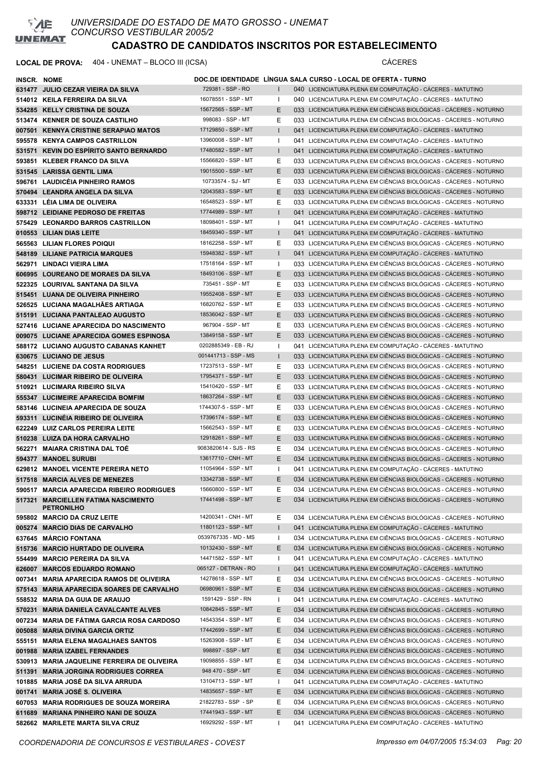# UNIVERSIDADE DO ESTADO DE MATO GROSSO - UNEMAT
CONCURSO VESTIBULAR 2005/2

## CADASTRO DE CANDIDATOS INSCRITOS POR ESTABELECIMENTO

**LOCAL DE PROVA:** 404 - UNEMAT – BLOCO III (ICSA) — CÁCERES

| INSCR. | NOME | DOC.DE IDENTIDADE | LÍNGUA | SALA | CURSO - LOCAL DE OFERTA - TURNO |
|---|---|---|---|---|---|
| 631477 | JULIO CEZAR VIEIRA DA SILVA | 729381 - SSP - RO | I | 040 | LICENCIATURA PLENA EM COMPUTAÇÃO - CÁCERES - MATUTINO |
| 514012 | KEILA FERREIRA DA SILVA | 16078551 - SSP - MT | I | 040 | LICENCIATURA PLENA EM COMPUTAÇÃO - CÁCERES - MATUTINO |
| 534285 | KELLY CRISTINA DE SOUZA | 15672565 - SSP - MT | E | 033 | LICENCIATURA PLENA EM CIÊNCIAS BIOLÓGICAS - CÁCERES - NOTURNO |
| 513474 | KENNER DE SOUZA CASTILHO | 998083 - SSP - MT | E | 033 | LICENCIATURA PLENA EM CIÊNCIAS BIOLÓGICAS - CÁCERES - NOTURNO |
| 007501 | KENNYA CRISTINE SERAPIAO MATOS | 17129850 - SSP - MT | I | 041 | LICENCIATURA PLENA EM COMPUTAÇÃO - CÁCERES - MATUTINO |
| 595578 | KENYA CAMPOS CASTRILLON | 13960008 - SSP - MT | I | 041 | LICENCIATURA PLENA EM COMPUTAÇÃO - CÁCERES - MATUTINO |
| 531571 | KEVIN DO ESPÍRITO SANTO BERNARDO | 17480582 - SSP - MT | I | 041 | LICENCIATURA PLENA EM COMPUTAÇÃO - CÁCERES - MATUTINO |
| 593851 | KLEBER FRANCO DA SILVA | 15566820 - SSP - MT | E | 033 | LICENCIATURA PLENA EM CIÊNCIAS BIOLÓGICAS - CÁCERES - NOTURNO |
| 531545 | LARISSA GENTIL LIMA | 19015500 - SSP - MT | E | 033 | LICENCIATURA PLENA EM CIÊNCIAS BIOLÓGICAS - CÁCERES - NOTURNO |
| 596761 | LAUDICÉIA PINHEIRO RAMOS | 10733574 - SJ - MT | E | 033 | LICENCIATURA PLENA EM CIÊNCIAS BIOLÓGICAS - CÁCERES - NOTURNO |
| 570494 | LEANDRA ANGELA DA SILVA | 12043583 - SSP - MT | E | 033 | LICENCIATURA PLENA EM CIÊNCIAS BIOLÓGICAS - CÁCERES - NOTURNO |
| 633331 | LÉIA LIMA DE OLIVEIRA | 16548523 - SSP - MT | E | 033 | LICENCIATURA PLENA EM CIÊNCIAS BIOLÓGICAS - CÁCERES - NOTURNO |
| 598712 | LEIDIANE PEDROSO DE FREITAS | 17744989 - SSP - MT | I | 041 | LICENCIATURA PLENA EM COMPUTAÇÃO - CÁCERES - MATUTINO |
| 575429 | LEONARDO BARROS CASTRILLON | 18098401 - SSP - MT | I | 041 | LICENCIATURA PLENA EM COMPUTAÇÃO - CÁCERES - MATUTINO |
| 010553 | LILIAN DIAS LEITE | 18459340 - SSP - MT | I | 041 | LICENCIATURA PLENA EM COMPUTAÇÃO - CÁCERES - MATUTINO |
| 565563 | LILIAN FLORES POIQUI | 18162258 - SSP - MT | E | 033 | LICENCIATURA PLENA EM CIÊNCIAS BIOLÓGICAS - CÁCERES - NOTURNO |
| 548189 | LILIANE PATRICIA MARQUES | 15948382 - SSP - MT | I | 041 | LICENCIATURA PLENA EM COMPUTAÇÃO - CÁCERES - MATUTINO |
| 562971 | LINDACI VIEIRA LIMA | 17518164 - SSP - MT | I | 033 | LICENCIATURA PLENA EM CIÊNCIAS BIOLÓGICAS - CÁCERES - NOTURNO |
| 606995 | LOUREANO DE MORAES DA SILVA | 18493106 - SSP - MT | E | 033 | LICENCIATURA PLENA EM CIÊNCIAS BIOLÓGICAS - CÁCERES - NOTURNO |
| 522325 | LOURIVAL SANTANA DA SILVA | 735451 - SSP - MT | E | 033 | LICENCIATURA PLENA EM CIÊNCIAS BIOLÓGICAS - CÁCERES - NOTURNO |
| 515451 | LUANA DE OLIVEIRA PINHEIRO | 19552408 - SSP - MT | E | 033 | LICENCIATURA PLENA EM CIÊNCIAS BIOLÓGICAS - CÁCERES - NOTURNO |
| 526525 | LUCIANA MAGALHÃES ARTIAGA | 16820762 - SSP - MT | E | 033 | LICENCIATURA PLENA EM CIÊNCIAS BIOLÓGICAS - CÁCERES - NOTURNO |
| 515191 | LUCIANA PANTALEAO AUGUSTO | 18536042 - SSP - MT | E | 033 | LICENCIATURA PLENA EM CIÊNCIAS BIOLÓGICAS - CÁCERES - NOTURNO |
| 527416 | LUCIANE APARECIDA DO NASCIMENTO | 967904 - SSP - MT | E | 033 | LICENCIATURA PLENA EM CIÊNCIAS BIOLÓGICAS - CÁCERES - NOTURNO |
| 009075 | LUCIANE APARECIDA GOMES ESPINOSA | 13849158 - SSP - MT | E | 033 | LICENCIATURA PLENA EM CIÊNCIAS BIOLÓGICAS - CÁCERES - NOTURNO |
| 588172 | LUCIANO AUGUSTO CABANAS KANHET | 0202885349 - EB - RJ | I | 041 | LICENCIATURA PLENA EM COMPUTAÇÃO - CÁCERES - MATUTINO |
| 630675 | LUCIANO DE JESUS | 001441713 - SSP - MS | I | 033 | LICENCIATURA PLENA EM CIÊNCIAS BIOLÓGICAS - CÁCERES - NOTURNO |
| 548251 | LUCIENE DA COSTA RODRIGUES | 17237513 - SSP - MT | E | 033 | LICENCIATURA PLENA EM CIÊNCIAS BIOLÓGICAS - CÁCERES - NOTURNO |
| 580431 | LUCIMAR RIBEIRO DE OLIVEIRA | 17954371 - SSP - MT | E | 033 | LICENCIATURA PLENA EM CIÊNCIAS BIOLÓGICAS - CÁCERES - NOTURNO |
| 510921 | LUCIMARA RIBEIRO SILVA | 15410420 - SSP - MT | E | 033 | LICENCIATURA PLENA EM CIÊNCIAS BIOLÓGICAS - CÁCERES - NOTURNO |
| 555347 | LUCIMEIRE APARECIDA BOMFIM | 18637264 - SSP - MT | E | 033 | LICENCIATURA PLENA EM CIÊNCIAS BIOLÓGICAS - CÁCERES - NOTURNO |
| 583146 | LUCINEIA APARECIDA DE SOUZA | 1744307-5 - SSP - MT | E | 033 | LICENCIATURA PLENA EM CIÊNCIAS BIOLÓGICAS - CÁCERES - NOTURNO |
| 593311 | LUCINÉIA RIBEIRO DE OLIVEIRA | 17396174 - SSP - MT | E | 033 | LICENCIATURA PLENA EM CIÊNCIAS BIOLÓGICAS - CÁCERES - NOTURNO |
| 622249 | LUIZ CARLOS PEREIRA LEITE | 15662543 - SSP - MT | E | 033 | LICENCIATURA PLENA EM CIÊNCIAS BIOLÓGICAS - CÁCERES - NOTURNO |
| 510238 | LUIZA DA HORA CARVALHO | 12918261 - SSP - MT | E | 033 | LICENCIATURA PLENA EM CIÊNCIAS BIOLÓGICAS - CÁCERES - NOTURNO |
| 562271 | MAIARA CRISTINA DAL TOÉ | 9083820614 - SJS - RS | E | 034 | LICENCIATURA PLENA EM CIÊNCIAS BIOLÓGICAS - CÁCERES - NOTURNO |
| 594377 | MANOEL SURUBI | 13617710 - CNH - MT | E | 034 | LICENCIATURA PLENA EM CIÊNCIAS BIOLÓGICAS - CÁCERES - NOTURNO |
| 629812 | MANOEL VICENTE PEREIRA NETO | 11054964 - SSP - MT | I | 041 | LICENCIATURA PLENA EM COMPUTAÇÃO - CÁCERES - MATUTINO |
| 517518 | MARCIA ALVES DE MENEZES | 13342738 - SSP - MT | E | 034 | LICENCIATURA PLENA EM CIÊNCIAS BIOLÓGICAS - CÁCERES - NOTURNO |
| 590517 | MARCIA APARECIDA RIBEIRO RODRIGUES | 15660800 - SSP - MT | E | 034 | LICENCIATURA PLENA EM CIÊNCIAS BIOLÓGICAS - CÁCERES - NOTURNO |
| 517321 | MARCIELLEN FATIMA NASCIMENTO PETRONILHO | 17441498 - SSP - MT | E | 034 | LICENCIATURA PLENA EM CIÊNCIAS BIOLÓGICAS - CÁCERES - NOTURNO |
| 595802 | MARCIO DA CRUZ LEITE | 14200341 - CNH - MT | E | 034 | LICENCIATURA PLENA EM CIÊNCIAS BIOLÓGICAS - CÁCERES - NOTURNO |
| 005274 | MARCIO DIAS DE CARVALHO | 11801123 - SSP - MT | I | 041 | LICENCIATURA PLENA EM COMPUTAÇÃO - CÁCERES - MATUTINO |
| 637645 | MÁRCIO FONTANA | 0539767335 - MD - MS | I | 034 | LICENCIATURA PLENA EM CIÊNCIAS BIOLÓGICAS - CÁCERES - NOTURNO |
| 515736 | MARCIO HURTADO DE OLIVEIRA | 10132430 - SSP - MT | E | 034 | LICENCIATURA PLENA EM CIÊNCIAS BIOLÓGICAS - CÁCERES - NOTURNO |
| 554499 | MARCIO PEREIRA DA SILVA | 14471582 - SSP - MT | I | 041 | LICENCIATURA PLENA EM COMPUTAÇÃO - CÁCERES - MATUTINO |
| 626007 | MARCOS EDUARDO ROMANO | 065127 - DETRAN - RO | I | 041 | LICENCIATURA PLENA EM COMPUTAÇÃO - CÁCERES - MATUTINO |
| 007341 | MARIA APARECIDA RAMOS DE OLIVEIRA | 14278618 - SSP - MT | E | 034 | LICENCIATURA PLENA EM CIÊNCIAS BIOLÓGICAS - CÁCERES - NOTURNO |
| 575143 | MARIA APARECIDA SOARES DE CARVALHO | 06980961 - SSP - MT | E | 034 | LICENCIATURA PLENA EM CIÊNCIAS BIOLÓGICAS - CÁCERES - NOTURNO |
| 558532 | MARIA DA GUIA DE ARAUJO | 1591429 - SSP - RN | I | 041 | LICENCIATURA PLENA EM COMPUTAÇÃO - CÁCERES - MATUTINO |
| 570231 | MARIA DANIELA CAVALCANTE ALVES | 10842845 - SSP - MT | E | 034 | LICENCIATURA PLENA EM CIÊNCIAS BIOLÓGICAS - CÁCERES - NOTURNO |
| 007234 | MARIA DE FÁTIMA GARCIA ROSA CARDOSO | 14543354 - SSP - MT | E | 034 | LICENCIATURA PLENA EM CIÊNCIAS BIOLÓGICAS - CÁCERES - NOTURNO |
| 005088 | MARIA DIVINA GARCIA ORTIZ | 17442699 - SSP - MT | E | 034 | LICENCIATURA PLENA EM CIÊNCIAS BIOLÓGICAS - CÁCERES - NOTURNO |
| 555151 | MARIA ELENA MAGALHAES SANTOS | 15263908 - SSP - MT | E | 034 | LICENCIATURA PLENA EM CIÊNCIAS BIOLÓGICAS - CÁCERES - NOTURNO |
| 001988 | MARIA IZABEL FERNANDES | 998897 - SSP - MT | E | 034 | LICENCIATURA PLENA EM CIÊNCIAS BIOLÓGICAS - CÁCERES - NOTURNO |
| 530913 | MARIA JAQUELINE FERREIRA DE OLIVEIRA | 19098855 - SSP - MT | E | 034 | LICENCIATURA PLENA EM CIÊNCIAS BIOLÓGICAS - CÁCERES - NOTURNO |
| 511391 | MARIA JORGINA RODRIGUES CORREA | 948 470 - SSP - MT | E | 034 | LICENCIATURA PLENA EM CIÊNCIAS BIOLÓGICAS - CÁCERES - NOTURNO |
| 101885 | MARIA JOSÉ DA SILVA ARRUDA | 13104713 - SSP - MT | I | 041 | LICENCIATURA PLENA EM COMPUTAÇÃO - CÁCERES - MATUTINO |
| 001741 | MARIA JOSÉ S. OLIVEIRA | 14835657 - SSP - MT | E | 034 | LICENCIATURA PLENA EM CIÊNCIAS BIOLÓGICAS - CÁCERES - NOTURNO |
| 607053 | MARIA RODRIGUES DE SOUZA MOREIRA | 21822783 - SSP - SP | E | 034 | LICENCIATURA PLENA EM CIÊNCIAS BIOLÓGICAS - CÁCERES - NOTURNO |
| 611689 | MARIANA PINHEIRO NANI DE SOUZA | 17441943 - SSP - MT | E | 034 | LICENCIATURA PLENA EM CIÊNCIAS BIOLÓGICAS - CÁCERES - NOTURNO |
| 582662 | MARILETE MARTA SILVA CRUZ | 16929292 - SSP - MT | I | 041 | LICENCIATURA PLENA EM COMPUTAÇÃO - CÁCERES - MATUTINO |

COORDENADORIA DE CONCURSOS E VESTIBULARES - COVEST — Impresso em 04/07/2005 15:34:03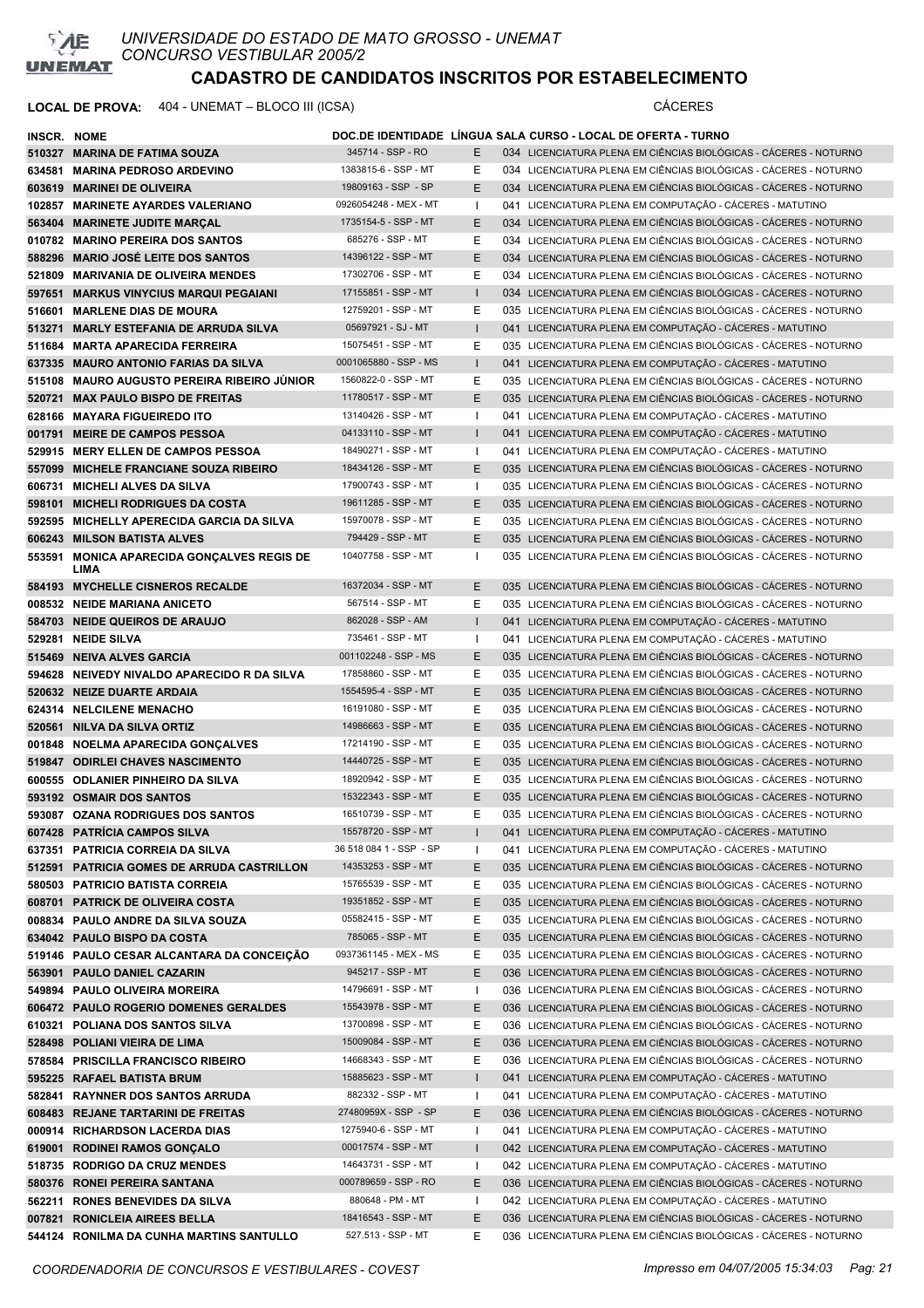UNIVERSIDADE DO ESTADO DE MATO GROSSO - UNEMAT
CONCURSO VESTIBULAR 2005/2

# CADASTRO DE CANDIDATOS INSCRITOS POR ESTABELECIMENTO

**LOCAL DE PROVA:** 404 - UNEMAT – BLOCO III (ICSA) CÁCERES

| INSCR. | NOME | DOC.DE IDENTIDADE | LÍNGUA | SALA | CURSO - LOCAL DE OFERTA - TURNO |
|---|---|---|---|---|---|
| 510327 | MARINA DE FATIMA SOUZA | 345714 - SSP - RO | E | 034 | LICENCIATURA PLENA EM CIÊNCIAS BIOLÓGICAS - CÁCERES - NOTURNO |
| 634581 | MARINA PEDROSO ARDEVINO | 1383815-6 - SSP - MT | E | 034 | LICENCIATURA PLENA EM CIÊNCIAS BIOLÓGICAS - CÁCERES - NOTURNO |
| 603619 | MARINEI DE OLIVEIRA | 19809163 - SSP - SP | E | 034 | LICENCIATURA PLENA EM CIÊNCIAS BIOLÓGICAS - CÁCERES - NOTURNO |
| 102857 | MARINETE AYARDES VALERIANO | 0926054248 - MEX - MT | I | 041 | LICENCIATURA PLENA EM COMPUTAÇÃO - CÁCERES - MATUTINO |
| 563404 | MARINETE JUDITE MARÇAL | 1735154-5 - SSP - MT | E | 034 | LICENCIATURA PLENA EM CIÊNCIAS BIOLÓGICAS - CÁCERES - NOTURNO |
| 010782 | MARINO PEREIRA DOS SANTOS | 685276 - SSP - MT | E | 034 | LICENCIATURA PLENA EM CIÊNCIAS BIOLÓGICAS - CÁCERES - NOTURNO |
| 588296 | MARIO JOSÉ LEITE DOS SANTOS | 14396122 - SSP - MT | E | 034 | LICENCIATURA PLENA EM CIÊNCIAS BIOLÓGICAS - CÁCERES - NOTURNO |
| 521809 | MARIVANIA DE OLIVEIRA MENDES | 17302706 - SSP - MT | E | 034 | LICENCIATURA PLENA EM CIÊNCIAS BIOLÓGICAS - CÁCERES - NOTURNO |
| 597651 | MARKUS VINYCIUS MARQUI PEGAIANI | 17155851 - SSP - MT | I | 034 | LICENCIATURA PLENA EM CIÊNCIAS BIOLÓGICAS - CÁCERES - NOTURNO |
| 516601 | MARLENE DIAS DE MOURA | 12759201 - SSP - MT | E | 035 | LICENCIATURA PLENA EM CIÊNCIAS BIOLÓGICAS - CÁCERES - NOTURNO |
| 513271 | MARLY ESTEFANIA DE ARRUDA SILVA | 05697921 - SJ - MT | I | 041 | LICENCIATURA PLENA EM COMPUTAÇÃO - CÁCERES - MATUTINO |
| 511684 | MARTA APARECIDA FERREIRA | 15075451 - SSP - MT | E | 035 | LICENCIATURA PLENA EM CIÊNCIAS BIOLÓGICAS - CÁCERES - NOTURNO |
| 637335 | MAURO ANTONIO FARIAS DA SILVA | 0001065880 - SSP - MS | I | 041 | LICENCIATURA PLENA EM COMPUTAÇÃO - CÁCERES - MATUTINO |
| 515108 | MAURO AUGUSTO PEREIRA RIBEIRO JÚNIOR | 1560822-0 - SSP - MT | E | 035 | LICENCIATURA PLENA EM CIÊNCIAS BIOLÓGICAS - CÁCERES - NOTURNO |
| 520721 | MAX PAULO BISPO DE FREITAS | 11780517 - SSP - MT | E | 035 | LICENCIATURA PLENA EM CIÊNCIAS BIOLÓGICAS - CÁCERES - NOTURNO |
| 628166 | MAYARA FIGUEIREDO ITO | 13140426 - SSP - MT | I | 041 | LICENCIATURA PLENA EM COMPUTAÇÃO - CÁCERES - MATUTINO |
| 001791 | MEIRE DE CAMPOS PESSOA | 04133110 - SSP - MT | I | 041 | LICENCIATURA PLENA EM COMPUTAÇÃO - CÁCERES - MATUTINO |
| 529915 | MERY ELLEN DE CAMPOS PESSOA | 18490271 - SSP - MT | I | 041 | LICENCIATURA PLENA EM COMPUTAÇÃO - CÁCERES - MATUTINO |
| 557099 | MICHELE FRANCIANE SOUZA RIBEIRO | 18434126 - SSP - MT | E | 035 | LICENCIATURA PLENA EM CIÊNCIAS BIOLÓGICAS - CÁCERES - NOTURNO |
| 606731 | MICHELI ALVES DA SILVA | 17900743 - SSP - MT | I | 035 | LICENCIATURA PLENA EM CIÊNCIAS BIOLÓGICAS - CÁCERES - NOTURNO |
| 598101 | MICHELI RODRIGUES DA COSTA | 19611285 - SSP - MT | E | 035 | LICENCIATURA PLENA EM CIÊNCIAS BIOLÓGICAS - CÁCERES - NOTURNO |
| 592595 | MICHELLY APERECIDA GARCIA DA SILVA | 15970078 - SSP - MT | E | 035 | LICENCIATURA PLENA EM CIÊNCIAS BIOLÓGICAS - CÁCERES - NOTURNO |
| 606243 | MILSON BATISTA ALVES | 794429 - SSP - MT | E | 035 | LICENCIATURA PLENA EM CIÊNCIAS BIOLÓGICAS - CÁCERES - NOTURNO |
| 553591 | MONICA APARECIDA GONÇALVES REGIS DE LIMA | 10407758 - SSP - MT | I | 035 | LICENCIATURA PLENA EM CIÊNCIAS BIOLÓGICAS - CÁCERES - NOTURNO |
| 584193 | MYCHELLE CISNEROS RECALDE | 16372034 - SSP - MT | E | 035 | LICENCIATURA PLENA EM CIÊNCIAS BIOLÓGICAS - CÁCERES - NOTURNO |
| 008532 | NEIDE MARIANA ANICETO | 567514 - SSP - MT | E | 035 | LICENCIATURA PLENA EM CIÊNCIAS BIOLÓGICAS - CÁCERES - NOTURNO |
| 584703 | NEIDE QUEIROS DE ARAUJO | 862028 - SSP - AM | I | 041 | LICENCIATURA PLENA EM COMPUTAÇÃO - CÁCERES - MATUTINO |
| 529281 | NEIDE SILVA | 735461 - SSP - MT | I | 041 | LICENCIATURA PLENA EM COMPUTAÇÃO - CÁCERES - MATUTINO |
| 515469 | NEIVA ALVES GARCIA | 001102248 - SSP - MS | E | 035 | LICENCIATURA PLENA EM CIÊNCIAS BIOLÓGICAS - CÁCERES - NOTURNO |
| 594628 | NEIVEDY NIVALDO APARECIDO R DA SILVA | 17858860 - SSP - MT | E | 035 | LICENCIATURA PLENA EM CIÊNCIAS BIOLÓGICAS - CÁCERES - NOTURNO |
| 520632 | NEIZE DUARTE ARDAIA | 1554595-4 - SSP - MT | E | 035 | LICENCIATURA PLENA EM CIÊNCIAS BIOLÓGICAS - CÁCERES - NOTURNO |
| 624314 | NELCILENE MENACHO | 16191080 - SSP - MT | E | 035 | LICENCIATURA PLENA EM CIÊNCIAS BIOLÓGICAS - CÁCERES - NOTURNO |
| 520561 | NILVA DA SILVA ORTIZ | 14986663 - SSP - MT | E | 035 | LICENCIATURA PLENA EM CIÊNCIAS BIOLÓGICAS - CÁCERES - NOTURNO |
| 001848 | NOELMA APARECIDA GONÇALVES | 17214190 - SSP - MT | E | 035 | LICENCIATURA PLENA EM CIÊNCIAS BIOLÓGICAS - CÁCERES - NOTURNO |
| 519847 | ODIRLEI CHAVES NASCIMENTO | 14440725 - SSP - MT | E | 035 | LICENCIATURA PLENA EM CIÊNCIAS BIOLÓGICAS - CÁCERES - NOTURNO |
| 600555 | ODLANIER PINHEIRO DA SILVA | 18920942 - SSP - MT | E | 035 | LICENCIATURA PLENA EM CIÊNCIAS BIOLÓGICAS - CÁCERES - NOTURNO |
| 593192 | OSMAIR DOS SANTOS | 15322343 - SSP - MT | E | 035 | LICENCIATURA PLENA EM CIÊNCIAS BIOLÓGICAS - CÁCERES - NOTURNO |
| 593087 | OZANA RODRIGUES DOS SANTOS | 16510739 - SSP - MT | E | 035 | LICENCIATURA PLENA EM CIÊNCIAS BIOLÓGICAS - CÁCERES - NOTURNO |
| 607428 | PATRÍCIA CAMPOS SILVA | 15578720 - SSP - MT | I | 041 | LICENCIATURA PLENA EM COMPUTAÇÃO - CÁCERES - MATUTINO |
| 637351 | PATRICIA CORREIA DA SILVA | 36 518 084 1 - SSP - SP | I | 041 | LICENCIATURA PLENA EM COMPUTAÇÃO - CÁCERES - MATUTINO |
| 512591 | PATRICIA GOMES DE ARRUDA CASTRILLON | 14353253 - SSP - MT | E | 035 | LICENCIATURA PLENA EM CIÊNCIAS BIOLÓGICAS - CÁCERES - NOTURNO |
| 580503 | PATRICIO BATISTA CORREIA | 15765539 - SSP - MT | E | 035 | LICENCIATURA PLENA EM CIÊNCIAS BIOLÓGICAS - CÁCERES - NOTURNO |
| 608701 | PATRICK DE OLIVEIRA COSTA | 19351852 - SSP - MT | E | 035 | LICENCIATURA PLENA EM CIÊNCIAS BIOLÓGICAS - CÁCERES - NOTURNO |
| 008834 | PAULO ANDRE DA SILVA SOUZA | 05582415 - SSP - MT | E | 035 | LICENCIATURA PLENA EM CIÊNCIAS BIOLÓGICAS - CÁCERES - NOTURNO |
| 634042 | PAULO BISPO DA COSTA | 785065 - SSP - MT | E | 035 | LICENCIATURA PLENA EM CIÊNCIAS BIOLÓGICAS - CÁCERES - NOTURNO |
| 519146 | PAULO CESAR ALCANTARA DA CONCEIÇÃO | 0937361145 - MEX - MS | E | 035 | LICENCIATURA PLENA EM CIÊNCIAS BIOLÓGICAS - CÁCERES - NOTURNO |
| 563901 | PAULO DANIEL CAZARIN | 945217 - SSP - MT | E | 036 | LICENCIATURA PLENA EM CIÊNCIAS BIOLÓGICAS - CÁCERES - NOTURNO |
| 549894 | PAULO OLIVEIRA MOREIRA | 14796691 - SSP - MT | I | 036 | LICENCIATURA PLENA EM CIÊNCIAS BIOLÓGICAS - CÁCERES - NOTURNO |
| 606472 | PAULO ROGERIO DOMENES GERALDES | 15543978 - SSP - MT | E | 036 | LICENCIATURA PLENA EM CIÊNCIAS BIOLÓGICAS - CÁCERES - NOTURNO |
| 610321 | POLIANA DOS SANTOS SILVA | 13700898 - SSP - MT | E | 036 | LICENCIATURA PLENA EM CIÊNCIAS BIOLÓGICAS - CÁCERES - NOTURNO |
| 528498 | POLIANI VIEIRA DE LIMA | 15009084 - SSP - MT | E | 036 | LICENCIATURA PLENA EM CIÊNCIAS BIOLÓGICAS - CÁCERES - NOTURNO |
| 578584 | PRISCILLA FRANCISCO RIBEIRO | 14668343 - SSP - MT | E | 036 | LICENCIATURA PLENA EM CIÊNCIAS BIOLÓGICAS - CÁCERES - NOTURNO |
| 595225 | RAFAEL BATISTA BRUM | 15885623 - SSP - MT | I | 041 | LICENCIATURA PLENA EM COMPUTAÇÃO - CÁCERES - MATUTINO |
| 582841 | RAYNNER DOS SANTOS ARRUDA | 882332 - SSP - MT | I | 041 | LICENCIATURA PLENA EM COMPUTAÇÃO - CÁCERES - MATUTINO |
| 608483 | REJANE TARTARINI DE FREITAS | 27480959X - SSP - SP | E | 036 | LICENCIATURA PLENA EM CIÊNCIAS BIOLÓGICAS - CÁCERES - NOTURNO |
| 000914 | RICHARDSON LACERDA DIAS | 1275940-6 - SSP - MT | I | 041 | LICENCIATURA PLENA EM COMPUTAÇÃO - CÁCERES - MATUTINO |
| 619001 | RODINEI RAMOS GONÇALO | 00017574 - SSP - MT | I | 042 | LICENCIATURA PLENA EM COMPUTAÇÃO - CÁCERES - MATUTINO |
| 518735 | RODRIGO DA CRUZ MENDES | 14643731 - SSP - MT | I | 042 | LICENCIATURA PLENA EM COMPUTAÇÃO - CÁCERES - MATUTINO |
| 580376 | RONEI PEREIRA SANTANA | 000789659 - SSP - RO | E | 036 | LICENCIATURA PLENA EM CIÊNCIAS BIOLÓGICAS - CÁCERES - NOTURNO |
| 562211 | RONES BENEVIDES DA SILVA | 880648 - PM - MT | I | 042 | LICENCIATURA PLENA EM COMPUTAÇÃO - CÁCERES - MATUTINO |
| 007821 | RONICLEIA AIREES BELLA | 18416543 - SSP - MT | E | 036 | LICENCIATURA PLENA EM CIÊNCIAS BIOLÓGICAS - CÁCERES - NOTURNO |
| 544124 | RONILMA DA CUNHA MARTINS SANTULLO | 527.513 - SSP - MT | E | 036 | LICENCIATURA PLENA EM CIÊNCIAS BIOLÓGICAS - CÁCERES - NOTURNO |

*COORDENADORIA DE CONCURSOS E VESTIBULARES - COVEST* *Impresso em 04/07/2005 15:34:03*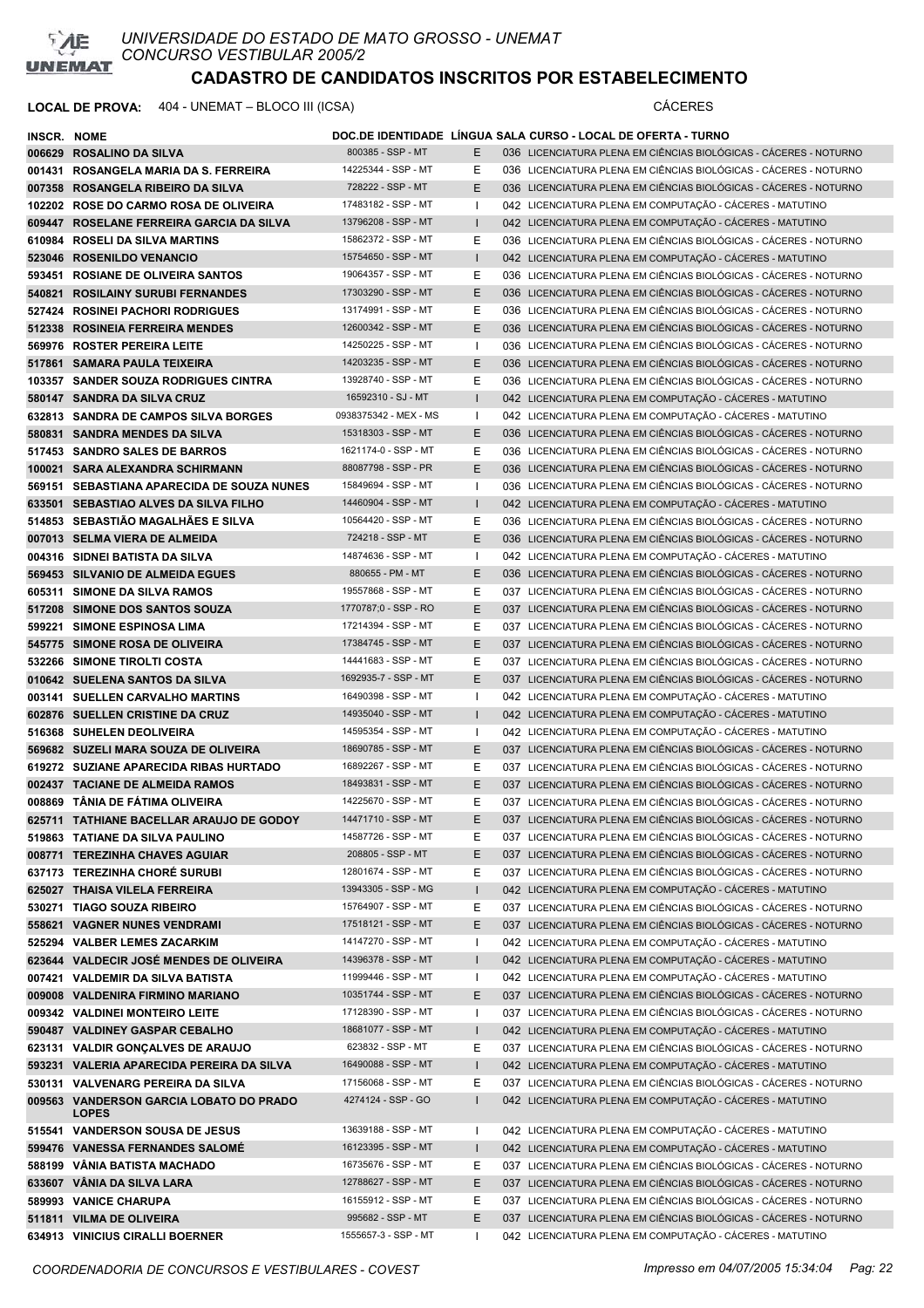# UNIVERSIDADE DO ESTADO DE MATO GROSSO - UNEMAT
## CONCURSO VESTIBULAR 2005/2

## CADASTRO DE CANDIDATOS INSCRITOS POR ESTABELECIMENTO

**LOCAL DE PROVA:** 404 - UNEMAT – BLOCO III (ICSA) CÁCERES

| INSCR. | NOME | DOC.DE IDENTIDADE | LÍNGUA | SALA | CURSO - LOCAL DE OFERTA - TURNO |
|---|---|---|---|---|---|
| 006629 | ROSALINO DA SILVA | 800385 - SSP - MT | E | 036 | LICENCIATURA PLENA EM CIÊNCIAS BIOLÓGICAS - CÁCERES - NOTURNO |
| 001431 | ROSANGELA MARIA DA S. FERREIRA | 14225344 - SSP - MT | E | 036 | LICENCIATURA PLENA EM CIÊNCIAS BIOLÓGICAS - CÁCERES - NOTURNO |
| 007358 | ROSANGELA RIBEIRO DA SILVA | 728222 - SSP - MT | E | 036 | LICENCIATURA PLENA EM CIÊNCIAS BIOLÓGICAS - CÁCERES - NOTURNO |
| 102202 | ROSE DO CARMO ROSA DE OLIVEIRA | 17483182 - SSP - MT | I | 042 | LICENCIATURA PLENA EM COMPUTAÇÃO - CÁCERES - MATUTINO |
| 609447 | ROSELANE FERREIRA GARCIA DA SILVA | 13796208 - SSP - MT | I | 042 | LICENCIATURA PLENA EM COMPUTAÇÃO - CÁCERES - MATUTINO |
| 610984 | ROSELI DA SILVA MARTINS | 15862372 - SSP - MT | E | 036 | LICENCIATURA PLENA EM CIÊNCIAS BIOLÓGICAS - CÁCERES - NOTURNO |
| 523046 | ROSENILDO VENANCIO | 15754650 - SSP - MT | I | 042 | LICENCIATURA PLENA EM COMPUTAÇÃO - CÁCERES - MATUTINO |
| 593451 | ROSIANE DE OLIVEIRA SANTOS | 19064357 - SSP - MT | E | 036 | LICENCIATURA PLENA EM CIÊNCIAS BIOLÓGICAS - CÁCERES - NOTURNO |
| 540821 | ROSILAINY SURUBI FERNANDES | 17303290 - SSP - MT | E | 036 | LICENCIATURA PLENA EM CIÊNCIAS BIOLÓGICAS - CÁCERES - NOTURNO |
| 527424 | ROSINEI PACHORI RODRIGUES | 13174991 - SSP - MT | E | 036 | LICENCIATURA PLENA EM CIÊNCIAS BIOLÓGICAS - CÁCERES - NOTURNO |
| 512338 | ROSINEIA FERREIRA MENDES | 12600342 - SSP - MT | E | 036 | LICENCIATURA PLENA EM CIÊNCIAS BIOLÓGICAS - CÁCERES - NOTURNO |
| 569976 | ROSTER PEREIRA LEITE | 14250225 - SSP - MT | I | 036 | LICENCIATURA PLENA EM CIÊNCIAS BIOLÓGICAS - CÁCERES - NOTURNO |
| 517861 | SAMARA PAULA TEIXEIRA | 14203235 - SSP - MT | E | 036 | LICENCIATURA PLENA EM CIÊNCIAS BIOLÓGICAS - CÁCERES - NOTURNO |
| 103357 | SANDER SOUZA RODRIGUES CINTRA | 13928740 - SSP - MT | E | 036 | LICENCIATURA PLENA EM CIÊNCIAS BIOLÓGICAS - CÁCERES - NOTURNO |
| 580147 | SANDRA DA SILVA CRUZ | 16592310 - SJ - MT | I | 042 | LICENCIATURA PLENA EM COMPUTAÇÃO - CÁCERES - MATUTINO |
| 632813 | SANDRA DE CAMPOS SILVA BORGES | 0938375342 - MEX - MS | I | 042 | LICENCIATURA PLENA EM COMPUTAÇÃO - CÁCERES - MATUTINO |
| 580831 | SANDRA MENDES DA SILVA | 15318303 - SSP - MT | E | 036 | LICENCIATURA PLENA EM CIÊNCIAS BIOLÓGICAS - CÁCERES - NOTURNO |
| 517453 | SANDRO SALES DE BARROS | 1621174-0 - SSP - MT | E | 036 | LICENCIATURA PLENA EM CIÊNCIAS BIOLÓGICAS - CÁCERES - NOTURNO |
| 100021 | SARA ALEXANDRA SCHIRMANN | 88087798 - SSP - PR | E | 036 | LICENCIATURA PLENA EM CIÊNCIAS BIOLÓGICAS - CÁCERES - NOTURNO |
| 569151 | SEBASTIANA APARECIDA DE SOUZA NUNES | 15849694 - SSP - MT | I | 036 | LICENCIATURA PLENA EM CIÊNCIAS BIOLÓGICAS - CÁCERES - NOTURNO |
| 633501 | SEBASTIAO ALVES DA SILVA FILHO | 14460904 - SSP - MT | I | 042 | LICENCIATURA PLENA EM COMPUTAÇÃO - CÁCERES - MATUTINO |
| 514853 | SEBASTIÃO MAGALHÃES E SILVA | 10564420 - SSP - MT | E | 036 | LICENCIATURA PLENA EM CIÊNCIAS BIOLÓGICAS - CÁCERES - NOTURNO |
| 007013 | SELMA VIERA DE ALMEIDA | 724218 - SSP - MT | E | 036 | LICENCIATURA PLENA EM CIÊNCIAS BIOLÓGICAS - CÁCERES - NOTURNO |
| 004316 | SIDNEI BATISTA DA SILVA | 14874636 - SSP - MT | I | 042 | LICENCIATURA PLENA EM COMPUTAÇÃO - CÁCERES - MATUTINO |
| 569453 | SILVANIO DE ALMEIDA EGUES | 880655 - PM - MT | E | 036 | LICENCIATURA PLENA EM CIÊNCIAS BIOLÓGICAS - CÁCERES - NOTURNO |
| 605311 | SIMONE DA SILVA RAMOS | 19557868 - SSP - MT | E | 037 | LICENCIATURA PLENA EM CIÊNCIAS BIOLÓGICAS - CÁCERES - NOTURNO |
| 517208 | SIMONE DOS SANTOS SOUZA | 1770787;0 - SSP - RO | E | 037 | LICENCIATURA PLENA EM CIÊNCIAS BIOLÓGICAS - CÁCERES - NOTURNO |
| 599221 | SIMONE ESPINOSA LIMA | 17214394 - SSP - MT | E | 037 | LICENCIATURA PLENA EM CIÊNCIAS BIOLÓGICAS - CÁCERES - NOTURNO |
| 545775 | SIMONE ROSA DE OLIVEIRA | 17384745 - SSP - MT | E | 037 | LICENCIATURA PLENA EM CIÊNCIAS BIOLÓGICAS - CÁCERES - NOTURNO |
| 532266 | SIMONE TIROLTI COSTA | 14441683 - SSP - MT | E | 037 | LICENCIATURA PLENA EM CIÊNCIAS BIOLÓGICAS - CÁCERES - NOTURNO |
| 010642 | SUELENA SANTOS DA SILVA | 1692935-7 - SSP - MT | E | 037 | LICENCIATURA PLENA EM CIÊNCIAS BIOLÓGICAS - CÁCERES - NOTURNO |
| 003141 | SUELLEN CARVALHO MARTINS | 16490398 - SSP - MT | I | 042 | LICENCIATURA PLENA EM COMPUTAÇÃO - CÁCERES - MATUTINO |
| 602876 | SUELLEN CRISTINE DA CRUZ | 14935040 - SSP - MT | I | 042 | LICENCIATURA PLENA EM COMPUTAÇÃO - CÁCERES - MATUTINO |
| 516368 | SUHELEN DEOLIVEIRA | 14595354 - SSP - MT | I | 042 | LICENCIATURA PLENA EM COMPUTAÇÃO - CÁCERES - MATUTINO |
| 569682 | SUZELI MARA SOUZA DE OLIVEIRA | 18690785 - SSP - MT | E | 037 | LICENCIATURA PLENA EM CIÊNCIAS BIOLÓGICAS - CÁCERES - NOTURNO |
| 619272 | SUZIANE APARECIDA RIBAS HURTADO | 16892267 - SSP - MT | E | 037 | LICENCIATURA PLENA EM CIÊNCIAS BIOLÓGICAS - CÁCERES - NOTURNO |
| 002437 | TACIANE DE ALMEIDA RAMOS | 18493831 - SSP - MT | E | 037 | LICENCIATURA PLENA EM CIÊNCIAS BIOLÓGICAS - CÁCERES - NOTURNO |
| 008869 | TÂNIA DE FÁTIMA OLIVEIRA | 14225670 - SSP - MT | E | 037 | LICENCIATURA PLENA EM CIÊNCIAS BIOLÓGICAS - CÁCERES - NOTURNO |
| 625711 | TATHIANE BACELLAR ARAUJO DE GODOY | 14471710 - SSP - MT | E | 037 | LICENCIATURA PLENA EM CIÊNCIAS BIOLÓGICAS - CÁCERES - NOTURNO |
| 519863 | TATIANE DA SILVA PAULINO | 14587726 - SSP - MT | E | 037 | LICENCIATURA PLENA EM CIÊNCIAS BIOLÓGICAS - CÁCERES - NOTURNO |
| 008771 | TEREZINHA CHAVES AGUIAR | 208805 - SSP - MT | E | 037 | LICENCIATURA PLENA EM CIÊNCIAS BIOLÓGICAS - CÁCERES - NOTURNO |
| 637173 | TEREZINHA CHORÉ SURUBI | 12801674 - SSP - MT | E | 037 | LICENCIATURA PLENA EM CIÊNCIAS BIOLÓGICAS - CÁCERES - NOTURNO |
| 625027 | THAISA VILELA FERREIRA | 13943305 - SSP - MG | I | 042 | LICENCIATURA PLENA EM COMPUTAÇÃO - CÁCERES - MATUTINO |
| 530271 | TIAGO SOUZA RIBEIRO | 15764907 - SSP - MT | E | 037 | LICENCIATURA PLENA EM CIÊNCIAS BIOLÓGICAS - CÁCERES - NOTURNO |
| 558621 | VAGNER NUNES VENDRAMI | 17518121 - SSP - MT | E | 037 | LICENCIATURA PLENA EM CIÊNCIAS BIOLÓGICAS - CÁCERES - NOTURNO |
| 525294 | VALBER LEMES ZACARKIM | 14147270 - SSP - MT | I | 042 | LICENCIATURA PLENA EM COMPUTAÇÃO - CÁCERES - MATUTINO |
| 623644 | VALDECIR JOSÉ MENDES DE OLIVEIRA | 14396378 - SSP - MT | I | 042 | LICENCIATURA PLENA EM COMPUTAÇÃO - CÁCERES - MATUTINO |
| 007421 | VALDEMIR DA SILVA BATISTA | 11999446 - SSP - MT | I | 042 | LICENCIATURA PLENA EM COMPUTAÇÃO - CÁCERES - MATUTINO |
| 009008 | VALDENIRA FIRMINO MARIANO | 10351744 - SSP - MT | E | 037 | LICENCIATURA PLENA EM CIÊNCIAS BIOLÓGICAS - CÁCERES - NOTURNO |
| 009342 | VALDINEI MONTEIRO LEITE | 17128390 - SSP - MT | I | 037 | LICENCIATURA PLENA EM CIÊNCIAS BIOLÓGICAS - CÁCERES - NOTURNO |
| 590487 | VALDINEY GASPAR CEBALHO | 18681077 - SSP - MT | I | 042 | LICENCIATURA PLENA EM COMPUTAÇÃO - CÁCERES - MATUTINO |
| 623131 | VALDIR GONÇALVES DE ARAUJO | 623832 - SSP - MT | E | 037 | LICENCIATURA PLENA EM CIÊNCIAS BIOLÓGICAS - CÁCERES - NOTURNO |
| 593231 | VALERIA APARECIDA PEREIRA DA SILVA | 16490088 - SSP - MT | I | 042 | LICENCIATURA PLENA EM COMPUTAÇÃO - CÁCERES - MATUTINO |
| 530131 | VALVENARG PEREIRA DA SILVA | 17156068 - SSP - MT | E | 037 | LICENCIATURA PLENA EM CIÊNCIAS BIOLÓGICAS - CÁCERES - NOTURNO |
| 009563 | VANDERSON GARCIA LOBATO DO PRADO LOPES | 4274124 - SSP - GO | I | 042 | LICENCIATURA PLENA EM COMPUTAÇÃO - CÁCERES - MATUTINO |
| 515541 | VANDERSON SOUSA DE JESUS | 13639188 - SSP - MT | I | 042 | LICENCIATURA PLENA EM COMPUTAÇÃO - CÁCERES - MATUTINO |
| 599476 | VANESSA FERNANDES SALOMÉ | 16123395 - SSP - MT | I | 042 | LICENCIATURA PLENA EM COMPUTAÇÃO - CÁCERES - MATUTINO |
| 588199 | VÂNIA BATISTA MACHADO | 16735676 - SSP - MT | E | 037 | LICENCIATURA PLENA EM CIÊNCIAS BIOLÓGICAS - CÁCERES - NOTURNO |
| 633607 | VÂNIA DA SILVA LARA | 12788627 - SSP - MT | E | 037 | LICENCIATURA PLENA EM CIÊNCIAS BIOLÓGICAS - CÁCERES - NOTURNO |
| 589993 | VANICE CHARUPA | 16155912 - SSP - MT | E | 037 | LICENCIATURA PLENA EM CIÊNCIAS BIOLÓGICAS - CÁCERES - NOTURNO |
| 511811 | VILMA DE OLIVEIRA | 995682 - SSP - MT | E | 037 | LICENCIATURA PLENA EM CIÊNCIAS BIOLÓGICAS - CÁCERES - NOTURNO |
| 634913 | VINICIUS CIRALLI BOERNER | 1555657-3 - SSP - MT | I | 042 | LICENCIATURA PLENA EM COMPUTAÇÃO - CÁCERES - MATUTINO |

*COORDENADORIA DE CONCURSOS E VESTIBULARES - COVEST* *Impresso em 04/07/2005 15:34:04*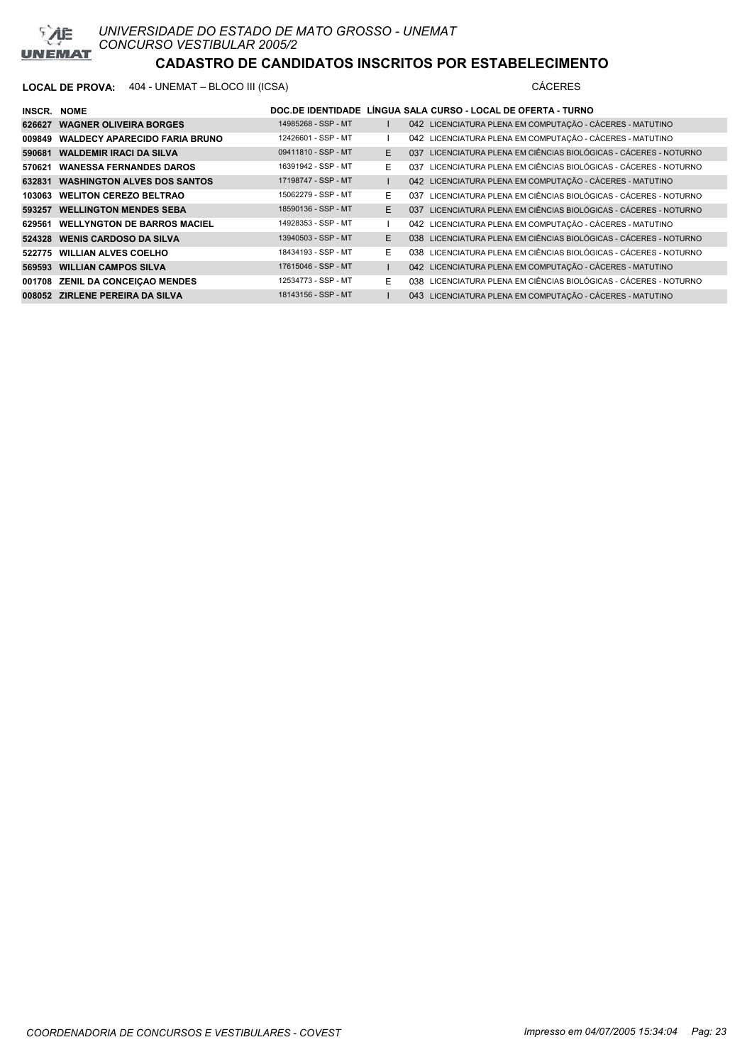UNIVERSIDADE DO ESTADO DE MATO GROSSO - UNEMAT
CONCURSO VESTIBULAR 2005/2

## CADASTRO DE CANDIDATOS INSCRITOS POR ESTABELECIMENTO

**LOCAL DE PROVA:** 404 - UNEMAT – BLOCO III (ICSA) CÁCERES

| INSCR. | NOME | DOC.DE IDENTIDADE | LÍNGUA | SALA | CURSO - LOCAL DE OFERTA - TURNO |
|---|---|---|---|---|---|
| 626627 | WAGNER OLIVEIRA BORGES | 14985268 - SSP - MT | I | 042 | LICENCIATURA PLENA EM COMPUTAÇÃO - CÁCERES - MATUTINO |
| 009849 | WALDECY APARECIDO FARIA BRUNO | 12426601 - SSP - MT | I | 042 | LICENCIATURA PLENA EM COMPUTAÇÃO - CÁCERES - MATUTINO |
| 590681 | WALDEMIR IRACI DA SILVA | 09411810 - SSP - MT | E | 037 | LICENCIATURA PLENA EM CIÊNCIAS BIOLÓGICAS - CÁCERES - NOTURNO |
| 570621 | WANESSA FERNANDES DAROS | 16391942 - SSP - MT | E | 037 | LICENCIATURA PLENA EM CIÊNCIAS BIOLÓGICAS - CÁCERES - NOTURNO |
| 632831 | WASHINGTON ALVES DOS SANTOS | 17198747 - SSP - MT | I | 042 | LICENCIATURA PLENA EM COMPUTAÇÃO - CÁCERES - MATUTINO |
| 103063 | WELITON CEREZO BELTRAO | 15062279 - SSP - MT | E | 037 | LICENCIATURA PLENA EM CIÊNCIAS BIOLÓGICAS - CÁCERES - NOTURNO |
| 593257 | WELLINGTON MENDES SEBA | 18590136 - SSP - MT | E | 037 | LICENCIATURA PLENA EM CIÊNCIAS BIOLÓGICAS - CÁCERES - NOTURNO |
| 629561 | WELLYNGTON DE BARROS MACIEL | 14928353 - SSP - MT | I | 042 | LICENCIATURA PLENA EM COMPUTAÇÃO - CÁCERES - MATUTINO |
| 524328 | WENIS CARDOSO DA SILVA | 13940503 - SSP - MT | E | 038 | LICENCIATURA PLENA EM CIÊNCIAS BIOLÓGICAS - CÁCERES - NOTURNO |
| 522775 | WILLIAN ALVES COELHO | 18434193 - SSP - MT | E | 038 | LICENCIATURA PLENA EM CIÊNCIAS BIOLÓGICAS - CÁCERES - NOTURNO |
| 569593 | WILLIAN CAMPOS SILVA | 17615046 - SSP - MT | I | 042 | LICENCIATURA PLENA EM COMPUTAÇÃO - CÁCERES - MATUTINO |
| 001708 | ZENIL DA CONCEIÇAO MENDES | 12534773 - SSP - MT | E | 038 | LICENCIATURA PLENA EM CIÊNCIAS BIOLÓGICAS - CÁCERES - NOTURNO |
| 008052 | ZIRLENE PEREIRA DA SILVA | 18143156 - SSP - MT | I | 043 | LICENCIATURA PLENA EM COMPUTAÇÃO - CÁCERES - MATUTINO |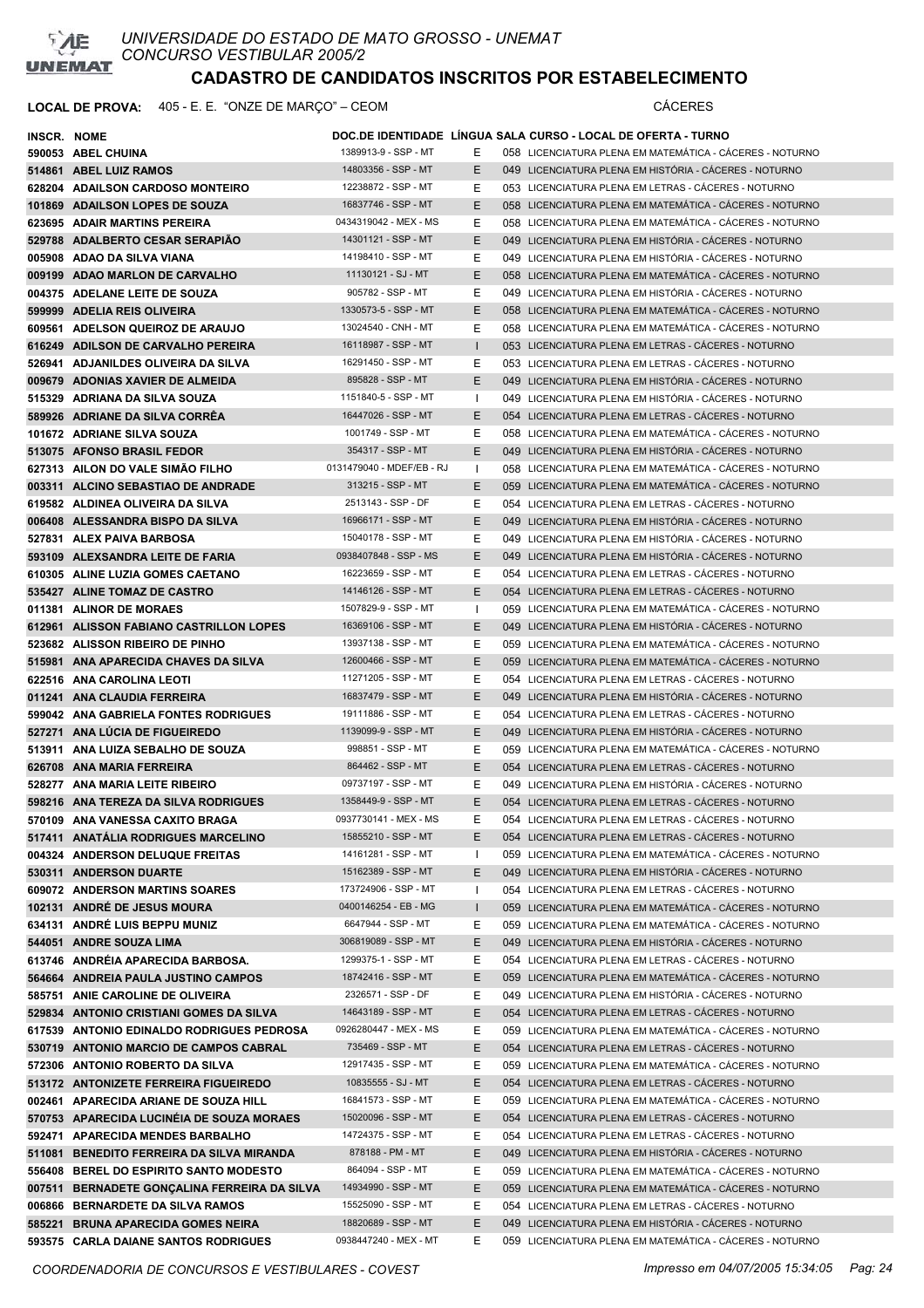# UNIVERSIDADE DO ESTADO DE MATO GROSSO - UNEMAT
## CONCURSO VESTIBULAR 2005/2

## CADASTRO DE CANDIDATOS INSCRITOS POR ESTABELECIMENTO

**LOCAL DE PROVA:** 405 - E. E. "ONZE DE MARÇO" – CEOM — CÁCERES

| INSCR. | NOME | DOC.DE IDENTIDADE | LÍNGUA | SALA | CURSO - LOCAL DE OFERTA - TURNO |
|---|---|---|---|---|---|
| 590053 | ABEL CHUINA | 1389913-9 - SSP - MT | E | 058 | LICENCIATURA PLENA EM MATEMÁTICA - CÁCERES - NOTURNO |
| 514861 | ABEL LUIZ RAMOS | 14803356 - SSP - MT | E | 049 | LICENCIATURA PLENA EM HISTÓRIA - CÁCERES - NOTURNO |
| 628204 | ADAILSON CARDOSO MONTEIRO | 12238872 - SSP - MT | E | 053 | LICENCIATURA PLENA EM LETRAS - CÁCERES - NOTURNO |
| 101869 | ADAILSON LOPES DE SOUZA | 16837746 - SSP - MT | E | 058 | LICENCIATURA PLENA EM MATEMÁTICA - CÁCERES - NOTURNO |
| 623695 | ADAIR MARTINS PEREIRA | 0434319042 - MEX - MS | E | 058 | LICENCIATURA PLENA EM MATEMÁTICA - CÁCERES - NOTURNO |
| 529788 | ADALBERTO CESAR SERAPIÃO | 14301121 - SSP - MT | E | 049 | LICENCIATURA PLENA EM HISTÓRIA - CÁCERES - NOTURNO |
| 005908 | ADAO DA SILVA VIANA | 14198410 - SSP - MT | E | 049 | LICENCIATURA PLENA EM HISTÓRIA - CÁCERES - NOTURNO |
| 009199 | ADAO MARLON DE CARVALHO | 11130121 - SJ - MT | E | 058 | LICENCIATURA PLENA EM MATEMÁTICA - CÁCERES - NOTURNO |
| 004375 | ADELANE LEITE DE SOUZA | 905782 - SSP - MT | E | 049 | LICENCIATURA PLENA EM HISTÓRIA - CÁCERES - NOTURNO |
| 599999 | ADELIA REIS OLIVEIRA | 1330573-5 - SSP - MT | E | 058 | LICENCIATURA PLENA EM MATEMÁTICA - CÁCERES - NOTURNO |
| 609561 | ADELSON QUEIROZ DE ARAUJO | 13024540 - CNH - MT | E | 058 | LICENCIATURA PLENA EM MATEMÁTICA - CÁCERES - NOTURNO |
| 616249 | ADILSON DE CARVALHO PEREIRA | 16118987 - SSP - MT | I | 053 | LICENCIATURA PLENA EM LETRAS - CÁCERES - NOTURNO |
| 526941 | ADJANILDES OLIVEIRA DA SILVA | 16291450 - SSP - MT | E | 053 | LICENCIATURA PLENA EM LETRAS - CÁCERES - NOTURNO |
| 009679 | ADONIAS XAVIER DE ALMEIDA | 895828 - SSP - MT | E | 049 | LICENCIATURA PLENA EM HISTÓRIA - CÁCERES - NOTURNO |
| 515329 | ADRIANA DA SILVA SOUZA | 1151840-5 - SSP - MT | I | 049 | LICENCIATURA PLENA EM HISTÓRIA - CÁCERES - NOTURNO |
| 589926 | ADRIANE DA SILVA CORRÊA | 16447026 - SSP - MT | E | 054 | LICENCIATURA PLENA EM LETRAS - CÁCERES - NOTURNO |
| 101672 | ADRIANE SILVA SOUZA | 1001749 - SSP - MT | E | 058 | LICENCIATURA PLENA EM MATEMÁTICA - CÁCERES - NOTURNO |
| 513075 | AFONSO BRASIL FEDOR | 354317 - SSP - MT | E | 049 | LICENCIATURA PLENA EM HISTÓRIA - CÁCERES - NOTURNO |
| 627313 | AILON DO VALE SIMÃO FILHO | 0131479040 - MDEF/EB - RJ | I | 058 | LICENCIATURA PLENA EM MATEMÁTICA - CÁCERES - NOTURNO |
| 003311 | ALCINO SEBASTIAO DE ANDRADE | 313215 - SSP - MT | E | 059 | LICENCIATURA PLENA EM MATEMÁTICA - CÁCERES - NOTURNO |
| 619582 | ALDINEA OLIVEIRA DA SILVA | 2513143 - SSP - DF | E | 054 | LICENCIATURA PLENA EM LETRAS - CÁCERES - NOTURNO |
| 006408 | ALESSANDRA BISPO DA SILVA | 16966171 - SSP - MT | E | 049 | LICENCIATURA PLENA EM HISTÓRIA - CÁCERES - NOTURNO |
| 527831 | ALEX PAIVA BARBOSA | 15040178 - SSP - MT | E | 049 | LICENCIATURA PLENA EM HISTÓRIA - CÁCERES - NOTURNO |
| 593109 | ALEXSANDRA LEITE DE FARIA | 0938407848 - SSP - MS | E | 049 | LICENCIATURA PLENA EM HISTÓRIA - CÁCERES - NOTURNO |
| 610305 | ALINE LUZIA GOMES CAETANO | 16223659 - SSP - MT | E | 054 | LICENCIATURA PLENA EM LETRAS - CÁCERES - NOTURNO |
| 535427 | ALINE TOMAZ DE CASTRO | 14146126 - SSP - MT | E | 054 | LICENCIATURA PLENA EM LETRAS - CÁCERES - NOTURNO |
| 011381 | ALINOR DE MORAES | 1507829-9 - SSP - MT | I | 059 | LICENCIATURA PLENA EM MATEMÁTICA - CÁCERES - NOTURNO |
| 612961 | ALISSON FABIANO CASTRILLON LOPES | 16369106 - SSP - MT | E | 049 | LICENCIATURA PLENA EM HISTÓRIA - CÁCERES - NOTURNO |
| 523682 | ALISSON RIBEIRO DE PINHO | 13937138 - SSP - MT | E | 059 | LICENCIATURA PLENA EM MATEMÁTICA - CÁCERES - NOTURNO |
| 515981 | ANA APARECIDA CHAVES DA SILVA | 12600466 - SSP - MT | E | 059 | LICENCIATURA PLENA EM MATEMÁTICA - CÁCERES - NOTURNO |
| 622516 | ANA CAROLINA LEOTI | 11271205 - SSP - MT | E | 054 | LICENCIATURA PLENA EM LETRAS - CÁCERES - NOTURNO |
| 011241 | ANA CLAUDIA FERREIRA | 16837479 - SSP - MT | E | 049 | LICENCIATURA PLENA EM HISTÓRIA - CÁCERES - NOTURNO |
| 599042 | ANA GABRIELA FONTES RODRIGUES | 19111886 - SSP - MT | E | 054 | LICENCIATURA PLENA EM LETRAS - CÁCERES - NOTURNO |
| 527271 | ANA LÚCIA DE FIGUEIREDO | 1139099-9 - SSP - MT | E | 049 | LICENCIATURA PLENA EM HISTÓRIA - CÁCERES - NOTURNO |
| 513911 | ANA LUIZA SEBALHO DE SOUZA | 998851 - SSP - MT | E | 059 | LICENCIATURA PLENA EM MATEMÁTICA - CÁCERES - NOTURNO |
| 626708 | ANA MARIA FERREIRA | 864462 - SSP - MT | E | 054 | LICENCIATURA PLENA EM LETRAS - CÁCERES - NOTURNO |
| 528277 | ANA MARIA LEITE RIBEIRO | 09737197 - SSP - MT | E | 049 | LICENCIATURA PLENA EM HISTÓRIA - CÁCERES - NOTURNO |
| 598216 | ANA TEREZA DA SILVA RODRIGUES | 1358449-9 - SSP - MT | E | 054 | LICENCIATURA PLENA EM LETRAS - CÁCERES - NOTURNO |
| 570109 | ANA VANESSA CAXITO BRAGA | 0937730141 - MEX - MS | E | 054 | LICENCIATURA PLENA EM LETRAS - CÁCERES - NOTURNO |
| 517411 | ANATÁLIA RODRIGUES MARCELINO | 15855210 - SSP - MT | E | 054 | LICENCIATURA PLENA EM LETRAS - CÁCERES - NOTURNO |
| 004324 | ANDERSON DELUQUE FREITAS | 14161281 - SSP - MT | I | 059 | LICENCIATURA PLENA EM MATEMÁTICA - CÁCERES - NOTURNO |
| 530311 | ANDERSON DUARTE | 15162389 - SSP - MT | E | 049 | LICENCIATURA PLENA EM HISTÓRIA - CÁCERES - NOTURNO |
| 609072 | ANDERSON MARTINS SOARES | 173724906 - SSP - MT | I | 054 | LICENCIATURA PLENA EM LETRAS - CÁCERES - NOTURNO |
| 102131 | ANDRÉ DE JESUS MOURA | 0400146254 - EB - MG | I | 059 | LICENCIATURA PLENA EM MATEMÁTICA - CÁCERES - NOTURNO |
| 634131 | ANDRÉ LUIS BEPPU MUNIZ | 6647944 - SSP - MT | E | 059 | LICENCIATURA PLENA EM MATEMÁTICA - CÁCERES - NOTURNO |
| 544051 | ANDRE SOUZA LIMA | 306819089 - SSP - MT | E | 049 | LICENCIATURA PLENA EM HISTÓRIA - CÁCERES - NOTURNO |
| 613746 | ANDRÉIA APARECIDA BARBOSA. | 1299375-1 - SSP - MT | E | 054 | LICENCIATURA PLENA EM LETRAS - CÁCERES - NOTURNO |
| 564664 | ANDREIA PAULA JUSTINO CAMPOS | 18742416 - SSP - MT | E | 059 | LICENCIATURA PLENA EM MATEMÁTICA - CÁCERES - NOTURNO |
| 585751 | ANIE CAROLINE DE OLIVEIRA | 2326571 - SSP - DF | E | 049 | LICENCIATURA PLENA EM HISTÓRIA - CÁCERES - NOTURNO |
| 529834 | ANTONIO CRISTIANI GOMES DA SILVA | 14643189 - SSP - MT | E | 054 | LICENCIATURA PLENA EM LETRAS - CÁCERES - NOTURNO |
| 617539 | ANTONIO EDINALDO RODRIGUES PEDROSA | 0926280447 - MEX - MS | E | 059 | LICENCIATURA PLENA EM MATEMÁTICA - CÁCERES - NOTURNO |
| 530719 | ANTONIO MARCIO DE CAMPOS CABRAL | 735469 - SSP - MT | E | 054 | LICENCIATURA PLENA EM LETRAS - CÁCERES - NOTURNO |
| 572306 | ANTONIO ROBERTO DA SILVA | 12917435 - SSP - MT | E | 059 | LICENCIATURA PLENA EM MATEMÁTICA - CÁCERES - NOTURNO |
| 513172 | ANTONIZETE FERREIRA FIGUEIREDO | 10835555 - SJ - MT | E | 054 | LICENCIATURA PLENA EM LETRAS - CÁCERES - NOTURNO |
| 002461 | APARECIDA ARIANE DE SOUZA HILL | 16841573 - SSP - MT | E | 059 | LICENCIATURA PLENA EM MATEMÁTICA - CÁCERES - NOTURNO |
| 570753 | APARECIDA LUCINÉIA DE SOUZA MORAES | 15020096 - SSP - MT | E | 054 | LICENCIATURA PLENA EM LETRAS - CÁCERES - NOTURNO |
| 592471 | APARECIDA MENDES BARBALHO | 14724375 - SSP - MT | E | 054 | LICENCIATURA PLENA EM LETRAS - CÁCERES - NOTURNO |
| 511081 | BENEDITO FERREIRA DA SILVA MIRANDA | 878188 - PM - MT | E | 049 | LICENCIATURA PLENA EM HISTÓRIA - CÁCERES - NOTURNO |
| 556408 | BEREL DO ESPIRITO SANTO MODESTO | 864094 - SSP - MT | E | 059 | LICENCIATURA PLENA EM MATEMÁTICA - CÁCERES - NOTURNO |
| 007511 | BERNADETE GONÇALINA FERREIRA DA SILVA | 14934990 - SSP - MT | E | 059 | LICENCIATURA PLENA EM MATEMÁTICA - CÁCERES - NOTURNO |
| 006866 | BERNARDETE DA SILVA RAMOS | 15525090 - SSP - MT | E | 054 | LICENCIATURA PLENA EM LETRAS - CÁCERES - NOTURNO |
| 585221 | BRUNA APARECIDA GOMES NEIRA | 18820689 - SSP - MT | E | 049 | LICENCIATURA PLENA EM HISTÓRIA - CÁCERES - NOTURNO |
| 593575 | CARLA DAIANE SANTOS RODRIGUES | 0938447240 - MEX - MT | E | 059 | LICENCIATURA PLENA EM MATEMÁTICA - CÁCERES - NOTURNO |

COORDENADORIA DE CONCURSOS E VESTIBULARES - COVEST — Impresso em 04/07/2005 15:34:05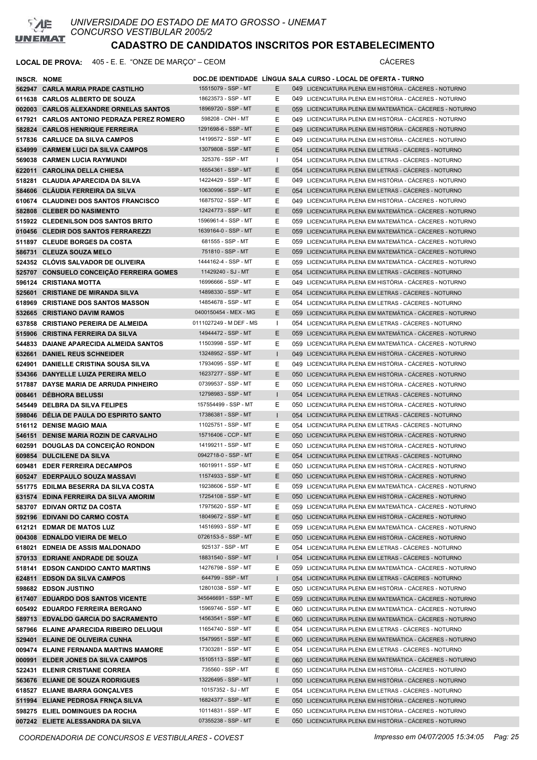# UNIVERSIDADE DO ESTADO DE MATO GROSSO - UNEMAT
CONCURSO VESTIBULAR 2005/2

## CADASTRO DE CANDIDATOS INSCRITOS POR ESTABELECIMENTO

**LOCAL DE PROVA:** 405 - E. E. "ONZE DE MARÇO" – CEOM CÁCERES

| INSCR. | NOME | DOC.DE IDENTIDADE | LÍNGUA | SALA | CURSO - LOCAL DE OFERTA - TURNO |
|---|---|---|---|---|---|
| 562947 | CARLA MARIA PRADE CASTILHO | 15515079 - SSP - MT | E | | 049 LICENCIATURA PLENA EM HISTÓRIA - CÁCERES - NOTURNO |
| 611638 | CARLOS ALBERTO DE SOUZA | 18623573 - SSP - MT | E | | 049 LICENCIATURA PLENA EM HISTÓRIA - CÁCERES - NOTURNO |
| 002003 | CARLOS ALEXANDRE ORNELAS SANTOS | 18969720 - SSP - MT | E | | 059 LICENCIATURA PLENA EM MATEMÁTICA - CÁCERES - NOTURNO |
| 617921 | CARLOS ANTONIO PEDRAZA PEREZ ROMERO | 598208 - CNH - MT | E | | 049 LICENCIATURA PLENA EM HISTÓRIA - CÁCERES - NOTURNO |
| 582824 | CARLOS HENRIQUE FERREIRA | 1291698-6 - SSP - MT | E | | 049 LICENCIATURA PLENA EM HISTÓRIA - CÁCERES - NOTURNO |
| 517836 | CARLUCE DA SILVA CAMPOS | 14199572 - SSP - MT | E | | 049 LICENCIATURA PLENA EM HISTÓRIA - CÁCERES - NOTURNO |
| 634999 | CARMEM LUCI DA SILVA CAMPOS | 13079808 - SSP - MT | E | | 054 LICENCIATURA PLENA EM LETRAS - CÁCERES - NOTURNO |
| 569038 | CARMEN LUCIA RAYMUNDI | 325376 - SSP - MT | I | | 054 LICENCIATURA PLENA EM LETRAS - CÁCERES - NOTURNO |
| 622011 | CAROLINA DELLA CHIESA | 16554361 - SSP - MT | E | | 054 LICENCIATURA PLENA EM LETRAS - CÁCERES - NOTURNO |
| 518281 | CLAUDIA APARECIDA DA SILVA | 14224429 - SSP - MT | E | | 049 LICENCIATURA PLENA EM HISTÓRIA - CÁCERES - NOTURNO |
| 584606 | CLÁUDIA FERREIRA DA SILVA | 10630996 - SSP - MT | E | | 054 LICENCIATURA PLENA EM LETRAS - CÁCERES - NOTURNO |
| 610674 | CLAUDINEI DOS SANTOS FRANCISCO | 16875702 - SSP - MT | E | | 049 LICENCIATURA PLENA EM HISTÓRIA - CÁCERES - NOTURNO |
| 582808 | CLEBER DO NASIMENTO | 12424773 - SSP - MT | E | | 059 LICENCIATURA PLENA EM MATEMÁTICA - CÁCERES - NOTURNO |
| 515922 | CLEDENILSON DOS SANTOS BRITO | 1596961-4 - SSP - MT | E | | 059 LICENCIATURA PLENA EM MATEMÁTICA - CÁCERES - NOTURNO |
| 010456 | CLEDIR DOS SANTOS FERRAREZZI | 1639164-0 - SSP - MT | E | | 059 LICENCIATURA PLENA EM MATEMÁTICA - CÁCERES - NOTURNO |
| 511897 | CLEUDE BORGES DA COSTA | 681555 - SSP - MT | E | | 059 LICENCIATURA PLENA EM MATEMÁTICA - CÁCERES - NOTURNO |
| 586731 | CLEUZA SOUZA MELO | 751810 - SSP - MT | E | | 059 LICENCIATURA PLENA EM MATEMÁTICA - CÁCERES - NOTURNO |
| 524352 | CLÓVIS SALVADOR DE OLIVEIRA | 1444162-4 - SSP - MT | E | | 059 LICENCIATURA PLENA EM MATEMÁTICA - CÁCERES - NOTURNO |
| 525707 | CONSUELO CONCEIÇÃO FERREIRA GOMES | 11429240 - SJ - MT | E | | 054 LICENCIATURA PLENA EM LETRAS - CÁCERES - NOTURNO |
| 596124 | CRISTIANA MOTTA | 16996666 - SSP - MT | E | | 049 LICENCIATURA PLENA EM HISTÓRIA - CÁCERES - NOTURNO |
| 525601 | CRISTIANE DE MIRANDA SILVA | 14898330 - SSP - MT | E | | 054 LICENCIATURA PLENA EM LETRAS - CÁCERES - NOTURNO |
| 618969 | CRISTIANE DOS SANTOS MASSON | 14854678 - SSP - MT | E | | 054 LICENCIATURA PLENA EM LETRAS - CÁCERES - NOTURNO |
| 532665 | CRISTIANO DAVIM RAMOS | 0400150454 - MEX - MG | E | | 059 LICENCIATURA PLENA EM MATEMÁTICA - CÁCERES - NOTURNO |
| 637858 | CRISTIANO PEREIRA DE ALMEIDA | 0111027249 - M DEF - MS | I | | 054 LICENCIATURA PLENA EM LETRAS - CÁCERES - NOTURNO |
| 515906 | CRISTINA FERREIRA DA SILVA | 14944472 - SSP - MT | E | | 059 LICENCIATURA PLENA EM MATEMÁTICA - CÁCERES - NOTURNO |
| 544833 | DAIANE APARECIDA ALMEIDA SANTOS | 11503998 - SSP - MT | E | | 059 LICENCIATURA PLENA EM MATEMÁTICA - CÁCERES - NOTURNO |
| 632661 | DANIEL REUS SCHNEIDER | 13248952 - SSP - MT | I | | 049 LICENCIATURA PLENA EM HISTÓRIA - CÁCERES - NOTURNO |
| 624901 | DANIELLE CRISTINA SOUSA SILVA | 17934095 - SSP - MT | E | | 049 LICENCIATURA PLENA EM HISTÓRIA - CÁCERES - NOTURNO |
| 534366 | DANYELLE LUIZA PEREIRA MELO | 16237277 - SSP - MT | E | | 050 LICENCIATURA PLENA EM HISTÓRIA - CÁCERES - NOTURNO |
| 517887 | DAYSE MARIA DE ARRUDA PINHEIRO | 07399537 - SSP - MT | E | | 050 LICENCIATURA PLENA EM HISTÓRIA - CÁCERES - NOTURNO |
| 008461 | DÉBHORA BELUSSI | 12798983 - SSP - MT | I | | 054 LICENCIATURA PLENA EM LETRAS - CÁCERES - NOTURNO |
| 545449 | DELBRA DA SILVA FELIPES | 157554499 - SSP - MT | E | | 050 LICENCIATURA PLENA EM HISTÓRIA - CÁCERES - NOTURNO |
| 598046 | DÉLIA DE PAULA DO ESPIRITO SANTO | 17386381 - SSP - MT | I | | 054 LICENCIATURA PLENA EM LETRAS - CÁCERES - NOTURNO |
| 516112 | DENISE MAGIO MAIA | 11025751 - SSP - MT | E | | 054 LICENCIATURA PLENA EM LETRAS - CÁCERES - NOTURNO |
| 546151 | DENISE MARIA ROZIN DE CARVALHO | 15716406 - CCP - MT | E | | 050 LICENCIATURA PLENA EM HISTÓRIA - CÁCERES - NOTURNO |
| 602591 | DOUGLAS DA CONCEIÇÃO RONDON | 14199211 - SSP - MT | E | | 050 LICENCIATURA PLENA EM HISTÓRIA - CÁCERES - NOTURNO |
| 609854 | DULCILENE DA SILVA | 0942718-0 - SSP - MT | E | | 054 LICENCIATURA PLENA EM LETRAS - CÁCERES - NOTURNO |
| 609481 | EDER FERREIRA DECAMPOS | 16019911 - SSP - MT | E | | 050 LICENCIATURA PLENA EM HISTÓRIA - CÁCERES - NOTURNO |
| 605247 | EDERPAULO SOUZA MASSAVI | 11574933 - SSP - MT | E | | 050 LICENCIATURA PLENA EM HISTÓRIA - CÁCERES - NOTURNO |
| 551775 | EDILMA BESERRA DA SILVA COSTA | 19238606 - SSP - MT | E | | 059 LICENCIATURA PLENA EM MATEMÁTICA - CÁCERES - NOTURNO |
| 631574 | EDINA FERREIRA DA SILVA AMORIM | 17254108 - SSP - MT | E | | 050 LICENCIATURA PLENA EM HISTÓRIA - CÁCERES - NOTURNO |
| 583707 | EDIVAN ORTIZ DA COSTA | 17975620 - SSP - MT | E | | 059 LICENCIATURA PLENA EM MATEMÁTICA - CÁCERES - NOTURNO |
| 592196 | EDIVANI DO CARMO COSTA | 18049672 - SSP - MT | E | | 050 LICENCIATURA PLENA EM HISTÓRIA - CÁCERES - NOTURNO |
| 612121 | EDMAR DE MATOS LUZ | 14516993 - SSP - MT | E | | 059 LICENCIATURA PLENA EM MATEMÁTICA - CÁCERES - NOTURNO |
| 004308 | EDNALDO VIEIRA DE MELO | 0726153-5 - SSP - MT | E | | 050 LICENCIATURA PLENA EM HISTÓRIA - CÁCERES - NOTURNO |
| 618021 | EDNEIA DE ASSIS MALDONADO | 925137 - SSP - MT | E | | 054 LICENCIATURA PLENA EM LETRAS - CÁCERES - NOTURNO |
| 570133 | EDRIANE ANDRADE DE SOUZA | 18831540 - SSP - MT | I | | 054 LICENCIATURA PLENA EM LETRAS - CÁCERES - NOTURNO |
| 518141 | EDSON CANDIDO CANTO MARTINS | 14276798 - SSP - MT | E | | 059 LICENCIATURA PLENA EM MATEMÁTICA - CÁCERES - NOTURNO |
| 624811 | EDSON DA SILVA CAMPOS | 644799 - SSP - MT | I | | 054 LICENCIATURA PLENA EM LETRAS - CÁCERES - NOTURNO |
| 598682 | EDSON JUSTINO | 12801038 - SSP - MT | E | | 050 LICENCIATURA PLENA EM HISTÓRIA - CÁCERES - NOTURNO |
| 617407 | EDUARDO DOS SANTOS VICENTE | 345646691 - SSP - MT | E | | 059 LICENCIATURA PLENA EM MATEMÁTICA - CÁCERES - NOTURNO |
| 605492 | EDUARDO FERREIRA BERGANO | 15969746 - SSP - MT | E | | 060 LICENCIATURA PLENA EM MATEMÁTICA - CÁCERES - NOTURNO |
| 589713 | EDVALDO GARCIA DO SACRAMENTO | 14563541 - SSP - MT | E | | 060 LICENCIATURA PLENA EM MATEMÁTICA - CÁCERES - NOTURNO |
| 587966 | ELAINE APARECIDA RIBEIRO DELUQUI | 11654740 - SSP - MT | E | | 054 LICENCIATURA PLENA EM LETRAS - CÁCERES - NOTURNO |
| 529401 | ELAINE DE OLIVEIRA CUNHA | 15479951 - SSP - MT | E | | 060 LICENCIATURA PLENA EM MATEMÁTICA - CÁCERES - NOTURNO |
| 009474 | ELAINE FERNANDA MARTINS MAMORE | 17303281 - SSP - MT | E | | 054 LICENCIATURA PLENA EM LETRAS - CÁCERES - NOTURNO |
| 000991 | ELDER JONES DA SILVA CAMPOS | 15105113 - SSP - MT | E | | 060 LICENCIATURA PLENA EM MATEMÁTICA - CÁCERES - NOTURNO |
| 522431 | ELENIR CRISTIANE CORREA | 735560 - SSP - MT | E | | 050 LICENCIATURA PLENA EM HISTÓRIA - CÁCERES - NOTURNO |
| 563676 | ELIANE DE SOUZA RODRIGUES | 13226495 - SSP - MT | I | | 050 LICENCIATURA PLENA EM HISTÓRIA - CÁCERES - NOTURNO |
| 618527 | ELIANE IBARRA GONÇALVES | 10157352 - SJ - MT | E | | 054 LICENCIATURA PLENA EM LETRAS - CÁCERES - NOTURNO |
| 511994 | ELIANE PEDROSA FRNÇA SILVA | 16824377 - SSP - MT | E | | 050 LICENCIATURA PLENA EM HISTÓRIA - CÁCERES - NOTURNO |
| 598275 | ELIEL DOMINGUES DA ROCHA | 10114831 - SSP - MT | E | | 050 LICENCIATURA PLENA EM HISTÓRIA - CÁCERES - NOTURNO |
| 007242 | ELIETE ALESSANDRA DA SILVA | 07355238 - SSP - MT | E | | 050 LICENCIATURA PLENA EM HISTÓRIA - CÁCERES - NOTURNO |

COORDENADORIA DE CONCURSOS E VESTIBULARES - COVEST Impresso em 04/07/2005 15:34:05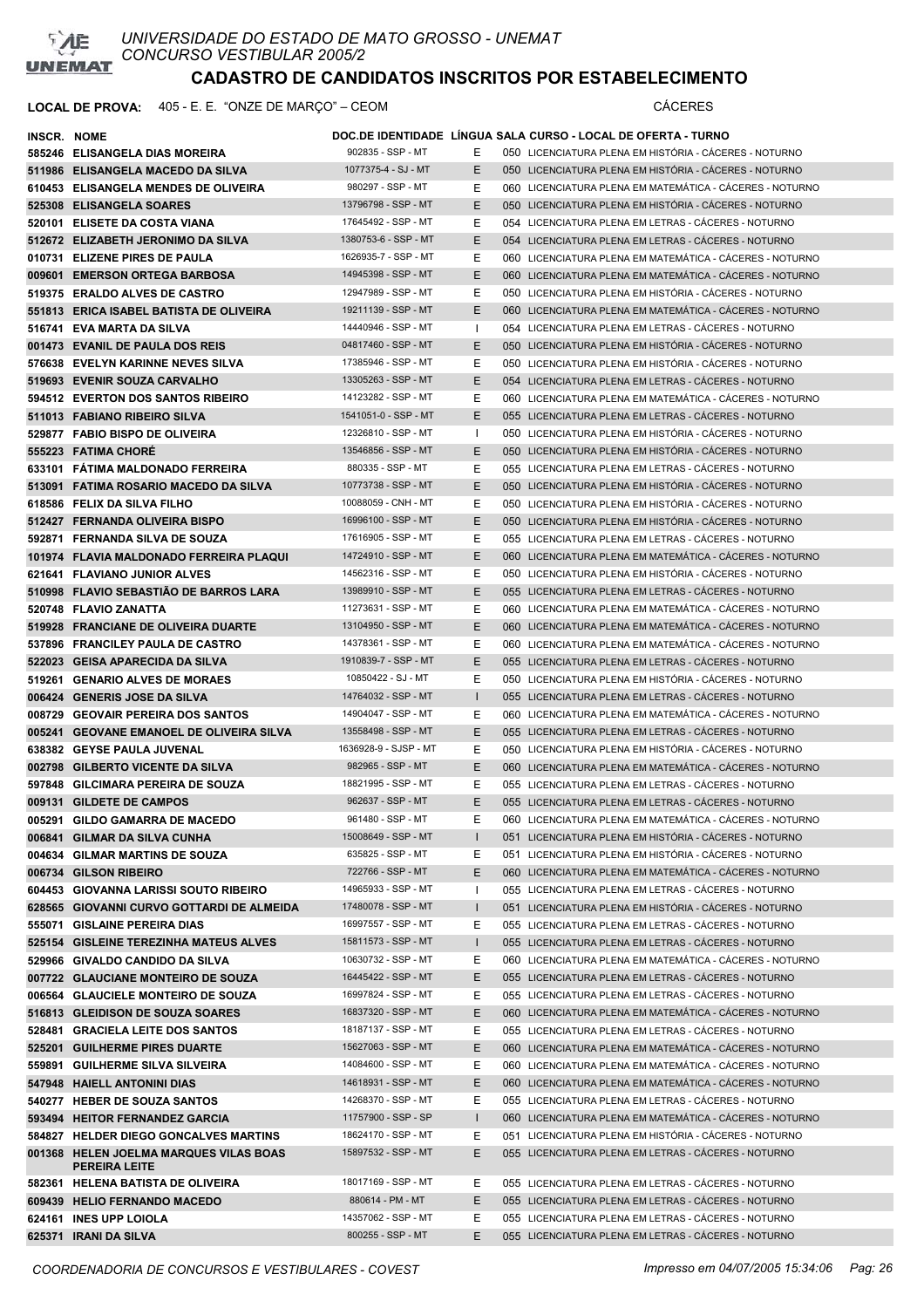# UNIVERSIDADE DO ESTADO DE MATO GROSSO - UNEMAT
CONCURSO VESTIBULAR 2005/2

## CADASTRO DE CANDIDATOS INSCRITOS POR ESTABELECIMENTO

**LOCAL DE PROVA:** 405 - E. E. "ONZE DE MARÇO" – CEOM — CÁCERES

| INSCR. | NOME | DOC.DE IDENTIDADE | LÍNGUA | SALA | CURSO - LOCAL DE OFERTA - TURNO |
|---|---|---|---|---|---|
| 585246 | ELISANGELA DIAS MOREIRA | 902835 - SSP - MT | E | 050 | LICENCIATURA PLENA EM HISTÓRIA - CÁCERES - NOTURNO |
| 511986 | ELISANGELA MACEDO DA SILVA | 1077375-4 - SJ - MT | E | 050 | LICENCIATURA PLENA EM HISTÓRIA - CÁCERES - NOTURNO |
| 610453 | ELISANGELA MENDES DE OLIVEIRA | 980297 - SSP - MT | E | 060 | LICENCIATURA PLENA EM MATEMÁTICA - CÁCERES - NOTURNO |
| 525308 | ELISANGELA SOARES | 13796798 - SSP - MT | E | 050 | LICENCIATURA PLENA EM HISTÓRIA - CÁCERES - NOTURNO |
| 520101 | ELISETE DA COSTA VIANA | 17645492 - SSP - MT | E | 054 | LICENCIATURA PLENA EM LETRAS - CÁCERES - NOTURNO |
| 512672 | ELIZABETH JERONIMO DA SILVA | 1380753-6 - SSP - MT | E | 054 | LICENCIATURA PLENA EM LETRAS - CÁCERES - NOTURNO |
| 010731 | ELIZENE PIRES DE PAULA | 1626935-7 - SSP - MT | E | 060 | LICENCIATURA PLENA EM MATEMÁTICA - CÁCERES - NOTURNO |
| 009601 | EMERSON ORTEGA BARBOSA | 14945398 - SSP - MT | E | 060 | LICENCIATURA PLENA EM MATEMÁTICA - CÁCERES - NOTURNO |
| 519375 | ERALDO ALVES DE CASTRO | 12947989 - SSP - MT | E | 050 | LICENCIATURA PLENA EM HISTÓRIA - CÁCERES - NOTURNO |
| 551813 | ERICA ISABEL BATISTA DE OLIVEIRA | 19211139 - SSP - MT | E | 060 | LICENCIATURA PLENA EM MATEMÁTICA - CÁCERES - NOTURNO |
| 516741 | EVA MARTA DA SILVA | 14440946 - SSP - MT | I | 054 | LICENCIATURA PLENA EM LETRAS - CÁCERES - NOTURNO |
| 001473 | EVANIL DE PAULA DOS REIS | 04817460 - SSP - MT | E | 050 | LICENCIATURA PLENA EM HISTÓRIA - CÁCERES - NOTURNO |
| 576638 | EVELYN KARINNE NEVES SILVA | 17385946 - SSP - MT | E | 050 | LICENCIATURA PLENA EM HISTÓRIA - CÁCERES - NOTURNO |
| 519693 | EVENIR SOUZA CARVALHO | 13305263 - SSP - MT | E | 054 | LICENCIATURA PLENA EM LETRAS - CÁCERES - NOTURNO |
| 594512 | EVERTON DOS SANTOS RIBEIRO | 14123282 - SSP - MT | E | 060 | LICENCIATURA PLENA EM MATEMÁTICA - CÁCERES - NOTURNO |
| 511013 | FABIANO RIBEIRO SILVA | 1541051-0 - SSP - MT | E | 055 | LICENCIATURA PLENA EM LETRAS - CÁCERES - NOTURNO |
| 529877 | FABIO BISPO DE OLIVEIRA | 12326810 - SSP - MT | I | 050 | LICENCIATURA PLENA EM HISTÓRIA - CÁCERES - NOTURNO |
| 555223 | FATIMA CHORÉ | 13546856 - SSP - MT | E | 050 | LICENCIATURA PLENA EM HISTÓRIA - CÁCERES - NOTURNO |
| 633101 | FÁTIMA MALDONADO FERREIRA | 880335 - SSP - MT | E | 055 | LICENCIATURA PLENA EM LETRAS - CÁCERES - NOTURNO |
| 513091 | FATIMA ROSARIO MACEDO DA SILVA | 10773738 - SSP - MT | E | 050 | LICENCIATURA PLENA EM HISTÓRIA - CÁCERES - NOTURNO |
| 618586 | FELIX DA SILVA FILHO | 10088059 - CNH - MT | E | 050 | LICENCIATURA PLENA EM HISTÓRIA - CÁCERES - NOTURNO |
| 512427 | FERNANDA OLIVEIRA BISPO | 16996100 - SSP - MT | E | 050 | LICENCIATURA PLENA EM HISTÓRIA - CÁCERES - NOTURNO |
| 592871 | FERNANDA SILVA DE SOUZA | 17616905 - SSP - MT | E | 055 | LICENCIATURA PLENA EM LETRAS - CÁCERES - NOTURNO |
| 101974 | FLAVIA MALDONADO FERREIRA PLAQUI | 14724910 - SSP - MT | E | 060 | LICENCIATURA PLENA EM MATEMÁTICA - CÁCERES - NOTURNO |
| 621641 | FLAVIANO JUNIOR ALVES | 14562316 - SSP - MT | E | 050 | LICENCIATURA PLENA EM HISTÓRIA - CÁCERES - NOTURNO |
| 510998 | FLAVIO SEBASTIÃO DE BARROS LARA | 13989910 - SSP - MT | E | 055 | LICENCIATURA PLENA EM LETRAS - CÁCERES - NOTURNO |
| 520748 | FLAVIO ZANATTA | 11273631 - SSP - MT | E | 060 | LICENCIATURA PLENA EM MATEMÁTICA - CÁCERES - NOTURNO |
| 519928 | FRANCIANE DE OLIVEIRA DUARTE | 13104950 - SSP - MT | E | 060 | LICENCIATURA PLENA EM MATEMÁTICA - CÁCERES - NOTURNO |
| 537896 | FRANCILEY PAULA DE CASTRO | 14378361 - SSP - MT | E | 060 | LICENCIATURA PLENA EM MATEMÁTICA - CÁCERES - NOTURNO |
| 522023 | GEISA APARECIDA DA SILVA | 1910839-7 - SSP - MT | E | 055 | LICENCIATURA PLENA EM LETRAS - CÁCERES - NOTURNO |
| 519261 | GENARIO ALVES DE MORAES | 10850422 - SJ - MT | E | 050 | LICENCIATURA PLENA EM HISTÓRIA - CÁCERES - NOTURNO |
| 006424 | GENERIS JOSE DA SILVA | 14764032 - SSP - MT | I | 055 | LICENCIATURA PLENA EM LETRAS - CÁCERES - NOTURNO |
| 008729 | GEOVAIR PEREIRA DOS SANTOS | 14904047 - SSP - MT | E | 060 | LICENCIATURA PLENA EM MATEMÁTICA - CÁCERES - NOTURNO |
| 005241 | GEOVANE EMANOEL DE OLIVEIRA SILVA | 13558498 - SSP - MT | E | 055 | LICENCIATURA PLENA EM LETRAS - CÁCERES - NOTURNO |
| 638382 | GEYSE PAULA JUVENAL | 1636928-9 - SJSP - MT | E | 050 | LICENCIATURA PLENA EM HISTÓRIA - CÁCERES - NOTURNO |
| 002798 | GILBERTO VICENTE DA SILVA | 982965 - SSP - MT | E | 060 | LICENCIATURA PLENA EM MATEMÁTICA - CÁCERES - NOTURNO |
| 597848 | GILCIMARA PEREIRA DE SOUZA | 18821995 - SSP - MT | E | 055 | LICENCIATURA PLENA EM LETRAS - CÁCERES - NOTURNO |
| 009131 | GILDETE DE CAMPOS | 962637 - SSP - MT | E | 055 | LICENCIATURA PLENA EM LETRAS - CÁCERES - NOTURNO |
| 005291 | GILDO GAMARRA DE MACEDO | 961480 - SSP - MT | E | 060 | LICENCIATURA PLENA EM MATEMÁTICA - CÁCERES - NOTURNO |
| 006841 | GILMAR DA SILVA CUNHA | 15008649 - SSP - MT | I | 051 | LICENCIATURA PLENA EM HISTÓRIA - CÁCERES - NOTURNO |
| 004634 | GILMAR MARTINS DE SOUZA | 635825 - SSP - MT | E | 051 | LICENCIATURA PLENA EM HISTÓRIA - CÁCERES - NOTURNO |
| 006734 | GILSON RIBEIRO | 722766 - SSP - MT | E | 060 | LICENCIATURA PLENA EM MATEMÁTICA - CÁCERES - NOTURNO |
| 604453 | GIOVANNA LARISSI SOUTO RIBEIRO | 14965933 - SSP - MT | I | 055 | LICENCIATURA PLENA EM LETRAS - CÁCERES - NOTURNO |
| 628565 | GIOVANNI CURVO GOTTARDI DE ALMEIDA | 17480078 - SSP - MT | I | 051 | LICENCIATURA PLENA EM HISTÓRIA - CÁCERES - NOTURNO |
| 555071 | GISLAINE PEREIRA DIAS | 16997557 - SSP - MT | E | 055 | LICENCIATURA PLENA EM LETRAS - CÁCERES - NOTURNO |
| 525154 | GISLEINE TEREZINHA MATEUS ALVES | 15811573 - SSP - MT | I | 055 | LICENCIATURA PLENA EM LETRAS - CÁCERES - NOTURNO |
| 529966 | GIVALDO CANDIDO DA SILVA | 10630732 - SSP - MT | E | 060 | LICENCIATURA PLENA EM MATEMÁTICA - CÁCERES - NOTURNO |
| 007722 | GLAUCIANE MONTEIRO DE SOUZA | 16445422 - SSP - MT | E | 055 | LICENCIATURA PLENA EM LETRAS - CÁCERES - NOTURNO |
| 006564 | GLAUCIELE MONTEIRO DE SOUZA | 16997824 - SSP - MT | E | 055 | LICENCIATURA PLENA EM LETRAS - CÁCERES - NOTURNO |
| 516813 | GLEIDISON DE SOUZA SOARES | 16837320 - SSP - MT | E | 060 | LICENCIATURA PLENA EM MATEMÁTICA - CÁCERES - NOTURNO |
| 528481 | GRACIELA LEITE DOS SANTOS | 18187137 - SSP - MT | E | 055 | LICENCIATURA PLENA EM LETRAS - CÁCERES - NOTURNO |
| 525201 | GUILHERME PIRES DUARTE | 15627063 - SSP - MT | E | 060 | LICENCIATURA PLENA EM MATEMÁTICA - CÁCERES - NOTURNO |
| 559891 | GUILHERME SILVA SILVEIRA | 14084600 - SSP - MT | E | 060 | LICENCIATURA PLENA EM MATEMÁTICA - CÁCERES - NOTURNO |
| 547948 | HAIELL ANTONINI DIAS | 14618931 - SSP - MT | E | 060 | LICENCIATURA PLENA EM MATEMÁTICA - CÁCERES - NOTURNO |
| 540277 | HEBER DE SOUZA SANTOS | 14268370 - SSP - MT | E | 055 | LICENCIATURA PLENA EM LETRAS - CÁCERES - NOTURNO |
| 593494 | HEITOR FERNANDEZ GARCIA | 11757900 - SSP - SP | I | 060 | LICENCIATURA PLENA EM MATEMÁTICA - CÁCERES - NOTURNO |
| 584827 | HELDER DIEGO GONCALVES MARTINS | 18624170 - SSP - MT | E | 051 | LICENCIATURA PLENA EM HISTÓRIA - CÁCERES - NOTURNO |
| 001368 | HELEN JOELMA MARQUES VILAS BOAS PEREIRA LEITE | 15897532 - SSP - MT | E | 055 | LICENCIATURA PLENA EM LETRAS - CÁCERES - NOTURNO |
| 582361 | HELENA BATISTA DE OLIVEIRA | 18017169 - SSP - MT | E | 055 | LICENCIATURA PLENA EM LETRAS - CÁCERES - NOTURNO |
| 609439 | HELIO FERNANDO MACEDO | 880614 - PM - MT | E | 055 | LICENCIATURA PLENA EM LETRAS - CÁCERES - NOTURNO |
| 624161 | INES UPP LOIOLA | 14357062 - SSP - MT | E | 055 | LICENCIATURA PLENA EM LETRAS - CÁCERES - NOTURNO |
| 625371 | IRANI DA SILVA | 800255 - SSP - MT | E | 055 | LICENCIATURA PLENA EM LETRAS - CÁCERES - NOTURNO |

COORDENADORIA DE CONCURSOS E VESTIBULARES - COVEST — Impresso em 04/07/2005 15:34:06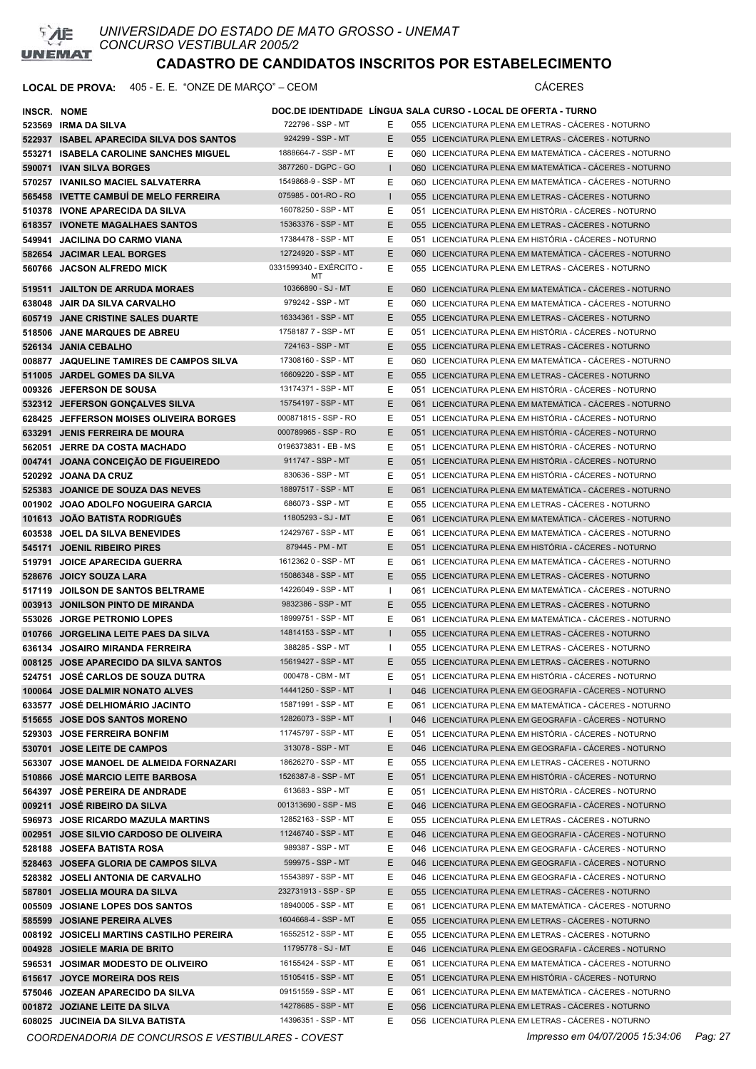# UNIVERSIDADE DO ESTADO DE MATO GROSSO - UNEMAT
CONCURSO VESTIBULAR 2005/2

## CADASTRO DE CANDIDATOS INSCRITOS POR ESTABELECIMENTO

**LOCAL DE PROVA:** 405 - E. E. "ONZE DE MARÇO" – CEOM CÁCERES

| INSCR. | NOME | DOC.DE IDENTIDADE | LÍNGUA | SALA | CURSO - LOCAL DE OFERTA - TURNO |
|---|---|---|---|---|---|
| 523569 | IRMA DA SILVA | 722796 - SSP - MT | E | 055 | LICENCIATURA PLENA EM LETRAS - CÁCERES - NOTURNO |
| 522937 | ISABEL APARECIDA SILVA DOS SANTOS | 924299 - SSP - MT | E | 055 | LICENCIATURA PLENA EM LETRAS - CÁCERES - NOTURNO |
| 553271 | ISABELA CAROLINE SANCHES MIGUEL | 1888664-7 - SSP - MT | E | 060 | LICENCIATURA PLENA EM MATEMÁTICA - CÁCERES - NOTURNO |
| 590071 | IVAN SILVA BORGES | 3877260 - DGPC - GO | I | 060 | LICENCIATURA PLENA EM MATEMÁTICA - CÁCERES - NOTURNO |
| 570257 | IVANILSO MACIEL SALVATERRA | 1549868-9 - SSP - MT | E | 060 | LICENCIATURA PLENA EM MATEMÁTICA - CÁCERES - NOTURNO |
| 565458 | IVETTE CAMBUÍ DE MELO FERREIRA | 075985 - 001-RO - RO | I | 055 | LICENCIATURA PLENA EM LETRAS - CÁCERES - NOTURNO |
| 510378 | IVONE APARECIDA DA SILVA | 16078250 - SSP - MT | E | 051 | LICENCIATURA PLENA EM HISTÓRIA - CÁCERES - NOTURNO |
| 618357 | IVONETE MAGALHAES SANTOS | 15363376 - SSP - MT | E | 055 | LICENCIATURA PLENA EM LETRAS - CÁCERES - NOTURNO |
| 549941 | JACILINA DO CARMO VIANA | 17384478 - SSP - MT | E | 051 | LICENCIATURA PLENA EM HISTÓRIA - CÁCERES - NOTURNO |
| 582654 | JACIMAR LEAL BORGES | 12724920 - SSP - MT | E | 060 | LICENCIATURA PLENA EM MATEMÁTICA - CÁCERES - NOTURNO |
| 560766 | JACSON ALFREDO MICK | 0331599340 - EXÉRCITO - MT | E | 055 | LICENCIATURA PLENA EM LETRAS - CÁCERES - NOTURNO |
| 519511 | JAILTON DE ARRUDA MORAES | 10366890 - SJ - MT | E | 060 | LICENCIATURA PLENA EM MATEMÁTICA - CÁCERES - NOTURNO |
| 638048 | JAIR DA SILVA CARVALHO | 979242 - SSP - MT | E | 060 | LICENCIATURA PLENA EM MATEMÁTICA - CÁCERES - NOTURNO |
| 605719 | JANE CRISTINE SALES DUARTE | 16334361 - SSP - MT | E | 055 | LICENCIATURA PLENA EM LETRAS - CÁCERES - NOTURNO |
| 518506 | JANE MARQUES DE ABREU | 1758187 7 - SSP - MT | E | 051 | LICENCIATURA PLENA EM HISTÓRIA - CÁCERES - NOTURNO |
| 526134 | JANIA CEBALHO | 724163 - SSP - MT | E | 055 | LICENCIATURA PLENA EM LETRAS - CÁCERES - NOTURNO |
| 008877 | JAQUELINE TAMIRES DE CAMPOS SILVA | 17308160 - SSP - MT | E | 060 | LICENCIATURA PLENA EM MATEMÁTICA - CÁCERES - NOTURNO |
| 511005 | JARDEL GOMES DA SILVA | 16609220 - SSP - MT | E | 055 | LICENCIATURA PLENA EM LETRAS - CÁCERES - NOTURNO |
| 009326 | JEFERSON DE SOUSA | 13174371 - SSP - MT | E | 051 | LICENCIATURA PLENA EM HISTÓRIA - CÁCERES - NOTURNO |
| 532312 | JEFERSON GONÇALVES SILVA | 15754197 - SSP - MT | E | 061 | LICENCIATURA PLENA EM MATEMÁTICA - CÁCERES - NOTURNO |
| 628425 | JEFFERSON MOISES OLIVEIRA BORGES | 000871815 - SSP - RO | E | 051 | LICENCIATURA PLENA EM HISTÓRIA - CÁCERES - NOTURNO |
| 633291 | JENIS FERREIRA DE MOURA | 000789965 - SSP - RO | E | 051 | LICENCIATURA PLENA EM HISTÓRIA - CÁCERES - NOTURNO |
| 562051 | JERRE DA COSTA MACHADO | 0196373831 - EB - MS | E | 051 | LICENCIATURA PLENA EM HISTÓRIA - CÁCERES - NOTURNO |
| 004741 | JOANA CONCEIÇÃO DE FIGUEIREDO | 911747 - SSP - MT | E | 051 | LICENCIATURA PLENA EM HISTÓRIA - CÁCERES - NOTURNO |
| 520292 | JOANA DA CRUZ | 830636 - SSP - MT | E | 051 | LICENCIATURA PLENA EM HISTÓRIA - CÁCERES - NOTURNO |
| 525383 | JOANICE DE SOUZA DAS NEVES | 18897517 - SSP - MT | E | 061 | LICENCIATURA PLENA EM MATEMÁTICA - CÁCERES - NOTURNO |
| 001902 | JOAO ADOLFO NOGUEIRA GARCIA | 686073 - SSP - MT | E | 055 | LICENCIATURA PLENA EM LETRAS - CÁCERES - NOTURNO |
| 101613 | JOÃO BATISTA RODRIGUÊS | 11805293 - SJ - MT | E | 061 | LICENCIATURA PLENA EM MATEMÁTICA - CÁCERES - NOTURNO |
| 603538 | JOEL DA SILVA BENEVIDES | 12429767 - SSP - MT | E | 061 | LICENCIATURA PLENA EM MATEMÁTICA - CÁCERES - NOTURNO |
| 545171 | JOENIL RIBEIRO PIRES | 879445 - PM - MT | E | 051 | LICENCIATURA PLENA EM HISTÓRIA - CÁCERES - NOTURNO |
| 519791 | JOICE APARECIDA GUERRA | 1612362 0 - SSP - MT | E | 061 | LICENCIATURA PLENA EM MATEMÁTICA - CÁCERES - NOTURNO |
| 528676 | JOICY SOUZA LARA | 15086348 - SSP - MT | E | 055 | LICENCIATURA PLENA EM LETRAS - CÁCERES - NOTURNO |
| 517119 | JOILSON DE SANTOS BELTRAME | 14226049 - SSP - MT | I | 061 | LICENCIATURA PLENA EM MATEMÁTICA - CÁCERES - NOTURNO |
| 003913 | JONILSON PINTO DE MIRANDA | 9832386 - SSP - MT | E | 055 | LICENCIATURA PLENA EM LETRAS - CÁCERES - NOTURNO |
| 553026 | JORGE PETRONIO LOPES | 18999751 - SSP - MT | E | 061 | LICENCIATURA PLENA EM MATEMÁTICA - CÁCERES - NOTURNO |
| 010766 | JORGELINA LEITE PAES DA SILVA | 14814153 - SSP - MT | I | 055 | LICENCIATURA PLENA EM LETRAS - CÁCERES - NOTURNO |
| 636134 | JOSAIRO MIRANDA FERREIRA | 388285 - SSP - MT | I | 055 | LICENCIATURA PLENA EM LETRAS - CÁCERES - NOTURNO |
| 008125 | JOSE APARECIDO DA SILVA SANTOS | 15619427 - SSP - MT | E | 055 | LICENCIATURA PLENA EM LETRAS - CÁCERES - NOTURNO |
| 524751 | JOSÉ CARLOS DE SOUZA DUTRA | 000478 - CBM - MT | E | 051 | LICENCIATURA PLENA EM HISTÓRIA - CÁCERES - NOTURNO |
| 100064 | JOSE DALMIR NONATO ALVES | 14441250 - SSP - MT | I | 046 | LICENCIATURA PLENA EM GEOGRAFIA - CÁCERES - NOTURNO |
| 633577 | JOSÉ DELHIOMÁRIO JACINTO | 15871991 - SSP - MT | E | 061 | LICENCIATURA PLENA EM MATEMÁTICA - CÁCERES - NOTURNO |
| 515655 | JOSE DOS SANTOS MORENO | 12826073 - SSP - MT | I | 046 | LICENCIATURA PLENA EM GEOGRAFIA - CÁCERES - NOTURNO |
| 529303 | JOSE FERREIRA BONFIM | 11745797 - SSP - MT | E | 051 | LICENCIATURA PLENA EM HISTÓRIA - CÁCERES - NOTURNO |
| 530701 | JOSE LEITE DE CAMPOS | 313078 - SSP - MT | E | 046 | LICENCIATURA PLENA EM GEOGRAFIA - CÁCERES - NOTURNO |
| 563307 | JOSE MANOEL DE ALMEIDA FORNAZARI | 18626270 - SSP - MT | E | 055 | LICENCIATURA PLENA EM LETRAS - CÁCERES - NOTURNO |
| 510866 | JOSÉ MARCIO LEITE BARBOSA | 1526387-8 - SSP - MT | E | 051 | LICENCIATURA PLENA EM HISTÓRIA - CÁCERES - NOTURNO |
| 564397 | JOSÈ PEREIRA DE ANDRADE | 613683 - SSP - MT | E | 051 | LICENCIATURA PLENA EM HISTÓRIA - CÁCERES - NOTURNO |
| 009211 | JOSÉ RIBEIRO DA SILVA | 001313690 - SSP - MS | E | 046 | LICENCIATURA PLENA EM GEOGRAFIA - CÁCERES - NOTURNO |
| 596973 | JOSE RICARDO MAZULA MARTINS | 12852163 - SSP - MT | E | 055 | LICENCIATURA PLENA EM LETRAS - CÁCERES - NOTURNO |
| 002951 | JOSE SILVIO CARDOSO DE OLIVEIRA | 11246740 - SSP - MT | E | 046 | LICENCIATURA PLENA EM GEOGRAFIA - CÁCERES - NOTURNO |
| 528188 | JOSEFA BATISTA ROSA | 989387 - SSP - MT | E | 046 | LICENCIATURA PLENA EM GEOGRAFIA - CÁCERES - NOTURNO |
| 528463 | JOSEFA GLORIA DE CAMPOS SILVA | 599975 - SSP - MT | E | 046 | LICENCIATURA PLENA EM GEOGRAFIA - CÁCERES - NOTURNO |
| 528382 | JOSELI ANTONIA DE CARVALHO | 15543897 - SSP - MT | E | 046 | LICENCIATURA PLENA EM GEOGRAFIA - CÁCERES - NOTURNO |
| 587801 | JOSELIA MOURA DA SILVA | 232731913 - SSP - SP | E | 055 | LICENCIATURA PLENA EM LETRAS - CÁCERES - NOTURNO |
| 005509 | JOSIANE LOPES DOS SANTOS | 18940005 - SSP - MT | E | 061 | LICENCIATURA PLENA EM MATEMÁTICA - CÁCERES - NOTURNO |
| 585599 | JOSIANE PEREIRA ALVES | 1604668-4 - SSP - MT | E | 055 | LICENCIATURA PLENA EM LETRAS - CÁCERES - NOTURNO |
| 008192 | JOSICELI MARTINS CASTILHO PEREIRA | 16552512 - SSP - MT | E | 055 | LICENCIATURA PLENA EM LETRAS - CÁCERES - NOTURNO |
| 004928 | JOSIELE MARIA DE BRITO | 11795778 - SJ - MT | E | 046 | LICENCIATURA PLENA EM GEOGRAFIA - CÁCERES - NOTURNO |
| 596531 | JOSIMAR MODESTO DE OLIVEIRO | 16155424 - SSP - MT | E | 061 | LICENCIATURA PLENA EM MATEMÁTICA - CÁCERES - NOTURNO |
| 615617 | JOYCE MOREIRA DOS REIS | 15105415 - SSP - MT | E | 051 | LICENCIATURA PLENA EM HISTÓRIA - CÁCERES - NOTURNO |
| 575046 | JOZEAN APARECIDO DA SILVA | 09151559 - SSP - MT | E | 061 | LICENCIATURA PLENA EM MATEMÁTICA - CÁCERES - NOTURNO |
| 001872 | JOZIANE LEITE DA SILVA | 14278685 - SSP - MT | E | 056 | LICENCIATURA PLENA EM LETRAS - CÁCERES - NOTURNO |
| 608025 | JUCINEIA DA SILVA BATISTA | 14396351 - SSP - MT | E | 056 | LICENCIATURA PLENA EM LETRAS - CÁCERES - NOTURNO |

COORDENADORIA DE CONCURSOS E VESTIBULARES - COVEST — Impresso em 04/07/2005 15:34:06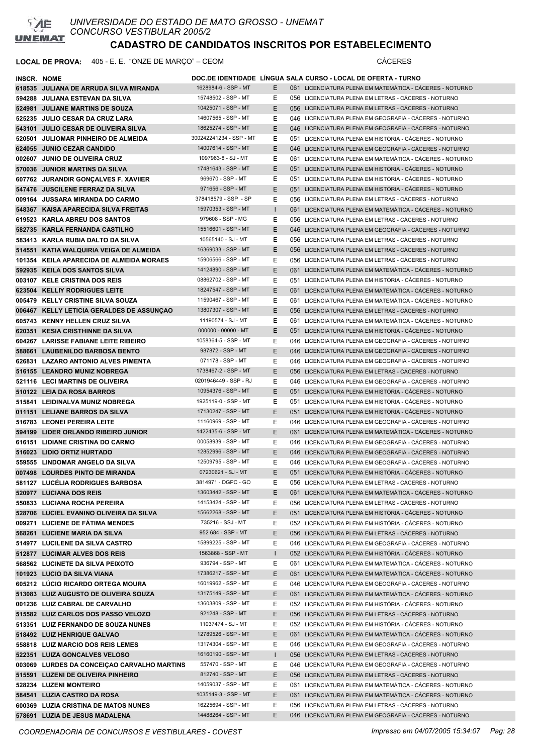# UNIVERSIDADE DO ESTADO DE MATO GROSSO - UNEMAT
CONCURSO VESTIBULAR 2005/2

## CADASTRO DE CANDIDATOS INSCRITOS POR ESTABELECIMENTO

**LOCAL DE PROVA:** 405 - E. E. "ONZE DE MARÇO" – CEOM — CÁCERES

| INSCR. | NOME | DOC.DE IDENTIDADE | LÍNGUA | SALA | CURSO - LOCAL DE OFERTA - TURNO |
|---|---|---|---|---|---|
| 618535 | JULIANA DE ARRUDA SILVA MIRANDA | 1628984-6 - SSP - MT | E | | 061 LICENCIATURA PLENA EM MATEMÁTICA - CÁCERES - NOTURNO |
| 594288 | JULIANA ESTEVAN DA SILVA | 15748502 - SSP - MT | E | | 056 LICENCIATURA PLENA EM LETRAS - CÁCERES - NOTURNO |
| 524981 | JULIANE MARTINS DE SOUZA | 10425071 - SSP - MT | E | | 056 LICENCIATURA PLENA EM LETRAS - CÁCERES - NOTURNO |
| 525235 | JULIO CESAR DA CRUZ LARA | 14607565 - SSP - MT | E | | 046 LICENCIATURA PLENA EM GEOGRAFIA - CÁCERES - NOTURNO |
| 543101 | JULIO CESAR DE OLIVEIRA SILVA | 18625274 - SSP - MT | E | | 046 LICENCIATURA PLENA EM GEOGRAFIA - CÁCERES - NOTURNO |
| 520501 | JULIOMAR PINHEIRO DE ALMEIDA | 300242241234 - SSP - MT | E | | 051 LICENCIATURA PLENA EM HISTÓRIA - CÁCERES - NOTURNO |
| 624055 | JUNIO CEZAR CANDIDO | 14007614 - SSP - MT | E | | 046 LICENCIATURA PLENA EM GEOGRAFIA - CÁCERES - NOTURNO |
| 002607 | JUNIO DE OLIVEIRA CRUZ | 1097963-8 - SJ - MT | E | | 061 LICENCIATURA PLENA EM MATEMÁTICA - CÁCERES - NOTURNO |
| 570036 | JUNIOR MARTINS DA SILVA | 17481643 - SSP - MT | E | | 051 LICENCIATURA PLENA EM HISTÓRIA - CÁCERES - NOTURNO |
| 607762 | JURANDIR GONÇALVES F. XAVIIER | 969670 - SSP - MT | E | | 051 LICENCIATURA PLENA EM HISTÓRIA - CÁCERES - NOTURNO |
| 547476 | JUSCILENE FERRAZ DA SILVA | 971656 - SSP - MT | E | | 051 LICENCIATURA PLENA EM HISTÓRIA - CÁCERES - NOTURNO |
| 009164 | JUSSARA MIRANDA DO CARMO | 378418579 - SSP - SP | E | | 056 LICENCIATURA PLENA EM LETRAS - CÁCERES - NOTURNO |
| 548367 | KAISA APARECIDA SILVA FREITAS | 15970353 - SSP - MT | I | | 061 LICENCIATURA PLENA EM MATEMÁTICA - CÁCERES - NOTURNO |
| 619523 | KARLA ABREU DOS SANTOS | 979608 - SSP - MG | E | | 056 LICENCIATURA PLENA EM LETRAS - CÁCERES - NOTURNO |
| 582735 | KARLA FERNANDA CASTILHO | 15516601 - SSP - MT | E | | 046 LICENCIATURA PLENA EM GEOGRAFIA - CÁCERES - NOTURNO |
| 583413 | KARLA RUBIA DALTO DA SILVA | 10565140 - SJ - MT | E | | 056 LICENCIATURA PLENA EM LETRAS - CÁCERES - NOTURNO |
| 514551 | KATIA WALQUIRIA VEIGA DE ALMEIDA | 16369033 - SSP - MT | E | | 056 LICENCIATURA PLENA EM LETRAS - CÁCERES - NOTURNO |
| 101354 | KEILA APARECIDA DE ALMEIDA MORAES | 15906566 - SSP - MT | E | | 056 LICENCIATURA PLENA EM LETRAS - CÁCERES - NOTURNO |
| 592935 | KEILA DOS SANTOS SILVA | 14124890 - SSP - MT | E | | 061 LICENCIATURA PLENA EM MATEMÁTICA - CÁCERES - NOTURNO |
| 003107 | KELE CRISTINA DOS REIS | 08862702 - SSP - MT | E | | 051 LICENCIATURA PLENA EM HISTÓRIA - CÁCERES - NOTURNO |
| 623504 | KELLIY RODRIGUES LEITE | 18247547 - SSP - MT | E | | 061 LICENCIATURA PLENA EM MATEMÁTICA - CÁCERES - NOTURNO |
| 005479 | KELLY CRISTINE SILVA SOUZA | 11590467 - SSP - MT | E | | 061 LICENCIATURA PLENA EM MATEMÁTICA - CÁCERES - NOTURNO |
| 006467 | KELLY LETICIA GERALDES DE ASSUNÇAO | 13807307 - SSP - MT | E | | 056 LICENCIATURA PLENA EM LETRAS - CÁCERES - NOTURNO |
| 605743 | KENNY HELLEN CRUZ SILVA | 11190574 - SJ - MT | E | | 061 LICENCIATURA PLENA EM MATEMÁTICA - CÁCERES - NOTURNO |
| 620351 | KESIA CRISTHINNE DA SILVA | 000000 - 00000 - MT | E | | 051 LICENCIATURA PLENA EM HISTÓRIA - CÁCERES - NOTURNO |
| 604267 | LARISSE FABIANE LEITE RIBEIRO | 1058364-5 - SSP - MT | E | | 046 LICENCIATURA PLENA EM GEOGRAFIA - CÁCERES - NOTURNO |
| 588661 | LAUBENILDO BARBOSA BENTO | 987872 - SSP - MT | E | | 046 LICENCIATURA PLENA EM GEOGRAFIA - CÁCERES - NOTURNO |
| 626831 | LAZARO ANTONIO ALVES PIMENTA | 071178 - SSP - MT | E | | 046 LICENCIATURA PLENA EM GEOGRAFIA - CÁCERES - NOTURNO |
| 516155 | LEANDRO MUNIZ NOBREGA | 1738467-2 - SSP - MT | E | | 056 LICENCIATURA PLENA EM LETRAS - CÁCERES - NOTURNO |
| 521116 | LECI MARTINS DE OLIVEIRA | 0201946449 - SSP - RJ | E | | 046 LICENCIATURA PLENA EM GEOGRAFIA - CÁCERES - NOTURNO |
| 510122 | LEIA DA ROSA BARROS | 10954376 - SSP - MT | E | | 051 LICENCIATURA PLENA EM HISTÓRIA - CÁCERES - NOTURNO |
| 515841 | LEIDINALVA MUNIZ NOBREGA | 1925119-0 - SSP - MT | E | | 051 LICENCIATURA PLENA EM HISTÓRIA - CÁCERES - NOTURNO |
| 011151 | LELIANE BARROS DA SILVA | 17130247 - SSP - MT | E | | 051 LICENCIATURA PLENA EM HISTÓRIA - CÁCERES - NOTURNO |
| 516783 | LEONEI PEREIRA LEITE | 11160969 - SSP - MT | E | | 046 LICENCIATURA PLENA EM GEOGRAFIA - CÁCERES - NOTURNO |
| 594199 | LIDER ORLANDO RIBEIRO JUNIOR | 1422435-6 - SSP - MT | E | | 061 LICENCIATURA PLENA EM MATEMÁTICA - CÁCERES - NOTURNO |
| 616151 | LIDIANE CRISTINA DO CARMO | 00058939 - SSP - MT | E | | 046 LICENCIATURA PLENA EM GEOGRAFIA - CÁCERES - NOTURNO |
| 516023 | LIDIO ORTIZ HURTADO | 12852996 - SSP - MT | E | | 046 LICENCIATURA PLENA EM GEOGRAFIA - CÁCERES - NOTURNO |
| 559555 | LINDOMAR ANGELO DA SILVA | 12509795 - SSP - MT | E | | 046 LICENCIATURA PLENA EM GEOGRAFIA - CÁCERES - NOTURNO |
| 007498 | LOURDES PINTO DE MIRANDA | 07230621 - SJ - MT | E | | 051 LICENCIATURA PLENA EM HISTÓRIA - CÁCERES - NOTURNO |
| 581127 | LUCÉLIA RODRIGUES BARBOSA | 3814971 - DGPC - GO | E | | 056 LICENCIATURA PLENA EM LETRAS - CÁCERES - NOTURNO |
| 520977 | LUCIANA DOS REIS | 13603442 - SSP - MT | E | | 061 LICENCIATURA PLENA EM MATEMÁTICA - CÁCERES - NOTURNO |
| 550833 | LUCIANA ROCHA PEREIRA | 14153424 - SSP - MT | E | | 056 LICENCIATURA PLENA EM LETRAS - CÁCERES - NOTURNO |
| 528706 | LUCIEL EVANINO OLIVEIRA DA SILVA | 15662268 - SSP - MT | E | | 051 LICENCIATURA PLENA EM HISTÓRIA - CÁCERES - NOTURNO |
| 009271 | LUCIENE DE FÁTIMA MENDES | 735216 - SSJ - MT | E | | 052 LICENCIATURA PLENA EM HISTÓRIA - CÁCERES - NOTURNO |
| 568261 | LUCIENE MARIA DA SILVA | 952 684 - SSP - MT | E | | 056 LICENCIATURA PLENA EM LETRAS - CÁCERES - NOTURNO |
| 514977 | LUCILENE DA SILVA CASTRO | 15899225 - SSP - MT | E | | 046 LICENCIATURA PLENA EM GEOGRAFIA - CÁCERES - NOTURNO |
| 512877 | LUCIMAR ALVES DOS REIS | 1563868 - SSP - MT | I | | 052 LICENCIATURA PLENA EM HISTÓRIA - CÁCERES - NOTURNO |
| 568562 | LUCINETE DA SILVA PEIXOTO | 936794 - SSP - MT | E | | 061 LICENCIATURA PLENA EM MATEMÁTICA - CÁCERES - NOTURNO |
| 101923 | LUCIO DA SILVA VIANA | 17386217 - SSP - MT | E | | 061 LICENCIATURA PLENA EM MATEMÁTICA - CÁCERES - NOTURNO |
| 605212 | LÚCIO RICARDO ORTEGA MOURA | 16019962 - SSP - MT | E | | 046 LICENCIATURA PLENA EM GEOGRAFIA - CÁCERES - NOTURNO |
| 513083 | LUIZ AUGUSTO DE OLIVEIRA SOUZA | 13175149 - SSP - MT | E | | 061 LICENCIATURA PLENA EM MATEMÁTICA - CÁCERES - NOTURNO |
| 001236 | LUIZ CABRAL DE CARVALHO | 13603809 - SSP - MT | E | | 052 LICENCIATURA PLENA EM HISTÓRIA - CÁCERES - NOTURNO |
| 515582 | LUIZ CARLOS DOS PASSO VELOZO | 921248 - SSP - MT | E | | 056 LICENCIATURA PLENA EM LETRAS - CÁCERES - NOTURNO |
| 513351 | LUIZ FERNANDO DE SOUZA NUNES | 11037474 - SJ - MT | E | | 052 LICENCIATURA PLENA EM HISTÓRIA - CÁCERES - NOTURNO |
| 518492 | LUIZ HENRIQUE GALVAO | 12789526 - SSP - MT | E | | 061 LICENCIATURA PLENA EM MATEMÁTICA - CÁCERES - NOTURNO |
| 558818 | LUIZ MARCIO DOS REIS LEMES | 13174304 - SSP - MT | E | | 046 LICENCIATURA PLENA EM GEOGRAFIA - CÁCERES - NOTURNO |
| 522351 | LUIZA GONCALVES VELOSO | 16160190 - SSP - MT | I | | 056 LICENCIATURA PLENA EM LETRAS - CÁCERES - NOTURNO |
| 003069 | LURDES DA CONCEIÇAO CARVALHO MARTINS | 557470 - SSP - MT | E | | 046 LICENCIATURA PLENA EM GEOGRAFIA - CÁCERES - NOTURNO |
| 515591 | LUZENI DE OLIVEIRA PINHEIRO | 812740 - SSP - MT | E | | 056 LICENCIATURA PLENA EM LETRAS - CÁCERES - NOTURNO |
| 528234 | LUZENI MONTEIRO | 14059037 - SSP - MT | E | | 061 LICENCIATURA PLENA EM MATEMÁTICA - CÁCERES - NOTURNO |
| 584541 | LUZIA CASTRO DA ROSA | 1035149-3 - SSP - MT | E | | 061 LICENCIATURA PLENA EM MATEMÁTICA - CÁCERES - NOTURNO |
| 600369 | LUZIA CRISTINA DE MATOS NUNES | 16225694 - SSP - MT | E | | 056 LICENCIATURA PLENA EM LETRAS - CÁCERES - NOTURNO |
| 578691 | LUZIA DE JESUS MADALENA | 14488264 - SSP - MT | E | | 046 LICENCIATURA PLENA EM GEOGRAFIA - CÁCERES - NOTURNO |

COORDENADORIA DE CONCURSOS E VESTIBULARES - COVEST — Impresso em 04/07/2005 15:34:07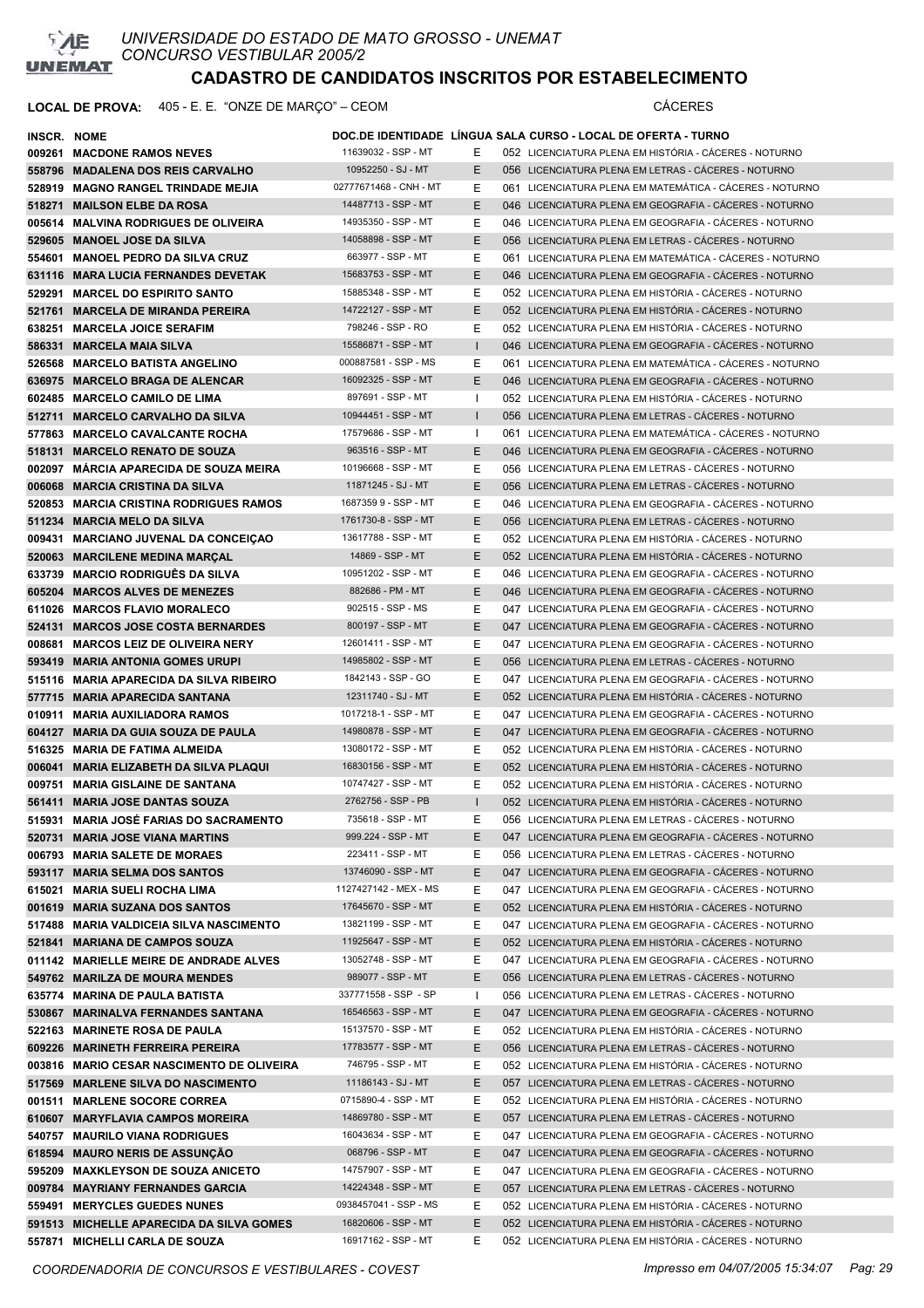# UNIVERSIDADE DO ESTADO DE MATO GROSSO - UNEMAT
CONCURSO VESTIBULAR 2005/2

## CADASTRO DE CANDIDATOS INSCRITOS POR ESTABELECIMENTO

**LOCAL DE PROVA:** 405 - E. E. "ONZE DE MARÇO" – CEOM CÁCERES

| INSCR. | NOME | DOC.DE IDENTIDADE | LÍNGUA | SALA | CURSO - LOCAL DE OFERTA - TURNO |
|---|---|---|---|---|---|
| 009261 | MACDONE RAMOS NEVES | 11639032 - SSP - MT | E | 052 | LICENCIATURA PLENA EM HISTÓRIA - CÁCERES - NOTURNO |
| 558796 | MADALENA DOS REIS CARVALHO | 10952250 - SJ - MT | E | 056 | LICENCIATURA PLENA EM LETRAS - CÁCERES - NOTURNO |
| 528919 | MAGNO RANGEL TRINDADE MEJIA | 02777671468 - CNH - MT | E | 061 | LICENCIATURA PLENA EM MATEMÁTICA - CÁCERES - NOTURNO |
| 518271 | MAILSON ELBE DA ROSA | 14487713 - SSP - MT | E | 046 | LICENCIATURA PLENA EM GEOGRAFIA - CÁCERES - NOTURNO |
| 005614 | MALVINA RODRIGUES DE OLIVEIRA | 14935350 - SSP - MT | E | 046 | LICENCIATURA PLENA EM GEOGRAFIA - CÁCERES - NOTURNO |
| 529605 | MANOEL JOSE DA SILVA | 14058898 - SSP - MT | E | 056 | LICENCIATURA PLENA EM LETRAS - CÁCERES - NOTURNO |
| 554601 | MANOEL PEDRO DA SILVA CRUZ | 663977 - SSP - MT | E | 061 | LICENCIATURA PLENA EM MATEMÁTICA - CÁCERES - NOTURNO |
| 631116 | MARA LUCIA FERNANDES DEVETAK | 15683753 - SSP - MT | E | 046 | LICENCIATURA PLENA EM GEOGRAFIA - CÁCERES - NOTURNO |
| 529291 | MARCEL DO ESPIRITO SANTO | 15885348 - SSP - MT | E | 052 | LICENCIATURA PLENA EM HISTÓRIA - CÁCERES - NOTURNO |
| 521761 | MARCELA DE MIRANDA PEREIRA | 14722127 - SSP - MT | E | 052 | LICENCIATURA PLENA EM HISTÓRIA - CÁCERES - NOTURNO |
| 638251 | MARCELA JOICE SERAFIM | 798246 - SSP - RO | E | 052 | LICENCIATURA PLENA EM HISTÓRIA - CÁCERES - NOTURNO |
| 586331 | MARCELA MAIA SILVA | 15586871 - SSP - MT | I | 046 | LICENCIATURA PLENA EM GEOGRAFIA - CÁCERES - NOTURNO |
| 526568 | MARCELO BATISTA ANGELINO | 000887581 - SSP - MS | E | 061 | LICENCIATURA PLENA EM MATEMÁTICA - CÁCERES - NOTURNO |
| 636975 | MARCELO BRAGA DE ALENCAR | 16092325 - SSP - MT | E | 046 | LICENCIATURA PLENA EM GEOGRAFIA - CÁCERES - NOTURNO |
| 602485 | MARCELO CAMILO DE LIMA | 897691 - SSP - MT | I | 052 | LICENCIATURA PLENA EM HISTÓRIA - CÁCERES - NOTURNO |
| 512711 | MARCELO CARVALHO DA SILVA | 10944451 - SSP - MT | I | 056 | LICENCIATURA PLENA EM LETRAS - CÁCERES - NOTURNO |
| 577863 | MARCELO CAVALCANTE ROCHA | 17579686 - SSP - MT | I | 061 | LICENCIATURA PLENA EM MATEMÁTICA - CÁCERES - NOTURNO |
| 518131 | MARCELO RENATO DE SOUZA | 963516 - SSP - MT | E | 046 | LICENCIATURA PLENA EM GEOGRAFIA - CÁCERES - NOTURNO |
| 002097 | MÁRCIA APARECIDA DE SOUZA MEIRA | 10196668 - SSP - MT | E | 056 | LICENCIATURA PLENA EM LETRAS - CÁCERES - NOTURNO |
| 006068 | MARCIA CRISTINA DA SILVA | 11871245 - SJ - MT | E | 056 | LICENCIATURA PLENA EM LETRAS - CÁCERES - NOTURNO |
| 520853 | MARCIA CRISTINA RODRIGUES RAMOS | 1687359 9 - SSP - MT | E | 046 | LICENCIATURA PLENA EM GEOGRAFIA - CÁCERES - NOTURNO |
| 511234 | MARCIA MELO DA SILVA | 1761730-8 - SSP - MT | E | 056 | LICENCIATURA PLENA EM LETRAS - CÁCERES - NOTURNO |
| 009431 | MARCIANO JUVENAL DA CONCEIÇAO | 13617788 - SSP - MT | E | 052 | LICENCIATURA PLENA EM HISTÓRIA - CÁCERES - NOTURNO |
| 520063 | MARCILENE MEDINA MARÇAL | 14869 - SSP - MT | E | 052 | LICENCIATURA PLENA EM HISTÓRIA - CÁCERES - NOTURNO |
| 633739 | MARCIO RODRIGUÊS DA SILVA | 10951202 - SSP - MT | E | 046 | LICENCIATURA PLENA EM GEOGRAFIA - CÁCERES - NOTURNO |
| 605204 | MARCOS ALVES DE MENEZES | 882686 - PM - MT | E | 046 | LICENCIATURA PLENA EM GEOGRAFIA - CÁCERES - NOTURNO |
| 611026 | MARCOS FLAVIO MORALECO | 902515 - SSP - MS | E | 047 | LICENCIATURA PLENA EM GEOGRAFIA - CÁCERES - NOTURNO |
| 524131 | MARCOS JOSE COSTA BERNARDES | 800197 - SSP - MT | E | 047 | LICENCIATURA PLENA EM GEOGRAFIA - CÁCERES - NOTURNO |
| 008681 | MARCOS LEIZ DE OLIVEIRA NERY | 12601411 - SSP - MT | E | 047 | LICENCIATURA PLENA EM GEOGRAFIA - CÁCERES - NOTURNO |
| 593419 | MARIA ANTONIA GOMES URUPI | 14985802 - SSP - MT | E | 056 | LICENCIATURA PLENA EM LETRAS - CÁCERES - NOTURNO |
| 515116 | MARIA APARECIDA DA SILVA RIBEIRO | 1842143 - SSP - GO | E | 047 | LICENCIATURA PLENA EM GEOGRAFIA - CÁCERES - NOTURNO |
| 577715 | MARIA APARECIDA SANTANA | 12311740 - SJ - MT | E | 052 | LICENCIATURA PLENA EM HISTÓRIA - CÁCERES - NOTURNO |
| 010911 | MARIA AUXILIADORA RAMOS | 1017218-1 - SSP - MT | E | 047 | LICENCIATURA PLENA EM GEOGRAFIA - CÁCERES - NOTURNO |
| 604127 | MARIA DA GUIA SOUZA DE PAULA | 14980878 - SSP - MT | E | 047 | LICENCIATURA PLENA EM GEOGRAFIA - CÁCERES - NOTURNO |
| 516325 | MARIA DE FATIMA ALMEIDA | 13080172 - SSP - MT | E | 052 | LICENCIATURA PLENA EM HISTÓRIA - CÁCERES - NOTURNO |
| 006041 | MARIA ELIZABETH DA SILVA PLAQUI | 16830156 - SSP - MT | E | 052 | LICENCIATURA PLENA EM HISTÓRIA - CÁCERES - NOTURNO |
| 009751 | MARIA GISLAINE DE SANTANA | 10747427 - SSP - MT | E | 052 | LICENCIATURA PLENA EM HISTÓRIA - CÁCERES - NOTURNO |
| 561411 | MARIA JOSE DANTAS SOUZA | 2762756 - SSP - PB | I | 052 | LICENCIATURA PLENA EM HISTÓRIA - CÁCERES - NOTURNO |
| 515931 | MARIA JOSÉ FARIAS DO SACRAMENTO | 735618 - SSP - MT | E | 056 | LICENCIATURA PLENA EM LETRAS - CÁCERES - NOTURNO |
| 520731 | MARIA JOSE VIANA MARTINS | 999.224 - SSP - MT | E | 047 | LICENCIATURA PLENA EM GEOGRAFIA - CÁCERES - NOTURNO |
| 006793 | MARIA SALETE DE MORAES | 223411 - SSP - MT | E | 056 | LICENCIATURA PLENA EM LETRAS - CÁCERES - NOTURNO |
| 593117 | MARIA SELMA DOS SANTOS | 13746090 - SSP - MT | E | 047 | LICENCIATURA PLENA EM GEOGRAFIA - CÁCERES - NOTURNO |
| 615021 | MARIA SUELI ROCHA LIMA | 1127427142 - MEX - MS | E | 047 | LICENCIATURA PLENA EM GEOGRAFIA - CÁCERES - NOTURNO |
| 001619 | MARIA SUZANA DOS SANTOS | 17645670 - SSP - MT | E | 052 | LICENCIATURA PLENA EM HISTÓRIA - CÁCERES - NOTURNO |
| 517488 | MARIA VALDICEIA SILVA NASCIMENTO | 13821199 - SSP - MT | E | 047 | LICENCIATURA PLENA EM GEOGRAFIA - CÁCERES - NOTURNO |
| 521841 | MARIANA DE CAMPOS SOUZA | 11925647 - SSP - MT | E | 052 | LICENCIATURA PLENA EM HISTÓRIA - CÁCERES - NOTURNO |
| 011142 | MARIELLE MEIRE DE ANDRADE ALVES | 13052748 - SSP - MT | E | 047 | LICENCIATURA PLENA EM GEOGRAFIA - CÁCERES - NOTURNO |
| 549762 | MARILZA DE MOURA MENDES | 989077 - SSP - MT | E | 056 | LICENCIATURA PLENA EM LETRAS - CÁCERES - NOTURNO |
| 635774 | MARINA DE PAULA BATISTA | 337771558 - SSP - SP | I | 056 | LICENCIATURA PLENA EM LETRAS - CÁCERES - NOTURNO |
| 530867 | MARINALVA FERNANDES SANTANA | 16546563 - SSP - MT | E | 047 | LICENCIATURA PLENA EM GEOGRAFIA - CÁCERES - NOTURNO |
| 522163 | MARINETE ROSA DE PAULA | 15137570 - SSP - MT | E | 052 | LICENCIATURA PLENA EM HISTÓRIA - CÁCERES - NOTURNO |
| 609226 | MARINETH FERREIRA PEREIRA | 17783577 - SSP - MT | E | 056 | LICENCIATURA PLENA EM LETRAS - CÁCERES - NOTURNO |
| 003816 | MARIO CESAR NASCIMENTO DE OLIVEIRA | 746795 - SSP - MT | E | 052 | LICENCIATURA PLENA EM HISTÓRIA - CÁCERES - NOTURNO |
| 517569 | MARLENE SILVA DO NASCIMENTO | 11186143 - SJ - MT | E | 057 | LICENCIATURA PLENA EM LETRAS - CÁCERES - NOTURNO |
| 001511 | MARLENE SOCORE CORREA | 0715890-4 - SSP - MT | E | 052 | LICENCIATURA PLENA EM HISTÓRIA - CÁCERES - NOTURNO |
| 610607 | MARYFLAVIA CAMPOS MOREIRA | 14869780 - SSP - MT | E | 057 | LICENCIATURA PLENA EM LETRAS - CÁCERES - NOTURNO |
| 540757 | MAURILO VIANA RODRIGUES | 16043634 - SSP - MT | E | 047 | LICENCIATURA PLENA EM GEOGRAFIA - CÁCERES - NOTURNO |
| 618594 | MAURO NERIS DE ASSUNÇÃO | 068796 - SSP - MT | E | 047 | LICENCIATURA PLENA EM GEOGRAFIA - CÁCERES - NOTURNO |
| 595209 | MAXKLEYSON DE SOUZA ANICETO | 14757907 - SSP - MT | E | 047 | LICENCIATURA PLENA EM GEOGRAFIA - CÁCERES - NOTURNO |
| 009784 | MAYRIANY FERNANDES GARCIA | 14224348 - SSP - MT | E | 057 | LICENCIATURA PLENA EM LETRAS - CÁCERES - NOTURNO |
| 559491 | MERYCLES GUEDES NUNES | 0938457041 - SSP - MS | E | 052 | LICENCIATURA PLENA EM HISTÓRIA - CÁCERES - NOTURNO |
| 591513 | MICHELLE APARECIDA DA SILVA GOMES | 16820606 - SSP - MT | E | 052 | LICENCIATURA PLENA EM HISTÓRIA - CÁCERES - NOTURNO |
| 557871 | MICHELLI CARLA DE SOUZA | 16917162 - SSP - MT | E | 052 | LICENCIATURA PLENA EM HISTÓRIA - CÁCERES - NOTURNO |

COORDENADORIA DE CONCURSOS E VESTIBULARES - COVEST — Impresso em 04/07/2005 15:34:07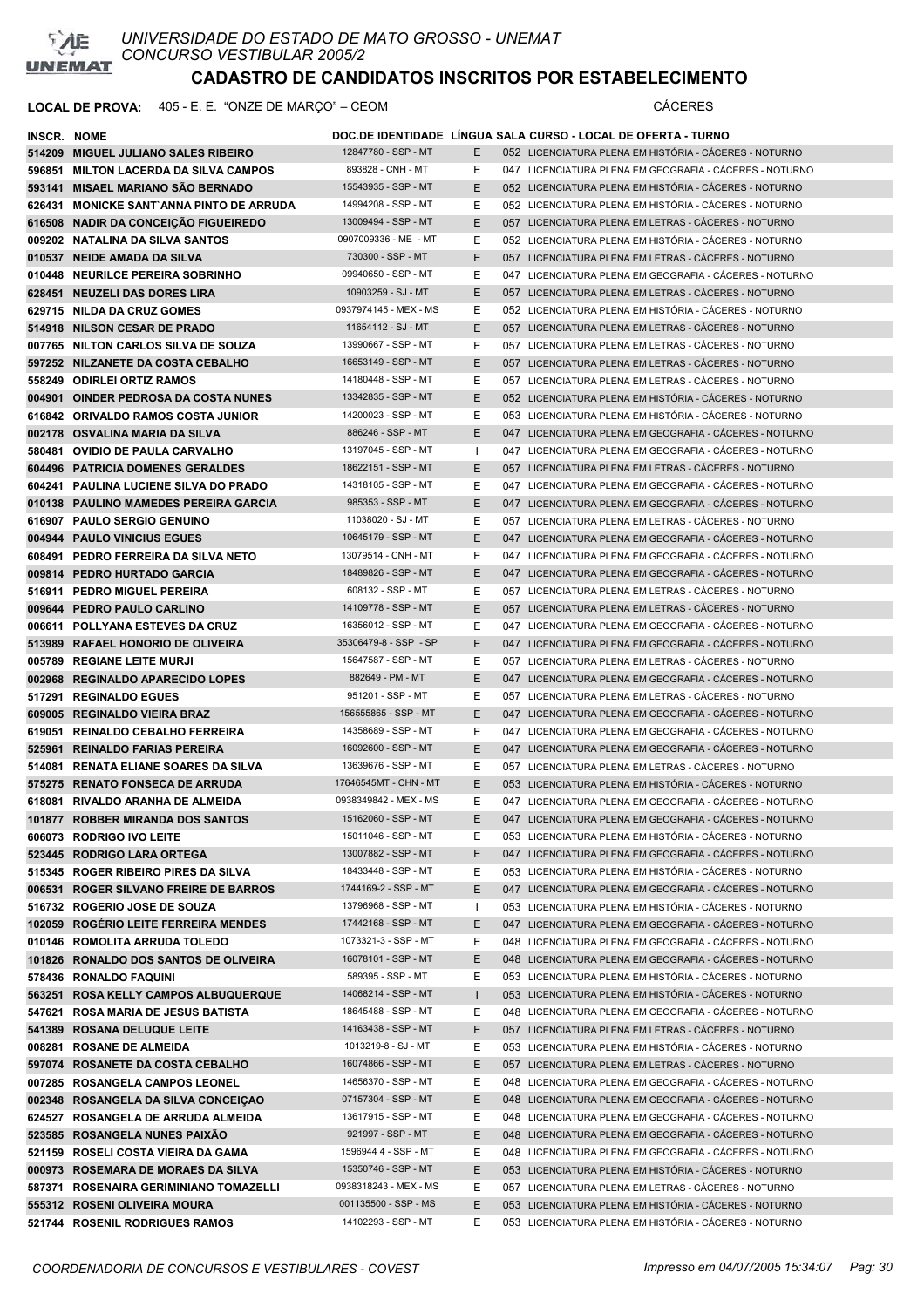# UNIVERSIDADE DO ESTADO DE MATO GROSSO - UNEMAT
## CONCURSO VESTIBULAR 2005/2

## CADASTRO DE CANDIDATOS INSCRITOS POR ESTABELECIMENTO

**LOCAL DE PROVA:** 405 - E. E. "ONZE DE MARÇO" – CEOM CÁCERES

| INSCR. | NOME | DOC.DE IDENTIDADE | LÍNGUA | SALA | CURSO - LOCAL DE OFERTA - TURNO |
|---|---|---|---|---|---|
| 514209 | MIGUEL JULIANO SALES RIBEIRO | 12847780 - SSP - MT | E | | 052 LICENCIATURA PLENA EM HISTÓRIA - CÁCERES - NOTURNO |
| 596851 | MILTON LACERDA DA SILVA CAMPOS | 893828 - CNH - MT | E | | 047 LICENCIATURA PLENA EM GEOGRAFIA - CÁCERES - NOTURNO |
| 593141 | MISAEL MARIANO SÃO BERNADO | 15543935 - SSP - MT | E | | 052 LICENCIATURA PLENA EM HISTÓRIA - CÁCERES - NOTURNO |
| 626431 | MONICKE SANT`ANNA PINTO DE ARRUDA | 14994208 - SSP - MT | E | | 052 LICENCIATURA PLENA EM HISTÓRIA - CÁCERES - NOTURNO |
| 616508 | NADIR DA CONCEIÇÃO FIGUEIREDO | 13009494 - SSP - MT | E | | 057 LICENCIATURA PLENA EM LETRAS - CÁCERES - NOTURNO |
| 009202 | NATALINA DA SILVA SANTOS | 0907009336 - ME - MT | E | | 052 LICENCIATURA PLENA EM HISTÓRIA - CÁCERES - NOTURNO |
| 010537 | NEIDE AMADA DA SILVA | 730300 - SSP - MT | E | | 057 LICENCIATURA PLENA EM LETRAS - CÁCERES - NOTURNO |
| 010448 | NEURILCE PEREIRA SOBRINHO | 09940650 - SSP - MT | E | | 047 LICENCIATURA PLENA EM GEOGRAFIA - CÁCERES - NOTURNO |
| 628451 | NEUZELI DAS DORES LIRA | 10903259 - SJ - MT | E | | 057 LICENCIATURA PLENA EM LETRAS - CÁCERES - NOTURNO |
| 629715 | NILDA DA CRUZ GOMES | 0937974145 - MEX - MS | E | | 052 LICENCIATURA PLENA EM HISTÓRIA - CÁCERES - NOTURNO |
| 514918 | NILSON CESAR DE PRADO | 11654112 - SJ - MT | E | | 057 LICENCIATURA PLENA EM LETRAS - CÁCERES - NOTURNO |
| 007765 | NILTON CARLOS SILVA DE SOUZA | 13990667 - SSP - MT | E | | 057 LICENCIATURA PLENA EM LETRAS - CÁCERES - NOTURNO |
| 597252 | NILZANETE DA COSTA CEBALHO | 16653149 - SSP - MT | E | | 057 LICENCIATURA PLENA EM LETRAS - CÁCERES - NOTURNO |
| 558249 | ODIRLEI ORTIZ RAMOS | 14180448 - SSP - MT | E | | 057 LICENCIATURA PLENA EM LETRAS - CÁCERES - NOTURNO |
| 004901 | OINDER PEDROSA DA COSTA NUNES | 13342835 - SSP - MT | E | | 052 LICENCIATURA PLENA EM HISTÓRIA - CÁCERES - NOTURNO |
| 616842 | ORIVALDO RAMOS COSTA JUNIOR | 14200023 - SSP - MT | E | | 053 LICENCIATURA PLENA EM HISTÓRIA - CÁCERES - NOTURNO |
| 002178 | OSVALINA MARIA DA SILVA | 886246 - SSP - MT | E | | 047 LICENCIATURA PLENA EM GEOGRAFIA - CÁCERES - NOTURNO |
| 580481 | OVIDIO DE PAULA CARVALHO | 13197045 - SSP - MT | I | | 047 LICENCIATURA PLENA EM GEOGRAFIA - CÁCERES - NOTURNO |
| 604496 | PATRICIA DOMENES GERALDES | 18622151 - SSP - MT | E | | 057 LICENCIATURA PLENA EM LETRAS - CÁCERES - NOTURNO |
| 604241 | PAULINA LUCIENE SILVA DO PRADO | 14318105 - SSP - MT | E | | 047 LICENCIATURA PLENA EM GEOGRAFIA - CÁCERES - NOTURNO |
| 010138 | PAULINO MAMEDES PEREIRA GARCIA | 985353 - SSP - MT | E | | 047 LICENCIATURA PLENA EM GEOGRAFIA - CÁCERES - NOTURNO |
| 616907 | PAULO SERGIO GENUINO | 11038020 - SJ - MT | E | | 057 LICENCIATURA PLENA EM LETRAS - CÁCERES - NOTURNO |
| 004944 | PAULO VINICIUS EGUES | 10645179 - SSP - MT | E | | 047 LICENCIATURA PLENA EM GEOGRAFIA - CÁCERES - NOTURNO |
| 608491 | PEDRO FERREIRA DA SILVA NETO | 13079514 - CNH - MT | E | | 047 LICENCIATURA PLENA EM GEOGRAFIA - CÁCERES - NOTURNO |
| 009814 | PEDRO HURTADO GARCIA | 18489826 - SSP - MT | E | | 047 LICENCIATURA PLENA EM GEOGRAFIA - CÁCERES - NOTURNO |
| 516911 | PEDRO MIGUEL PEREIRA | 608132 - SSP - MT | E | | 057 LICENCIATURA PLENA EM LETRAS - CÁCERES - NOTURNO |
| 009644 | PEDRO PAULO CARLINO | 14109778 - SSP - MT | E | | 057 LICENCIATURA PLENA EM LETRAS - CÁCERES - NOTURNO |
| 006611 | POLLYANA ESTEVES DA CRUZ | 16356012 - SSP - MT | E | | 047 LICENCIATURA PLENA EM GEOGRAFIA - CÁCERES - NOTURNO |
| 513989 | RAFAEL HONORIO DE OLIVEIRA | 35306479-8 - SSP - SP | E | | 047 LICENCIATURA PLENA EM GEOGRAFIA - CÁCERES - NOTURNO |
| 005789 | REGIANE LEITE MURJI | 15647587 - SSP - MT | E | | 057 LICENCIATURA PLENA EM LETRAS - CÁCERES - NOTURNO |
| 002968 | REGINALDO APARECIDO LOPES | 882649 - PM - MT | E | | 047 LICENCIATURA PLENA EM GEOGRAFIA - CÁCERES - NOTURNO |
| 517291 | REGINALDO EGUES | 951201 - SSP - MT | E | | 057 LICENCIATURA PLENA EM LETRAS - CÁCERES - NOTURNO |
| 609005 | REGINALDO VIEIRA BRAZ | 156555865 - SSP - MT | E | | 047 LICENCIATURA PLENA EM GEOGRAFIA - CÁCERES - NOTURNO |
| 619051 | REINALDO CEBALHO FERREIRA | 14358689 - SSP - MT | E | | 047 LICENCIATURA PLENA EM GEOGRAFIA - CÁCERES - NOTURNO |
| 525961 | REINALDO FARIAS PEREIRA | 16092600 - SSP - MT | E | | 047 LICENCIATURA PLENA EM GEOGRAFIA - CÁCERES - NOTURNO |
| 514081 | RENATA ELIANE SOARES DA SILVA | 13639676 - SSP - MT | E | | 057 LICENCIATURA PLENA EM LETRAS - CÁCERES - NOTURNO |
| 575275 | RENATO FONSECA DE ARRUDA | 17646545MT - CHN - MT | E | | 053 LICENCIATURA PLENA EM HISTÓRIA - CÁCERES - NOTURNO |
| 618081 | RIVALDO ARANHA DE ALMEIDA | 0938349842 - MEX - MS | E | | 047 LICENCIATURA PLENA EM GEOGRAFIA - CÁCERES - NOTURNO |
| 101877 | ROBBER MIRANDA DOS SANTOS | 15162060 - SSP - MT | E | | 047 LICENCIATURA PLENA EM GEOGRAFIA - CÁCERES - NOTURNO |
| 606073 | RODRIGO IVO LEITE | 15011046 - SSP - MT | E | | 053 LICENCIATURA PLENA EM HISTÓRIA - CÁCERES - NOTURNO |
| 523445 | RODRIGO LARA ORTEGA | 13007882 - SSP - MT | E | | 047 LICENCIATURA PLENA EM GEOGRAFIA - CÁCERES - NOTURNO |
| 515345 | ROGER RIBEIRO PIRES DA SILVA | 18433448 - SSP - MT | E | | 053 LICENCIATURA PLENA EM HISTÓRIA - CÁCERES - NOTURNO |
| 006531 | ROGER SILVANO FREIRE DE BARROS | 1744169-2 - SSP - MT | E | | 047 LICENCIATURA PLENA EM GEOGRAFIA - CÁCERES - NOTURNO |
| 516732 | ROGERIO JOSE DE SOUZA | 13796968 - SSP - MT | I | | 053 LICENCIATURA PLENA EM HISTÓRIA - CÁCERES - NOTURNO |
| 102059 | ROGÉRIO LEITE FERREIRA MENDES | 17442168 - SSP - MT | E | | 047 LICENCIATURA PLENA EM GEOGRAFIA - CÁCERES - NOTURNO |
| 010146 | ROMOLITA ARRUDA TOLEDO | 1073321-3 - SSP - MT | E | | 048 LICENCIATURA PLENA EM GEOGRAFIA - CÁCERES - NOTURNO |
| 101826 | RONALDO DOS SANTOS DE OLIVEIRA | 16078101 - SSP - MT | E | | 048 LICENCIATURA PLENA EM GEOGRAFIA - CÁCERES - NOTURNO |
| 578436 | RONALDO FAQUINI | 589395 - SSP - MT | E | | 053 LICENCIATURA PLENA EM HISTÓRIA - CÁCERES - NOTURNO |
| 563251 | ROSA KELLY CAMPOS ALBUQUERQUE | 14068214 - SSP - MT | I | | 053 LICENCIATURA PLENA EM HISTÓRIA - CÁCERES - NOTURNO |
| 547621 | ROSA MARIA DE JESUS BATISTA | 18645488 - SSP - MT | E | | 048 LICENCIATURA PLENA EM GEOGRAFIA - CÁCERES - NOTURNO |
| 541389 | ROSANA DELUQUE LEITE | 14163438 - SSP - MT | E | | 057 LICENCIATURA PLENA EM LETRAS - CÁCERES - NOTURNO |
| 008281 | ROSANE DE ALMEIDA | 1013219-8 - SJ - MT | E | | 053 LICENCIATURA PLENA EM HISTÓRIA - CÁCERES - NOTURNO |
| 597074 | ROSANETE DA COSTA CEBALHO | 16074866 - SSP - MT | E | | 057 LICENCIATURA PLENA EM LETRAS - CÁCERES - NOTURNO |
| 007285 | ROSANGELA CAMPOS LEONEL | 14656370 - SSP - MT | E | | 048 LICENCIATURA PLENA EM GEOGRAFIA - CÁCERES - NOTURNO |
| 002348 | ROSANGELA DA SILVA CONCEIÇAO | 07157304 - SSP - MT | E | | 048 LICENCIATURA PLENA EM GEOGRAFIA - CÁCERES - NOTURNO |
| 624527 | ROSANGELA DE ARRUDA ALMEIDA | 13617915 - SSP - MT | E | | 048 LICENCIATURA PLENA EM GEOGRAFIA - CÁCERES - NOTURNO |
| 523585 | ROSANGELA NUNES PAIXÃO | 921997 - SSP - MT | E | | 048 LICENCIATURA PLENA EM GEOGRAFIA - CÁCERES - NOTURNO |
| 521159 | ROSELI COSTA VIEIRA DA GAMA | 1596944 4 - SSP - MT | E | | 048 LICENCIATURA PLENA EM GEOGRAFIA - CÁCERES - NOTURNO |
| 000973 | ROSEMARA DE MORAES DA SILVA | 15350746 - SSP - MT | E | | 053 LICENCIATURA PLENA EM HISTÓRIA - CÁCERES - NOTURNO |
| 587371 | ROSENAIRA GERIMINIANO TOMAZELLI | 0938318243 - MEX - MS | E | | 057 LICENCIATURA PLENA EM LETRAS - CÁCERES - NOTURNO |
| 555312 | ROSENI OLIVEIRA MOURA | 001135500 - SSP - MS | E | | 053 LICENCIATURA PLENA EM HISTÓRIA - CÁCERES - NOTURNO |
| 521744 | ROSENIL RODRIGUES RAMOS | 14102293 - SSP - MT | E | | 053 LICENCIATURA PLENA EM HISTÓRIA - CÁCERES - NOTURNO |

COORDENADORIA DE CONCURSOS E VESTIBULARES - COVEST    Impresso em 04/07/2005 15:34:07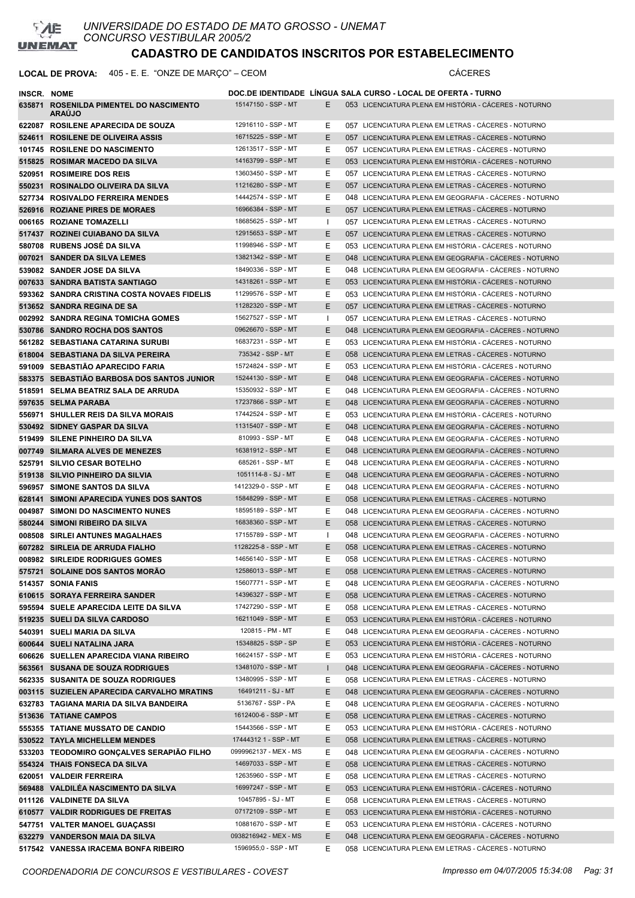UNIVERSIDADE DO ESTADO DE MATO GROSSO - UNEMAT
CONCURSO VESTIBULAR 2005/2

# CADASTRO DE CANDIDATOS INSCRITOS POR ESTABELECIMENTO

**LOCAL DE PROVA:** 405 - E. E. "ONZE DE MARÇO" – CEOM CÁCERES

| INSCR. | NOME | DOC.DE IDENTIDADE | LÍNGUA | SALA | CURSO - LOCAL DE OFERTA - TURNO |
|---|---|---|---|---|---|
| 635871 | ROSENILDA PIMENTEL DO NASCIMENTO ARAÚJO | 15147150 - SSP - MT | E | | 053 LICENCIATURA PLENA EM HISTÓRIA - CÁCERES - NOTURNO |
| 622087 | ROSILENE APARECIDA DE SOUZA | 12916110 - SSP - MT | E | | 057 LICENCIATURA PLENA EM LETRAS - CÁCERES - NOTURNO |
| 524611 | ROSILENE DE OLIVEIRA ASSIS | 16715225 - SSP - MT | E | | 057 LICENCIATURA PLENA EM LETRAS - CÁCERES - NOTURNO |
| 101745 | ROSILENE DO NASCIMENTO | 12613517 - SSP - MT | E | | 057 LICENCIATURA PLENA EM LETRAS - CÁCERES - NOTURNO |
| 515825 | ROSIMAR MACEDO DA SILVA | 14163799 - SSP - MT | E | | 053 LICENCIATURA PLENA EM HISTÓRIA - CÁCERES - NOTURNO |
| 520951 | ROSIMEIRE DOS REIS | 13603450 - SSP - MT | E | | 057 LICENCIATURA PLENA EM LETRAS - CÁCERES - NOTURNO |
| 550231 | ROSINALDO OLIVEIRA DA SILVA | 11216280 - SSP - MT | E | | 057 LICENCIATURA PLENA EM LETRAS - CÁCERES - NOTURNO |
| 527734 | ROSIVALDO FERREIRA MENDES | 14442574 - SSP - MT | E | | 048 LICENCIATURA PLENA EM GEOGRAFIA - CÁCERES - NOTURNO |
| 526916 | ROZIANE PIRES DE MORAES | 16966384 - SSP - MT | E | | 057 LICENCIATURA PLENA EM LETRAS - CÁCERES - NOTURNO |
| 006165 | ROZIANE TOMAZELLI | 18685625 - SSP - MT | I | | 057 LICENCIATURA PLENA EM LETRAS - CÁCERES - NOTURNO |
| 517437 | ROZINEI CUIABANO DA SILVA | 12915653 - SSP - MT | E | | 057 LICENCIATURA PLENA EM LETRAS - CÁCERES - NOTURNO |
| 580708 | RUBENS JOSÉ DA SILVA | 11998946 - SSP - MT | E | | 053 LICENCIATURA PLENA EM HISTÓRIA - CÁCERES - NOTURNO |
| 007021 | SANDER DA SILVA LEMES | 13821342 - SSP - MT | E | | 048 LICENCIATURA PLENA EM GEOGRAFIA - CÁCERES - NOTURNO |
| 539082 | SANDER JOSE DA SILVA | 18490336 - SSP - MT | E | | 048 LICENCIATURA PLENA EM GEOGRAFIA - CÁCERES - NOTURNO |
| 007633 | SANDRA BATISTA SANTIAGO | 14318261 - SSP - MT | E | | 053 LICENCIATURA PLENA EM HISTÓRIA - CÁCERES - NOTURNO |
| 593362 | SANDRA CRISTINA COSTA NOVAES FIDELIS | 11299576 - SSP - MT | E | | 053 LICENCIATURA PLENA EM HISTÓRIA - CÁCERES - NOTURNO |
| 513652 | SANDRA REGINA DE SA | 11282320 - SSP - MT | E | | 057 LICENCIATURA PLENA EM LETRAS - CÁCERES - NOTURNO |
| 002992 | SANDRA REGINA TOMICHA GOMES | 15627527 - SSP - MT | I | | 057 LICENCIATURA PLENA EM LETRAS - CÁCERES - NOTURNO |
| 530786 | SANDRO ROCHA DOS SANTOS | 09626670 - SSP - MT | E | | 048 LICENCIATURA PLENA EM GEOGRAFIA - CÁCERES - NOTURNO |
| 561282 | SEBASTIANA CATARINA SURUBI | 16837231 - SSP - MT | E | | 053 LICENCIATURA PLENA EM HISTÓRIA - CÁCERES - NOTURNO |
| 618004 | SEBASTIANA DA SILVA PEREIRA | 735342 - SSP - MT | E | | 058 LICENCIATURA PLENA EM LETRAS - CÁCERES - NOTURNO |
| 591009 | SEBASTIÃO APARECIDO FARIA | 15724824 - SSP - MT | E | | 053 LICENCIATURA PLENA EM HISTÓRIA - CÁCERES - NOTURNO |
| 583375 | SEBASTIÃO BARBOSA DOS SANTOS JUNIOR | 15244130 - SSP - MT | E | | 048 LICENCIATURA PLENA EM GEOGRAFIA - CÁCERES - NOTURNO |
| 518591 | SELMA BEATRIZ SALA DE ARRUDA | 15350932 - SSP - MT | E | | 048 LICENCIATURA PLENA EM GEOGRAFIA - CÁCERES - NOTURNO |
| 597635 | SELMA PARABA | 17237866 - SSP - MT | E | | 048 LICENCIATURA PLENA EM GEOGRAFIA - CÁCERES - NOTURNO |
| 556971 | SHULLER REIS DA SILVA MORAIS | 17442524 - SSP - MT | E | | 053 LICENCIATURA PLENA EM HISTÓRIA - CÁCERES - NOTURNO |
| 530492 | SIDNEY GASPAR DA SILVA | 11315407 - SSP - MT | E | | 048 LICENCIATURA PLENA EM GEOGRAFIA - CÁCERES - NOTURNO |
| 519499 | SILENE PINHEIRO DA SILVA | 810993 - SSP - MT | E | | 048 LICENCIATURA PLENA EM GEOGRAFIA - CÁCERES - NOTURNO |
| 007749 | SILMARA ALVES DE MENEZES | 16381912 - SSP - MT | E | | 048 LICENCIATURA PLENA EM GEOGRAFIA - CÁCERES - NOTURNO |
| 525791 | SILVIO CESAR BOTELHO | 685261 - SSP - MT | E | | 048 LICENCIATURA PLENA EM GEOGRAFIA - CÁCERES - NOTURNO |
| 519138 | SILVIO PINHEIRO DA SILVIA | 1051114-8 - SJ - MT | E | | 048 LICENCIATURA PLENA EM GEOGRAFIA - CÁCERES - NOTURNO |
| 596957 | SIMONE SANTOS DA SILVA | 1412329-0 - SSP - MT | E | | 048 LICENCIATURA PLENA EM GEOGRAFIA - CÁCERES - NOTURNO |
| 628141 | SIMONI APARECIDA YUNES DOS SANTOS | 15848299 - SSP - MT | E | | 058 LICENCIATURA PLENA EM LETRAS - CÁCERES - NOTURNO |
| 004987 | SIMONI DO NASCIMENTO NUNES | 18595189 - SSP - MT | E | | 048 LICENCIATURA PLENA EM GEOGRAFIA - CÁCERES - NOTURNO |
| 580244 | SIMONI RIBEIRO DA SILVA | 16838360 - SSP - MT | E | | 058 LICENCIATURA PLENA EM LETRAS - CÁCERES - NOTURNO |
| 008508 | SIRLEI ANTUNES MAGALHAES | 17155789 - SSP - MT | I | | 048 LICENCIATURA PLENA EM GEOGRAFIA - CÁCERES - NOTURNO |
| 607282 | SIRLEIA DE ARRUDA FIALHO | 1128225-8 - SSP - MT | E | | 058 LICENCIATURA PLENA EM LETRAS - CÁCERES - NOTURNO |
| 008982 | SIRLEIDE RODRIGUES GOMES | 14656140 - SSP - MT | E | | 058 LICENCIATURA PLENA EM LETRAS - CÁCERES - NOTURNO |
| 575721 | SOLAINE DOS SANTOS MORÃO | 12586013 - SSP - MT | E | | 058 LICENCIATURA PLENA EM LETRAS - CÁCERES - NOTURNO |
| 514357 | SONIA FANIS | 15607771 - SSP - MT | E | | 048 LICENCIATURA PLENA EM GEOGRAFIA - CÁCERES - NOTURNO |
| 610615 | SORAYA FERREIRA SANDER | 14396327 - SSP - MT | E | | 058 LICENCIATURA PLENA EM LETRAS - CÁCERES - NOTURNO |
| 595594 | SUELE APARECIDA LEITE DA SILVA | 17427290 - SSP - MT | E | | 058 LICENCIATURA PLENA EM LETRAS - CÁCERES - NOTURNO |
| 519235 | SUELI DA SILVA CARDOSO | 16211049 - SSP - MT | E | | 053 LICENCIATURA PLENA EM HISTÓRIA - CÁCERES - NOTURNO |
| 540391 | SUELI MARIA DA SILVA | 120815 - PM - MT | E | | 048 LICENCIATURA PLENA EM GEOGRAFIA - CÁCERES - NOTURNO |
| 600644 | SUELI NATALINA JARA | 15348825 - SSP - SP | E | | 053 LICENCIATURA PLENA EM HISTÓRIA - CÁCERES - NOTURNO |
| 606626 | SUELLEN APARECIDA VIANA RIBEIRO | 16624157 - SSP - MT | E | | 053 LICENCIATURA PLENA EM HISTÓRIA - CÁCERES - NOTURNO |
| 563561 | SUSANA DE SOUZA RODRIGUES | 13481070 - SSP - MT | I | | 048 LICENCIATURA PLENA EM GEOGRAFIA - CÁCERES - NOTURNO |
| 562335 | SUSANITA DE SOUZA RODRIGUES | 13480995 - SSP - MT | E | | 058 LICENCIATURA PLENA EM LETRAS - CÁCERES - NOTURNO |
| 003115 | SUZIELEN APARECIDA CARVALHO MRATINS | 16491211 - SJ - MT | E | | 048 LICENCIATURA PLENA EM GEOGRAFIA - CÁCERES - NOTURNO |
| 632783 | TAGIANA MARIA DA SILVA BANDEIRA | 5136767 - SSP - PA | E | | 048 LICENCIATURA PLENA EM GEOGRAFIA - CÁCERES - NOTURNO |
| 513636 | TATIANE CAMPOS | 1612400-6 - SSP - MT | E | | 058 LICENCIATURA PLENA EM LETRAS - CÁCERES - NOTURNO |
| 555355 | TATIANE MUSSATO DE CANDIO | 15443566 - SSP - MT | E | | 053 LICENCIATURA PLENA EM HISTÓRIA - CÁCERES - NOTURNO |
| 530522 | TAYLA MICHELLEM MENDES | 17444312 1 - SSP - MT | E | | 058 LICENCIATURA PLENA EM LETRAS - CÁCERES - NOTURNO |
| 533203 | TEODOMIRO GONÇALVES SERAPIÃO FILHO | 0999962137 - MEX - MS | E | | 048 LICENCIATURA PLENA EM GEOGRAFIA - CÁCERES - NOTURNO |
| 554324 | THAIS FONSECA DA SILVA | 14697033 - SSP - MT | E | | 058 LICENCIATURA PLENA EM LETRAS - CÁCERES - NOTURNO |
| 620051 | VALDEIR FERREIRA | 12635960 - SSP - MT | E | | 058 LICENCIATURA PLENA EM LETRAS - CÁCERES - NOTURNO |
| 569488 | VALDILÉA NASCIMENTO DA SILVA | 16997247 - SSP - MT | E | | 053 LICENCIATURA PLENA EM HISTÓRIA - CÁCERES - NOTURNO |
| 011126 | VALDINETE DA SILVA | 10457895 - SJ - MT | E | | 058 LICENCIATURA PLENA EM LETRAS - CÁCERES - NOTURNO |
| 610577 | VALDIR RODRIGUES DE FREITAS | 07172109 - SSP - MT | E | | 053 LICENCIATURA PLENA EM HISTÓRIA - CÁCERES - NOTURNO |
| 547751 | VALTER MANOEL GUAÇASSI | 10881670 - SSP - MT | E | | 053 LICENCIATURA PLENA EM HISTÓRIA - CÁCERES - NOTURNO |
| 632279 | VANDERSON MAIA DA SILVA | 0938216942 - MEX - MS | E | | 048 LICENCIATURA PLENA EM GEOGRAFIA - CÁCERES - NOTURNO |
| 517542 | VANESSA IRACEMA BONFA RIBEIRO | 1596955;0 - SSP - MT | E | | 058 LICENCIATURA PLENA EM LETRAS - CÁCERES - NOTURNO |

*COORDENADORIA DE CONCURSOS E VESTIBULARES - COVEST* *Impresso em 04/07/2005 15:34:08*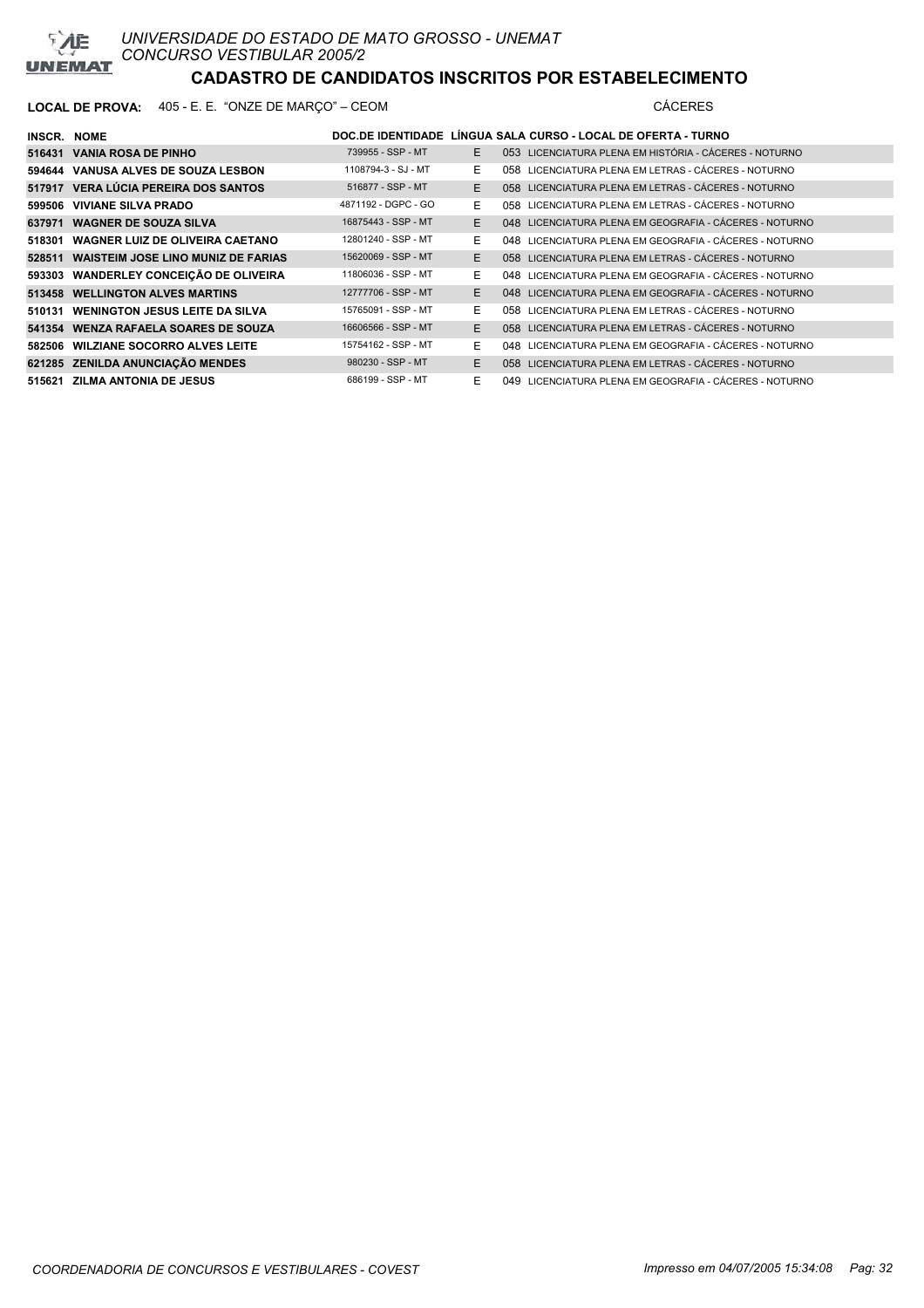# UNIVERSIDADE DO ESTADO DE MATO GROSSO - UNEMAT
## CONCURSO VESTIBULAR 2005/2

## CADASTRO DE CANDIDATOS INSCRITOS POR ESTABELECIMENTO

**LOCAL DE PROVA:** 405 - E. E. "ONZE DE MARÇO" – CEOM — CÁCERES

| INSCR. | NOME | DOC.DE IDENTIDADE | LÍNGUA | SALA | CURSO - LOCAL DE OFERTA - TURNO |
|---|---|---|---|---|---|
| 516431 | VANIA ROSA DE PINHO | 739955 - SSP - MT | E | 053 | LICENCIATURA PLENA EM HISTÓRIA - CÁCERES - NOTURNO |
| 594644 | VANUSA ALVES DE SOUZA LESBON | 1108794-3 - SJ - MT | E | 058 | LICENCIATURA PLENA EM LETRAS - CÁCERES - NOTURNO |
| 517917 | VERA LÚCIA PEREIRA DOS SANTOS | 516877 - SSP - MT | E | 058 | LICENCIATURA PLENA EM LETRAS - CÁCERES - NOTURNO |
| 599506 | VIVIANE SILVA PRADO | 4871192 - DGPC - GO | E | 058 | LICENCIATURA PLENA EM LETRAS - CÁCERES - NOTURNO |
| 637971 | WAGNER DE SOUZA SILVA | 16875443 - SSP - MT | E | 048 | LICENCIATURA PLENA EM GEOGRAFIA - CÁCERES - NOTURNO |
| 518301 | WAGNER LUIZ DE OLIVEIRA CAETANO | 12801240 - SSP - MT | E | 048 | LICENCIATURA PLENA EM GEOGRAFIA - CÁCERES - NOTURNO |
| 528511 | WAISTEIM JOSE LINO MUNIZ DE FARIAS | 15620069 - SSP - MT | E | 058 | LICENCIATURA PLENA EM LETRAS - CÁCERES - NOTURNO |
| 593303 | WANDERLEY CONCEIÇÃO DE OLIVEIRA | 11806036 - SSP - MT | E | 048 | LICENCIATURA PLENA EM GEOGRAFIA - CÁCERES - NOTURNO |
| 513458 | WELLINGTON ALVES MARTINS | 12777706 - SSP - MT | E | 048 | LICENCIATURA PLENA EM GEOGRAFIA - CÁCERES - NOTURNO |
| 510131 | WENINGTON JESUS LEITE DA SILVA | 15765091 - SSP - MT | E | 058 | LICENCIATURA PLENA EM LETRAS - CÁCERES - NOTURNO |
| 541354 | WENZA RAFAELA SOARES DE SOUZA | 16606566 - SSP - MT | E | 058 | LICENCIATURA PLENA EM LETRAS - CÁCERES - NOTURNO |
| 582506 | WILZIANE SOCORRO ALVES LEITE | 15754162 - SSP - MT | E | 048 | LICENCIATURA PLENA EM GEOGRAFIA - CÁCERES - NOTURNO |
| 621285 | ZENILDA ANUNCIAÇÃO MENDES | 980230 - SSP - MT | E | 058 | LICENCIATURA PLENA EM LETRAS - CÁCERES - NOTURNO |
| 515621 | ZILMA ANTONIA DE JESUS | 686199 - SSP - MT | E | 049 | LICENCIATURA PLENA EM GEOGRAFIA - CÁCERES - NOTURNO |

COORDENADORIA DE CONCURSOS E VESTIBULARES - COVEST — Impresso em 04/07/2005 15:34:08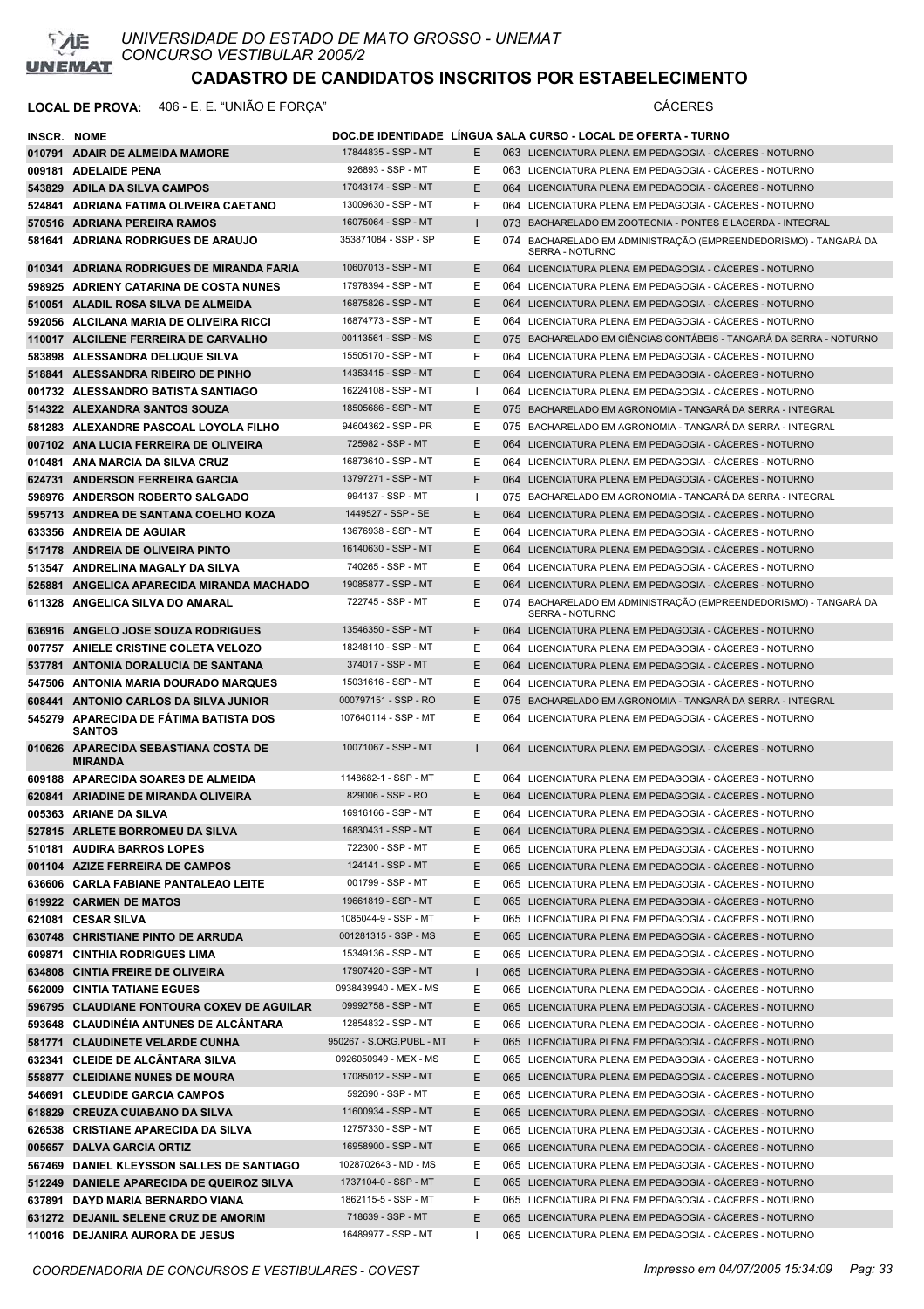# UNIVERSIDADE DO ESTADO DE MATO GROSSO - UNEMAT

CONCURSO VESTIBULAR 2005/2

## CADASTRO DE CANDIDATOS INSCRITOS POR ESTABELECIMENTO

**LOCAL DE PROVA:** 406 - E. E. "UNIÃO E FORÇA" CÁCERES

| INSCR. | NOME | DOC.DE IDENTIDADE | LÍNGUA | SALA | CURSO - LOCAL DE OFERTA - TURNO |
|---|---|---|---|---|---|
| 010791 | ADAIR DE ALMEIDA MAMORE | 17844835 - SSP - MT | E | 063 | LICENCIATURA PLENA EM PEDAGOGIA - CÁCERES - NOTURNO |
| 009181 | ADELAIDE PENA | 926893 - SSP - MT | E | 063 | LICENCIATURA PLENA EM PEDAGOGIA - CÁCERES - NOTURNO |
| 543829 | ADILA DA SILVA CAMPOS | 17043174 - SSP - MT | E | 064 | LICENCIATURA PLENA EM PEDAGOGIA - CÁCERES - NOTURNO |
| 524841 | ADRIANA FATIMA OLIVEIRA CAETANO | 13009630 - SSP - MT | E | 064 | LICENCIATURA PLENA EM PEDAGOGIA - CÁCERES - NOTURNO |
| 570516 | ADRIANA PEREIRA RAMOS | 16075064 - SSP - MT | I | 073 | BACHARELADO EM ZOOTECNIA - PONTES E LACERDA - INTEGRAL |
| 581641 | ADRIANA RODRIGUES DE ARAUJO | 353871084 - SSP - SP | E | 074 | BACHARELADO EM ADMINISTRAÇÃO (EMPREENDEDORISMO) - TANGARÁ DA SERRA - NOTURNO |
| 010341 | ADRIANA RODRIGUES DE MIRANDA FARIA | 10607013 - SSP - MT | E | 064 | LICENCIATURA PLENA EM PEDAGOGIA - CÁCERES - NOTURNO |
| 598925 | ADRIENY CATARINA DE COSTA NUNES | 17978394 - SSP - MT | E | 064 | LICENCIATURA PLENA EM PEDAGOGIA - CÁCERES - NOTURNO |
| 510051 | ALADIL ROSA SILVA DE ALMEIDA | 16875826 - SSP - MT | E | 064 | LICENCIATURA PLENA EM PEDAGOGIA - CÁCERES - NOTURNO |
| 592056 | ALCILANA MARIA DE OLIVEIRA RICCI | 16874773 - SSP - MT | E | 064 | LICENCIATURA PLENA EM PEDAGOGIA - CÁCERES - NOTURNO |
| 110017 | ALCILENE FERREIRA DE CARVALHO | 00113561 - SSP - MS | E | 075 | BACHARELADO EM CIÊNCIAS CONTÁBEIS - TANGARÁ DA SERRA - NOTURNO |
| 583898 | ALESSANDRA DELUQUE SILVA | 15505170 - SSP - MT | E | 064 | LICENCIATURA PLENA EM PEDAGOGIA - CÁCERES - NOTURNO |
| 518841 | ALESSANDRA RIBEIRO DE PINHO | 14353415 - SSP - MT | E | 064 | LICENCIATURA PLENA EM PEDAGOGIA - CÁCERES - NOTURNO |
| 001732 | ALESSANDRO BATISTA SANTIAGO | 16224108 - SSP - MT | I | 064 | LICENCIATURA PLENA EM PEDAGOGIA - CÁCERES - NOTURNO |
| 514322 | ALEXANDRA SANTOS SOUZA | 18505686 - SSP - MT | E | 075 | BACHARELADO EM AGRONOMIA - TANGARÁ DA SERRA - INTEGRAL |
| 581283 | ALEXANDRE PASCOAL LOYOLA FILHO | 94604362 - SSP - PR | E | 075 | BACHARELADO EM AGRONOMIA - TANGARÁ DA SERRA - INTEGRAL |
| 007102 | ANA LUCIA FERREIRA DE OLIVEIRA | 725982 - SSP - MT | E | 064 | LICENCIATURA PLENA EM PEDAGOGIA - CÁCERES - NOTURNO |
| 010481 | ANA MARCIA DA SILVA CRUZ | 16873610 - SSP - MT | E | 064 | LICENCIATURA PLENA EM PEDAGOGIA - CÁCERES - NOTURNO |
| 624731 | ANDERSON FERREIRA GARCIA | 13797271 - SSP - MT | E | 064 | LICENCIATURA PLENA EM PEDAGOGIA - CÁCERES - NOTURNO |
| 598976 | ANDERSON ROBERTO SALGADO | 994137 - SSP - MT | I | 075 | BACHARELADO EM AGRONOMIA - TANGARÁ DA SERRA - INTEGRAL |
| 595713 | ANDREA DE SANTANA COELHO KOZA | 1449527 - SSP - SE | E | 064 | LICENCIATURA PLENA EM PEDAGOGIA - CÁCERES - NOTURNO |
| 633356 | ANDREIA DE AGUIAR | 13676938 - SSP - MT | E | 064 | LICENCIATURA PLENA EM PEDAGOGIA - CÁCERES - NOTURNO |
| 517178 | ANDREIA DE OLIVEIRA PINTO | 16140630 - SSP - MT | E | 064 | LICENCIATURA PLENA EM PEDAGOGIA - CÁCERES - NOTURNO |
| 513547 | ANDRELINA MAGALY DA SILVA | 740265 - SSP - MT | E | 064 | LICENCIATURA PLENA EM PEDAGOGIA - CÁCERES - NOTURNO |
| 525881 | ANGELICA APARECIDA MIRANDA MACHADO | 19085877 - SSP - MT | E | 064 | LICENCIATURA PLENA EM PEDAGOGIA - CÁCERES - NOTURNO |
| 611328 | ANGELICA SILVA DO AMARAL | 722745 - SSP - MT | E | 074 | BACHARELADO EM ADMINISTRAÇÃO (EMPREENDEDORISMO) - TANGARÁ DA SERRA - NOTURNO |
| 636916 | ANGELO JOSE SOUZA RODRIGUES | 13546350 - SSP - MT | E | 064 | LICENCIATURA PLENA EM PEDAGOGIA - CÁCERES - NOTURNO |
| 007757 | ANIELE CRISTINE COLETA VELOZO | 18248110 - SSP - MT | E | 064 | LICENCIATURA PLENA EM PEDAGOGIA - CÁCERES - NOTURNO |
| 537781 | ANTONIA DORALUCIA DE SANTANA | 374017 - SSP - MT | E | 064 | LICENCIATURA PLENA EM PEDAGOGIA - CÁCERES - NOTURNO |
| 547506 | ANTONIA MARIA DOURADO MARQUES | 15031616 - SSP - MT | E | 064 | LICENCIATURA PLENA EM PEDAGOGIA - CÁCERES - NOTURNO |
| 608441 | ANTONIO CARLOS DA SILVA JUNIOR | 000797151 - SSP - RO | E | 075 | BACHARELADO EM AGRONOMIA - TANGARÁ DA SERRA - INTEGRAL |
| 545279 | APARECIDA DE FÁTIMA BATISTA DOS SANTOS | 107640114 - SSP - MT | E | 064 | LICENCIATURA PLENA EM PEDAGOGIA - CÁCERES - NOTURNO |
| 010626 | APARECIDA SEBASTIANA COSTA DE MIRANDA | 10071067 - SSP - MT | I | 064 | LICENCIATURA PLENA EM PEDAGOGIA - CÁCERES - NOTURNO |
| 609188 | APARECIDA SOARES DE ALMEIDA | 1148682-1 - SSP - MT | E | 064 | LICENCIATURA PLENA EM PEDAGOGIA - CÁCERES - NOTURNO |
| 620841 | ARIADINE DE MIRANDA OLIVEIRA | 829006 - SSP - RO | E | 064 | LICENCIATURA PLENA EM PEDAGOGIA - CÁCERES - NOTURNO |
| 005363 | ARIANE DA SILVA | 16916166 - SSP - MT | E | 064 | LICENCIATURA PLENA EM PEDAGOGIA - CÁCERES - NOTURNO |
| 527815 | ARLETE BORROMEU DA SILVA | 16830431 - SSP - MT | E | 064 | LICENCIATURA PLENA EM PEDAGOGIA - CÁCERES - NOTURNO |
| 510181 | AUDIRA BARROS LOPES | 722300 - SSP - MT | E | 065 | LICENCIATURA PLENA EM PEDAGOGIA - CÁCERES - NOTURNO |
| 001104 | AZIZE FERREIRA DE CAMPOS | 124141 - SSP - MT | E | 065 | LICENCIATURA PLENA EM PEDAGOGIA - CÁCERES - NOTURNO |
| 636606 | CARLA FABIANE PANTALEAO LEITE | 001799 - SSP - MT | E | 065 | LICENCIATURA PLENA EM PEDAGOGIA - CÁCERES - NOTURNO |
| 619922 | CARMEN DE MATOS | 19661819 - SSP - MT | E | 065 | LICENCIATURA PLENA EM PEDAGOGIA - CÁCERES - NOTURNO |
| 621081 | CESAR SILVA | 1085044-9 - SSP - MT | E | 065 | LICENCIATURA PLENA EM PEDAGOGIA - CÁCERES - NOTURNO |
| 630748 | CHRISTIANE PINTO DE ARRUDA | 001281315 - SSP - MS | E | 065 | LICENCIATURA PLENA EM PEDAGOGIA - CÁCERES - NOTURNO |
| 609871 | CINTHIA RODRIGUES LIMA | 15349136 - SSP - MT | E | 065 | LICENCIATURA PLENA EM PEDAGOGIA - CÁCERES - NOTURNO |
| 634808 | CINTIA FREIRE DE OLIVEIRA | 17907420 - SSP - MT | I | 065 | LICENCIATURA PLENA EM PEDAGOGIA - CÁCERES - NOTURNO |
| 562009 | CINTIA TATIANE EGUES | 0938439940 - MEX - MS | E | 065 | LICENCIATURA PLENA EM PEDAGOGIA - CÁCERES - NOTURNO |
| 596795 | CLAUDIANE FONTOURA COXEV DE AGUILAR | 09992758 - SSP - MT | E | 065 | LICENCIATURA PLENA EM PEDAGOGIA - CÁCERES - NOTURNO |
| 593648 | CLAUDINÉIA ANTUNES DE ALCÂNTARA | 12854832 - SSP - MT | E | 065 | LICENCIATURA PLENA EM PEDAGOGIA - CÁCERES - NOTURNO |
| 581771 | CLAUDINETE VELARDE CUNHA | 950267 - S.ORG.PUBL - MT | E | 065 | LICENCIATURA PLENA EM PEDAGOGIA - CÁCERES - NOTURNO |
| 632341 | CLEIDE DE ALCÂNTARA SILVA | 0926050949 - MEX - MS | E | 065 | LICENCIATURA PLENA EM PEDAGOGIA - CÁCERES - NOTURNO |
| 558877 | CLEIDIANE NUNES DE MOURA | 17085012 - SSP - MT | E | 065 | LICENCIATURA PLENA EM PEDAGOGIA - CÁCERES - NOTURNO |
| 546691 | CLEUDIDE GARCIA CAMPOS | 592690 - SSP - MT | E | 065 | LICENCIATURA PLENA EM PEDAGOGIA - CÁCERES - NOTURNO |
| 618829 | CREUZA CUIABANO DA SILVA | 11600934 - SSP - MT | E | 065 | LICENCIATURA PLENA EM PEDAGOGIA - CÁCERES - NOTURNO |
| 626538 | CRISTIANE APARECIDA DA SILVA | 12757330 - SSP - MT | E | 065 | LICENCIATURA PLENA EM PEDAGOGIA - CÁCERES - NOTURNO |
| 005657 | DALVA GARCIA ORTIZ | 16958900 - SSP - MT | E | 065 | LICENCIATURA PLENA EM PEDAGOGIA - CÁCERES - NOTURNO |
| 567469 | DANIEL KLEYSSON SALLES DE SANTIAGO | 1028702643 - MD - MS | E | 065 | LICENCIATURA PLENA EM PEDAGOGIA - CÁCERES - NOTURNO |
| 512249 | DANIELE APARECIDA DE QUEIROZ SILVA | 1737104-0 - SSP - MT | E | 065 | LICENCIATURA PLENA EM PEDAGOGIA - CÁCERES - NOTURNO |
| 637891 | DAYD MARIA BERNARDO VIANA | 1862115-5 - SSP - MT | E | 065 | LICENCIATURA PLENA EM PEDAGOGIA - CÁCERES - NOTURNO |
| 631272 | DEJANIL SELENE CRUZ DE AMORIM | 718639 - SSP - MT | E | 065 | LICENCIATURA PLENA EM PEDAGOGIA - CÁCERES - NOTURNO |
| 110016 | DEJANIRA AURORA DE JESUS | 16489977 - SSP - MT | I | 065 | LICENCIATURA PLENA EM PEDAGOGIA - CÁCERES - NOTURNO |

COORDENADORIA DE CONCURSOS E VESTIBULARES - COVEST — Impresso em 04/07/2005 15:34:09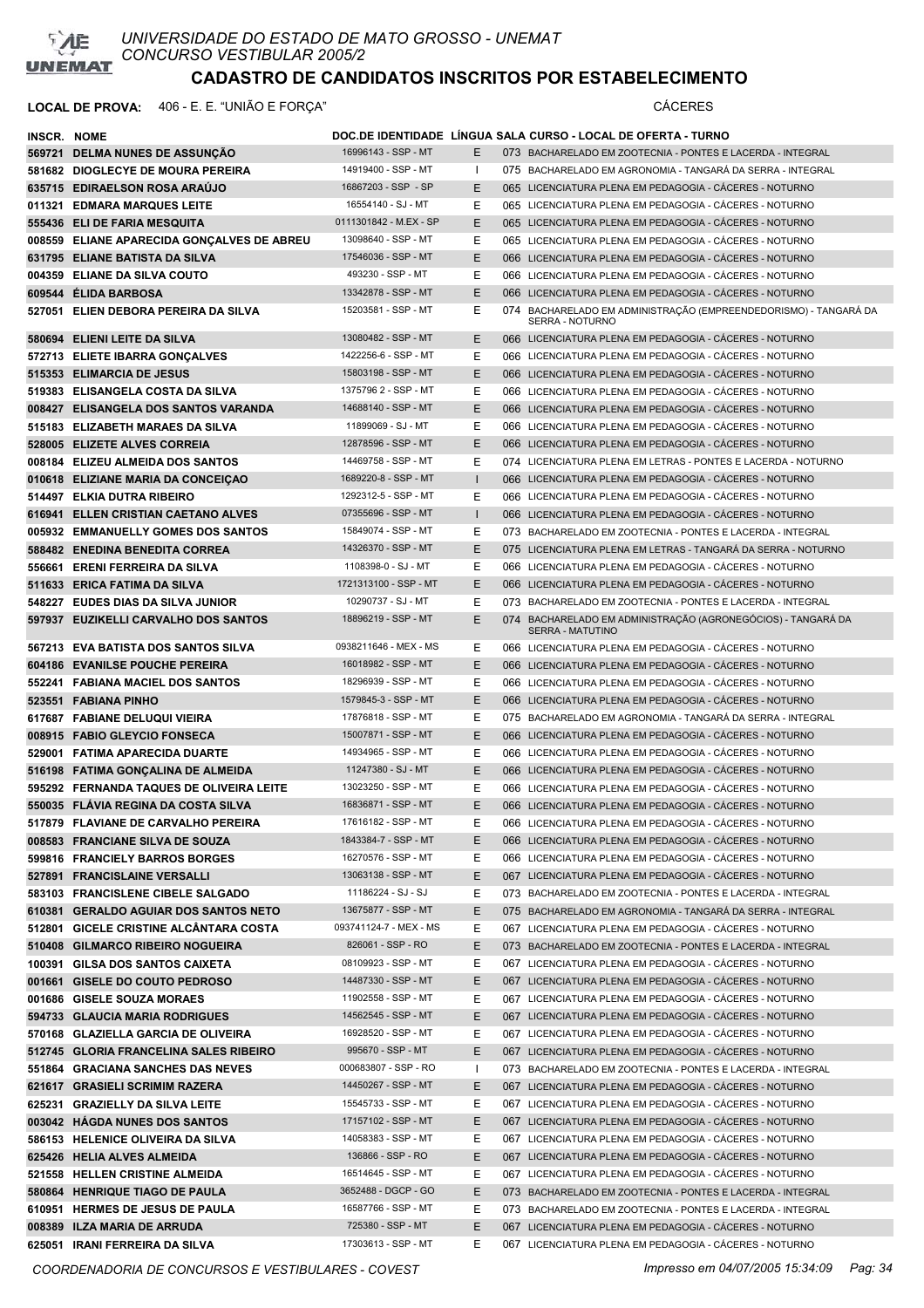# UNIVERSIDADE DO ESTADO DE MATO GROSSO - UNEMAT
CONCURSO VESTIBULAR 2005/2

## CADASTRO DE CANDIDATOS INSCRITOS POR ESTABELECIMENTO

**LOCAL DE PROVA:** 406 - E. E. "UNIÃO E FORÇA" CÁCERES

| INSCR. | NOME | DOC.DE IDENTIDADE | LÍNGUA | SALA | CURSO - LOCAL DE OFERTA - TURNO |
|---|---|---|---|---|---|
| 569721 | DELMA NUNES DE ASSUNÇÃO | 16996143 - SSP - MT | E | 073 | BACHARELADO EM ZOOTECNIA - PONTES E LACERDA - INTEGRAL |
| 581682 | DIOGLECYE DE MOURA PEREIRA | 14919400 - SSP - MT | I | 075 | BACHARELADO EM AGRONOMIA - TANGARÁ DA SERRA - INTEGRAL |
| 635715 | EDIRAELSON ROSA ARAÚJO | 16867203 - SSP - SP | E | 065 | LICENCIATURA PLENA EM PEDAGOGIA - CÁCERES - NOTURNO |
| 011321 | EDMARA MARQUES LEITE | 16554140 - SJ - MT | E | 065 | LICENCIATURA PLENA EM PEDAGOGIA - CÁCERES - NOTURNO |
| 555436 | ELI DE FARIA MESQUITA | 0111301842 - M.EX - SP | E | 065 | LICENCIATURA PLENA EM PEDAGOGIA - CÁCERES - NOTURNO |
| 008559 | ELIANE APARECIDA GONÇALVES DE ABREU | 13098640 - SSP - MT | E | 065 | LICENCIATURA PLENA EM PEDAGOGIA - CÁCERES - NOTURNO |
| 631795 | ELIANE BATISTA DA SILVA | 17546036 - SSP - MT | E | 066 | LICENCIATURA PLENA EM PEDAGOGIA - CÁCERES - NOTURNO |
| 004359 | ELIANE DA SILVA COUTO | 493230 - SSP - MT | E | 066 | LICENCIATURA PLENA EM PEDAGOGIA - CÁCERES - NOTURNO |
| 609544 | ÉLIDA BARBOSA | 13342878 - SSP - MT | E | 066 | LICENCIATURA PLENA EM PEDAGOGIA - CÁCERES - NOTURNO |
| 527051 | ELIEN DEBORA PEREIRA DA SILVA | 15203581 - SSP - MT | E | 074 | BACHARELADO EM ADMINISTRAÇÃO (EMPREENDEDORISMO) - TANGARÁ DA SERRA - NOTURNO |
| 580694 | ELIENI LEITE DA SILVA | 13080482 - SSP - MT | E | 066 | LICENCIATURA PLENA EM PEDAGOGIA - CÁCERES - NOTURNO |
| 572713 | ELIETE IBARRA GONÇALVES | 1422256-6 - SSP - MT | E | 066 | LICENCIATURA PLENA EM PEDAGOGIA - CÁCERES - NOTURNO |
| 515353 | ELIMARCIA DE JESUS | 15803198 - SSP - MT | E | 066 | LICENCIATURA PLENA EM PEDAGOGIA - CÁCERES - NOTURNO |
| 519383 | ELISANGELA COSTA DA SILVA | 1375796 2 - SSP - MT | E | 066 | LICENCIATURA PLENA EM PEDAGOGIA - CÁCERES - NOTURNO |
| 008427 | ELISANGELA DOS SANTOS VARANDA | 14688140 - SSP - MT | E | 066 | LICENCIATURA PLENA EM PEDAGOGIA - CÁCERES - NOTURNO |
| 515183 | ELIZABETH MARAES DA SILVA | 11899069 - SJ - MT | E | 066 | LICENCIATURA PLENA EM PEDAGOGIA - CÁCERES - NOTURNO |
| 528005 | ELIZETE ALVES CORREIA | 12878596 - SSP - MT | E | 066 | LICENCIATURA PLENA EM PEDAGOGIA - CÁCERES - NOTURNO |
| 008184 | ELIZEU ALMEIDA DOS SANTOS | 14469758 - SSP - MT | E | 074 | LICENCIATURA PLENA EM LETRAS - PONTES E LACERDA - NOTURNO |
| 010618 | ELIZIANE MARIA DA CONCEIÇAO | 1689220-8 - SSP - MT | I | 066 | LICENCIATURA PLENA EM PEDAGOGIA - CÁCERES - NOTURNO |
| 514497 | ELKIA DUTRA RIBEIRO | 1292312-5 - SSP - MT | E | 066 | LICENCIATURA PLENA EM PEDAGOGIA - CÁCERES - NOTURNO |
| 616941 | ELLEN CRISTIAN CAETANO ALVES | 07355696 - SSP - MT | I | 066 | LICENCIATURA PLENA EM PEDAGOGIA - CÁCERES - NOTURNO |
| 005932 | EMMANUELLY GOMES DOS SANTOS | 15849074 - SSP - MT | E | 073 | BACHARELADO EM ZOOTECNIA - PONTES E LACERDA - INTEGRAL |
| 588482 | ENEDINA BENEDITA CORREA | 14326370 - SSP - MT | E | 075 | LICENCIATURA PLENA EM LETRAS - TANGARÁ DA SERRA - NOTURNO |
| 556661 | ERENI FERREIRA DA SILVA | 1108398-0 - SJ - MT | E | 066 | LICENCIATURA PLENA EM PEDAGOGIA - CÁCERES - NOTURNO |
| 511633 | ERICA FATIMA DA SILVA | 1721313100 - SSP - MT | E | 066 | LICENCIATURA PLENA EM PEDAGOGIA - CÁCERES - NOTURNO |
| 548227 | EUDES DIAS DA SILVA JUNIOR | 10290737 - SJ - MT | E | 073 | BACHARELADO EM ZOOTECNIA - PONTES E LACERDA - INTEGRAL |
| 597937 | EUZIKELLI CARVALHO DOS SANTOS | 18896219 - SSP - MT | E | 074 | BACHARELADO EM ADMINISTRAÇÃO (AGRONEGÓCIOS) - TANGARÁ DA SERRA - MATUTINO |
| 567213 | EVA BATISTA DOS SANTOS SILVA | 0938211646 - MEX - MS | E | 066 | LICENCIATURA PLENA EM PEDAGOGIA - CÁCERES - NOTURNO |
| 604186 | EVANILSE POUCHE PEREIRA | 16018982 - SSP - MT | E | 066 | LICENCIATURA PLENA EM PEDAGOGIA - CÁCERES - NOTURNO |
| 552241 | FABIANA MACIEL DOS SANTOS | 18296939 - SSP - MT | E | 066 | LICENCIATURA PLENA EM PEDAGOGIA - CÁCERES - NOTURNO |
| 523551 | FABIANA PINHO | 1579845-3 - SSP - MT | E | 066 | LICENCIATURA PLENA EM PEDAGOGIA - CÁCERES - NOTURNO |
| 617687 | FABIANE DELUQUI VIEIRA | 17876818 - SSP - MT | E | 075 | BACHARELADO EM AGRONOMIA - TANGARÁ DA SERRA - INTEGRAL |
| 008915 | FABIO GLEYCIO FONSECA | 15007871 - SSP - MT | E | 066 | LICENCIATURA PLENA EM PEDAGOGIA - CÁCERES - NOTURNO |
| 529001 | FATIMA APARECIDA DUARTE | 14934965 - SSP - MT | E | 066 | LICENCIATURA PLENA EM PEDAGOGIA - CÁCERES - NOTURNO |
| 516198 | FATIMA GONÇALINA DE ALMEIDA | 11247380 - SJ - MT | E | 066 | LICENCIATURA PLENA EM PEDAGOGIA - CÁCERES - NOTURNO |
| 595292 | FERNANDA TAQUES DE OLIVEIRA LEITE | 13023250 - SSP - MT | E | 066 | LICENCIATURA PLENA EM PEDAGOGIA - CÁCERES - NOTURNO |
| 550035 | FLÁVIA REGINA DA COSTA SILVA | 16836871 - SSP - MT | E | 066 | LICENCIATURA PLENA EM PEDAGOGIA - CÁCERES - NOTURNO |
| 517879 | FLAVIANE DE CARVALHO PEREIRA | 17616182 - SSP - MT | E | 066 | LICENCIATURA PLENA EM PEDAGOGIA - CÁCERES - NOTURNO |
| 008583 | FRANCIANE SILVA DE SOUZA | 1843384-7 - SSP - MT | E | 066 | LICENCIATURA PLENA EM PEDAGOGIA - CÁCERES - NOTURNO |
| 599816 | FRANCIELY BARROS BORGES | 16270576 - SSP - MT | E | 066 | LICENCIATURA PLENA EM PEDAGOGIA - CÁCERES - NOTURNO |
| 527891 | FRANCISLAINE VERSALLI | 13063138 - SSP - MT | E | 067 | LICENCIATURA PLENA EM PEDAGOGIA - CÁCERES - NOTURNO |
| 583103 | FRANCISLENE CIBELE SALGADO | 11186224 - SJ - SJ | E | 073 | BACHARELADO EM ZOOTECNIA - PONTES E LACERDA - INTEGRAL |
| 610381 | GERALDO AGUIAR DOS SANTOS NETO | 13675877 - SSP - MT | E | 075 | BACHARELADO EM AGRONOMIA - TANGARÁ DA SERRA - INTEGRAL |
| 512801 | GICELE CRISTINE ALCÂNTARA COSTA | 093741124-7 - MEX - MS | E | 067 | LICENCIATURA PLENA EM PEDAGOGIA - CÁCERES - NOTURNO |
| 510408 | GILMARCO RIBEIRO NOGUEIRA | 826061 - SSP - RO | E | 073 | BACHARELADO EM ZOOTECNIA - PONTES E LACERDA - INTEGRAL |
| 100391 | GILSA DOS SANTOS CAIXETA | 08109923 - SSP - MT | E | 067 | LICENCIATURA PLENA EM PEDAGOGIA - CÁCERES - NOTURNO |
| 001661 | GISELE DO COUTO PEDROSO | 14487330 - SSP - MT | E | 067 | LICENCIATURA PLENA EM PEDAGOGIA - CÁCERES - NOTURNO |
| 001686 | GISELE SOUZA MORAES | 11902558 - SSP - MT | E | 067 | LICENCIATURA PLENA EM PEDAGOGIA - CÁCERES - NOTURNO |
| 594733 | GLAUCIA MARIA RODRIGUES | 14562545 - SSP - MT | E | 067 | LICENCIATURA PLENA EM PEDAGOGIA - CÁCERES - NOTURNO |
| 570168 | GLAZIELLA GARCIA DE OLIVEIRA | 16928520 - SSP - MT | E | 067 | LICENCIATURA PLENA EM PEDAGOGIA - CÁCERES - NOTURNO |
| 512745 | GLORIA FRANCELINA SALES RIBEIRO | 995670 - SSP - MT | E | 067 | LICENCIATURA PLENA EM PEDAGOGIA - CÁCERES - NOTURNO |
| 551864 | GRACIANA SANCHES DAS NEVES | 000683807 - SSP - RO | I | 073 | BACHARELADO EM ZOOTECNIA - PONTES E LACERDA - INTEGRAL |
| 621617 | GRASIELI SCRIMIM RAZERA | 14450267 - SSP - MT | E | 067 | LICENCIATURA PLENA EM PEDAGOGIA - CÁCERES - NOTURNO |
| 625231 | GRAZIELLY DA SILVA LEITE | 15545733 - SSP - MT | E | 067 | LICENCIATURA PLENA EM PEDAGOGIA - CÁCERES - NOTURNO |
| 003042 | HÁGDA NUNES DOS SANTOS | 17157102 - SSP - MT | E | 067 | LICENCIATURA PLENA EM PEDAGOGIA - CÁCERES - NOTURNO |
| 586153 | HELENICE OLIVEIRA DA SILVA | 14058383 - SSP - MT | E | 067 | LICENCIATURA PLENA EM PEDAGOGIA - CÁCERES - NOTURNO |
| 625426 | HELIA ALVES ALMEIDA | 136866 - SSP - RO | E | 067 | LICENCIATURA PLENA EM PEDAGOGIA - CÁCERES - NOTURNO |
| 521558 | HELLEN CRISTINE ALMEIDA | 16514645 - SSP - MT | E | 067 | LICENCIATURA PLENA EM PEDAGOGIA - CÁCERES - NOTURNO |
| 580864 | HENRIQUE TIAGO DE PAULA | 3652488 - DGCP - GO | E | 073 | BACHARELADO EM ZOOTECNIA - PONTES E LACERDA - INTEGRAL |
| 610951 | HERMES DE JESUS DE PAULA | 16587766 - SSP - MT | E | 073 | BACHARELADO EM ZOOTECNIA - PONTES E LACERDA - INTEGRAL |
| 008389 | ILZA MARIA DE ARRUDA | 725380 - SSP - MT | E | 067 | LICENCIATURA PLENA EM PEDAGOGIA - CÁCERES - NOTURNO |
| 625051 | IRANI FERREIRA DA SILVA | 17303613 - SSP - MT | E | 067 | LICENCIATURA PLENA EM PEDAGOGIA - CÁCERES - NOTURNO |

*COORDENADORIA DE CONCURSOS E VESTIBULARES - COVEST* *Impresso em 04/07/2005 15:34:09*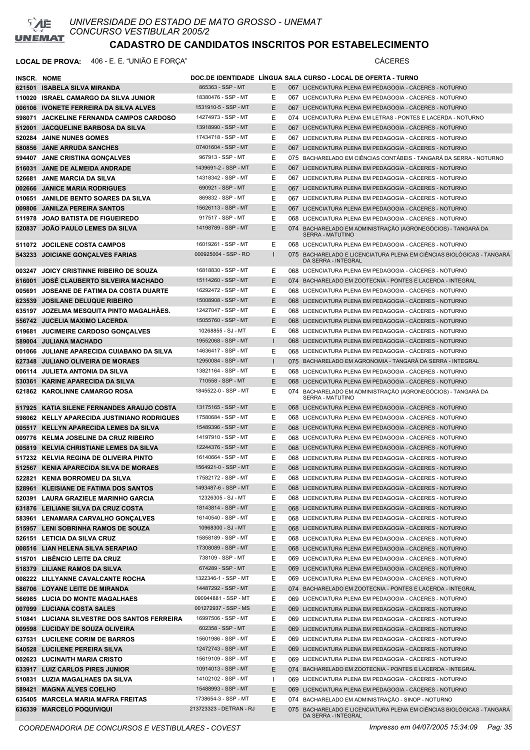UNIVERSIDADE DO ESTADO DE MATO GROSSO - UNEMAT
CONCURSO VESTIBULAR 2005/2

# CADASTRO DE CANDIDATOS INSCRITOS POR ESTABELECIMENTO

**LOCAL DE PROVA:** 406 - E. E. "UNIÃO E FORÇA" CÁCERES

| INSCR. | NOME | DOC.DE IDENTIDADE | LÍNGUA | SALA | CURSO - LOCAL DE OFERTA - TURNO |
|---|---|---|---|---|---|
| 621501 | ISABELA SILVA MIRANDA | 865363 - SSP - MT | E | 067 | LICENCIATURA PLENA EM PEDAGOGIA - CÁCERES - NOTURNO |
| 110020 | ISRAEL CAMARGO DA SILVA JUNIOR | 18380476 - SSP - MT | E | 067 | LICENCIATURA PLENA EM PEDAGOGIA - CÁCERES - NOTURNO |
| 006106 | IVONETE FERREIRA DA SILVA ALVES | 1531910-5 - SSP - MT | E | 067 | LICENCIATURA PLENA EM PEDAGOGIA - CÁCERES - NOTURNO |
| 598071 | JACKELINE FERNANDA CAMPOS CARDOSO | 14274973 - SSP - MT | E | 074 | LICENCIATURA PLENA EM LETRAS - PONTES E LACERDA - NOTURNO |
| 512001 | JACQUELINE BARBOSA DA SILVA | 13918990 - SSP - MT | E | 067 | LICENCIATURA PLENA EM PEDAGOGIA - CÁCERES - NOTURNO |
| 520284 | JAINE NUNES GOMES | 17434718 - SSP - MT | E | 067 | LICENCIATURA PLENA EM PEDAGOGIA - CÁCERES - NOTURNO |
| 580856 | JANE ARRUDA SANCHES | 07401604 - SSP - MT | E | 067 | LICENCIATURA PLENA EM PEDAGOGIA - CÁCERES - NOTURNO |
| 594407 | JANE CRISTINA GONÇALVES | 967913 - SSP - MT | E | 075 | BACHARELADO EM CIÊNCIAS CONTÁBEIS - TANGARÁ DA SERRA - NOTURNO |
| 516031 | JANE DE ALMEIDA ANDRADE | 1439691-2 - SSP - MT | E | 067 | LICENCIATURA PLENA EM PEDAGOGIA - CÁCERES - NOTURNO |
| 526681 | JANE MARCIA DA SILVA | 14318342 - SSP - MT | E | 067 | LICENCIATURA PLENA EM PEDAGOGIA - CÁCERES - NOTURNO |
| 002666 | JANICE MARIA RODRIGUES | 690921 - SSP - MT | E | 067 | LICENCIATURA PLENA EM PEDAGOGIA - CÁCERES - NOTURNO |
| 010651 | JANILDE BENTO SOARES DA SILVA | 869832 - SSP - MT | E | 067 | LICENCIATURA PLENA EM PEDAGOGIA - CÁCERES - NOTURNO |
| 009806 | JANILZA PEREIRA SANTOS | 15626113 - SSP - MT | E | 067 | LICENCIATURA PLENA EM PEDAGOGIA - CÁCERES - NOTURNO |
| 511978 | JOAO BATISTA DE FIGUEIREDO | 917517 - SSP - MT | E | 068 | LICENCIATURA PLENA EM PEDAGOGIA - CÁCERES - NOTURNO |
| 520837 | JOÃO PAULO LEMES DA SILVA | 14198789 - SSP - MT | E | 074 | BACHARELADO EM ADMINISTRAÇÃO (AGRONEGÓCIOS) - TANGARÁ DA SERRA - MATUTINO |
| 511072 | JOCILENE COSTA CAMPOS | 16019261 - SSP - MT | E | 068 | LICENCIATURA PLENA EM PEDAGOGIA - CÁCERES - NOTURNO |
| 543233 | JOICIANE GONÇALVES FARIAS | 000925004 - SSP - RO | I | 075 | BACHARELADO E LICENCIATURA PLENA EM CIÊNCIAS BIOLÓGICAS - TANGARÁ DA SERRA - INTEGRAL |
| 003247 | JOICY CRISTINNE RIBEIRO DE SOUZA | 16818830 - SSP - MT | E | 068 | LICENCIATURA PLENA EM PEDAGOGIA - CÁCERES - NOTURNO |
| 616001 | JOSÉ CLAUBERTO SILVEIRA MACHADO | 15114260 - SSP - MT | E | 074 | BACHARELADO EM ZOOTECNIA - PONTES E LACERDA - INTEGRAL |
| 005691 | JOSEANE DE FATIMA DA COSTA DUARTE | 16292472 - SSP - MT | E | 068 | LICENCIATURA PLENA EM PEDAGOGIA - CÁCERES - NOTURNO |
| 623539 | JOSILANE DELUQUE RIBEIRO | 15008908 - SSP - MT | E | 068 | LICENCIATURA PLENA EM PEDAGOGIA - CÁCERES - NOTURNO |
| 635197 | JOZELMA MESQUITA PINTO MAGALHÃES. | 12427047 - SSP - MT | E | 068 | LICENCIATURA PLENA EM PEDAGOGIA - CÁCERES - NOTURNO |
| 556742 | JUCELIA MAXIMO LACERDA | 15055760 - SSP - MT | E | 068 | LICENCIATURA PLENA EM PEDAGOGIA - CÁCERES - NOTURNO |
| 619681 | JUCIMEIRE CARDOSO GONÇALVES | 10268855 - SJ - MT | E | 068 | LICENCIATURA PLENA EM PEDAGOGIA - CÁCERES - NOTURNO |
| 589004 | JULIANA MACHADO | 19552068 - SSP - MT | I | 068 | LICENCIATURA PLENA EM PEDAGOGIA - CÁCERES - NOTURNO |
| 001066 | JULIANE APARECIDA CUIABANO DA SILVA | 14636417 - SSP - MT | E | 068 | LICENCIATURA PLENA EM PEDAGOGIA - CÁCERES - NOTURNO |
| 627348 | JULIANO OLIVEIRA DE MORAES | 12950084 - SSP - MT | I | 075 | BACHARELADO EM AGRONOMIA - TANGARÁ DA SERRA - INTEGRAL |
| 006114 | JULIETA ANTONIA DA SILVA | 13821164 - SSP - MT | E | 068 | LICENCIATURA PLENA EM PEDAGOGIA - CÁCERES - NOTURNO |
| 530361 | KARINE APARECIDA DA SILVA | 710558 - SSP - MT | E | 068 | LICENCIATURA PLENA EM PEDAGOGIA - CÁCERES - NOTURNO |
| 621862 | KAROLINNE CAMARGO ROSA | 1845522-0 - SSP - MT | E | 074 | BACHARELADO EM ADMINISTRAÇÃO (AGRONEGÓCIOS) - TANGARÁ DA SERRA - MATUTINO |
| 517925 | KATIA SILENE FERNANDES ARAUJO COSTA | 13175165 - SSP - MT | E | 068 | LICENCIATURA PLENA EM PEDAGOGIA - CÁCERES - NOTURNO |
| 598062 | KELLY APARECIDA JUSTINIANO RODRIGUES | 17580684 - SSP - MT | E | 068 | LICENCIATURA PLENA EM PEDAGOGIA - CÁCERES - NOTURNO |
| 005517 | KELLYN APARECIDA LEMES DA SILVA | 15489396 - SSP - MT | E | 068 | LICENCIATURA PLENA EM PEDAGOGIA - CÁCERES - NOTURNO |
| 009776 | KELMA JOSELINE DA CRUZ RIBEIRO | 14197910 - SSP - MT | E | 068 | LICENCIATURA PLENA EM PEDAGOGIA - CÁCERES - NOTURNO |
| 005819 | KELVIA CHRISTIANE LEMES DA SILVA | 12244376 - SSP - MT | E | 068 | LICENCIATURA PLENA EM PEDAGOGIA - CÁCERES - NOTURNO |
| 517232 | KELVIA REGINA DE OLIVEIRA PINTO | 16140664 - SSP - MT | E | 068 | LICENCIATURA PLENA EM PEDAGOGIA - CÁCERES - NOTURNO |
| 512567 | KENIA APARECIDA SILVA DE MORAES | 1564921-0 - SSP - MT | E | 068 | LICENCIATURA PLENA EM PEDAGOGIA - CÁCERES - NOTURNO |
| 522821 | KENIA BORROMEU DA SILVA | 17582172 - SSP - MT | E | 068 | LICENCIATURA PLENA EM PEDAGOGIA - CÁCERES - NOTURNO |
| 528961 | KLEISIANE DE FATIMA DOS SANTOS | 1493487-6 - SSP - MT | E | 068 | LICENCIATURA PLENA EM PEDAGOGIA - CÁCERES - NOTURNO |
| 520391 | LAURA GRAZIELE MARINHO GARCIA | 12326305 - SJ - MT | E | 068 | LICENCIATURA PLENA EM PEDAGOGIA - CÁCERES - NOTURNO |
| 631876 | LEILIANE SILVA DA CRUZ COSTA | 18143814 - SSP - MT | E | 068 | LICENCIATURA PLENA EM PEDAGOGIA - CÁCERES - NOTURNO |
| 583961 | LENAMARA CARVALHO GONÇALVES | 16140540 - SSP - MT | E | 068 | LICENCIATURA PLENA EM PEDAGOGIA - CÁCERES - NOTURNO |
| 515957 | LENI SOBRINHA RAMOS DE SOUZA | 10968300 - SJ - MT | E | 068 | LICENCIATURA PLENA EM PEDAGOGIA - CÁCERES - NOTURNO |
| 526151 | LETICIA DA SILVA CRUZ | 15858189 - SSP - MT | E | 068 | LICENCIATURA PLENA EM PEDAGOGIA - CÁCERES - NOTURNO |
| 008516 | LIAN HELENA SILVA SERAPIAO | 17308089 - SSP - MT | E | 068 | LICENCIATURA PLENA EM PEDAGOGIA - CÁCERES - NOTURNO |
| 515701 | LIBÊNCIO LEITE DA CRUZ | 738109 - SSP - MT | E | 069 | LICENCIATURA PLENA EM PEDAGOGIA - CÁCERES - NOTURNO |
| 518379 | LILIANE RAMOS DA SILVA | 674289 - SSP - MT | E | 069 | LICENCIATURA PLENA EM PEDAGOGIA - CÁCERES - NOTURNO |
| 008222 | LILLYANNE CAVALCANTE ROCHA | 1322346-1 - SSP - MT | E | 069 | LICENCIATURA PLENA EM PEDAGOGIA - CÁCERES - NOTURNO |
| 586706 | LOYANE LEITE DE MIRANDA | 14487292 - SSP - MT | E | 074 | BACHARELADO EM ZOOTECNIA - PONTES E LACERDA - INTEGRAL |
| 566985 | LUCIA DO MONTE MAGALHAES | 090944881 - SSP - MT | E | 069 | LICENCIATURA PLENA EM PEDAGOGIA - CÁCERES - NOTURNO |
| 007099 | LUCIANA COSTA SALES | 001272937 - SSP - MS | E | 069 | LICENCIATURA PLENA EM PEDAGOGIA - CÁCERES - NOTURNO |
| 510841 | LUCIANA SILVESTRE DOS SANTOS FERREIRA | 16997506 - SSP - MT | E | 069 | LICENCIATURA PLENA EM PEDAGOGIA - CÁCERES - NOTURNO |
| 009598 | LUCIDAY DE SOUZA OLIVEIRA | 602358 - SSP - MT | E | 069 | LICENCIATURA PLENA EM PEDAGOGIA - CÁCERES - NOTURNO |
| 637531 | LUCILENE CORIM DE BARROS | 15601986 - SSP - MT | E | 069 | LICENCIATURA PLENA EM PEDAGOGIA - CÁCERES - NOTURNO |
| 540528 | LUCILENE PEREIRA SILVA | 12472743 - SSP - MT | E | 069 | LICENCIATURA PLENA EM PEDAGOGIA - CÁCERES - NOTURNO |
| 002623 | LUCINAITH MARIA CRISTO | 15619109 - SSP - MT | E | 069 | LICENCIATURA PLENA EM PEDAGOGIA - CÁCERES - NOTURNO |
| 633917 | LUIZ CARLOS PIRES JUNIOR | 10914013 - SSP - MT | E | 074 | BACHARELADO EM ZOOTECNIA - PONTES E LACERDA - INTEGRAL |
| 510831 | LUZIA MAGALHAES DA SILVA | 14102102 - SSP - MT | I | 069 | LICENCIATURA PLENA EM PEDAGOGIA - CÁCERES - NOTURNO |
| 589421 | MAGNA ALVES COELHO | 15488993 - SSP - MT | E | 069 | LICENCIATURA PLENA EM PEDAGOGIA - CÁCERES - NOTURNO |
| 635405 | MARCELA MARIA MAFRA FREITAS | 1738654-3 - SSP - MT | E | 074 | BACHARELADO EM ADMINISTRAÇÃO - SINOP - NOTURNO |
| 636339 | MARCELO POQUIVIQUI | 213723323 - DETRAN - RJ | E | 075 | BACHARELADO E LICENCIATURA PLENA EM CIÊNCIAS BIOLÓGICAS - TANGARÁ DA SERRA - INTEGRAL |

COORDENADORIA DE CONCURSOS E VESTIBULARES - COVEST — Impresso em 04/07/2005 15:34:09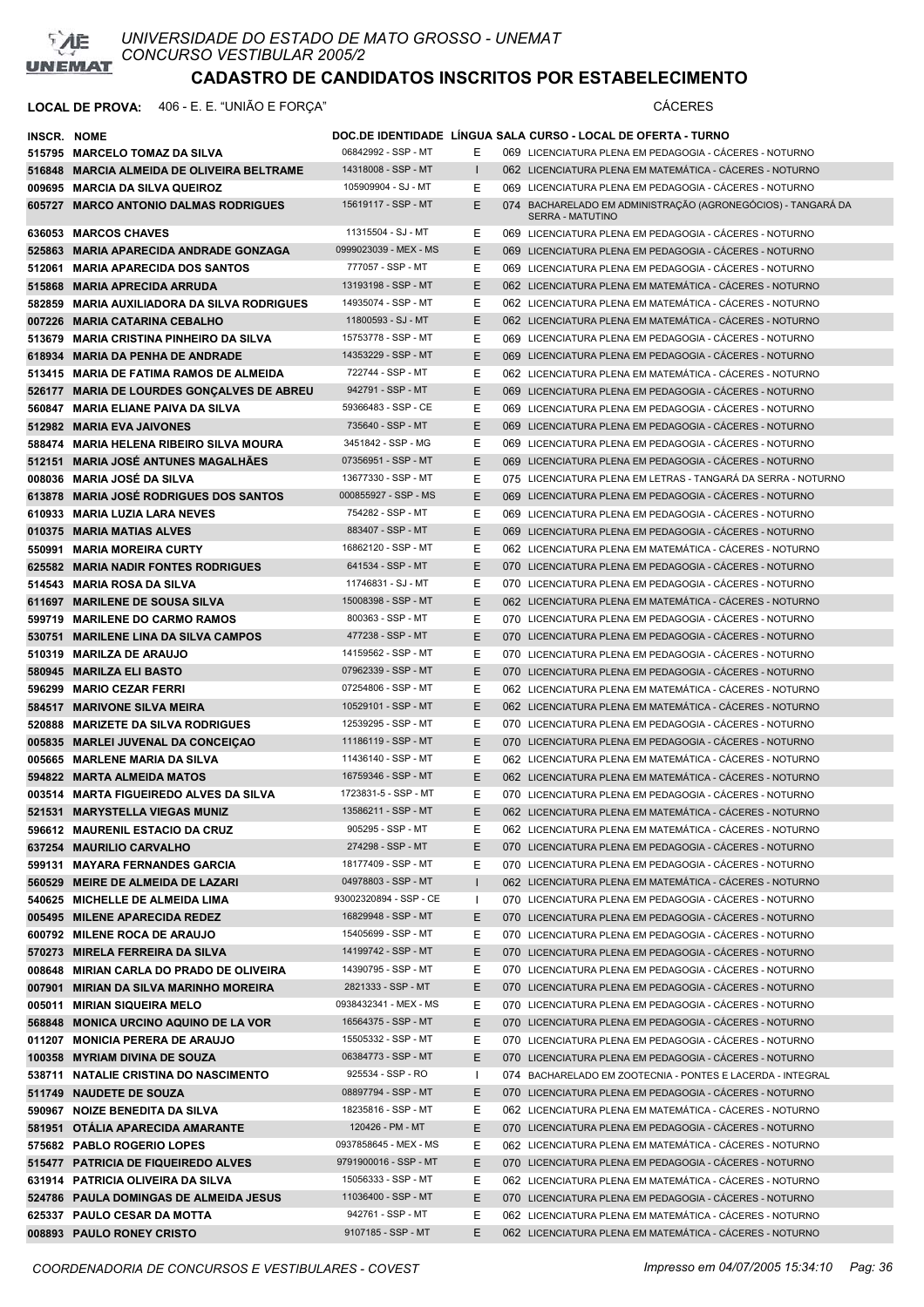# UNIVERSIDADE DO ESTADO DE MATO GROSSO - UNEMAT
CONCURSO VESTIBULAR 2005/2

## CADASTRO DE CANDIDATOS INSCRITOS POR ESTABELECIMENTO

**LOCAL DE PROVA:** 406 - E. E. "UNIÃO E FORÇA" CÁCERES

| INSCR. | NOME | DOC.DE IDENTIDADE | LÍNGUA | SALA | CURSO - LOCAL DE OFERTA - TURNO |
|---|---|---|---|---|---|
| 515795 | MARCELO TOMAZ DA SILVA | 06842992 - SSP - MT | E | 069 | LICENCIATURA PLENA EM PEDAGOGIA - CÁCERES - NOTURNO |
| 516848 | MARCIA ALMEIDA DE OLIVEIRA BELTRAME | 14318008 - SSP - MT | I | 062 | LICENCIATURA PLENA EM MATEMÁTICA - CÁCERES - NOTURNO |
| 009695 | MARCIA DA SILVA QUEIROZ | 105909904 - SJ - MT | E | 069 | LICENCIATURA PLENA EM PEDAGOGIA - CÁCERES - NOTURNO |
| 605727 | MARCO ANTONIO DALMAS RODRIGUES | 15619117 - SSP - MT | E | 074 | BACHARELADO EM ADMINISTRAÇÃO (AGRONEGÓCIOS) - TANGARÁ DA SERRA - MATUTINO |
| 636053 | MARCOS CHAVES | 11315504 - SJ - MT | E | 069 | LICENCIATURA PLENA EM PEDAGOGIA - CÁCERES - NOTURNO |
| 525863 | MARIA APARECIDA ANDRADE GONZAGA | 0999023039 - MEX - MS | E | 069 | LICENCIATURA PLENA EM PEDAGOGIA - CÁCERES - NOTURNO |
| 512061 | MARIA APARECIDA DOS SANTOS | 777057 - SSP - MT | E | 069 | LICENCIATURA PLENA EM PEDAGOGIA - CÁCERES - NOTURNO |
| 515868 | MARIA APRECIDA ARRUDA | 13193198 - SSP - MT | E | 062 | LICENCIATURA PLENA EM MATEMÁTICA - CÁCERES - NOTURNO |
| 582859 | MARIA AUXILIADORA DA SILVA RODRIGUES | 14935074 - SSP - MT | E | 062 | LICENCIATURA PLENA EM MATEMÁTICA - CÁCERES - NOTURNO |
| 007226 | MARIA CATARINA CEBALHO | 11800593 - SJ - MT | E | 062 | LICENCIATURA PLENA EM MATEMÁTICA - CÁCERES - NOTURNO |
| 513679 | MARIA CRISTINA PINHEIRO DA SILVA | 15753778 - SSP - MT | E | 069 | LICENCIATURA PLENA EM PEDAGOGIA - CÁCERES - NOTURNO |
| 618934 | MARIA DA PENHA DE ANDRADE | 14353229 - SSP - MT | E | 069 | LICENCIATURA PLENA EM PEDAGOGIA - CÁCERES - NOTURNO |
| 513415 | MARIA DE FATIMA RAMOS DE ALMEIDA | 722744 - SSP - MT | E | 062 | LICENCIATURA PLENA EM MATEMÁTICA - CÁCERES - NOTURNO |
| 526177 | MARIA DE LOURDES GONÇALVES DE ABREU | 942791 - SSP - MT | E | 069 | LICENCIATURA PLENA EM PEDAGOGIA - CÁCERES - NOTURNO |
| 560847 | MARIA ELIANE PAIVA DA SILVA | 59366483 - SSP - CE | E | 069 | LICENCIATURA PLENA EM PEDAGOGIA - CÁCERES - NOTURNO |
| 512982 | MARIA EVA JAIVONES | 735640 - SSP - MT | E | 069 | LICENCIATURA PLENA EM PEDAGOGIA - CÁCERES - NOTURNO |
| 588474 | MARIA HELENA RIBEIRO SILVA MOURA | 3451842 - SSP - MG | E | 069 | LICENCIATURA PLENA EM PEDAGOGIA - CÁCERES - NOTURNO |
| 512151 | MARIA JOSÉ ANTUNES MAGALHÃES | 07356951 - SSP - MT | E | 069 | LICENCIATURA PLENA EM PEDAGOGIA - CÁCERES - NOTURNO |
| 008036 | MARIA JOSÉ DA SILVA | 13677330 - SSP - MT | E | 075 | LICENCIATURA PLENA EM LETRAS - TANGARÁ DA SERRA - NOTURNO |
| 613878 | MARIA JOSÉ RODRIGUES DOS SANTOS | 000855927 - SSP - MS | E | 069 | LICENCIATURA PLENA EM PEDAGOGIA - CÁCERES - NOTURNO |
| 610933 | MARIA LUZIA LARA NEVES | 754282 - SSP - MT | E | 069 | LICENCIATURA PLENA EM PEDAGOGIA - CÁCERES - NOTURNO |
| 010375 | MARIA MATIAS ALVES | 883407 - SSP - MT | E | 069 | LICENCIATURA PLENA EM PEDAGOGIA - CÁCERES - NOTURNO |
| 550991 | MARIA MOREIRA CURTY | 16862120 - SSP - MT | E | 062 | LICENCIATURA PLENA EM MATEMÁTICA - CÁCERES - NOTURNO |
| 625582 | MARIA NADIR FONTES RODRIGUES | 641534 - SSP - MT | E | 070 | LICENCIATURA PLENA EM PEDAGOGIA - CÁCERES - NOTURNO |
| 514543 | MARIA ROSA DA SILVA | 11746831 - SJ - MT | E | 070 | LICENCIATURA PLENA EM PEDAGOGIA - CÁCERES - NOTURNO |
| 611697 | MARILENE DE SOUSA SILVA | 15008398 - SSP - MT | E | 062 | LICENCIATURA PLENA EM MATEMÁTICA - CÁCERES - NOTURNO |
| 599719 | MARILENE DO CARMO RAMOS | 800363 - SSP - MT | E | 070 | LICENCIATURA PLENA EM PEDAGOGIA - CÁCERES - NOTURNO |
| 530751 | MARILENE LINA DA SILVA CAMPOS | 477238 - SSP - MT | E | 070 | LICENCIATURA PLENA EM PEDAGOGIA - CÁCERES - NOTURNO |
| 510319 | MARILZA DE ARAUJO | 14159562 - SSP - MT | E | 070 | LICENCIATURA PLENA EM PEDAGOGIA - CÁCERES - NOTURNO |
| 580945 | MARILZA ELI BASTO | 07962339 - SSP - MT | E | 070 | LICENCIATURA PLENA EM PEDAGOGIA - CÁCERES - NOTURNO |
| 596299 | MARIO CEZAR FERRI | 07254806 - SSP - MT | E | 062 | LICENCIATURA PLENA EM MATEMÁTICA - CÁCERES - NOTURNO |
| 584517 | MARIVONE SILVA MEIRA | 10529101 - SSP - MT | E | 062 | LICENCIATURA PLENA EM MATEMÁTICA - CÁCERES - NOTURNO |
| 520888 | MARIZETE DA SILVA RODRIGUES | 12539295 - SSP - MT | E | 070 | LICENCIATURA PLENA EM PEDAGOGIA - CÁCERES - NOTURNO |
| 005835 | MARLEI JUVENAL DA CONCEIÇAO | 11186119 - SSP - MT | E | 070 | LICENCIATURA PLENA EM PEDAGOGIA - CÁCERES - NOTURNO |
| 005665 | MARLENE MARIA DA SILVA | 11436140 - SSP - MT | E | 062 | LICENCIATURA PLENA EM MATEMÁTICA - CÁCERES - NOTURNO |
| 594822 | MARTA ALMEIDA MATOS | 16759346 - SSP - MT | E | 062 | LICENCIATURA PLENA EM MATEMÁTICA - CÁCERES - NOTURNO |
| 003514 | MARTA FIGUEIREDO ALVES DA SILVA | 1723831-5 - SSP - MT | E | 070 | LICENCIATURA PLENA EM PEDAGOGIA - CÁCERES - NOTURNO |
| 521531 | MARYSTELLA VIEGAS MUNIZ | 13586211 - SSP - MT | E | 062 | LICENCIATURA PLENA EM MATEMÁTICA - CÁCERES - NOTURNO |
| 596612 | MAURENIL ESTACIO DA CRUZ | 905295 - SSP - MT | E | 062 | LICENCIATURA PLENA EM MATEMÁTICA - CÁCERES - NOTURNO |
| 637254 | MAURILIO CARVALHO | 274298 - SSP - MT | E | 070 | LICENCIATURA PLENA EM PEDAGOGIA - CÁCERES - NOTURNO |
| 599131 | MAYARA FERNANDES GARCIA | 18177409 - SSP - MT | E | 070 | LICENCIATURA PLENA EM PEDAGOGIA - CÁCERES - NOTURNO |
| 560529 | MEIRE DE ALMEIDA DE LAZARI | 04978803 - SSP - MT | I | 062 | LICENCIATURA PLENA EM MATEMÁTICA - CÁCERES - NOTURNO |
| 540625 | MICHELLE DE ALMEIDA LIMA | 93002320894 - SSP - CE | I | 070 | LICENCIATURA PLENA EM PEDAGOGIA - CÁCERES - NOTURNO |
| 005495 | MILENE APARECIDA REDEZ | 16829948 - SSP - MT | E | 070 | LICENCIATURA PLENA EM PEDAGOGIA - CÁCERES - NOTURNO |
| 600792 | MILENE ROCA DE ARAUJO | 15405699 - SSP - MT | E | 070 | LICENCIATURA PLENA EM PEDAGOGIA - CÁCERES - NOTURNO |
| 570273 | MIRELA FERREIRA DA SILVA | 14199742 - SSP - MT | E | 070 | LICENCIATURA PLENA EM PEDAGOGIA - CÁCERES - NOTURNO |
| 008648 | MIRIAN CARLA DO PRADO DE OLIVEIRA | 14390795 - SSP - MT | E | 070 | LICENCIATURA PLENA EM PEDAGOGIA - CÁCERES - NOTURNO |
| 007901 | MIRIAN DA SILVA MARINHO MOREIRA | 2821333 - SSP - MT | E | 070 | LICENCIATURA PLENA EM PEDAGOGIA - CÁCERES - NOTURNO |
| 005011 | MIRIAN SIQUEIRA MELO | 0938432341 - MEX - MS | E | 070 | LICENCIATURA PLENA EM PEDAGOGIA - CÁCERES - NOTURNO |
| 568848 | MONICA URCINO AQUINO DE LA VOR | 16564375 - SSP - MT | E | 070 | LICENCIATURA PLENA EM PEDAGOGIA - CÁCERES - NOTURNO |
| 011207 | MONICA PERERA DE ARAUJO | 15505332 - SSP - MT | E | 070 | LICENCIATURA PLENA EM PEDAGOGIA - CÁCERES - NOTURNO |
| 100358 | MYRIAM DIVINA DE SOUZA | 06384773 - SSP - MT | E | 070 | LICENCIATURA PLENA EM PEDAGOGIA - CÁCERES - NOTURNO |
| 538711 | NATALIE CRISTINA DO NASCIMENTO | 925534 - SSP - RO | I | 074 | BACHARELADO EM ZOOTECNIA - PONTES E LACERDA - INTEGRAL |
| 511749 | NAUDETE DE SOUZA | 08897794 - SSP - MT | E | 070 | LICENCIATURA PLENA EM PEDAGOGIA - CÁCERES - NOTURNO |
| 590967 | NOIZE BENEDITA DA SILVA | 18235816 - SSP - MT | E | 062 | LICENCIATURA PLENA EM MATEMÁTICA - CÁCERES - NOTURNO |
| 581951 | OTÁLIA APARECIDA AMARANTE | 120426 - PM - MT | E | 070 | LICENCIATURA PLENA EM PEDAGOGIA - CÁCERES - NOTURNO |
| 575682 | PABLO ROGERIO LOPES | 0937858645 - MEX - MS | E | 062 | LICENCIATURA PLENA EM MATEMÁTICA - CÁCERES - NOTURNO |
| 515477 | PATRICIA DE FIQUEIREDO ALVES | 9791900016 - SSP - MT | E | 070 | LICENCIATURA PLENA EM PEDAGOGIA - CÁCERES - NOTURNO |
| 631914 | PATRICIA OLIVEIRA DA SILVA | 15056333 - SSP - MT | E | 062 | LICENCIATURA PLENA EM MATEMÁTICA - CÁCERES - NOTURNO |
| 524786 | PAULA DOMINGAS DE ALMEIDA JESUS | 11036400 - SSP - MT | E | 070 | LICENCIATURA PLENA EM PEDAGOGIA - CÁCERES - NOTURNO |
| 625337 | PAULO CESAR DA MOTTA | 942761 - SSP - MT | E | 062 | LICENCIATURA PLENA EM MATEMÁTICA - CÁCERES - NOTURNO |
| 008893 | PAULO RONEY CRISTO | 9107185 - SSP - MT | E | 062 | LICENCIATURA PLENA EM MATEMÁTICA - CÁCERES - NOTURNO |

COORDENADORIA DE CONCURSOS E VESTIBULARES - COVEST Impresso em 04/07/2005 15:34:10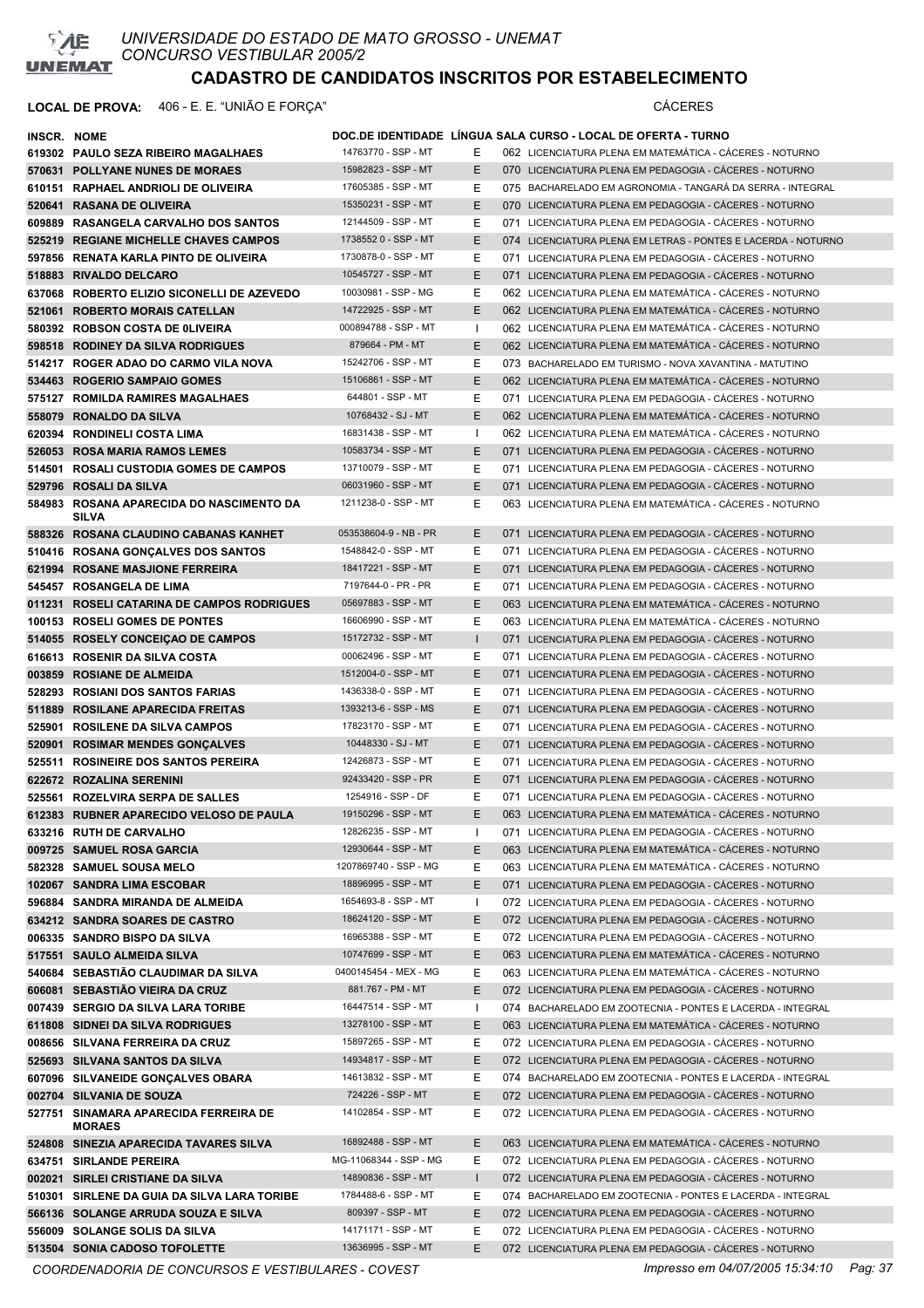UNIVERSIDADE DO ESTADO DE MATO GROSSO - UNEMAT
CONCURSO VESTIBULAR 2005/2

# CADASTRO DE CANDIDATOS INSCRITOS POR ESTABELECIMENTO

**LOCAL DE PROVA:** 406 - E. E. "UNIÃO E FORÇA" CÁCERES

| INSCR. | NOME | DOC.DE IDENTIDADE | LÍNGUA | SALA | CURSO - LOCAL DE OFERTA - TURNO |
|---|---|---|---|---|---|
| 619302 | PAULO SEZA RIBEIRO MAGALHAES | 14763770 - SSP - MT | E | 062 | LICENCIATURA PLENA EM MATEMÁTICA - CÁCERES - NOTURNO |
| 570631 | POLLYANE NUNES DE MORAES | 15982823 - SSP - MT | E | 070 | LICENCIATURA PLENA EM PEDAGOGIA - CÁCERES - NOTURNO |
| 610151 | RAPHAEL ANDRIOLI DE OLIVEIRA | 17605385 - SSP - MT | E | 075 | BACHARELADO EM AGRONOMIA - TANGARÁ DA SERRA - INTEGRAL |
| 520641 | RASANA DE OLIVEIRA | 15350231 - SSP - MT | E | 070 | LICENCIATURA PLENA EM PEDAGOGIA - CÁCERES - NOTURNO |
| 609889 | RASANGELA CARVALHO DOS SANTOS | 12144509 - SSP - MT | E | 071 | LICENCIATURA PLENA EM PEDAGOGIA - CÁCERES - NOTURNO |
| 525219 | REGIANE MICHELLE CHAVES CAMPOS | 1738552 0 - SSP - MT | E | 074 | LICENCIATURA PLENA EM LETRAS - PONTES E LACERDA - NOTURNO |
| 597856 | RENATA KARLA PINTO DE OLIVEIRA | 1730878-0 - SSP - MT | E | 071 | LICENCIATURA PLENA EM PEDAGOGIA - CÁCERES - NOTURNO |
| 518883 | RIVALDO DELCARO | 10545727 - SSP - MT | E | 071 | LICENCIATURA PLENA EM PEDAGOGIA - CÁCERES - NOTURNO |
| 637068 | ROBERTO ELIZIO SICONELLI DE AZEVEDO | 10030981 - SSP - MG | E | 062 | LICENCIATURA PLENA EM MATEMÁTICA - CÁCERES - NOTURNO |
| 521061 | ROBERTO MORAIS CATELLAN | 14722925 - SSP - MT | E | 062 | LICENCIATURA PLENA EM MATEMÁTICA - CÁCERES - NOTURNO |
| 580392 | ROBSON COSTA DE 0LIVEIRA | 000894788 - SSP - MT | I | 062 | LICENCIATURA PLENA EM MATEMÁTICA - CÁCERES - NOTURNO |
| 598518 | RODINEY DA SILVA RODRIGUES | 879664 - PM - MT | E | 062 | LICENCIATURA PLENA EM MATEMÁTICA - CÁCERES - NOTURNO |
| 514217 | ROGER ADAO DO CARMO VILA NOVA | 15242706 - SSP - MT | E | 073 | BACHARELADO EM TURISMO - NOVA XAVANTINA - MATUTINO |
| 534463 | ROGERIO SAMPAIO GOMES | 15106861 - SSP - MT | E | 062 | LICENCIATURA PLENA EM MATEMÁTICA - CÁCERES - NOTURNO |
| 575127 | ROMILDA RAMIRES MAGALHAES | 644801 - SSP - MT | E | 071 | LICENCIATURA PLENA EM PEDAGOGIA - CÁCERES - NOTURNO |
| 558079 | RONALDO DA SILVA | 10768432 - SJ - MT | E | 062 | LICENCIATURA PLENA EM MATEMÁTICA - CÁCERES - NOTURNO |
| 620394 | RONDINELI COSTA LIMA | 16831438 - SSP - MT | I | 062 | LICENCIATURA PLENA EM MATEMÁTICA - CÁCERES - NOTURNO |
| 526053 | ROSA MARIA RAMOS LEMES | 10583734 - SSP - MT | E | 071 | LICENCIATURA PLENA EM PEDAGOGIA - CÁCERES - NOTURNO |
| 514501 | ROSALI CUSTODIA GOMES DE CAMPOS | 13710079 - SSP - MT | E | 071 | LICENCIATURA PLENA EM PEDAGOGIA - CÁCERES - NOTURNO |
| 529796 | ROSALI DA SILVA | 06031960 - SSP - MT | E | 071 | LICENCIATURA PLENA EM PEDAGOGIA - CÁCERES - NOTURNO |
| 584983 | ROSANA APARECIDA DO NASCIMENTO DA SILVA | 1211238-0 - SSP - MT | E | 063 | LICENCIATURA PLENA EM MATEMÁTICA - CÁCERES - NOTURNO |
| 588326 | ROSANA CLAUDINO CABANAS KANHET | 053538604-9 - NB - PR | E | 071 | LICENCIATURA PLENA EM PEDAGOGIA - CÁCERES - NOTURNO |
| 510416 | ROSANA GONÇALVES DOS SANTOS | 1548842-0 - SSP - MT | E | 071 | LICENCIATURA PLENA EM PEDAGOGIA - CÁCERES - NOTURNO |
| 621994 | ROSANE MASJIONE FERREIRA | 18417221 - SSP - MT | E | 071 | LICENCIATURA PLENA EM PEDAGOGIA - CÁCERES - NOTURNO |
| 545457 | ROSANGELA DE LIMA | 7197644-0 - PR - PR | E | 071 | LICENCIATURA PLENA EM PEDAGOGIA - CÁCERES - NOTURNO |
| 011231 | ROSELI CATARINA DE CAMPOS RODRIGUES | 05697883 - SSP - MT | E | 063 | LICENCIATURA PLENA EM MATEMÁTICA - CÁCERES - NOTURNO |
| 100153 | ROSELI GOMES DE PONTES | 16606990 - SSP - MT | E | 063 | LICENCIATURA PLENA EM MATEMÁTICA - CÁCERES - NOTURNO |
| 514055 | ROSELY CONCEIÇAO DE CAMPOS | 15172732 - SSP - MT | I | 071 | LICENCIATURA PLENA EM PEDAGOGIA - CÁCERES - NOTURNO |
| 616613 | ROSENIR DA SILVA COSTA | 00062496 - SSP - MT | E | 071 | LICENCIATURA PLENA EM PEDAGOGIA - CÁCERES - NOTURNO |
| 003859 | ROSIANE DE ALMEIDA | 1512004-0 - SSP - MT | E | 071 | LICENCIATURA PLENA EM PEDAGOGIA - CÁCERES - NOTURNO |
| 528293 | ROSIANI DOS SANTOS FARIAS | 1436338-0 - SSP - MT | E | 071 | LICENCIATURA PLENA EM PEDAGOGIA - CÁCERES - NOTURNO |
| 511889 | ROSILANE APARECIDA FREITAS | 1393213-6 - SSP - MS | E | 071 | LICENCIATURA PLENA EM PEDAGOGIA - CÁCERES - NOTURNO |
| 525901 | ROSILENE DA SILVA CAMPOS | 17823170 - SSP - MT | E | 071 | LICENCIATURA PLENA EM PEDAGOGIA - CÁCERES - NOTURNO |
| 520901 | ROSIMAR MENDES GONÇALVES | 10448330 - SJ - MT | E | 071 | LICENCIATURA PLENA EM PEDAGOGIA - CÁCERES - NOTURNO |
| 525511 | ROSINEIRE DOS SANTOS PEREIRA | 12426873 - SSP - MT | E | 071 | LICENCIATURA PLENA EM PEDAGOGIA - CÁCERES - NOTURNO |
| 622672 | ROZALINA SERENINI | 92433420 - SSP - PR | E | 071 | LICENCIATURA PLENA EM PEDAGOGIA - CÁCERES - NOTURNO |
| 525561 | ROZELVIRA SERPA DE SALLES | 1254916 - SSP - DF | E | 071 | LICENCIATURA PLENA EM PEDAGOGIA - CÁCERES - NOTURNO |
| 612383 | RUBNER APARECIDO VELOSO DE PAULA | 19150296 - SSP - MT | E | 063 | LICENCIATURA PLENA EM MATEMÁTICA - CÁCERES - NOTURNO |
| 633216 | RUTH DE CARVALHO | 12826235 - SSP - MT | I | 071 | LICENCIATURA PLENA EM PEDAGOGIA - CÁCERES - NOTURNO |
| 009725 | SAMUEL ROSA GARCIA | 12930644 - SSP - MT | E | 063 | LICENCIATURA PLENA EM MATEMÁTICA - CÁCERES - NOTURNO |
| 582328 | SAMUEL SOUSA MELO | 1207869740 - SSP - MG | E | 063 | LICENCIATURA PLENA EM MATEMÁTICA - CÁCERES - NOTURNO |
| 102067 | SANDRA LIMA ESCOBAR | 18896995 - SSP - MT | E | 071 | LICENCIATURA PLENA EM PEDAGOGIA - CÁCERES - NOTURNO |
| 596884 | SANDRA MIRANDA DE ALMEIDA | 1654693-8 - SSP - MT | I | 072 | LICENCIATURA PLENA EM PEDAGOGIA - CÁCERES - NOTURNO |
| 634212 | SANDRA SOARES DE CASTRO | 18624120 - SSP - MT | E | 072 | LICENCIATURA PLENA EM PEDAGOGIA - CÁCERES - NOTURNO |
| 006335 | SANDRO BISPO DA SILVA | 16965388 - SSP - MT | E | 072 | LICENCIATURA PLENA EM PEDAGOGIA - CÁCERES - NOTURNO |
| 517551 | SAULO ALMEIDA SILVA | 10747699 - SSP - MT | E | 063 | LICENCIATURA PLENA EM MATEMÁTICA - CÁCERES - NOTURNO |
| 540684 | SEBASTIÃO CLAUDIMAR DA SILVA | 0400145454 - MEX - MG | E | 063 | LICENCIATURA PLENA EM MATEMÁTICA - CÁCERES - NOTURNO |
| 606081 | SEBASTIÃO VIEIRA DA CRUZ | 881.767 - PM - MT | E | 072 | LICENCIATURA PLENA EM PEDAGOGIA - CÁCERES - NOTURNO |
| 007439 | SERGIO DA SILVA LARA TORIBE | 16447514 - SSP - MT | I | 074 | BACHARELADO EM ZOOTECNIA - PONTES E LACERDA - INTEGRAL |
| 611808 | SIDNEI DA SILVA RODRIGUES | 13278100 - SSP - MT | E | 063 | LICENCIATURA PLENA EM MATEMÁTICA - CÁCERES - NOTURNO |
| 008656 | SILVANA FERREIRA DA CRUZ | 15897265 - SSP - MT | E | 072 | LICENCIATURA PLENA EM PEDAGOGIA - CÁCERES - NOTURNO |
| 525693 | SILVANA SANTOS DA SILVA | 14934817 - SSP - MT | E | 072 | LICENCIATURA PLENA EM PEDAGOGIA - CÁCERES - NOTURNO |
| 607096 | SILVANEIDE GONÇALVES OBARA | 14613832 - SSP - MT | E | 074 | BACHARELADO EM ZOOTECNIA - PONTES E LACERDA - INTEGRAL |
| 002704 | SILVANIA DE SOUZA | 724226 - SSP - MT | E | 072 | LICENCIATURA PLENA EM PEDAGOGIA - CÁCERES - NOTURNO |
| 527751 | SINAMARA APARECIDA FERREIRA DE MORAES | 14102854 - SSP - MT | E | 072 | LICENCIATURA PLENA EM PEDAGOGIA - CÁCERES - NOTURNO |
| 524808 | SINEZIA APARECIDA TAVARES SILVA | 16892488 - SSP - MT | E | 063 | LICENCIATURA PLENA EM MATEMÁTICA - CÁCERES - NOTURNO |
| 634751 | SIRLANDE PEREIRA | MG-11068344 - SSP - MG | E | 072 | LICENCIATURA PLENA EM PEDAGOGIA - CÁCERES - NOTURNO |
| 002021 | SIRLEI CRISTIANE DA SILVA | 14890836 - SSP - MT | I | 072 | LICENCIATURA PLENA EM PEDAGOGIA - CÁCERES - NOTURNO |
| 510301 | SIRLENE DA GUIA DA SILVA LARA TORIBE | 1784488-6 - SSP - MT | E | 074 | BACHARELADO EM ZOOTECNIA - PONTES E LACERDA - INTEGRAL |
| 566136 | SOLANGE ARRUDA SOUZA E SILVA | 809397 - SSP - MT | E | 072 | LICENCIATURA PLENA EM PEDAGOGIA - CÁCERES - NOTURNO |
| 556009 | SOLANGE SOLIS DA SILVA | 14171171 - SSP - MT | E | 072 | LICENCIATURA PLENA EM PEDAGOGIA - CÁCERES - NOTURNO |
| 513504 | SONIA CADOSO TOFOLETTE | 13636995 - SSP - MT | E | 072 | LICENCIATURA PLENA EM PEDAGOGIA - CÁCERES - NOTURNO |

COORDENADORIA DE CONCURSOS E VESTIBULARES - COVEST — Impresso em 04/07/2005 15:34:10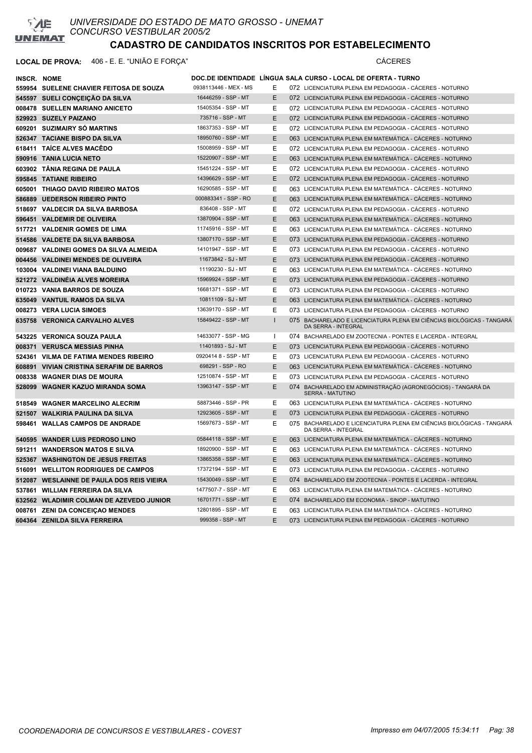# UNIVERSIDADE DO ESTADO DE MATO GROSSO - UNEMAT

*CONCURSO VESTIBULAR 2005/2*

## CADASTRO DE CANDIDATOS INSCRITOS POR ESTABELECIMENTO

**LOCAL DE PROVA:** 406 - E. E. "UNIÃO E FORÇA" CÁCERES

| INSCR. | NOME | DOC.DE IDENTIDADE | LÍNGUA | SALA | CURSO - LOCAL DE OFERTA - TURNO |
|---|---|---|---|---|---|
| 559954 | SUELENE CHAVIER FEITOSA DE SOUZA | 0938113446 - MEX - MS | E | 072 | LICENCIATURA PLENA EM PEDAGOGIA - CÁCERES - NOTURNO |
| 545597 | SUELI CONÇEIÇÃO DA SILVA | 16446259 - SSP - MT | E | 072 | LICENCIATURA PLENA EM PEDAGOGIA - CÁCERES - NOTURNO |
| 008478 | SUELLEN MARIANO ANICETO | 15405354 - SSP - MT | E | 072 | LICENCIATURA PLENA EM PEDAGOGIA - CÁCERES - NOTURNO |
| 529923 | SUZELY PAIZANO | 735716 - SSP - MT | E | 072 | LICENCIATURA PLENA EM PEDAGOGIA - CÁCERES - NOTURNO |
| 609201 | SUZIMAIRY SÓ MARTINS | 18637353 - SSP - MT | E | 072 | LICENCIATURA PLENA EM PEDAGOGIA - CÁCERES - NOTURNO |
| 526347 | TACIANE BISPO DA SILVA | 18950760 - SSP - MT | E | 063 | LICENCIATURA PLENA EM MATEMÁTICA - CÁCERES - NOTURNO |
| 618411 | TAÍCE ALVES MACÊDO | 15008959 - SSP - MT | E | 072 | LICENCIATURA PLENA EM PEDAGOGIA - CÁCERES - NOTURNO |
| 590916 | TANIA LUCIA NETO | 15220907 - SSP - MT | E | 063 | LICENCIATURA PLENA EM MATEMÁTICA - CÁCERES - NOTURNO |
| 603902 | TÂNIA REGINA DE PAULA | 15451224 - SSP - MT | E | 072 | LICENCIATURA PLENA EM PEDAGOGIA - CÁCERES - NOTURNO |
| 595845 | TATIANE RIBEIRO | 14396629 - SSP - MT | E | 072 | LICENCIATURA PLENA EM PEDAGOGIA - CÁCERES - NOTURNO |
| 605001 | THIAGO DAVID RIBEIRO MATOS | 16290585 - SSP - MT | E | 063 | LICENCIATURA PLENA EM MATEMÁTICA - CÁCERES - NOTURNO |
| 586889 | UEDERSON RIBEIRO PINTO | 000883341 - SSP - RO | E | 063 | LICENCIATURA PLENA EM MATEMÁTICA - CÁCERES - NOTURNO |
| 518697 | VALDECIR DA SILVA BARBOSA | 836408 - SSP - MT | E | 072 | LICENCIATURA PLENA EM PEDAGOGIA - CÁCERES - NOTURNO |
| 596451 | VALDEMIR DE OLIVEIRA | 13870904 - SSP - MT | E | 063 | LICENCIATURA PLENA EM MATEMÁTICA - CÁCERES - NOTURNO |
| 517721 | VALDENIR GOMES DE LIMA | 11745916 - SSP - MT | E | 063 | LICENCIATURA PLENA EM MATEMÁTICA - CÁCERES - NOTURNO |
| 514586 | VALDETE DA SILVA BARBOSA | 13807170 - SSP - MT | E | 073 | LICENCIATURA PLENA EM PEDAGOGIA - CÁCERES - NOTURNO |
| 009687 | VALDINEI GOMES DA SILVA ALMEIDA | 14101947 - SSP - MT | E | 073 | LICENCIATURA PLENA EM PEDAGOGIA - CÁCERES - NOTURNO |
| 004456 | VALDINEI MENDES DE OLIVEIRA | 11673842 - SJ - MT | E | 073 | LICENCIATURA PLENA EM PEDAGOGIA - CÁCERES - NOTURNO |
| 103004 | VALDINEI VIANA BALDUINO | 11190230 - SJ - MT | E | 063 | LICENCIATURA PLENA EM MATEMÁTICA - CÁCERES - NOTURNO |
| 521272 | VALDINÉIA ALVES MOREIRA | 15969924 - SSP - MT | E | 073 | LICENCIATURA PLENA EM PEDAGOGIA - CÁCERES - NOTURNO |
| 010723 | VANIA BARROS DE SOUZA | 16681371 - SSP - MT | E | 073 | LICENCIATURA PLENA EM PEDAGOGIA - CÁCERES - NOTURNO |
| 635049 | VANTUIL RAMOS DA SILVA | 10811109 - SJ - MT | E | 063 | LICENCIATURA PLENA EM MATEMÁTICA - CÁCERES - NOTURNO |
| 008273 | VERA LUCIA SIMOES | 13639170 - SSP - MT | E | 073 | LICENCIATURA PLENA EM PEDAGOGIA - CÁCERES - NOTURNO |
| 635758 | VERONICA CARVALHO ALVES | 15849422 - SSP - MT | I | 075 | BACHARELADO E LICENCIATURA PLENA EM CIÊNCIAS BIOLÓGICAS - TANGARÁ DA SERRA - INTEGRAL |
| 543225 | VERONICA SOUZA PAULA | 14633077 - SSP - MG | I | 074 | BACHARELADO EM ZOOTECNIA - PONTES E LACERDA - INTEGRAL |
| 008371 | VERUSCA MESSIAS PINHA | 11401893 - SJ - MT | E | 073 | LICENCIATURA PLENA EM PEDAGOGIA - CÁCERES - NOTURNO |
| 524361 | VILMA DE FATIMA MENDES RIBEIRO | 0920414 8 - SSP - MT | E | 073 | LICENCIATURA PLENA EM PEDAGOGIA - CÁCERES - NOTURNO |
| 608891 | VIVIAN CRISTINA SERAFIM DE BARROS | 698291 - SSP - RO | E | 063 | LICENCIATURA PLENA EM MATEMÁTICA - CÁCERES - NOTURNO |
| 008338 | WAGNER DIAS DE MOURA | 12510874 - SSP - MT | E | 073 | LICENCIATURA PLENA EM PEDAGOGIA - CÁCERES - NOTURNO |
| 528099 | WAGNER KAZUO MIRANDA SOMA | 13963147 - SSP - MT | E | 074 | BACHARELADO EM ADMINISTRAÇÃO (AGRONEGÓCIOS) - TANGARÁ DA SERRA - MATUTINO |
| 518549 | WAGNER MARCELINO ALECRIM | 58873446 - SSP - PR | E | 063 | LICENCIATURA PLENA EM MATEMÁTICA - CÁCERES - NOTURNO |
| 521507 | WALKIRIA PAULINA DA SILVA | 12923605 - SSP - MT | E | 073 | LICENCIATURA PLENA EM PEDAGOGIA - CÁCERES - NOTURNO |
| 598461 | WALLAS CAMPOS DE ANDRADE | 15697673 - SSP - MT | E | 075 | BACHARELADO E LICENCIATURA PLENA EM CIÊNCIAS BIOLÓGICAS - TANGARÁ DA SERRA - INTEGRAL |
| 540595 | WANDER LUIS PEDROSO LINO | 05844118 - SSP - MT | E | 063 | LICENCIATURA PLENA EM MATEMÁTICA - CÁCERES - NOTURNO |
| 591211 | WANDERSON MATOS E SILVA | 18920900 - SSP - MT | E | 063 | LICENCIATURA PLENA EM MATEMÁTICA - CÁCERES - NOTURNO |
| 525367 | WASHINGTON DE JESUS FREITAS | 13865358 - SSP - MT | E | 063 | LICENCIATURA PLENA EM MATEMÁTICA - CÁCERES - NOTURNO |
| 516091 | WELLITON RODRIGUES DE CAMPOS | 17372194 - SSP - MT | E | 073 | LICENCIATURA PLENA EM PEDAGOGIA - CÁCERES - NOTURNO |
| 512087 | WESLAINNE DE PAULA DOS REIS VIEIRA | 15430049 - SSP - MT | E | 074 | BACHARELADO EM ZOOTECNIA - PONTES E LACERDA - INTEGRAL |
| 537861 | WILLIAN FERREIRA DA SILVA | 1477507-7 - SSP - MT | E | 063 | LICENCIATURA PLENA EM MATEMÁTICA - CÁCERES - NOTURNO |
| 632562 | WLADIMIR COLMAN DE AZEVEDO JUNIOR | 16701771 - SSP - MT | E | 074 | BACHARELADO EM ECONOMIA - SINOP - MATUTINO |
| 008761 | ZENI DA CONCEIÇAO MENDES | 12801895 - SSP - MT | E | 063 | LICENCIATURA PLENA EM MATEMÁTICA - CÁCERES - NOTURNO |
| 604364 | ZENILDA SILVA FERREIRA | 999358 - SSP - MT | E | 073 | LICENCIATURA PLENA EM PEDAGOGIA - CÁCERES - NOTURNO |